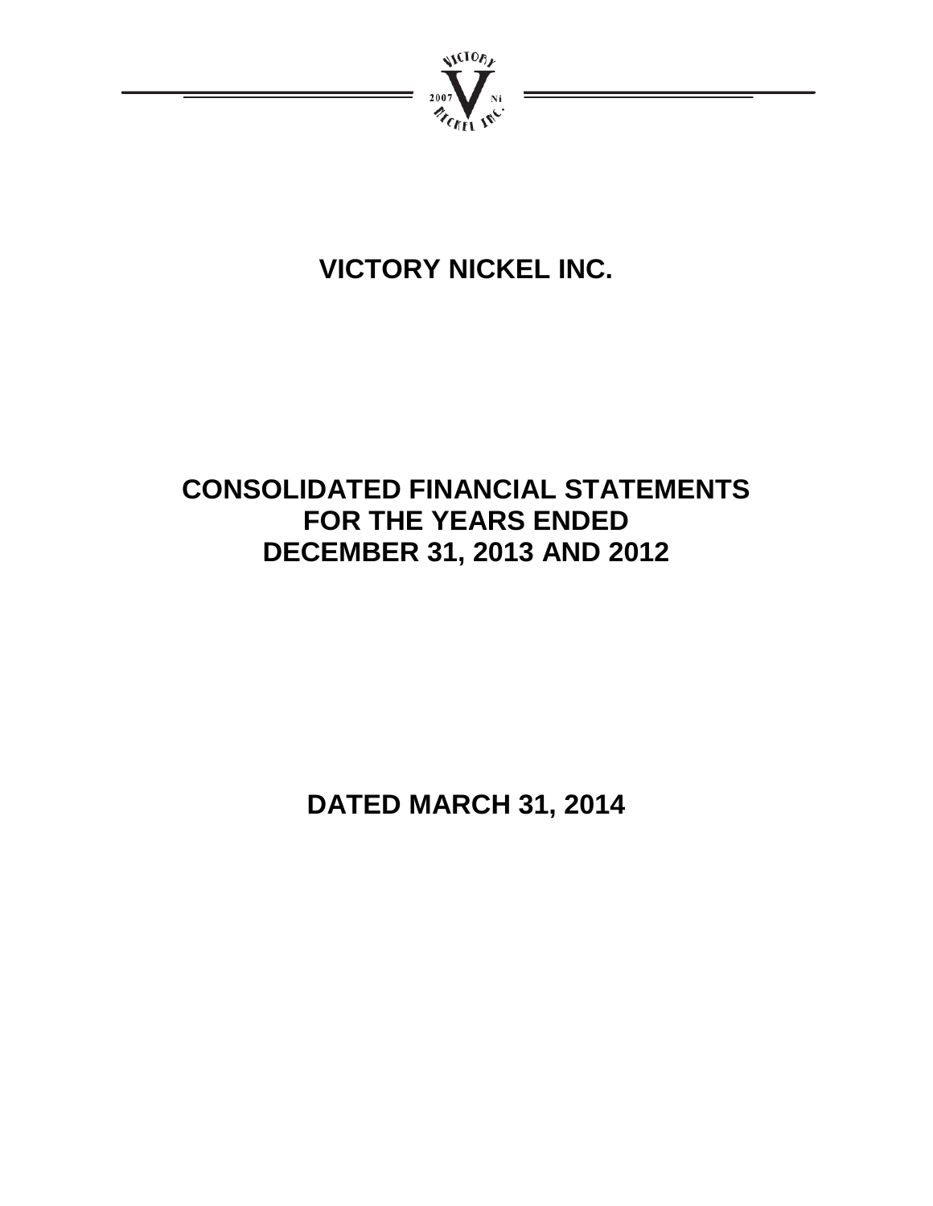# VICTORY NICKEL INC.

## CONSOLIDATED FINANCIAL STATEMENTS FOR THE YEARS ENDED DECEMBER 31, 2013 AND 2012

## DATED MARCH 31, 2014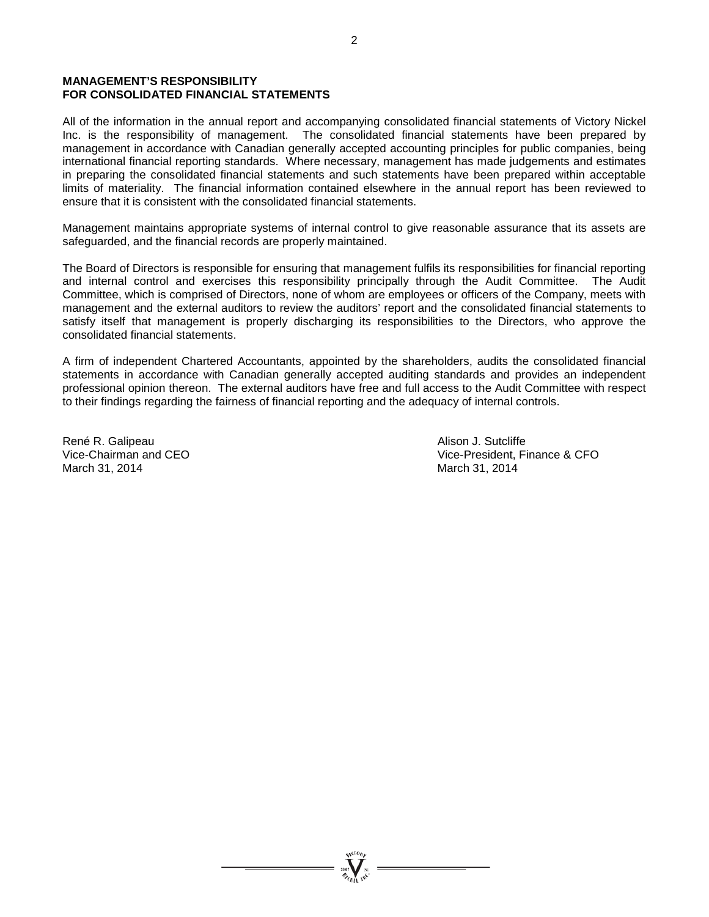**MANAGEMENT'S RESPONSIBILITY**
**FOR CONSOLIDATED FINANCIAL STATEMENTS**

All of the information in the annual report and accompanying consolidated financial statements of Victory Nickel Inc. is the responsibility of management. The consolidated financial statements have been prepared by management in accordance with Canadian generally accepted accounting principles for public companies, being international financial reporting standards. Where necessary, management has made judgements and estimates in preparing the consolidated financial statements and such statements have been prepared within acceptable limits of materiality. The financial information contained elsewhere in the annual report has been reviewed to ensure that it is consistent with the consolidated financial statements.

Management maintains appropriate systems of internal control to give reasonable assurance that its assets are safeguarded, and the financial records are properly maintained.

The Board of Directors is responsible for ensuring that management fulfils its responsibilities for financial reporting and internal control and exercises this responsibility principally through the Audit Committee. The Audit Committee, which is comprised of Directors, none of whom are employees or officers of the Company, meets with management and the external auditors to review the auditors' report and the consolidated financial statements to satisfy itself that management is properly discharging its responsibilities to the Directors, who approve the consolidated financial statements.

A firm of independent Chartered Accountants, appointed by the shareholders, audits the consolidated financial statements in accordance with Canadian generally accepted auditing standards and provides an independent professional opinion thereon. The external auditors have free and full access to the Audit Committee with respect to their findings regarding the fairness of financial reporting and the adequacy of internal controls.

René R. Galipeau
Vice-Chairman and CEO
March 31, 2014

Alison J. Sutcliffe
Vice-President, Finance & CFO
March 31, 2014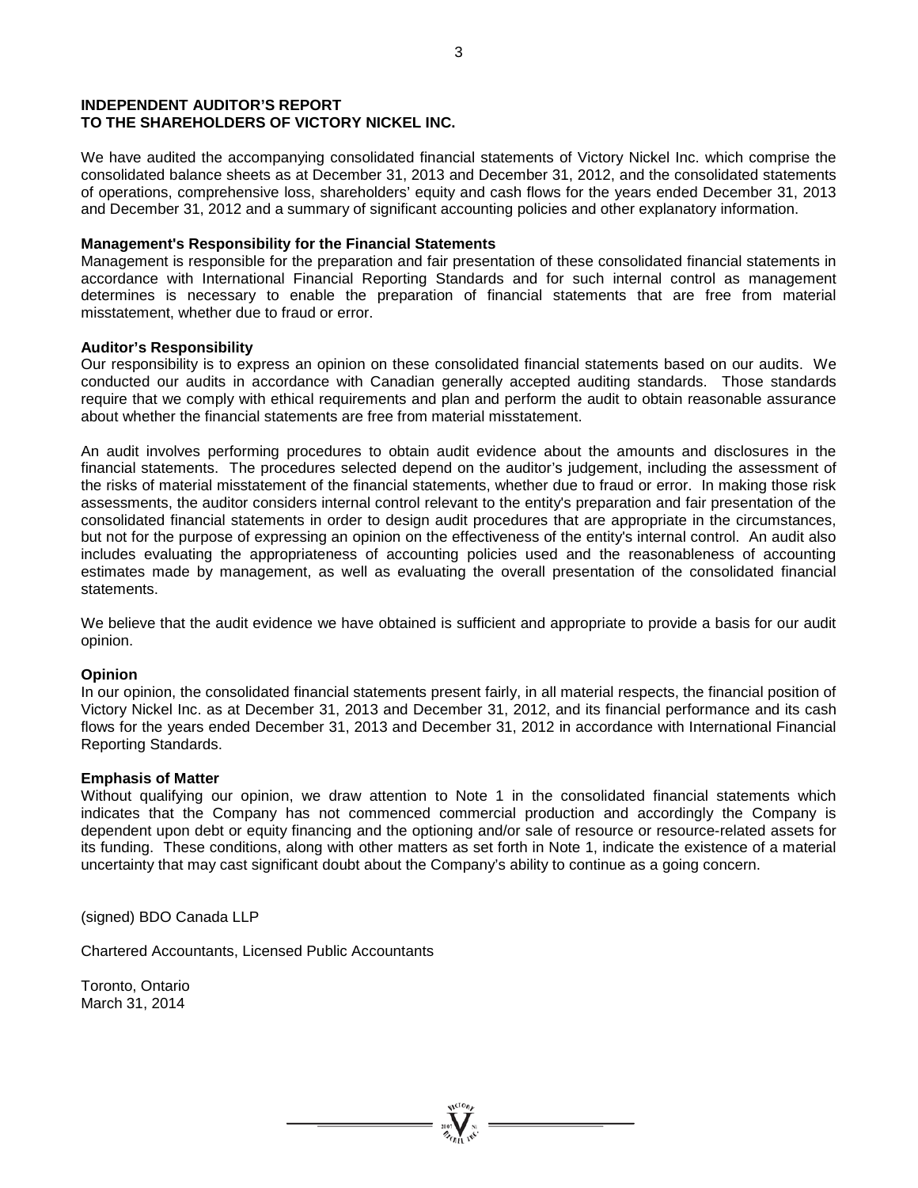**INDEPENDENT AUDITOR'S REPORT**
**TO THE SHAREHOLDERS OF VICTORY NICKEL INC.**

We have audited the accompanying consolidated financial statements of Victory Nickel Inc. which comprise the consolidated balance sheets as at December 31, 2013 and December 31, 2012, and the consolidated statements of operations, comprehensive loss, shareholders' equity and cash flows for the years ended December 31, 2013 and December 31, 2012 and a summary of significant accounting policies and other explanatory information.

**Management's Responsibility for the Financial Statements**
Management is responsible for the preparation and fair presentation of these consolidated financial statements in accordance with International Financial Reporting Standards and for such internal control as management determines is necessary to enable the preparation of financial statements that are free from material misstatement, whether due to fraud or error.

**Auditor's Responsibility**
Our responsibility is to express an opinion on these consolidated financial statements based on our audits. We conducted our audits in accordance with Canadian generally accepted auditing standards. Those standards require that we comply with ethical requirements and plan and perform the audit to obtain reasonable assurance about whether the financial statements are free from material misstatement.

An audit involves performing procedures to obtain audit evidence about the amounts and disclosures in the financial statements. The procedures selected depend on the auditor's judgement, including the assessment of the risks of material misstatement of the financial statements, whether due to fraud or error. In making those risk assessments, the auditor considers internal control relevant to the entity's preparation and fair presentation of the consolidated financial statements in order to design audit procedures that are appropriate in the circumstances, but not for the purpose of expressing an opinion on the effectiveness of the entity's internal control. An audit also includes evaluating the appropriateness of accounting policies used and the reasonableness of accounting estimates made by management, as well as evaluating the overall presentation of the consolidated financial statements.

We believe that the audit evidence we have obtained is sufficient and appropriate to provide a basis for our audit opinion.

**Opinion**
In our opinion, the consolidated financial statements present fairly, in all material respects, the financial position of Victory Nickel Inc. as at December 31, 2013 and December 31, 2012, and its financial performance and its cash flows for the years ended December 31, 2013 and December 31, 2012 in accordance with International Financial Reporting Standards.

**Emphasis of Matter**
Without qualifying our opinion, we draw attention to Note 1 in the consolidated financial statements which indicates that the Company has not commenced commercial production and accordingly the Company is dependent upon debt or equity financing and the optioning and/or sale of resource or resource-related assets for its funding. These conditions, along with other matters as set forth in Note 1, indicate the existence of a material uncertainty that may cast significant doubt about the Company's ability to continue as a going concern.

(signed) BDO Canada LLP

Chartered Accountants, Licensed Public Accountants

Toronto, Ontario
March 31, 2014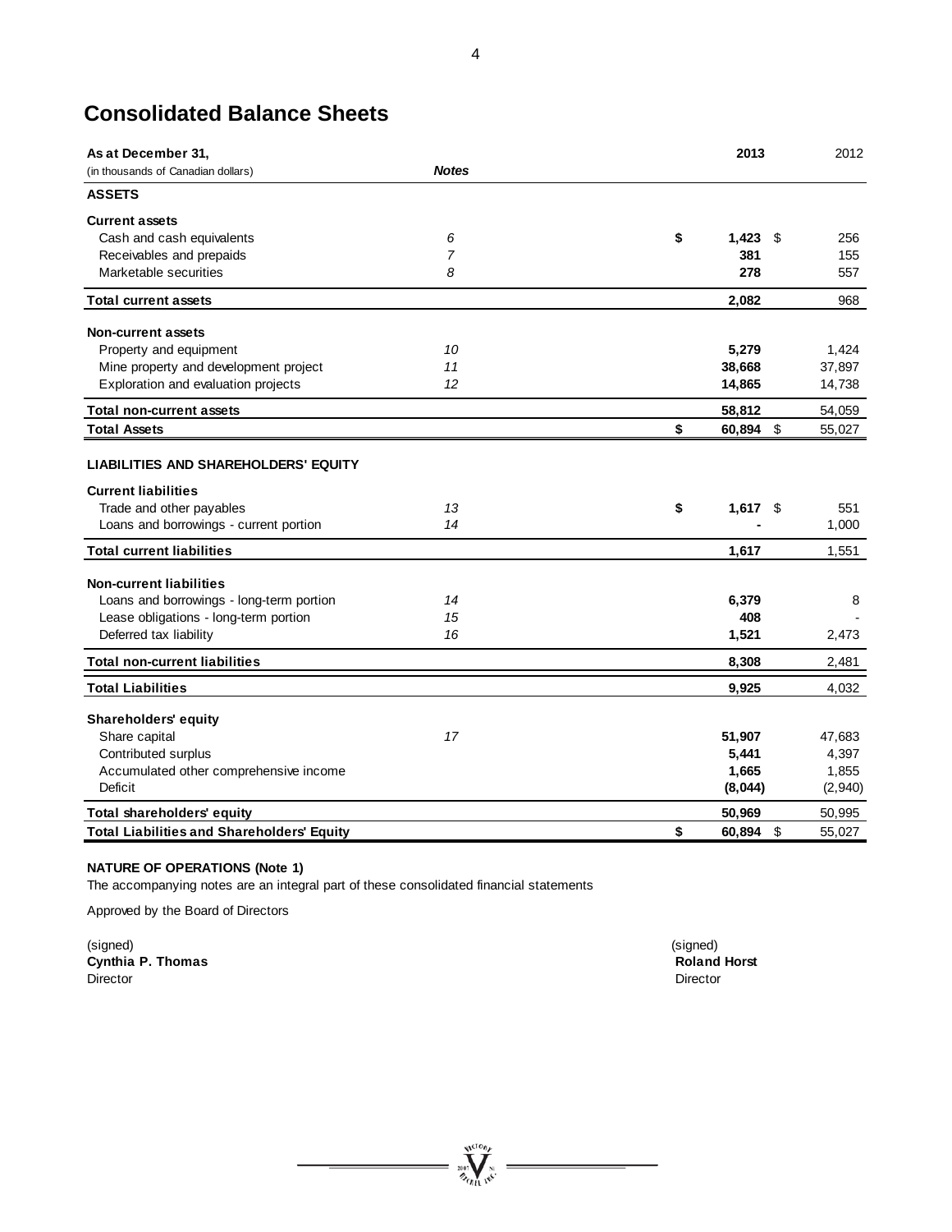# Consolidated Balance Sheets

| As at December 31, (in thousands of Canadian dollars) | Notes | 2013 | 2012 |
|---|---|---|---|
| **ASSETS** | | | |
| **Current assets** | | | |
| Cash and cash equivalents | 6 | **$ 1,423** | $ 256 |
| Receivables and prepaids | 7 | **381** | 155 |
| Marketable securities | 8 | **278** | 557 |
| **Total current assets** | | **2,082** | 968 |
| **Non-current assets** | | | |
| Property and equipment | 10 | **5,279** | 1,424 |
| Mine property and development project | 11 | **38,668** | 37,897 |
| Exploration and evaluation projects | 12 | **14,865** | 14,738 |
| **Total non-current assets** | | **58,812** | 54,059 |
| **Total Assets** | | **$ 60,894** | $ 55,027 |
| **LIABILITIES AND SHAREHOLDERS' EQUITY** | | | |
| **Current liabilities** | | | |
| Trade and other payables | 13 | **$ 1,617** | $ 551 |
| Loans and borrowings - current portion | 14 | **-** | 1,000 |
| **Total current liabilities** | | **1,617** | 1,551 |
| **Non-current liabilities** | | | |
| Loans and borrowings - long-term portion | 14 | **6,379** | 8 |
| Lease obligations - long-term portion | 15 | **408** | - |
| Deferred tax liability | 16 | **1,521** | 2,473 |
| **Total non-current liabilities** | | **8,308** | 2,481 |
| **Total Liabilities** | | **9,925** | 4,032 |
| **Shareholders' equity** | | | |
| Share capital | 17 | **51,907** | 47,683 |
| Contributed surplus | | **5,441** | 4,397 |
| Accumulated other comprehensive income | | **1,665** | 1,855 |
| Deficit | | **(8,044)** | (2,940) |
| **Total shareholders' equity** | | **50,969** | 50,995 |
| **Total Liabilities and Shareholders' Equity** | | **$ 60,894** | $ 55,027 |

**NATURE OF OPERATIONS (Note 1)**

The accompanying notes are an integral part of these consolidated financial statements

Approved by the Board of Directors

(signed)
**Cynthia P. Thomas**
Director

(signed)
**Roland Horst**
Director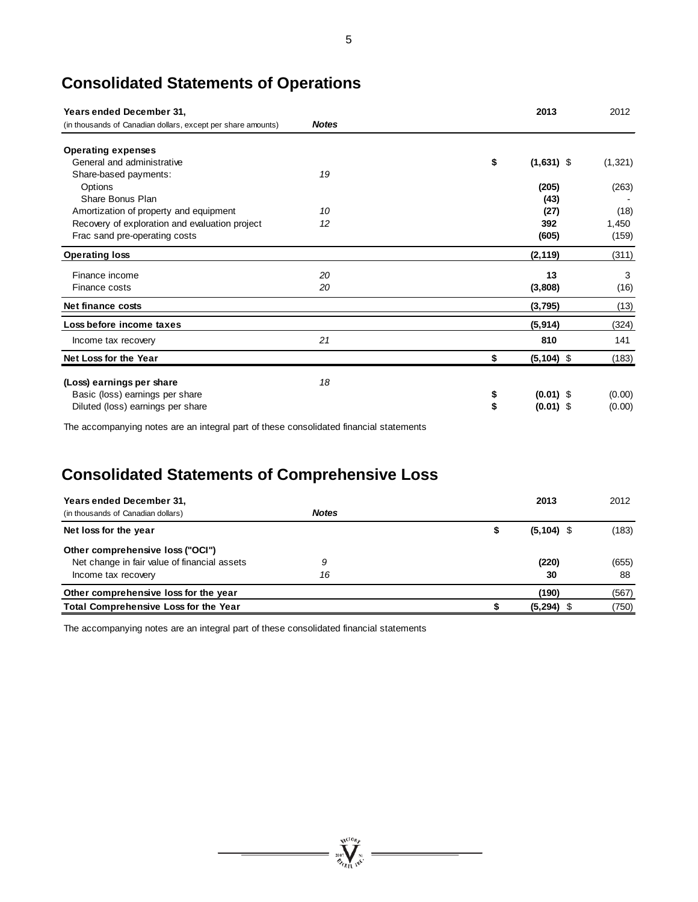## Consolidated Statements of Operations

| Years ended December 31, (in thousands of Canadian dollars, except per share amounts) | *Notes* | 2013 | 2012 |
|---|---|---|---|
| **Operating expenses** | | | |
| General and administrative | | **$ (1,631)** | $ (1,321) |
| Share-based payments: | 19 | | |
| Options | | **(205)** | (263) |
| Share Bonus Plan | | **(43)** | - |
| Amortization of property and equipment | 10 | **(27)** | (18) |
| Recovery of exploration and evaluation project | 12 | **392** | 1,450 |
| Frac sand pre-operating costs | | **(605)** | (159) |
| **Operating loss** | | **(2,119)** | (311) |
| Finance income | 20 | **13** | 3 |
| Finance costs | 20 | **(3,808)** | (16) |
| **Net finance costs** | | **(3,795)** | (13) |
| **Loss before income taxes** | | **(5,914)** | (324) |
| Income tax recovery | 21 | **810** | 141 |
| **Net Loss for the Year** | | **$ (5,104)** | $ (183) |
| **(Loss) earnings per share** | 18 | | |
| Basic (loss) earnings per share | | **$ (0.01)** | $ (0.00) |
| Diluted (loss) earnings per share | | **$ (0.01)** | $ (0.00) |

The accompanying notes are an integral part of these consolidated financial statements

## Consolidated Statements of Comprehensive Loss

| Years ended December 31, (in thousands of Canadian dollars) | *Notes* | 2013 | 2012 |
|---|---|---|---|
| **Net loss for the year** | | **$ (5,104)** | $ (183) |
| **Other comprehensive loss ("OCI")** | | | |
| Net change in fair value of financial assets | 9 | **(220)** | (655) |
| Income tax recovery | 16 | **30** | 88 |
| **Other comprehensive loss for the year** | | **(190)** | (567) |
| **Total Comprehensive Loss for the Year** | | **$ (5,294)** | $ (750) |

The accompanying notes are an integral part of these consolidated financial statements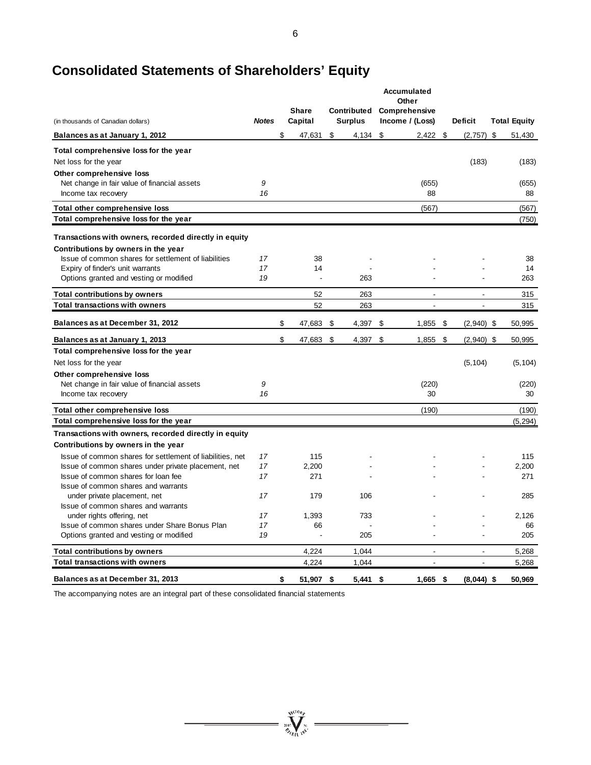# Consolidated Statements of Shareholders' Equity

| (in thousands of Canadian dollars) | Notes | Share Capital | Contributed Surplus | Accumulated Other Comprehensive Income / (Loss) | Deficit | Total Equity |
|---|---|---|---|---|---|---|
| **Balances as at January 1, 2012** | | $ 47,631 | $ 4,134 | $ 2,422 | $ (2,757) | $ 51,430 |
| **Total comprehensive loss for the year** | | | | | | |
| Net loss for the year | | | | | (183) | (183) |
| **Other comprehensive loss** | | | | | | |
| Net change in fair value of financial assets | 9 | | | (655) | | (655) |
| Income tax recovery | 16 | | | 88 | | 88 |
| **Total other comprehensive loss** | | | | (567) | | (567) |
| **Total comprehensive loss for the year** | | | | | | (750) |
| **Transactions with owners, recorded directly in equity** | | | | | | |
| **Contributions by owners in the year** | | | | | | |
| Issue of common shares for settlement of liabilities | 17 | 38 | - | - | - | 38 |
| Expiry of finder's unit warrants | 17 | 14 | - | - | - | 14 |
| Options granted and vesting or modified | 19 | - | 263 | - | - | 263 |
| **Total contributions by owners** | | 52 | 263 | - | - | 315 |
| **Total transactions with owners** | | 52 | 263 | - | - | 315 |
| **Balances as at December 31, 2012** | | $ 47,683 | $ 4,397 | $ 1,855 | $ (2,940) | $ 50,995 |
| **Balances as at January 1, 2013** | | $ 47,683 | $ 4,397 | $ 1,855 | $ (2,940) | $ 50,995 |
| **Total comprehensive loss for the year** | | | | | | |
| Net loss for the year | | | | | (5,104) | (5,104) |
| **Other comprehensive loss** | | | | | | |
| Net change in fair value of financial assets | 9 | | | (220) | | (220) |
| Income tax recovery | 16 | | | 30 | | 30 |
| **Total other comprehensive loss** | | | | (190) | | (190) |
| **Total comprehensive loss for the year** | | | | | | (5,294) |
| **Transactions with owners, recorded directly in equity** | | | | | | |
| **Contributions by owners in the year** | | | | | | |
| Issue of common shares for settlement of liabilities, net | 17 | 115 | - | - | - | 115 |
| Issue of common shares under private placement, net | 17 | 2,200 | - | - | - | 2,200 |
| Issue of common shares for loan fee | 17 | 271 | - | - | - | 271 |
| Issue of common shares and warrants under private placement, net | 17 | 179 | 106 | - | - | 285 |
| Issue of common shares and warrants under rights offering, net | 17 | 1,393 | 733 | - | - | 2,126 |
| Issue of common shares under Share Bonus Plan | 17 | 66 | - | - | - | 66 |
| Options granted and vesting or modified | 19 | - | 205 | - | - | 205 |
| **Total contributions by owners** | | 4,224 | 1,044 | - | - | 5,268 |
| **Total transactions with owners** | | 4,224 | 1,044 | - | - | 5,268 |
| **Balances as at December 31, 2013** | | **$ 51,907** | **$ 5,441** | **$ 1,665** | **$ (8,044)** | **$ 50,969** |

The accompanying notes are an integral part of these consolidated financial statements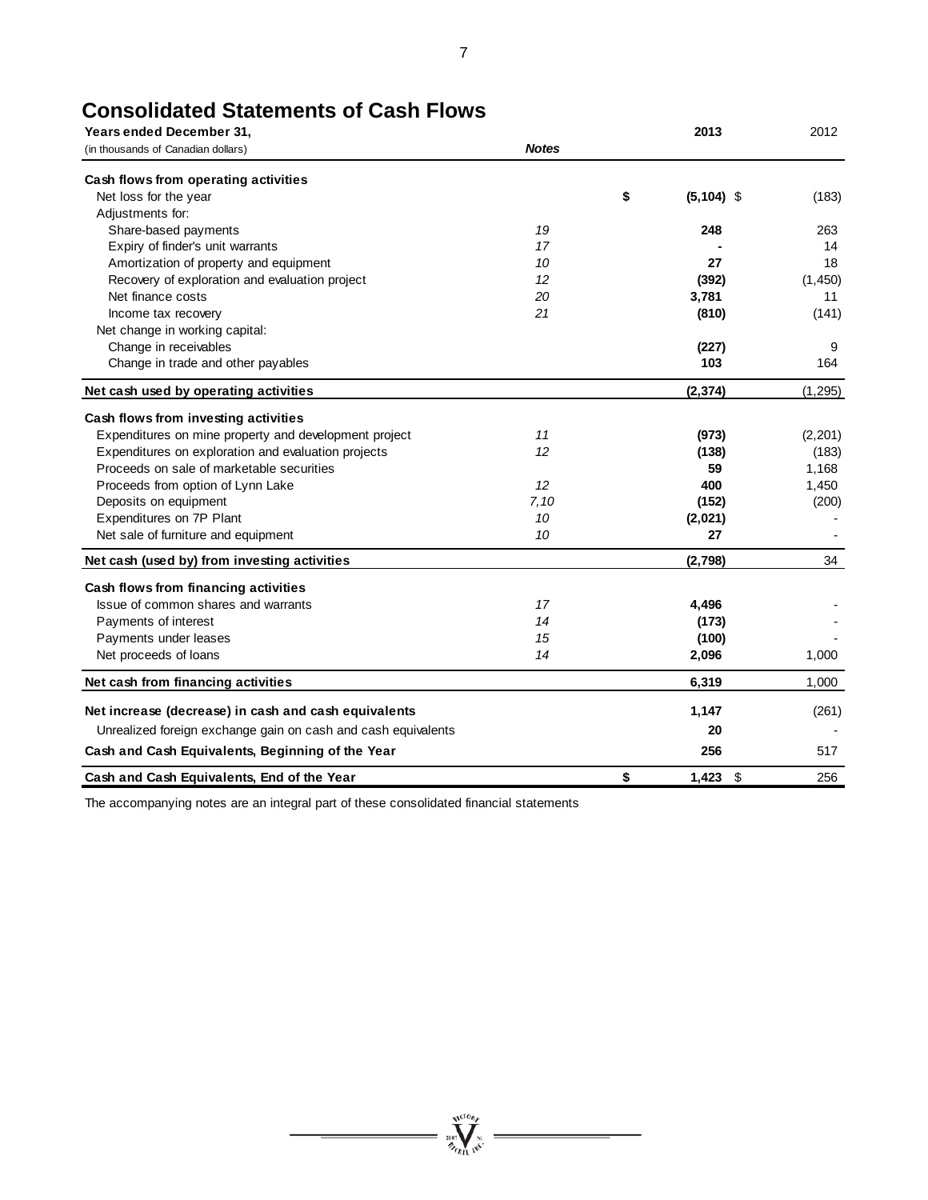# Consolidated Statements of Cash Flows

| Years ended December 31, | | | |
|---|---|---|---|
| (in thousands of Canadian dollars) | *Notes* | **2013** | 2012 |
| **Cash flows from operating activities** | | | |
| Net loss for the year | | **$ (5,104)** | $ (183) |
| Adjustments for: | | | |
| Share-based payments | *19* | **248** | 263 |
| Expiry of finder's unit warrants | *17* | **-** | 14 |
| Amortization of property and equipment | *10* | **27** | 18 |
| Recovery of exploration and evaluation project | *12* | **(392)** | (1,450) |
| Net finance costs | *20* | **3,781** | 11 |
| Income tax recovery | *21* | **(810)** | (141) |
| Net change in working capital: | | | |
| Change in receivables | | **(227)** | 9 |
| Change in trade and other payables | | **103** | 164 |
| **Net cash used by operating activities** | | **(2,374)** | (1,295) |
| **Cash flows from investing activities** | | | |
| Expenditures on mine property and development project | *11* | **(973)** | (2,201) |
| Expenditures on exploration and evaluation projects | *12* | **(138)** | (183) |
| Proceeds on sale of marketable securities | | **59** | 1,168 |
| Proceeds from option of Lynn Lake | *12* | **400** | 1,450 |
| Deposits on equipment | *7,10* | **(152)** | (200) |
| Expenditures on 7P Plant | *10* | **(2,021)** | - |
| Net sale of furniture and equipment | *10* | **27** | - |
| **Net cash (used by) from investing activities** | | **(2,798)** | 34 |
| **Cash flows from financing activities** | | | |
| Issue of common shares and warrants | *17* | **4,496** | - |
| Payments of interest | *14* | **(173)** | - |
| Payments under leases | *15* | **(100)** | - |
| Net proceeds of loans | *14* | **2,096** | 1,000 |
| **Net cash from financing activities** | | **6,319** | 1,000 |
| **Net increase (decrease) in cash and cash equivalents** | | **1,147** | (261) |
| Unrealized foreign exchange gain on cash and cash equivalents | | **20** | - |
| **Cash and Cash Equivalents, Beginning of the Year** | | **256** | 517 |
| **Cash and Cash Equivalents, End of the Year** | | **$ 1,423** | $ 256 |

The accompanying notes are an integral part of these consolidated financial statements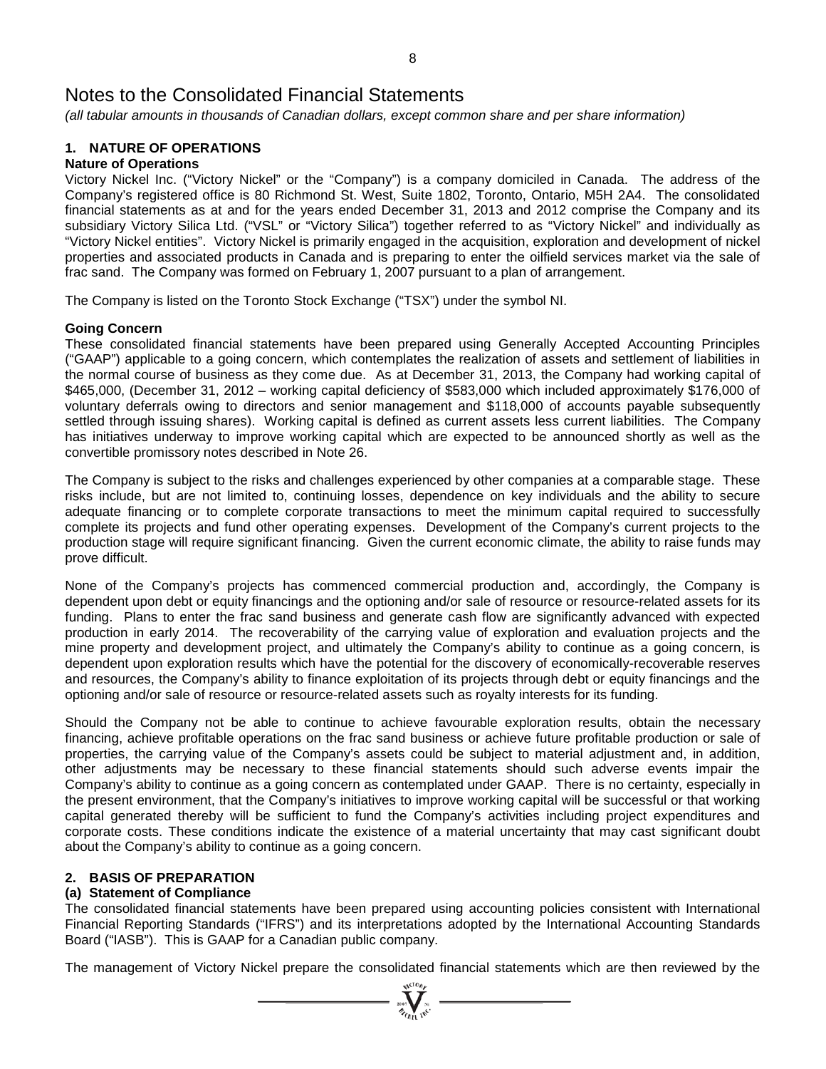# Notes to the Consolidated Financial Statements

*(all tabular amounts in thousands of Canadian dollars, except common share and per share information)*

## 1. NATURE OF OPERATIONS

### Nature of Operations

Victory Nickel Inc. ("Victory Nickel" or the "Company") is a company domiciled in Canada. The address of the Company's registered office is 80 Richmond St. West, Suite 1802, Toronto, Ontario, M5H 2A4. The consolidated financial statements as at and for the years ended December 31, 2013 and 2012 comprise the Company and its subsidiary Victory Silica Ltd. ("VSL" or "Victory Silica") together referred to as "Victory Nickel" and individually as "Victory Nickel entities". Victory Nickel is primarily engaged in the acquisition, exploration and development of nickel properties and associated products in Canada and is preparing to enter the oilfield services market via the sale of frac sand. The Company was formed on February 1, 2007 pursuant to a plan of arrangement.

The Company is listed on the Toronto Stock Exchange ("TSX") under the symbol NI.

### Going Concern

These consolidated financial statements have been prepared using Generally Accepted Accounting Principles ("GAAP") applicable to a going concern, which contemplates the realization of assets and settlement of liabilities in the normal course of business as they come due. As at December 31, 2013, the Company had working capital of $465,000, (December 31, 2012 – working capital deficiency of $583,000 which included approximately $176,000 of voluntary deferrals owing to directors and senior management and $118,000 of accounts payable subsequently settled through issuing shares). Working capital is defined as current assets less current liabilities. The Company has initiatives underway to improve working capital which are expected to be announced shortly as well as the convertible promissory notes described in Note 26.

The Company is subject to the risks and challenges experienced by other companies at a comparable stage. These risks include, but are not limited to, continuing losses, dependence on key individuals and the ability to secure adequate financing or to complete corporate transactions to meet the minimum capital required to successfully complete its projects and fund other operating expenses. Development of the Company's current projects to the production stage will require significant financing. Given the current economic climate, the ability to raise funds may prove difficult.

None of the Company's projects has commenced commercial production and, accordingly, the Company is dependent upon debt or equity financings and the optioning and/or sale of resource or resource-related assets for its funding. Plans to enter the frac sand business and generate cash flow are significantly advanced with expected production in early 2014. The recoverability of the carrying value of exploration and evaluation projects and the mine property and development project, and ultimately the Company's ability to continue as a going concern, is dependent upon exploration results which have the potential for the discovery of economically-recoverable reserves and resources, the Company's ability to finance exploitation of its projects through debt or equity financings and the optioning and/or sale of resource or resource-related assets such as royalty interests for its funding.

Should the Company not be able to continue to achieve favourable exploration results, obtain the necessary financing, achieve profitable operations on the frac sand business or achieve future profitable production or sale of properties, the carrying value of the Company's assets could be subject to material adjustment and, in addition, other adjustments may be necessary to these financial statements should such adverse events impair the Company's ability to continue as a going concern as contemplated under GAAP. There is no certainty, especially in the present environment, that the Company's initiatives to improve working capital will be successful or that working capital generated thereby will be sufficient to fund the Company's activities including project expenditures and corporate costs. These conditions indicate the existence of a material uncertainty that may cast significant doubt about the Company's ability to continue as a going concern.

## 2. BASIS OF PREPARATION

### (a) Statement of Compliance

The consolidated financial statements have been prepared using accounting policies consistent with International Financial Reporting Standards ("IFRS") and its interpretations adopted by the International Accounting Standards Board ("IASB"). This is GAAP for a Canadian public company.

The management of Victory Nickel prepare the consolidated financial statements which are then reviewed by the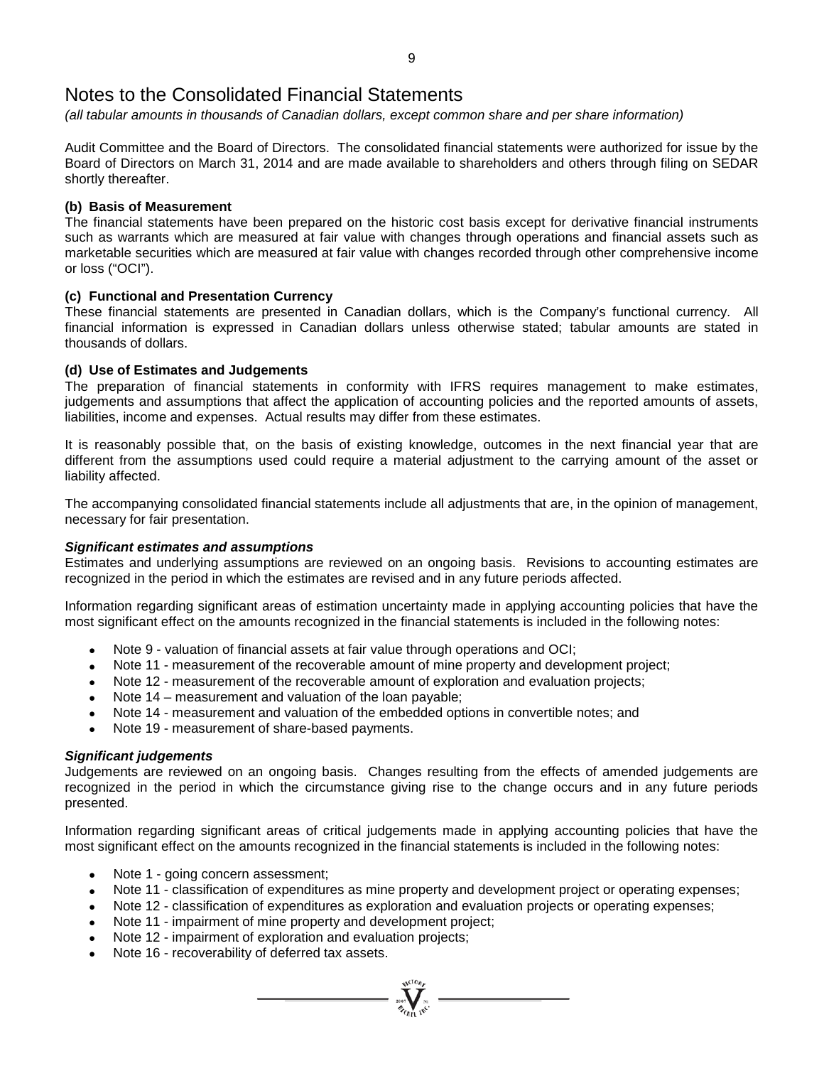# Notes to the Consolidated Financial Statements

*(all tabular amounts in thousands of Canadian dollars, except common share and per share information)*

Audit Committee and the Board of Directors. The consolidated financial statements were authorized for issue by the Board of Directors on March 31, 2014 and are made available to shareholders and others through filing on SEDAR shortly thereafter.

### (b) Basis of Measurement

The financial statements have been prepared on the historic cost basis except for derivative financial instruments such as warrants which are measured at fair value with changes through operations and financial assets such as marketable securities which are measured at fair value with changes recorded through other comprehensive income or loss ("OCI").

### (c) Functional and Presentation Currency

These financial statements are presented in Canadian dollars, which is the Company's functional currency. All financial information is expressed in Canadian dollars unless otherwise stated; tabular amounts are stated in thousands of dollars.

### (d) Use of Estimates and Judgements

The preparation of financial statements in conformity with IFRS requires management to make estimates, judgements and assumptions that affect the application of accounting policies and the reported amounts of assets, liabilities, income and expenses. Actual results may differ from these estimates.

It is reasonably possible that, on the basis of existing knowledge, outcomes in the next financial year that are different from the assumptions used could require a material adjustment to the carrying amount of the asset or liability affected.

The accompanying consolidated financial statements include all adjustments that are, in the opinion of management, necessary for fair presentation.

***Significant estimates and assumptions***

Estimates and underlying assumptions are reviewed on an ongoing basis. Revisions to accounting estimates are recognized in the period in which the estimates are revised and in any future periods affected.

Information regarding significant areas of estimation uncertainty made in applying accounting policies that have the most significant effect on the amounts recognized in the financial statements is included in the following notes:

- Note 9 - valuation of financial assets at fair value through operations and OCI;
- Note 11 - measurement of the recoverable amount of mine property and development project;
- Note 12 - measurement of the recoverable amount of exploration and evaluation projects;
- Note 14 – measurement and valuation of the loan payable;
- Note 14 - measurement and valuation of the embedded options in convertible notes; and
- Note 19 - measurement of share-based payments.

***Significant judgements***

Judgements are reviewed on an ongoing basis. Changes resulting from the effects of amended judgements are recognized in the period in which the circumstance giving rise to the change occurs and in any future periods presented.

Information regarding significant areas of critical judgements made in applying accounting policies that have the most significant effect on the amounts recognized in the financial statements is included in the following notes:

- Note 1 - going concern assessment;
- Note 11 - classification of expenditures as mine property and development project or operating expenses;
- Note 12 - classification of expenditures as exploration and evaluation projects or operating expenses;
- Note 11 - impairment of mine property and development project;
- Note 12 - impairment of exploration and evaluation projects;
- Note 16 - recoverability of deferred tax assets.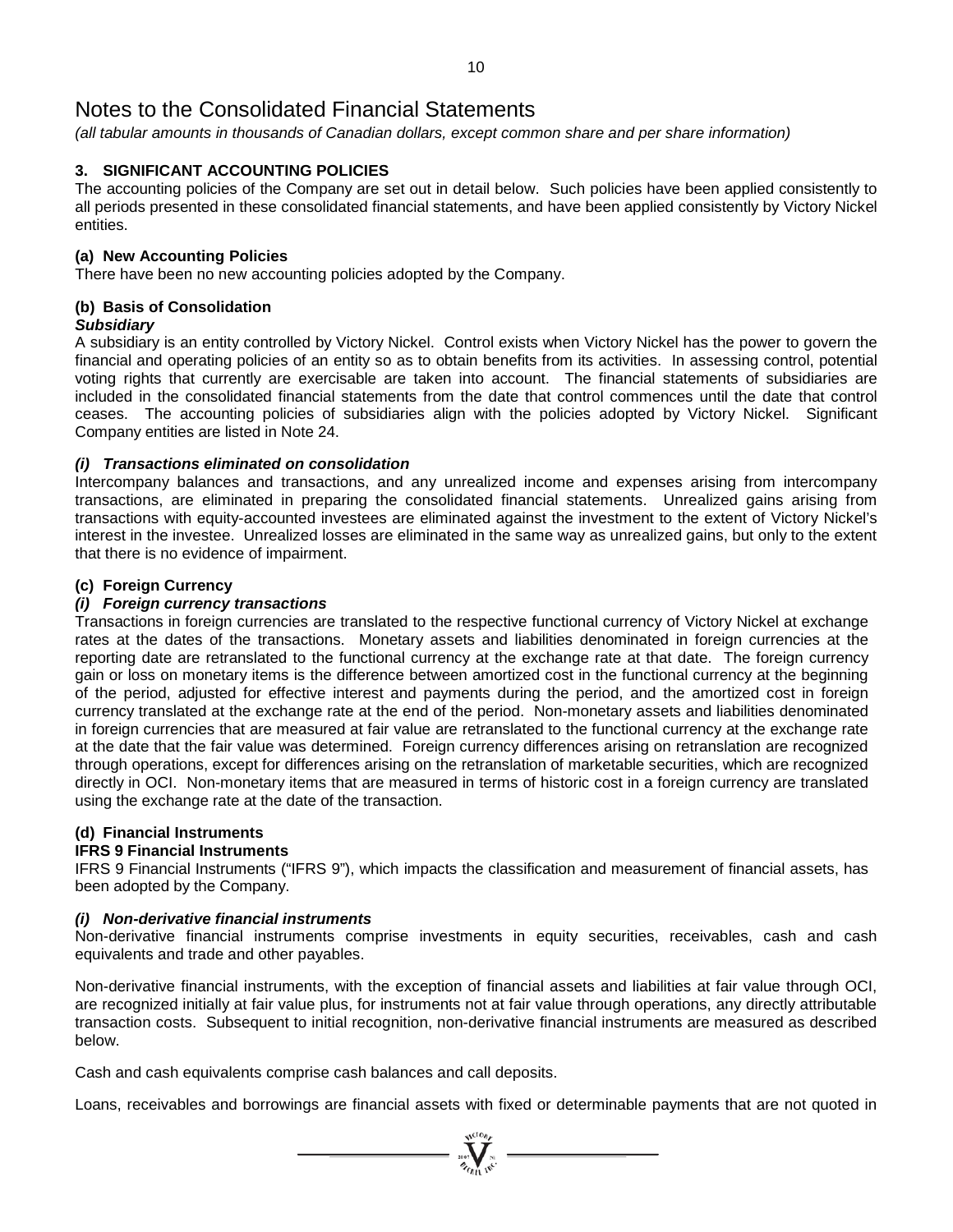# Notes to the Consolidated Financial Statements

*(all tabular amounts in thousands of Canadian dollars, except common share and per share information)*

## 3. SIGNIFICANT ACCOUNTING POLICIES

The accounting policies of the Company are set out in detail below. Such policies have been applied consistently to all periods presented in these consolidated financial statements, and have been applied consistently by Victory Nickel entities.

### (a) New Accounting Policies

There have been no new accounting policies adopted by the Company.

### (b) Basis of Consolidation

***Subsidiary***

A subsidiary is an entity controlled by Victory Nickel. Control exists when Victory Nickel has the power to govern the financial and operating policies of an entity so as to obtain benefits from its activities. In assessing control, potential voting rights that currently are exercisable are taken into account. The financial statements of subsidiaries are included in the consolidated financial statements from the date that control commences until the date that control ceases. The accounting policies of subsidiaries align with the policies adopted by Victory Nickel. Significant Company entities are listed in Note 24.

***(i) Transactions eliminated on consolidation***

Intercompany balances and transactions, and any unrealized income and expenses arising from intercompany transactions, are eliminated in preparing the consolidated financial statements. Unrealized gains arising from transactions with equity-accounted investees are eliminated against the investment to the extent of Victory Nickel's interest in the investee. Unrealized losses are eliminated in the same way as unrealized gains, but only to the extent that there is no evidence of impairment.

### (c) Foreign Currency

***(i) Foreign currency transactions***

Transactions in foreign currencies are translated to the respective functional currency of Victory Nickel at exchange rates at the dates of the transactions. Monetary assets and liabilities denominated in foreign currencies at the reporting date are retranslated to the functional currency at the exchange rate at that date. The foreign currency gain or loss on monetary items is the difference between amortized cost in the functional currency at the beginning of the period, adjusted for effective interest and payments during the period, and the amortized cost in foreign currency translated at the exchange rate at the end of the period. Non-monetary assets and liabilities denominated in foreign currencies that are measured at fair value are retranslated to the functional currency at the exchange rate at the date that the fair value was determined. Foreign currency differences arising on retranslation are recognized through operations, except for differences arising on the retranslation of marketable securities, which are recognized directly in OCI. Non-monetary items that are measured in terms of historic cost in a foreign currency are translated using the exchange rate at the date of the transaction.

### (d) Financial Instruments

**IFRS 9 Financial Instruments**

IFRS 9 Financial Instruments ("IFRS 9"), which impacts the classification and measurement of financial assets, has been adopted by the Company.

***(i) Non-derivative financial instruments***

Non-derivative financial instruments comprise investments in equity securities, receivables, cash and cash equivalents and trade and other payables.

Non-derivative financial instruments, with the exception of financial assets and liabilities at fair value through OCI, are recognized initially at fair value plus, for instruments not at fair value through operations, any directly attributable transaction costs. Subsequent to initial recognition, non-derivative financial instruments are measured as described below.

Cash and cash equivalents comprise cash balances and call deposits.

Loans, receivables and borrowings are financial assets with fixed or determinable payments that are not quoted in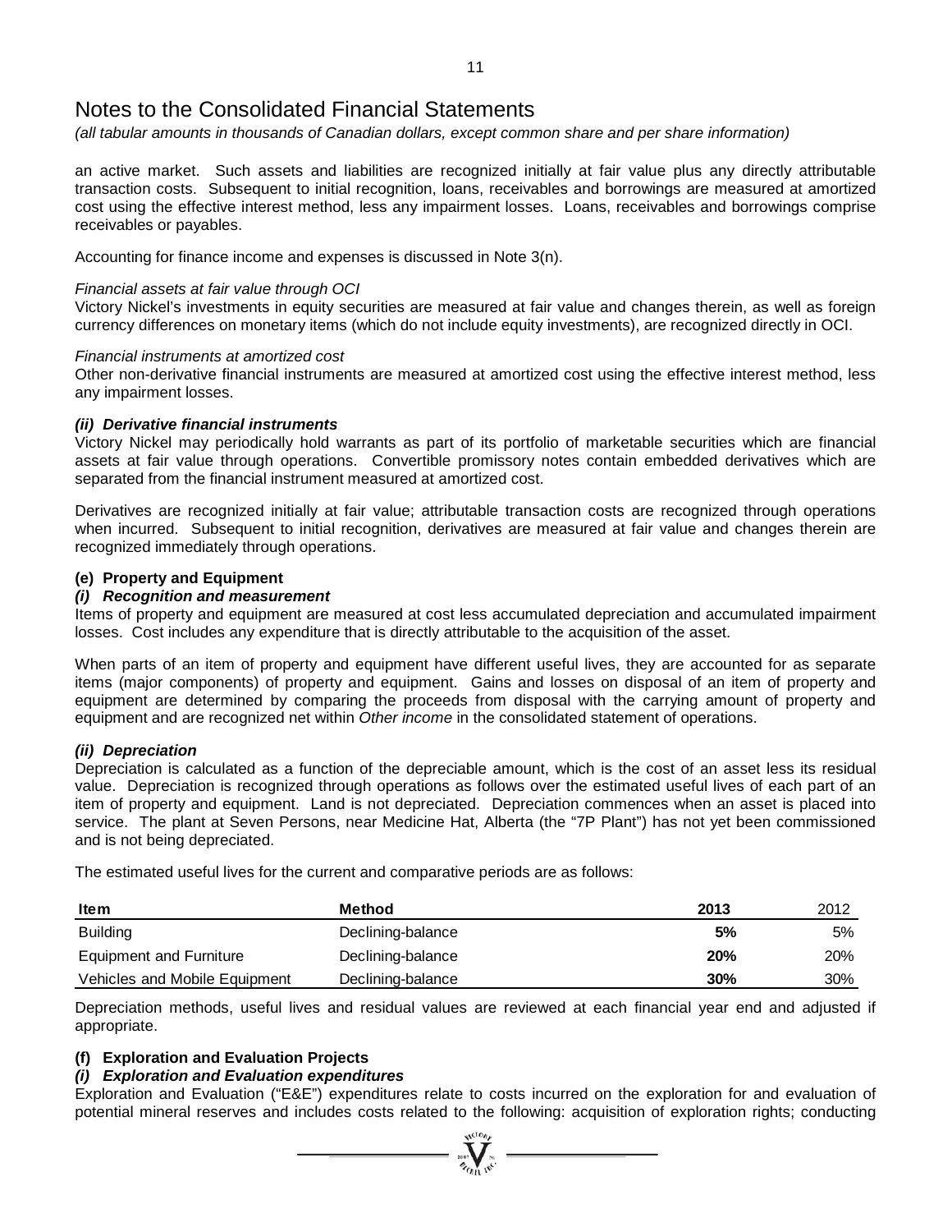# Notes to the Consolidated Financial Statements

*(all tabular amounts in thousands of Canadian dollars, except common share and per share information)*

an active market. Such assets and liabilities are recognized initially at fair value plus any directly attributable transaction costs. Subsequent to initial recognition, loans, receivables and borrowings are measured at amortized cost using the effective interest method, less any impairment losses. Loans, receivables and borrowings comprise receivables or payables.

Accounting for finance income and expenses is discussed in Note 3(n).

*Financial assets at fair value through OCI*
Victory Nickel's investments in equity securities are measured at fair value and changes therein, as well as foreign currency differences on monetary items (which do not include equity investments), are recognized directly in OCI.

*Financial instruments at amortized cost*
Other non-derivative financial instruments are measured at amortized cost using the effective interest method, less any impairment losses.

***(ii) Derivative financial instruments***
Victory Nickel may periodically hold warrants as part of its portfolio of marketable securities which are financial assets at fair value through operations. Convertible promissory notes contain embedded derivatives which are separated from the financial instrument measured at amortized cost.

Derivatives are recognized initially at fair value; attributable transaction costs are recognized through operations when incurred. Subsequent to initial recognition, derivatives are measured at fair value and changes therein are recognized immediately through operations.

**(e) Property and Equipment**

***(i) Recognition and measurement***
Items of property and equipment are measured at cost less accumulated depreciation and accumulated impairment losses. Cost includes any expenditure that is directly attributable to the acquisition of the asset.

When parts of an item of property and equipment have different useful lives, they are accounted for as separate items (major components) of property and equipment. Gains and losses on disposal of an item of property and equipment are determined by comparing the proceeds from disposal with the carrying amount of property and equipment and are recognized net within *Other income* in the consolidated statement of operations.

***(ii) Depreciation***
Depreciation is calculated as a function of the depreciable amount, which is the cost of an asset less its residual value. Depreciation is recognized through operations as follows over the estimated useful lives of each part of an item of property and equipment. Land is not depreciated. Depreciation commences when an asset is placed into service. The plant at Seven Persons, near Medicine Hat, Alberta (the "7P Plant") has not yet been commissioned and is not being depreciated.

The estimated useful lives for the current and comparative periods are as follows:

| Item | Method | 2013 | 2012 |
|---|---|---|---|
| Building | Declining-balance | **5%** | 5% |
| Equipment and Furniture | Declining-balance | **20%** | 20% |
| Vehicles and Mobile Equipment | Declining-balance | **30%** | 30% |

Depreciation methods, useful lives and residual values are reviewed at each financial year end and adjusted if appropriate.

**(f) Exploration and Evaluation Projects**

***(i) Exploration and Evaluation expenditures***
Exploration and Evaluation ("E&E") expenditures relate to costs incurred on the exploration for and evaluation of potential mineral reserves and includes costs related to the following: acquisition of exploration rights; conducting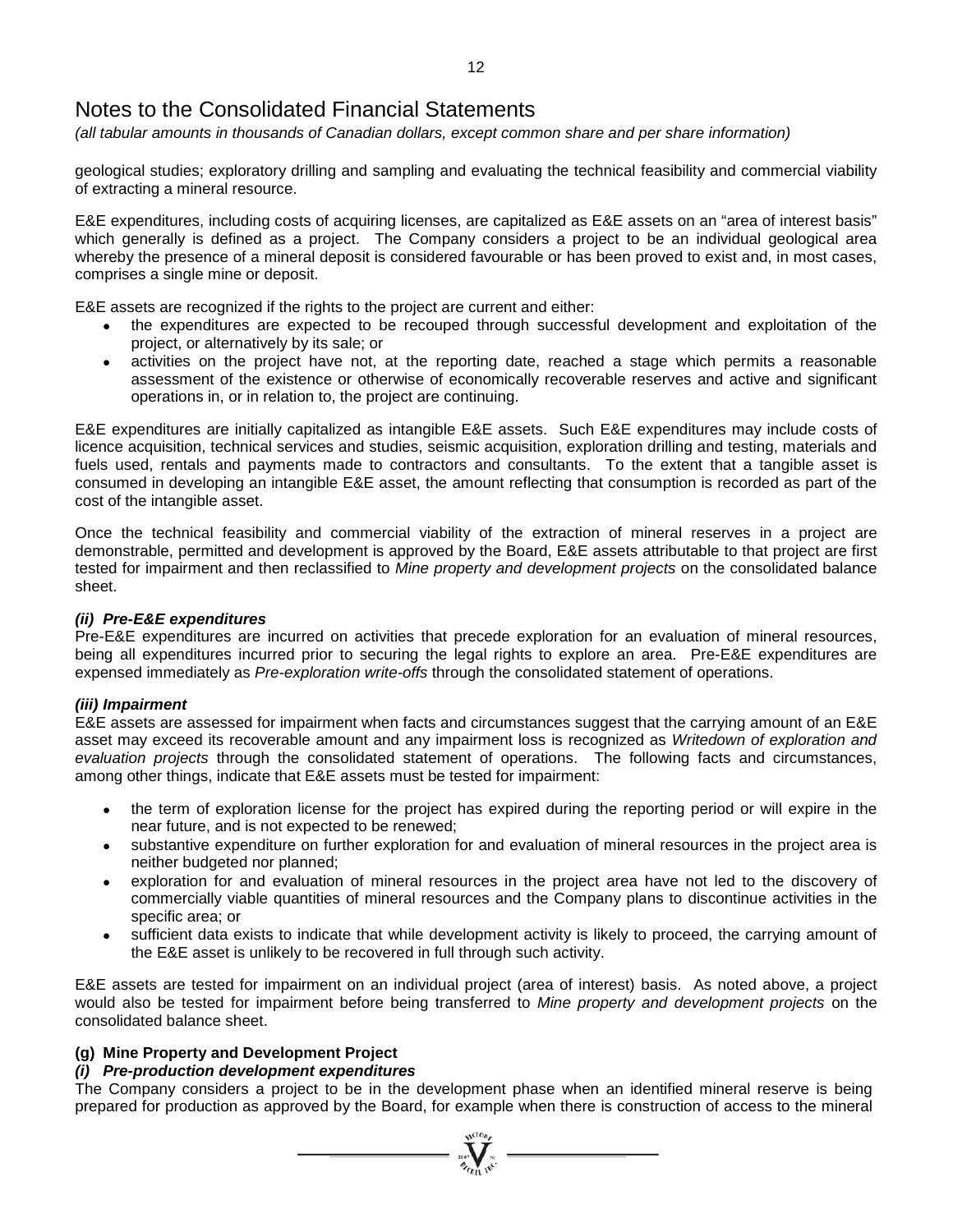# Notes to the Consolidated Financial Statements

*(all tabular amounts in thousands of Canadian dollars, except common share and per share information)*

geological studies; exploratory drilling and sampling and evaluating the technical feasibility and commercial viability of extracting a mineral resource.

E&E expenditures, including costs of acquiring licenses, are capitalized as E&E assets on an "area of interest basis" which generally is defined as a project. The Company considers a project to be an individual geological area whereby the presence of a mineral deposit is considered favourable or has been proved to exist and, in most cases, comprises a single mine or deposit.

E&E assets are recognized if the rights to the project are current and either:

- the expenditures are expected to be recouped through successful development and exploitation of the project, or alternatively by its sale; or
- activities on the project have not, at the reporting date, reached a stage which permits a reasonable assessment of the existence or otherwise of economically recoverable reserves and active and significant operations in, or in relation to, the project are continuing.

E&E expenditures are initially capitalized as intangible E&E assets. Such E&E expenditures may include costs of licence acquisition, technical services and studies, seismic acquisition, exploration drilling and testing, materials and fuels used, rentals and payments made to contractors and consultants. To the extent that a tangible asset is consumed in developing an intangible E&E asset, the amount reflecting that consumption is recorded as part of the cost of the intangible asset.

Once the technical feasibility and commercial viability of the extraction of mineral reserves in a project are demonstrable, permitted and development is approved by the Board, E&E assets attributable to that project are first tested for impairment and then reclassified to *Mine property and development projects* on the consolidated balance sheet.

***(ii) Pre-E&E expenditures***

Pre-E&E expenditures are incurred on activities that precede exploration for an evaluation of mineral resources, being all expenditures incurred prior to securing the legal rights to explore an area. Pre-E&E expenditures are expensed immediately as *Pre-exploration write-offs* through the consolidated statement of operations.

***(iii) Impairment***

E&E assets are assessed for impairment when facts and circumstances suggest that the carrying amount of an E&E asset may exceed its recoverable amount and any impairment loss is recognized as *Writedown of exploration and evaluation projects* through the consolidated statement of operations. The following facts and circumstances, among other things, indicate that E&E assets must be tested for impairment:

- the term of exploration license for the project has expired during the reporting period or will expire in the near future, and is not expected to be renewed;
- substantive expenditure on further exploration for and evaluation of mineral resources in the project area is neither budgeted nor planned;
- exploration for and evaluation of mineral resources in the project area have not led to the discovery of commercially viable quantities of mineral resources and the Company plans to discontinue activities in the specific area; or
- sufficient data exists to indicate that while development activity is likely to proceed, the carrying amount of the E&E asset is unlikely to be recovered in full through such activity.

E&E assets are tested for impairment on an individual project (area of interest) basis. As noted above, a project would also be tested for impairment before being transferred to *Mine property and development projects* on the consolidated balance sheet.

**(g) Mine Property and Development Project**

***(i) Pre-production development expenditures***

The Company considers a project to be in the development phase when an identified mineral reserve is being prepared for production as approved by the Board, for example when there is construction of access to the mineral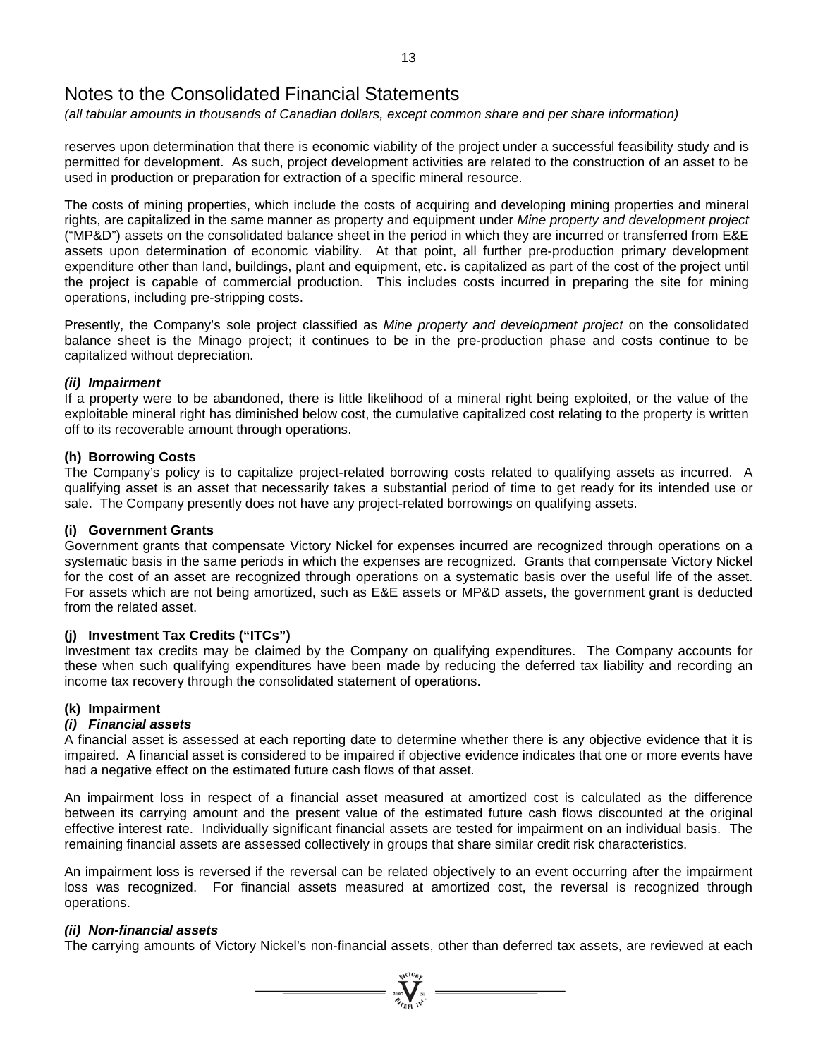# Notes to the Consolidated Financial Statements

*(all tabular amounts in thousands of Canadian dollars, except common share and per share information)*

reserves upon determination that there is economic viability of the project under a successful feasibility study and is permitted for development. As such, project development activities are related to the construction of an asset to be used in production or preparation for extraction of a specific mineral resource.

The costs of mining properties, which include the costs of acquiring and developing mining properties and mineral rights, are capitalized in the same manner as property and equipment under *Mine property and development project* ("MP&D") assets on the consolidated balance sheet in the period in which they are incurred or transferred from E&E assets upon determination of economic viability. At that point, all further pre-production primary development expenditure other than land, buildings, plant and equipment, etc. is capitalized as part of the cost of the project until the project is capable of commercial production. This includes costs incurred in preparing the site for mining operations, including pre-stripping costs.

Presently, the Company's sole project classified as *Mine property and development project* on the consolidated balance sheet is the Minago project; it continues to be in the pre-production phase and costs continue to be capitalized without depreciation.

***(ii) Impairment***

If a property were to be abandoned, there is little likelihood of a mineral right being exploited, or the value of the exploitable mineral right has diminished below cost, the cumulative capitalized cost relating to the property is written off to its recoverable amount through operations.

**(h) Borrowing Costs**

The Company's policy is to capitalize project-related borrowing costs related to qualifying assets as incurred. A qualifying asset is an asset that necessarily takes a substantial period of time to get ready for its intended use or sale. The Company presently does not have any project-related borrowings on qualifying assets.

**(i) Government Grants**

Government grants that compensate Victory Nickel for expenses incurred are recognized through operations on a systematic basis in the same periods in which the expenses are recognized. Grants that compensate Victory Nickel for the cost of an asset are recognized through operations on a systematic basis over the useful life of the asset. For assets which are not being amortized, such as E&E assets or MP&D assets, the government grant is deducted from the related asset.

**(j) Investment Tax Credits ("ITCs")**

Investment tax credits may be claimed by the Company on qualifying expenditures. The Company accounts for these when such qualifying expenditures have been made by reducing the deferred tax liability and recording an income tax recovery through the consolidated statement of operations.

**(k) Impairment**

***(i) Financial assets***

A financial asset is assessed at each reporting date to determine whether there is any objective evidence that it is impaired. A financial asset is considered to be impaired if objective evidence indicates that one or more events have had a negative effect on the estimated future cash flows of that asset.

An impairment loss in respect of a financial asset measured at amortized cost is calculated as the difference between its carrying amount and the present value of the estimated future cash flows discounted at the original effective interest rate. Individually significant financial assets are tested for impairment on an individual basis. The remaining financial assets are assessed collectively in groups that share similar credit risk characteristics.

An impairment loss is reversed if the reversal can be related objectively to an event occurring after the impairment loss was recognized. For financial assets measured at amortized cost, the reversal is recognized through operations.

***(ii) Non-financial assets***

The carrying amounts of Victory Nickel's non-financial assets, other than deferred tax assets, are reviewed at each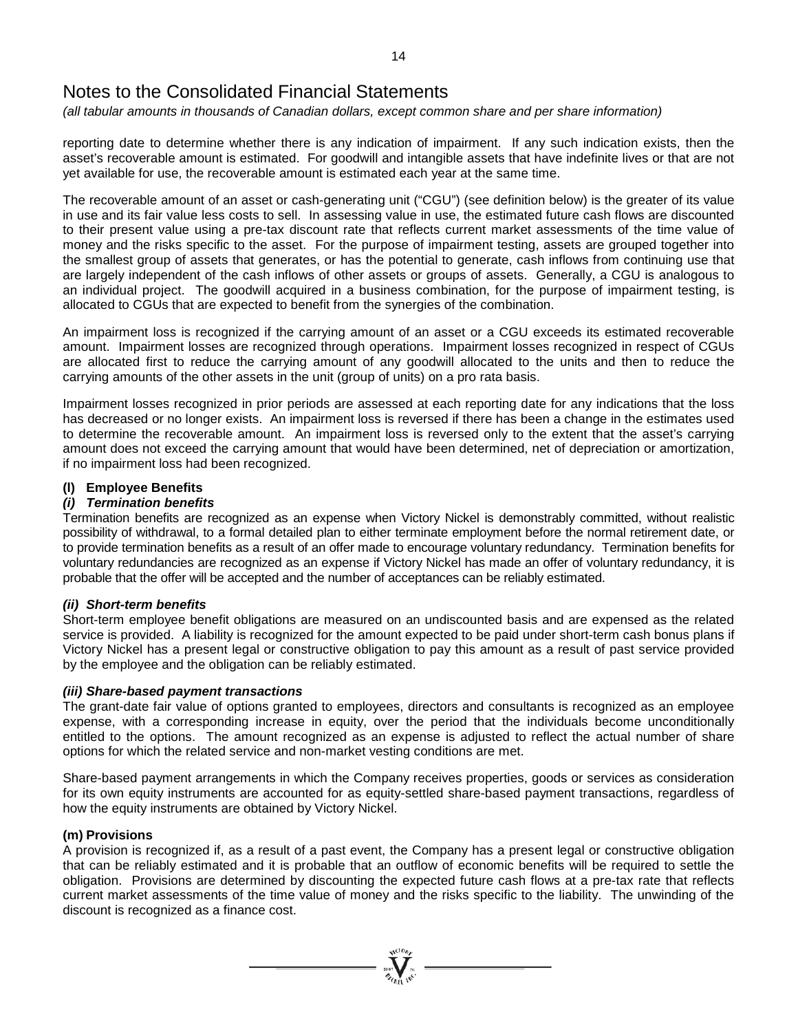# Notes to the Consolidated Financial Statements

*(all tabular amounts in thousands of Canadian dollars, except common share and per share information)*

reporting date to determine whether there is any indication of impairment. If any such indication exists, then the asset's recoverable amount is estimated. For goodwill and intangible assets that have indefinite lives or that are not yet available for use, the recoverable amount is estimated each year at the same time.

The recoverable amount of an asset or cash-generating unit ("CGU") (see definition below) is the greater of its value in use and its fair value less costs to sell. In assessing value in use, the estimated future cash flows are discounted to their present value using a pre-tax discount rate that reflects current market assessments of the time value of money and the risks specific to the asset. For the purpose of impairment testing, assets are grouped together into the smallest group of assets that generates, or has the potential to generate, cash inflows from continuing use that are largely independent of the cash inflows of other assets or groups of assets. Generally, a CGU is analogous to an individual project. The goodwill acquired in a business combination, for the purpose of impairment testing, is allocated to CGUs that are expected to benefit from the synergies of the combination.

An impairment loss is recognized if the carrying amount of an asset or a CGU exceeds its estimated recoverable amount. Impairment losses are recognized through operations. Impairment losses recognized in respect of CGUs are allocated first to reduce the carrying amount of any goodwill allocated to the units and then to reduce the carrying amounts of the other assets in the unit (group of units) on a pro rata basis.

Impairment losses recognized in prior periods are assessed at each reporting date for any indications that the loss has decreased or no longer exists. An impairment loss is reversed if there has been a change in the estimates used to determine the recoverable amount. An impairment loss is reversed only to the extent that the asset's carrying amount does not exceed the carrying amount that would have been determined, net of depreciation or amortization, if no impairment loss had been recognized.

### (l) Employee Benefits

#### *(i) Termination benefits*

Termination benefits are recognized as an expense when Victory Nickel is demonstrably committed, without realistic possibility of withdrawal, to a formal detailed plan to either terminate employment before the normal retirement date, or to provide termination benefits as a result of an offer made to encourage voluntary redundancy. Termination benefits for voluntary redundancies are recognized as an expense if Victory Nickel has made an offer of voluntary redundancy, it is probable that the offer will be accepted and the number of acceptances can be reliably estimated.

#### *(ii) Short-term benefits*

Short-term employee benefit obligations are measured on an undiscounted basis and are expensed as the related service is provided. A liability is recognized for the amount expected to be paid under short-term cash bonus plans if Victory Nickel has a present legal or constructive obligation to pay this amount as a result of past service provided by the employee and the obligation can be reliably estimated.

#### *(iii) Share-based payment transactions*

The grant-date fair value of options granted to employees, directors and consultants is recognized as an employee expense, with a corresponding increase in equity, over the period that the individuals become unconditionally entitled to the options. The amount recognized as an expense is adjusted to reflect the actual number of share options for which the related service and non-market vesting conditions are met.

Share-based payment arrangements in which the Company receives properties, goods or services as consideration for its own equity instruments are accounted for as equity-settled share-based payment transactions, regardless of how the equity instruments are obtained by Victory Nickel.

### (m) Provisions

A provision is recognized if, as a result of a past event, the Company has a present legal or constructive obligation that can be reliably estimated and it is probable that an outflow of economic benefits will be required to settle the obligation. Provisions are determined by discounting the expected future cash flows at a pre-tax rate that reflects current market assessments of the time value of money and the risks specific to the liability. The unwinding of the discount is recognized as a finance cost.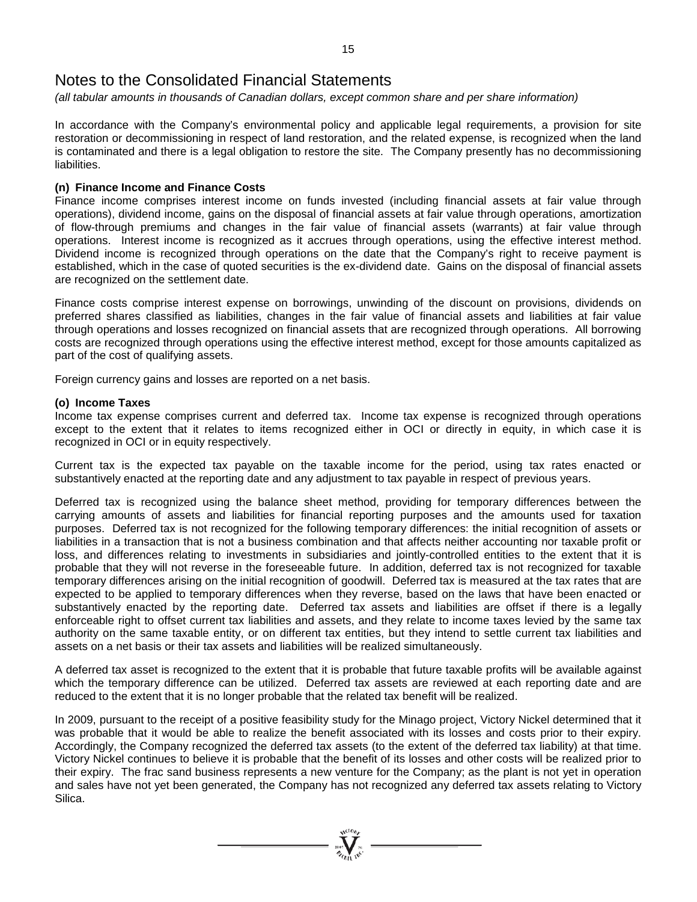# Notes to the Consolidated Financial Statements

*(all tabular amounts in thousands of Canadian dollars, except common share and per share information)*

In accordance with the Company's environmental policy and applicable legal requirements, a provision for site restoration or decommissioning in respect of land restoration, and the related expense, is recognized when the land is contaminated and there is a legal obligation to restore the site. The Company presently has no decommissioning liabilities.

**(n) Finance Income and Finance Costs**

Finance income comprises interest income on funds invested (including financial assets at fair value through operations), dividend income, gains on the disposal of financial assets at fair value through operations, amortization of flow-through premiums and changes in the fair value of financial assets (warrants) at fair value through operations. Interest income is recognized as it accrues through operations, using the effective interest method. Dividend income is recognized through operations on the date that the Company's right to receive payment is established, which in the case of quoted securities is the ex-dividend date. Gains on the disposal of financial assets are recognized on the settlement date.

Finance costs comprise interest expense on borrowings, unwinding of the discount on provisions, dividends on preferred shares classified as liabilities, changes in the fair value of financial assets and liabilities at fair value through operations and losses recognized on financial assets that are recognized through operations. All borrowing costs are recognized through operations using the effective interest method, except for those amounts capitalized as part of the cost of qualifying assets.

Foreign currency gains and losses are reported on a net basis.

**(o) Income Taxes**

Income tax expense comprises current and deferred tax. Income tax expense is recognized through operations except to the extent that it relates to items recognized either in OCI or directly in equity, in which case it is recognized in OCI or in equity respectively.

Current tax is the expected tax payable on the taxable income for the period, using tax rates enacted or substantively enacted at the reporting date and any adjustment to tax payable in respect of previous years.

Deferred tax is recognized using the balance sheet method, providing for temporary differences between the carrying amounts of assets and liabilities for financial reporting purposes and the amounts used for taxation purposes. Deferred tax is not recognized for the following temporary differences: the initial recognition of assets or liabilities in a transaction that is not a business combination and that affects neither accounting nor taxable profit or loss, and differences relating to investments in subsidiaries and jointly-controlled entities to the extent that it is probable that they will not reverse in the foreseeable future. In addition, deferred tax is not recognized for taxable temporary differences arising on the initial recognition of goodwill. Deferred tax is measured at the tax rates that are expected to be applied to temporary differences when they reverse, based on the laws that have been enacted or substantively enacted by the reporting date. Deferred tax assets and liabilities are offset if there is a legally enforceable right to offset current tax liabilities and assets, and they relate to income taxes levied by the same tax authority on the same taxable entity, or on different tax entities, but they intend to settle current tax liabilities and assets on a net basis or their tax assets and liabilities will be realized simultaneously.

A deferred tax asset is recognized to the extent that it is probable that future taxable profits will be available against which the temporary difference can be utilized. Deferred tax assets are reviewed at each reporting date and are reduced to the extent that it is no longer probable that the related tax benefit will be realized.

In 2009, pursuant to the receipt of a positive feasibility study for the Minago project, Victory Nickel determined that it was probable that it would be able to realize the benefit associated with its losses and costs prior to their expiry. Accordingly, the Company recognized the deferred tax assets (to the extent of the deferred tax liability) at that time. Victory Nickel continues to believe it is probable that the benefit of its losses and other costs will be realized prior to their expiry. The frac sand business represents a new venture for the Company; as the plant is not yet in operation and sales have not yet been generated, the Company has not recognized any deferred tax assets relating to Victory Silica.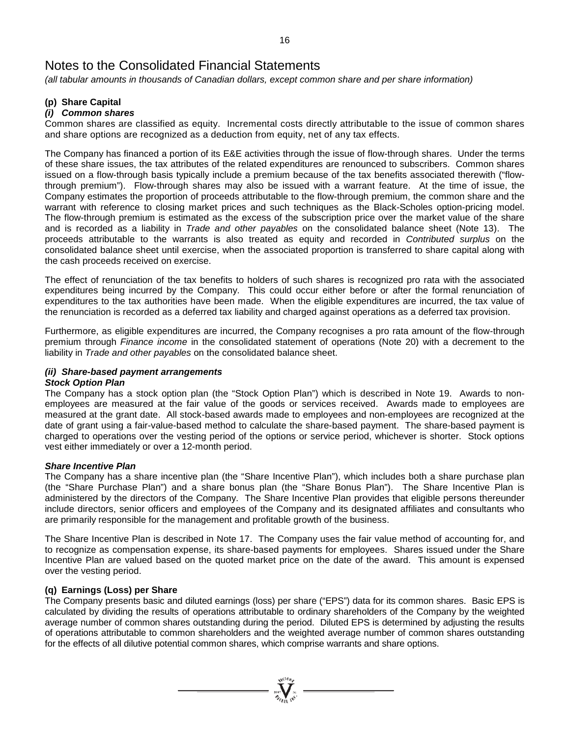# Notes to the Consolidated Financial Statements

*(all tabular amounts in thousands of Canadian dollars, except common share and per share information)*

### (p) Share Capital

#### *(i) Common shares*

Common shares are classified as equity. Incremental costs directly attributable to the issue of common shares and share options are recognized as a deduction from equity, net of any tax effects.

The Company has financed a portion of its E&E activities through the issue of flow-through shares. Under the terms of these share issues, the tax attributes of the related expenditures are renounced to subscribers. Common shares issued on a flow-through basis typically include a premium because of the tax benefits associated therewith ("flow-through premium"). Flow-through shares may also be issued with a warrant feature. At the time of issue, the Company estimates the proportion of proceeds attributable to the flow-through premium, the common share and the warrant with reference to closing market prices and such techniques as the Black-Scholes option-pricing model. The flow-through premium is estimated as the excess of the subscription price over the market value of the share and is recorded as a liability in *Trade and other payables* on the consolidated balance sheet (Note 13). The proceeds attributable to the warrants is also treated as equity and recorded in *Contributed surplus* on the consolidated balance sheet until exercise, when the associated proportion is transferred to share capital along with the cash proceeds received on exercise.

The effect of renunciation of the tax benefits to holders of such shares is recognized pro rata with the associated expenditures being incurred by the Company. This could occur either before or after the formal renunciation of expenditures to the tax authorities have been made. When the eligible expenditures are incurred, the tax value of the renunciation is recorded as a deferred tax liability and charged against operations as a deferred tax provision.

Furthermore, as eligible expenditures are incurred, the Company recognises a pro rata amount of the flow-through premium through *Finance income* in the consolidated statement of operations (Note 20) with a decrement to the liability in *Trade and other payables* on the consolidated balance sheet.

#### *(ii) Share-based payment arrangements*

***Stock Option Plan***

The Company has a stock option plan (the "Stock Option Plan") which is described in Note 19. Awards to non-employees are measured at the fair value of the goods or services received. Awards made to employees are measured at the grant date. All stock-based awards made to employees and non-employees are recognized at the date of grant using a fair-value-based method to calculate the share-based payment. The share-based payment is charged to operations over the vesting period of the options or service period, whichever is shorter. Stock options vest either immediately or over a 12-month period.

***Share Incentive Plan***

The Company has a share incentive plan (the "Share Incentive Plan"), which includes both a share purchase plan (the "Share Purchase Plan") and a share bonus plan (the "Share Bonus Plan"). The Share Incentive Plan is administered by the directors of the Company. The Share Incentive Plan provides that eligible persons thereunder include directors, senior officers and employees of the Company and its designated affiliates and consultants who are primarily responsible for the management and profitable growth of the business.

The Share Incentive Plan is described in Note 17. The Company uses the fair value method of accounting for, and to recognize as compensation expense, its share-based payments for employees. Shares issued under the Share Incentive Plan are valued based on the quoted market price on the date of the award. This amount is expensed over the vesting period.

### (q) Earnings (Loss) per Share

The Company presents basic and diluted earnings (loss) per share ("EPS") data for its common shares. Basic EPS is calculated by dividing the results of operations attributable to ordinary shareholders of the Company by the weighted average number of common shares outstanding during the period. Diluted EPS is determined by adjusting the results of operations attributable to common shareholders and the weighted average number of common shares outstanding for the effects of all dilutive potential common shares, which comprise warrants and share options.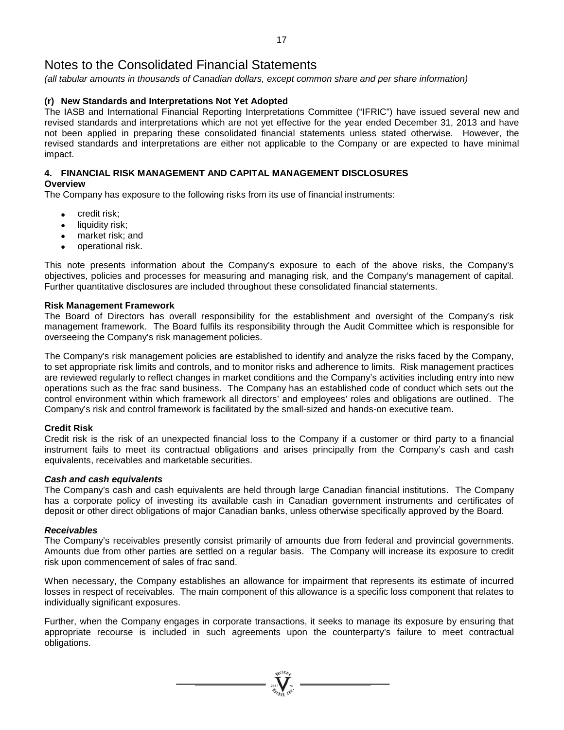# Notes to the Consolidated Financial Statements

*(all tabular amounts in thousands of Canadian dollars, except common share and per share information)*

### (r) New Standards and Interpretations Not Yet Adopted

The IASB and International Financial Reporting Interpretations Committee ("IFRIC") have issued several new and revised standards and interpretations which are not yet effective for the year ended December 31, 2013 and have not been applied in preparing these consolidated financial statements unless stated otherwise. However, the revised standards and interpretations are either not applicable to the Company or are expected to have minimal impact.

## 4. FINANCIAL RISK MANAGEMENT AND CAPITAL MANAGEMENT DISCLOSURES

### Overview

The Company has exposure to the following risks from its use of financial instruments:

- credit risk;
- liquidity risk;
- market risk; and
- operational risk.

This note presents information about the Company's exposure to each of the above risks, the Company's objectives, policies and processes for measuring and managing risk, and the Company's management of capital. Further quantitative disclosures are included throughout these consolidated financial statements.

### Risk Management Framework

The Board of Directors has overall responsibility for the establishment and oversight of the Company's risk management framework. The Board fulfils its responsibility through the Audit Committee which is responsible for overseeing the Company's risk management policies.

The Company's risk management policies are established to identify and analyze the risks faced by the Company, to set appropriate risk limits and controls, and to monitor risks and adherence to limits. Risk management practices are reviewed regularly to reflect changes in market conditions and the Company's activities including entry into new operations such as the frac sand business. The Company has an established code of conduct which sets out the control environment within which framework all directors' and employees' roles and obligations are outlined. The Company's risk and control framework is facilitated by the small-sized and hands-on executive team.

### Credit Risk

Credit risk is the risk of an unexpected financial loss to the Company if a customer or third party to a financial instrument fails to meet its contractual obligations and arises principally from the Company's cash and cash equivalents, receivables and marketable securities.

#### *Cash and cash equivalents*

The Company's cash and cash equivalents are held through large Canadian financial institutions. The Company has a corporate policy of investing its available cash in Canadian government instruments and certificates of deposit or other direct obligations of major Canadian banks, unless otherwise specifically approved by the Board.

#### *Receivables*

The Company's receivables presently consist primarily of amounts due from federal and provincial governments. Amounts due from other parties are settled on a regular basis. The Company will increase its exposure to credit risk upon commencement of sales of frac sand.

When necessary, the Company establishes an allowance for impairment that represents its estimate of incurred losses in respect of receivables. The main component of this allowance is a specific loss component that relates to individually significant exposures.

Further, when the Company engages in corporate transactions, it seeks to manage its exposure by ensuring that appropriate recourse is included in such agreements upon the counterparty's failure to meet contractual obligations.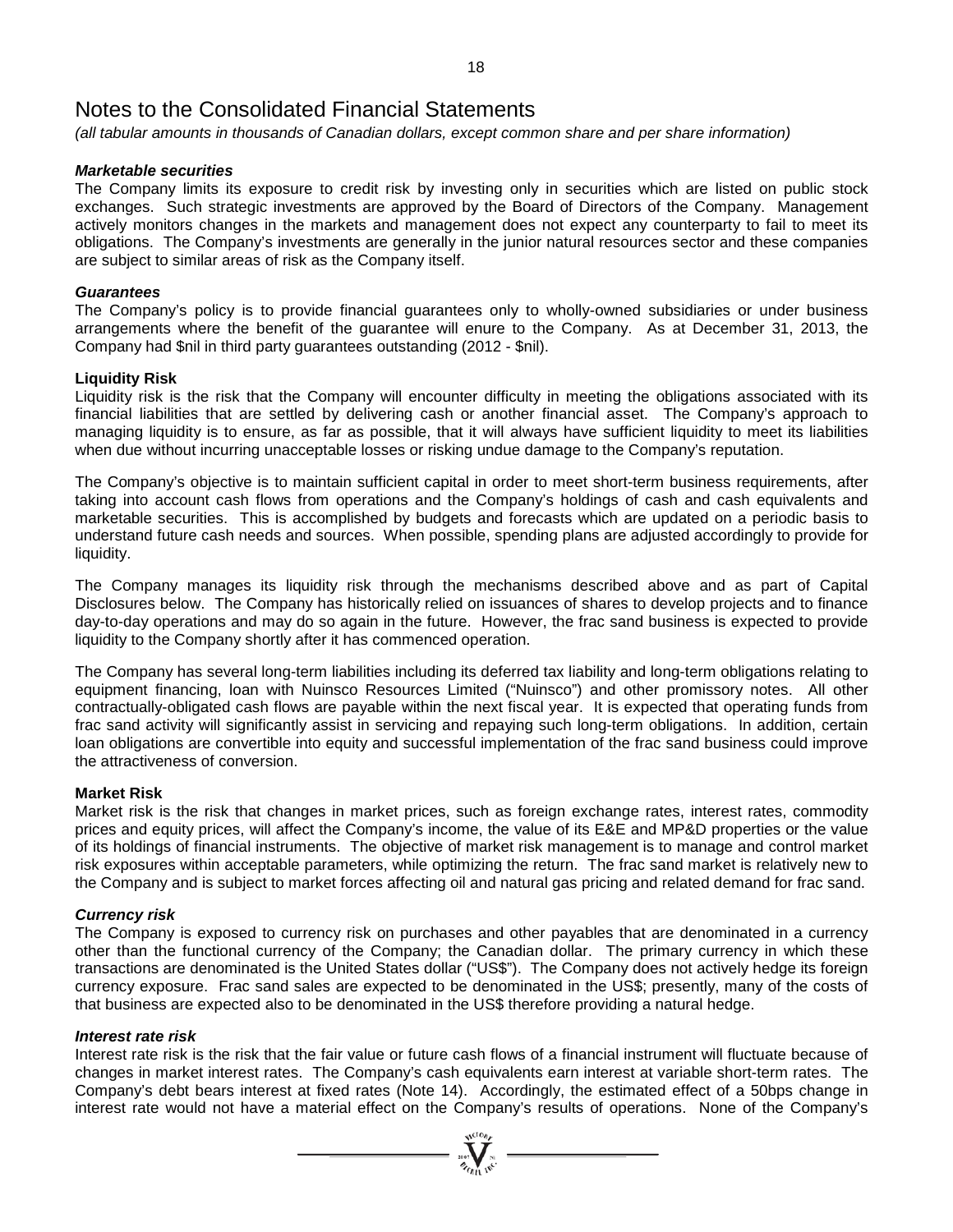# Notes to the Consolidated Financial Statements

*(all tabular amounts in thousands of Canadian dollars, except common share and per share information)*

***Marketable securities***

The Company limits its exposure to credit risk by investing only in securities which are listed on public stock exchanges. Such strategic investments are approved by the Board of Directors of the Company. Management actively monitors changes in the markets and management does not expect any counterparty to fail to meet its obligations. The Company's investments are generally in the junior natural resources sector and these companies are subject to similar areas of risk as the Company itself.

***Guarantees***

The Company's policy is to provide financial guarantees only to wholly-owned subsidiaries or under business arrangements where the benefit of the guarantee will enure to the Company. As at December 31, 2013, the Company had $nil in third party guarantees outstanding (2012 - $nil).

**Liquidity Risk**

Liquidity risk is the risk that the Company will encounter difficulty in meeting the obligations associated with its financial liabilities that are settled by delivering cash or another financial asset. The Company's approach to managing liquidity is to ensure, as far as possible, that it will always have sufficient liquidity to meet its liabilities when due without incurring unacceptable losses or risking undue damage to the Company's reputation.

The Company's objective is to maintain sufficient capital in order to meet short-term business requirements, after taking into account cash flows from operations and the Company's holdings of cash and cash equivalents and marketable securities. This is accomplished by budgets and forecasts which are updated on a periodic basis to understand future cash needs and sources. When possible, spending plans are adjusted accordingly to provide for liquidity.

The Company manages its liquidity risk through the mechanisms described above and as part of Capital Disclosures below. The Company has historically relied on issuances of shares to develop projects and to finance day-to-day operations and may do so again in the future. However, the frac sand business is expected to provide liquidity to the Company shortly after it has commenced operation.

The Company has several long-term liabilities including its deferred tax liability and long-term obligations relating to equipment financing, loan with Nuinsco Resources Limited ("Nuinsco") and other promissory notes. All other contractually-obligated cash flows are payable within the next fiscal year. It is expected that operating funds from frac sand activity will significantly assist in servicing and repaying such long-term obligations. In addition, certain loan obligations are convertible into equity and successful implementation of the frac sand business could improve the attractiveness of conversion.

**Market Risk**

Market risk is the risk that changes in market prices, such as foreign exchange rates, interest rates, commodity prices and equity prices, will affect the Company's income, the value of its E&E and MP&D properties or the value of its holdings of financial instruments. The objective of market risk management is to manage and control market risk exposures within acceptable parameters, while optimizing the return. The frac sand market is relatively new to the Company and is subject to market forces affecting oil and natural gas pricing and related demand for frac sand.

***Currency risk***

The Company is exposed to currency risk on purchases and other payables that are denominated in a currency other than the functional currency of the Company; the Canadian dollar. The primary currency in which these transactions are denominated is the United States dollar ("US$"). The Company does not actively hedge its foreign currency exposure. Frac sand sales are expected to be denominated in the US$; presently, many of the costs of that business are expected also to be denominated in the US$ therefore providing a natural hedge.

***Interest rate risk***

Interest rate risk is the risk that the fair value or future cash flows of a financial instrument will fluctuate because of changes in market interest rates. The Company's cash equivalents earn interest at variable short-term rates. The Company's debt bears interest at fixed rates (Note 14). Accordingly, the estimated effect of a 50bps change in interest rate would not have a material effect on the Company's results of operations. None of the Company's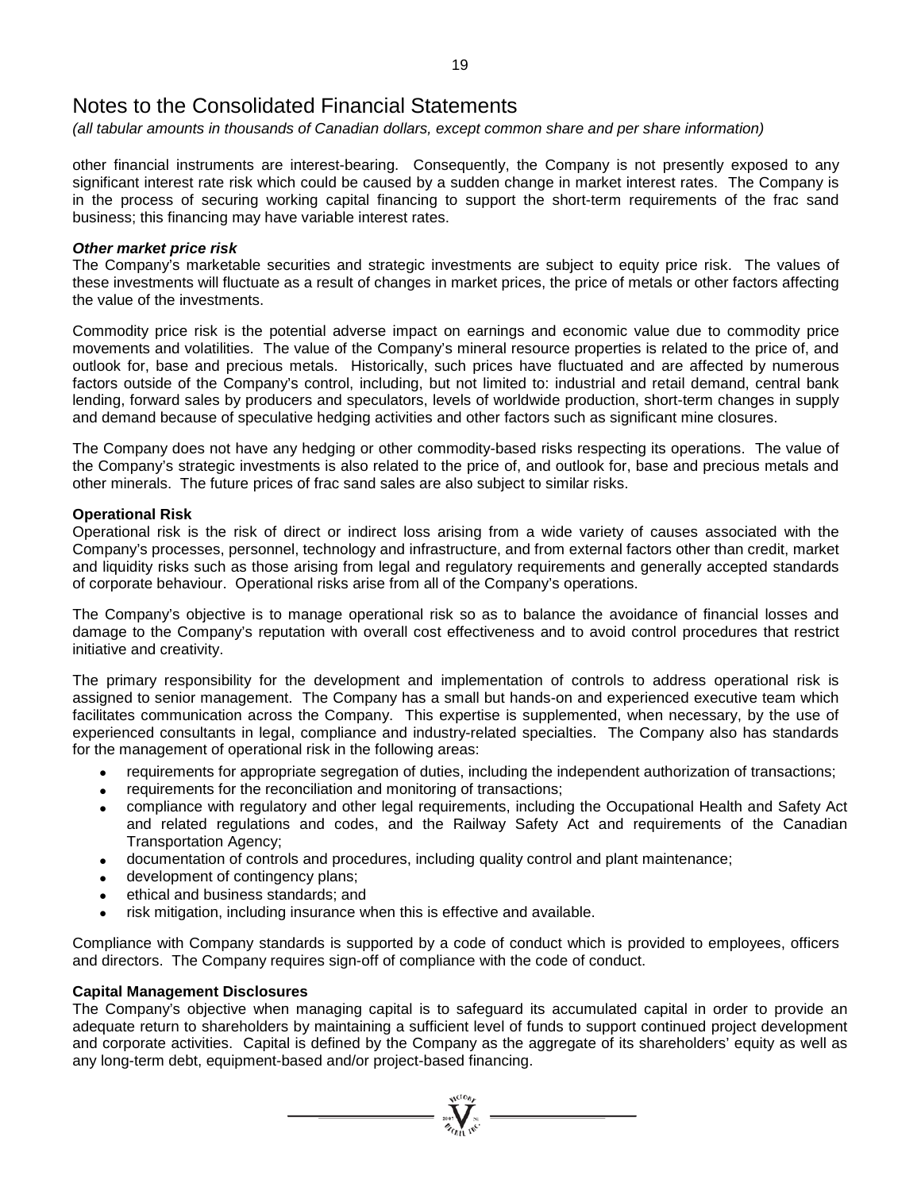# Notes to the Consolidated Financial Statements

*(all tabular amounts in thousands of Canadian dollars, except common share and per share information)*

other financial instruments are interest-bearing. Consequently, the Company is not presently exposed to any significant interest rate risk which could be caused by a sudden change in market interest rates. The Company is in the process of securing working capital financing to support the short-term requirements of the frac sand business; this financing may have variable interest rates.

***Other market price risk***

The Company's marketable securities and strategic investments are subject to equity price risk. The values of these investments will fluctuate as a result of changes in market prices, the price of metals or other factors affecting the value of the investments.

Commodity price risk is the potential adverse impact on earnings and economic value due to commodity price movements and volatilities. The value of the Company's mineral resource properties is related to the price of, and outlook for, base and precious metals. Historically, such prices have fluctuated and are affected by numerous factors outside of the Company's control, including, but not limited to: industrial and retail demand, central bank lending, forward sales by producers and speculators, levels of worldwide production, short-term changes in supply and demand because of speculative hedging activities and other factors such as significant mine closures.

The Company does not have any hedging or other commodity-based risks respecting its operations. The value of the Company's strategic investments is also related to the price of, and outlook for, base and precious metals and other minerals. The future prices of frac sand sales are also subject to similar risks.

**Operational Risk**

Operational risk is the risk of direct or indirect loss arising from a wide variety of causes associated with the Company's processes, personnel, technology and infrastructure, and from external factors other than credit, market and liquidity risks such as those arising from legal and regulatory requirements and generally accepted standards of corporate behaviour. Operational risks arise from all of the Company's operations.

The Company's objective is to manage operational risk so as to balance the avoidance of financial losses and damage to the Company's reputation with overall cost effectiveness and to avoid control procedures that restrict initiative and creativity.

The primary responsibility for the development and implementation of controls to address operational risk is assigned to senior management. The Company has a small but hands-on and experienced executive team which facilitates communication across the Company. This expertise is supplemented, when necessary, by the use of experienced consultants in legal, compliance and industry-related specialties. The Company also has standards for the management of operational risk in the following areas:

- requirements for appropriate segregation of duties, including the independent authorization of transactions;
- requirements for the reconciliation and monitoring of transactions;
- compliance with regulatory and other legal requirements, including the Occupational Health and Safety Act and related regulations and codes, and the Railway Safety Act and requirements of the Canadian Transportation Agency;
- documentation of controls and procedures, including quality control and plant maintenance;
- development of contingency plans;
- ethical and business standards; and
- risk mitigation, including insurance when this is effective and available.

Compliance with Company standards is supported by a code of conduct which is provided to employees, officers and directors. The Company requires sign-off of compliance with the code of conduct.

**Capital Management Disclosures**

The Company's objective when managing capital is to safeguard its accumulated capital in order to provide an adequate return to shareholders by maintaining a sufficient level of funds to support continued project development and corporate activities. Capital is defined by the Company as the aggregate of its shareholders' equity as well as any long-term debt, equipment-based and/or project-based financing.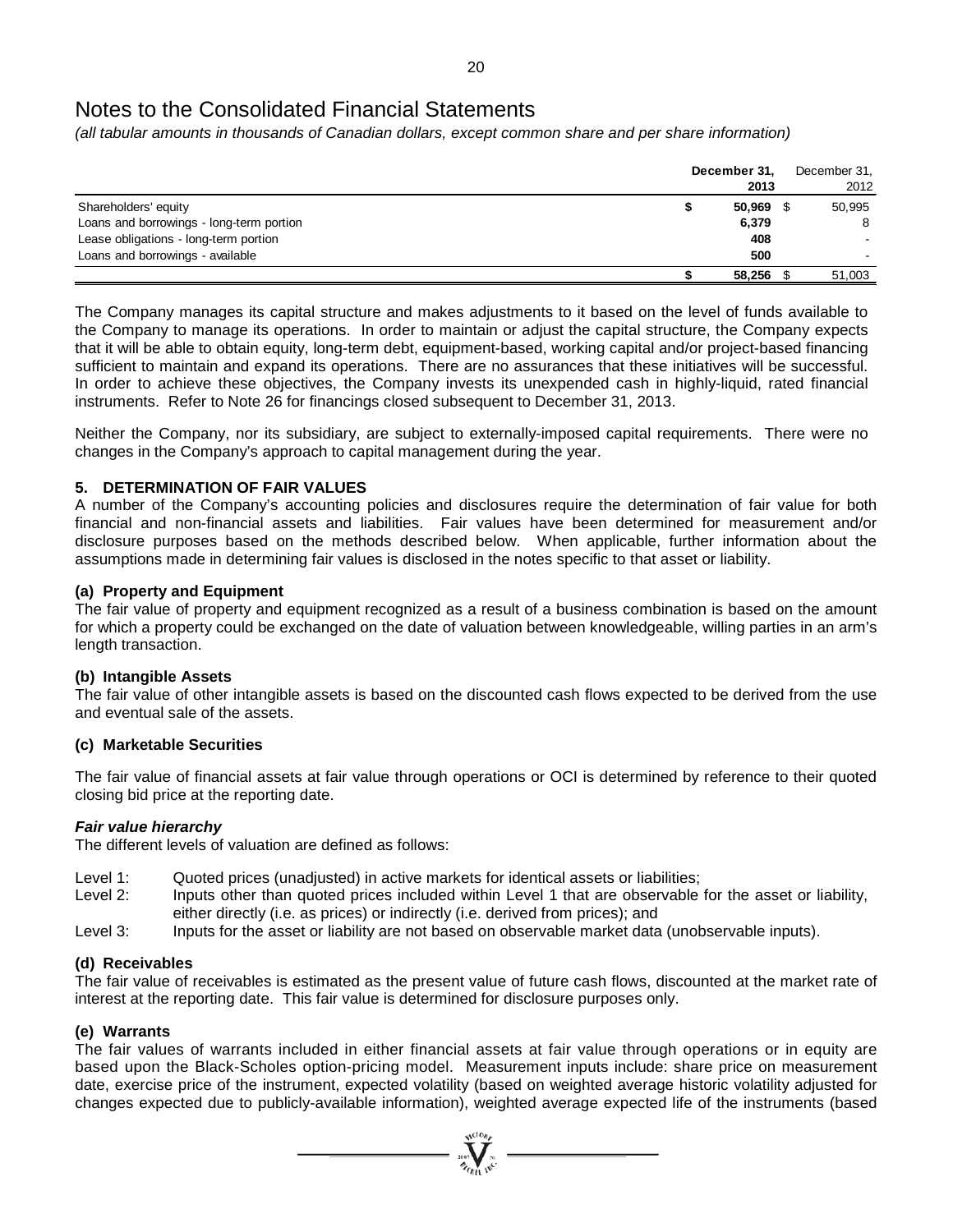# Notes to the Consolidated Financial Statements

*(all tabular amounts in thousands of Canadian dollars, except common share and per share information)*

| | December 31, 2013 | December 31, 2012 |
|---|---|---|
| Shareholders' equity | $ **50,969** | $ 50,995 |
| Loans and borrowings - long-term portion | **6,379** | 8 |
| Lease obligations - long-term portion | **408** | - |
| Loans and borrowings - available | **500** | - |
| | $ **58,256** | $ 51,003 |

The Company manages its capital structure and makes adjustments to it based on the level of funds available to the Company to manage its operations. In order to maintain or adjust the capital structure, the Company expects that it will be able to obtain equity, long-term debt, equipment-based, working capital and/or project-based financing sufficient to maintain and expand its operations. There are no assurances that these initiatives will be successful. In order to achieve these objectives, the Company invests its unexpended cash in highly-liquid, rated financial instruments. Refer to Note 26 for financings closed subsequent to December 31, 2013.

Neither the Company, nor its subsidiary, are subject to externally-imposed capital requirements. There were no changes in the Company's approach to capital management during the year.

## 5. DETERMINATION OF FAIR VALUES

A number of the Company's accounting policies and disclosures require the determination of fair value for both financial and non-financial assets and liabilities. Fair values have been determined for measurement and/or disclosure purposes based on the methods described below. When applicable, further information about the assumptions made in determining fair values is disclosed in the notes specific to that asset or liability.

### (a) Property and Equipment

The fair value of property and equipment recognized as a result of a business combination is based on the amount for which a property could be exchanged on the date of valuation between knowledgeable, willing parties in an arm's length transaction.

### (b) Intangible Assets

The fair value of other intangible assets is based on the discounted cash flows expected to be derived from the use and eventual sale of the assets.

### (c) Marketable Securities

The fair value of financial assets at fair value through operations or OCI is determined by reference to their quoted closing bid price at the reporting date.

***Fair value hierarchy***

The different levels of valuation are defined as follows:

- Level 1: Quoted prices (unadjusted) in active markets for identical assets or liabilities;
- Level 2: Inputs other than quoted prices included within Level 1 that are observable for the asset or liability, either directly (i.e. as prices) or indirectly (i.e. derived from prices); and
- Level 3: Inputs for the asset or liability are not based on observable market data (unobservable inputs).

### (d) Receivables

The fair value of receivables is estimated as the present value of future cash flows, discounted at the market rate of interest at the reporting date. This fair value is determined for disclosure purposes only.

### (e) Warrants

The fair values of warrants included in either financial assets at fair value through operations or in equity are based upon the Black-Scholes option-pricing model. Measurement inputs include: share price on measurement date, exercise price of the instrument, expected volatility (based on weighted average historic volatility adjusted for changes expected due to publicly-available information), weighted average expected life of the instruments (based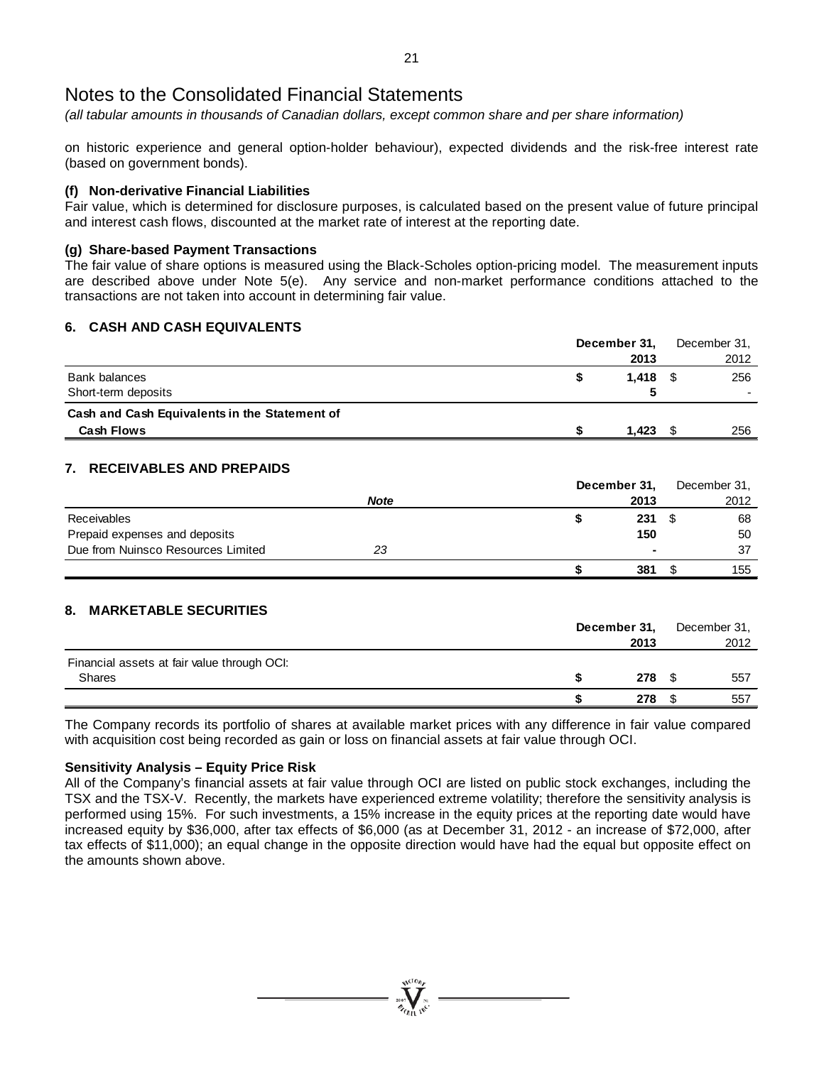# Notes to the Consolidated Financial Statements

*(all tabular amounts in thousands of Canadian dollars, except common share and per share information)*

on historic experience and general option-holder behaviour), expected dividends and the risk-free interest rate (based on government bonds).

**(f) Non-derivative Financial Liabilities**

Fair value, which is determined for disclosure purposes, is calculated based on the present value of future principal and interest cash flows, discounted at the market rate of interest at the reporting date.

**(g) Share-based Payment Transactions**

The fair value of share options is measured using the Black-Scholes option-pricing model. The measurement inputs are described above under Note 5(e). Any service and non-market performance conditions attached to the transactions are not taken into account in determining fair value.

## 6. CASH AND CASH EQUIVALENTS

| | **December 31, 2013** | December 31, 2012 |
|---|---|---|
| Bank balances | **$ 1,418** | $ 256 |
| Short-term deposits | **5** | - |
| **Cash and Cash Equivalents in the Statement of Cash Flows** | **$ 1,423** | $ 256 |

## 7. RECEIVABLES AND PREPAIDS

| | ***Note*** | **December 31, 2013** | December 31, 2012 |
|---|---|---|---|
| Receivables | | **$ 231** | $ 68 |
| Prepaid expenses and deposits | | **150** | 50 |
| Due from Nuinsco Resources Limited | *23* | **-** | 37 |
| | | **$ 381** | $ 155 |

## 8. MARKETABLE SECURITIES

| | **December 31, 2013** | December 31, 2012 |
|---|---|---|
| Financial assets at fair value through OCI: | | |
| Shares | **$ 278** | $ 557 |
| | **$ 278** | $ 557 |

The Company records its portfolio of shares at available market prices with any difference in fair value compared with acquisition cost being recorded as gain or loss on financial assets at fair value through OCI.

**Sensitivity Analysis – Equity Price Risk**

All of the Company's financial assets at fair value through OCI are listed on public stock exchanges, including the TSX and the TSX-V. Recently, the markets have experienced extreme volatility; therefore the sensitivity analysis is performed using 15%. For such investments, a 15% increase in the equity prices at the reporting date would have increased equity by $36,000, after tax effects of $6,000 (as at December 31, 2012 - an increase of $72,000, after tax effects of $11,000); an equal change in the opposite direction would have had the equal but opposite effect on the amounts shown above.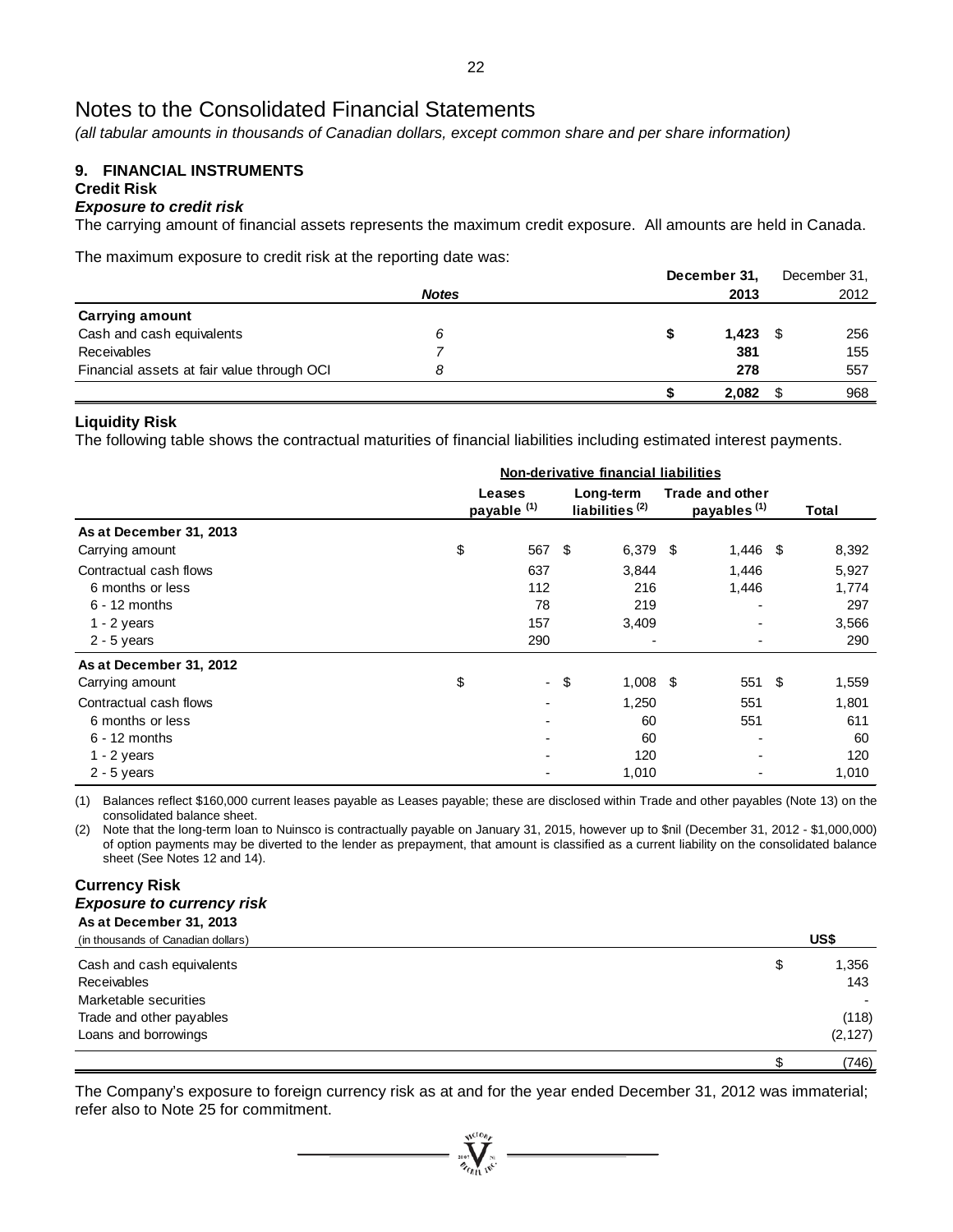# Notes to the Consolidated Financial Statements

*(all tabular amounts in thousands of Canadian dollars, except common share and per share information)*

## 9. FINANCIAL INSTRUMENTS

### Credit Risk

***Exposure to credit risk***

The carrying amount of financial assets represents the maximum credit exposure. All amounts are held in Canada.

The maximum exposure to credit risk at the reporting date was:

| | *Notes* | **December 31, 2013** | December 31, 2012 |
|---|---|---|---|
| **Carrying amount** | | | |
| Cash and cash equivalents | *6* | **$ 1,423** | $ 256 |
| Receivables | *7* | **381** | 155 |
| Financial assets at fair value through OCI | *8* | **278** | 557 |
| | | **$ 2,082** | $ 968 |

### Liquidity Risk

The following table shows the contractual maturities of financial liabilities including estimated interest payments.

| | Non-derivative financial liabilities | | | |
|---|---|---|---|---|
| | Leases payable [(1)] | Long-term liabilities [(2)] | Trade and other payables [(1)] | Total |
| **As at December 31, 2013** | | | | |
| Carrying amount | $ 567 | $ 6,379 | $ 1,446 | $ 8,392 |
| Contractual cash flows | 637 | 3,844 | 1,446 | 5,927 |
| 6 months or less | 112 | 216 | 1,446 | 1,774 |
| 6 - 12 months | 78 | 219 | - | 297 |
| 1 - 2 years | 157 | 3,409 | - | 3,566 |
| 2 - 5 years | 290 | - | - | 290 |
| **As at December 31, 2012** | | | | |
| Carrying amount | $ - | $ 1,008 | $ 551 | $ 1,559 |
| Contractual cash flows | - | 1,250 | 551 | 1,801 |
| 6 months or less | - | 60 | 551 | 611 |
| 6 - 12 months | - | 60 | - | 60 |
| 1 - 2 years | - | 120 | - | 120 |
| 2 - 5 years | - | 1,010 | - | 1,010 |

(1) Balances reflect $160,000 current leases payable as Leases payable; these are disclosed within Trade and other payables (Note 13) on the consolidated balance sheet.

(2) Note that the long-term loan to Nuinsco is contractually payable on January 31, 2015, however up to $nil (December 31, 2012 - $1,000,000) of option payments may be diverted to the lender as prepayment, that amount is classified as a current liability on the consolidated balance sheet (See Notes 12 and 14).

### Currency Risk

***Exposure to currency risk***

**As at December 31, 2013**

| (in thousands of Canadian dollars) | US$ |
|---|---|
| Cash and cash equivalents | $ 1,356 |
| Receivables | 143 |
| Marketable securities | - |
| Trade and other payables | (118) |
| Loans and borrowings | (2,127) |
| | $ (746) |

The Company's exposure to foreign currency risk as at and for the year ended December 31, 2012 was immaterial; refer also to Note 25 for commitment.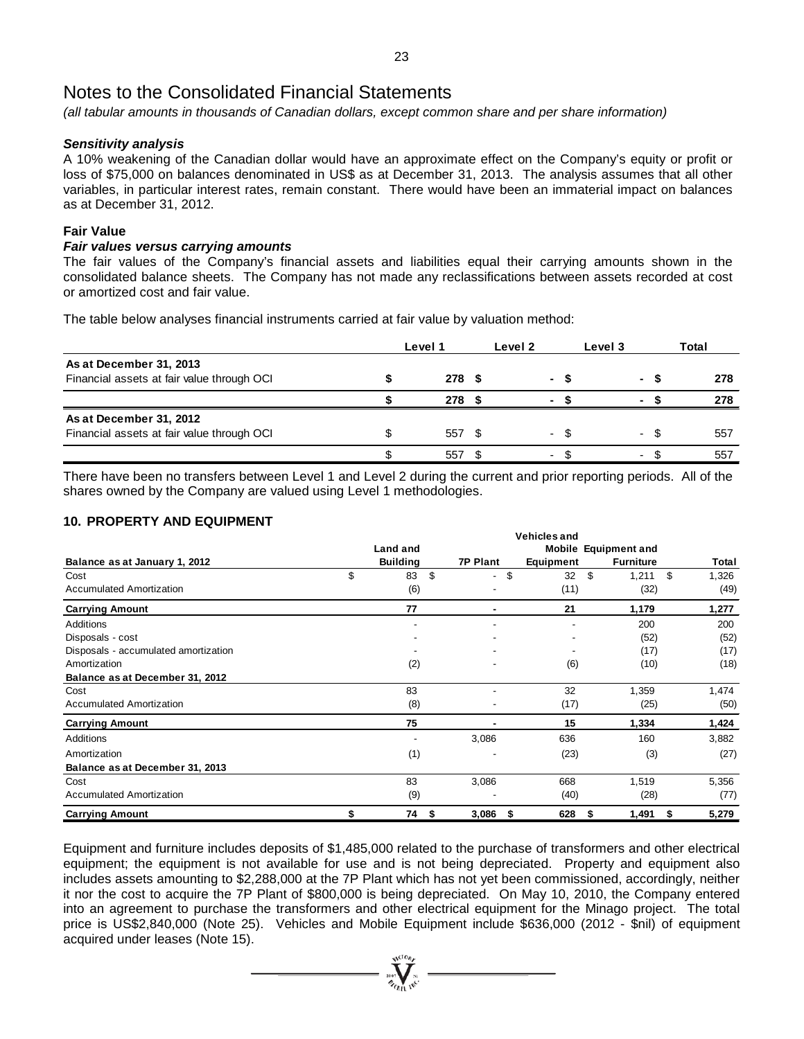# Notes to the Consolidated Financial Statements

*(all tabular amounts in thousands of Canadian dollars, except common share and per share information)*

***Sensitivity analysis***

A 10% weakening of the Canadian dollar would have an approximate effect on the Company's equity or profit or loss of $75,000 on balances denominated in US$ as at December 31, 2013. The analysis assumes that all other variables, in particular interest rates, remain constant. There would have been an immaterial impact on balances as at December 31, 2012.

**Fair Value**

***Fair values versus carrying amounts***

The fair values of the Company's financial assets and liabilities equal their carrying amounts shown in the consolidated balance sheets. The Company has not made any reclassifications between assets recorded at cost or amortized cost and fair value.

The table below analyses financial instruments carried at fair value by valuation method:

| | Level 1 | Level 2 | Level 3 | Total |
|---|---|---|---|---|
| **As at December 31, 2013** | | | | |
| Financial assets at fair value through OCI | **$ 278** | **$ -** | **$ -** | **$ 278** |
| | **$ 278** | **$ -** | **$ -** | **$ 278** |
| **As at December 31, 2012** | | | | |
| Financial assets at fair value through OCI | $ 557 | $ - | $ - | $ 557 |
| | $ 557 | $ - | $ - | $ 557 |

There have been no transfers between Level 1 and Level 2 during the current and prior reporting periods. All of the shares owned by the Company are valued using Level 1 methodologies.

## 10. PROPERTY AND EQUIPMENT

| Balance as at January 1, 2012 | Land and Building | 7P Plant | Vehicles and Mobile Equipment | Equipment and Furniture | Total |
|---|---|---|---|---|---|
| Cost | $ 83 | $ - | $ 32 | $ 1,211 | $ 1,326 |
| Accumulated Amortization | (6) | - | (11) | (32) | (49) |
| **Carrying Amount** | **77** | **-** | **21** | **1,179** | **1,277** |
| Additions | - | - | - | 200 | 200 |
| Disposals - cost | - | - | - | (52) | (52) |
| Disposals - accumulated amortization | - | - | - | (17) | (17) |
| Amortization | (2) | - | (6) | (10) | (18) |
| **Balance as at December 31, 2012** | | | | | |
| Cost | 83 | - | 32 | 1,359 | 1,474 |
| Accumulated Amortization | (8) | - | (17) | (25) | (50) |
| **Carrying Amount** | **75** | **-** | **15** | **1,334** | **1,424** |
| Additions | - | 3,086 | 636 | 160 | 3,882 |
| Amortization | (1) | - | (23) | (3) | (27) |
| **Balance as at December 31, 2013** | | | | | |
| Cost | 83 | 3,086 | 668 | 1,519 | 5,356 |
| Accumulated Amortization | (9) | - | (40) | (28) | (77) |
| **Carrying Amount** | **$ 74** | **$ 3,086** | **$ 628** | **$ 1,491** | **$ 5,279** |

Equipment and furniture includes deposits of $1,485,000 related to the purchase of transformers and other electrical equipment; the equipment is not available for use and is not being depreciated. Property and equipment also includes assets amounting to $2,288,000 at the 7P Plant which has not yet been commissioned, accordingly, neither it nor the cost to acquire the 7P Plant of $800,000 is being depreciated. On May 10, 2010, the Company entered into an agreement to purchase the transformers and other electrical equipment for the Minago project. The total price is US$2,840,000 (Note 25). Vehicles and Mobile Equipment include $636,000 (2012 - $nil) of equipment acquired under leases (Note 15).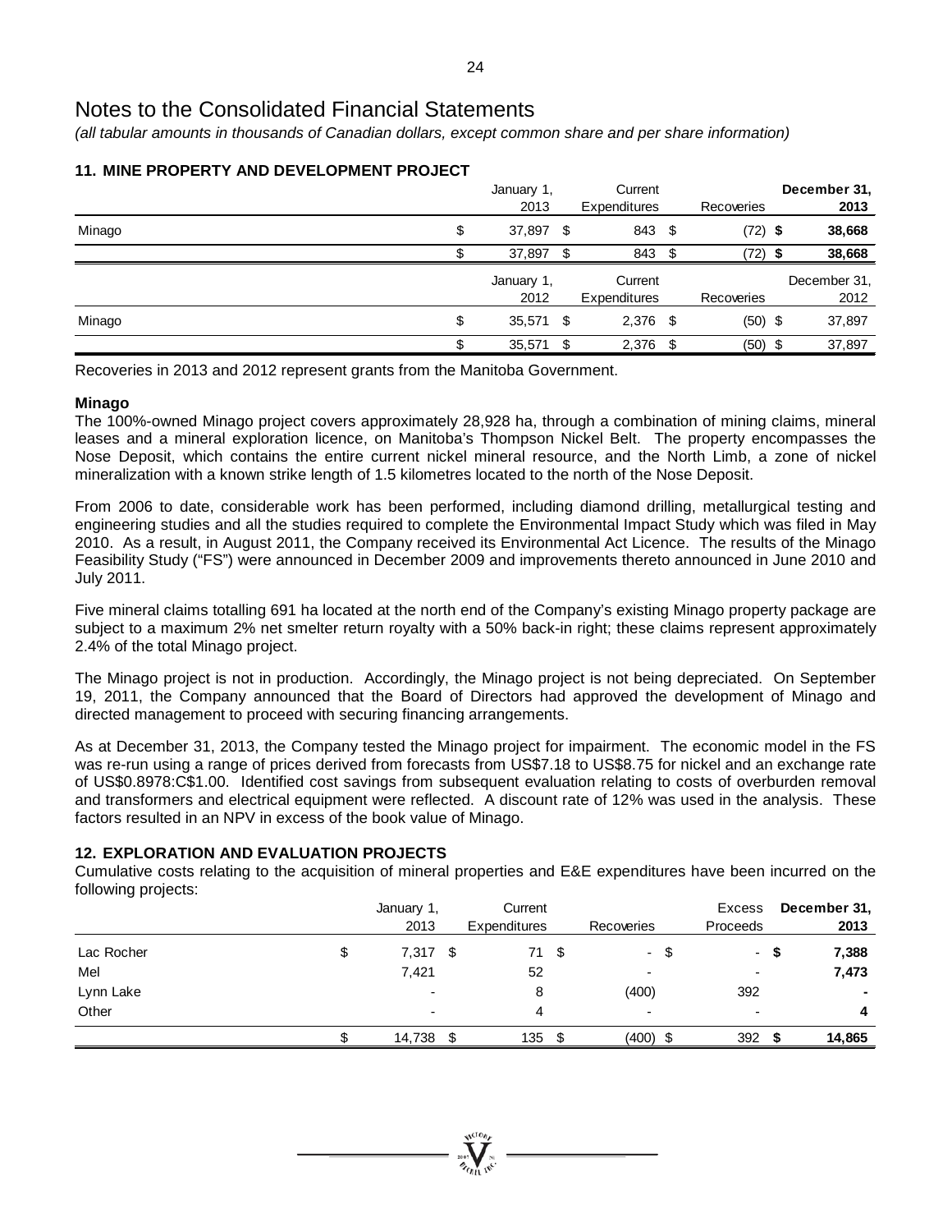# Notes to the Consolidated Financial Statements

*(all tabular amounts in thousands of Canadian dollars, except common share and per share information)*

## 11. MINE PROPERTY AND DEVELOPMENT PROJECT

| | January 1, 2013 | Current Expenditures | Recoveries | **December 31, 2013** |
|---|---|---|---|---|
| Minago | $ 37,897 | $ 843 | $ (72) | **$ 38,668** |
| | $ 37,897 | $ 843 | $ (72) | **$ 38,668** |

| | January 1, 2012 | Current Expenditures | Recoveries | December 31, 2012 |
|---|---|---|---|---|
| Minago | $ 35,571 | $ 2,376 | $ (50) | $ 37,897 |
| | $ 35,571 | $ 2,376 | $ (50) | $ 37,897 |

Recoveries in 2013 and 2012 represent grants from the Manitoba Government.

**Minago**

The 100%-owned Minago project covers approximately 28,928 ha, through a combination of mining claims, mineral leases and a mineral exploration licence, on Manitoba's Thompson Nickel Belt. The property encompasses the Nose Deposit, which contains the entire current nickel mineral resource, and the North Limb, a zone of nickel mineralization with a known strike length of 1.5 kilometres located to the north of the Nose Deposit.

From 2006 to date, considerable work has been performed, including diamond drilling, metallurgical testing and engineering studies and all the studies required to complete the Environmental Impact Study which was filed in May 2010. As a result, in August 2011, the Company received its Environmental Act Licence. The results of the Minago Feasibility Study ("FS") were announced in December 2009 and improvements thereto announced in June 2010 and July 2011.

Five mineral claims totalling 691 ha located at the north end of the Company's existing Minago property package are subject to a maximum 2% net smelter return royalty with a 50% back-in right; these claims represent approximately 2.4% of the total Minago project.

The Minago project is not in production. Accordingly, the Minago project is not being depreciated. On September 19, 2011, the Company announced that the Board of Directors had approved the development of Minago and directed management to proceed with securing financing arrangements.

As at December 31, 2013, the Company tested the Minago project for impairment. The economic model in the FS was re-run using a range of prices derived from forecasts from US$7.18 to US$8.75 for nickel and an exchange rate of US$0.8978:C$1.00. Identified cost savings from subsequent evaluation relating to costs of overburden removal and transformers and electrical equipment were reflected. A discount rate of 12% was used in the analysis. These factors resulted in an NPV in excess of the book value of Minago.

## 12. EXPLORATION AND EVALUATION PROJECTS

Cumulative costs relating to the acquisition of mineral properties and E&E expenditures have been incurred on the following projects:

| | January 1, 2013 | Current Expenditures | Recoveries | Excess Proceeds | **December 31, 2013** |
|---|---|---|---|---|---|
| Lac Rocher | $ 7,317 | $ 71 | $ - | $ - | **$ 7,388** |
| Mel | 7,421 | 52 | - | - | **7,473** |
| Lynn Lake | - | 8 | (400) | 392 | **-** |
| Other | - | 4 | - | - | **4** |
| | $ 14,738 | $ 135 | $ (400) | $ 392 | **$ 14,865** |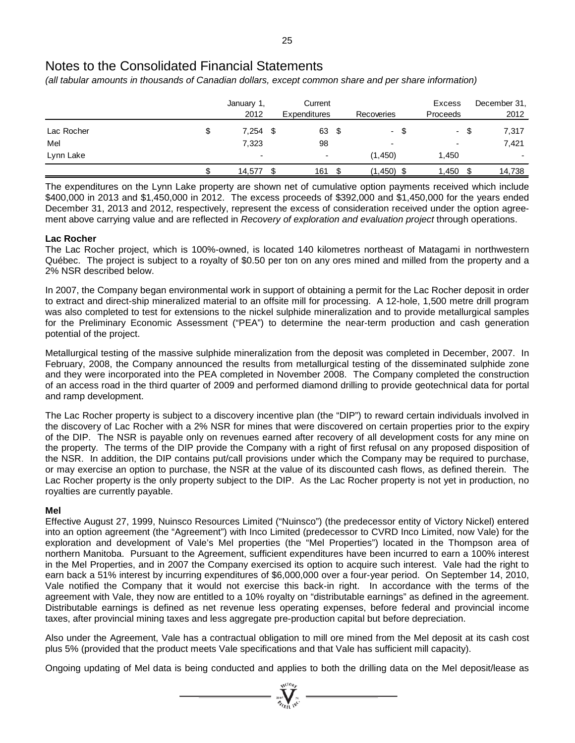# Notes to the Consolidated Financial Statements

*(all tabular amounts in thousands of Canadian dollars, except common share and per share information)*

| | January 1, 2012 | Current Expenditures | Recoveries | Excess Proceeds | December 31, 2012 |
|---|---|---|---|---|---|
| Lac Rocher | $ 7,254 | $ 63 | $ - | $ - | $ 7,317 |
| Mel | 7,323 | 98 | - | - | 7,421 |
| Lynn Lake | - | - | (1,450) | 1,450 | - |
| | $ 14,577 | $ 161 | $ (1,450) | $ 1,450 | $ 14,738 |

The expenditures on the Lynn Lake property are shown net of cumulative option payments received which include $400,000 in 2013 and $1,450,000 in 2012. The excess proceeds of $392,000 and $1,450,000 for the years ended December 31, 2013 and 2012, respectively, represent the excess of consideration received under the option agreement above carrying value and are reflected in *Recovery of exploration and evaluation project* through operations.

**Lac Rocher**

The Lac Rocher project, which is 100%-owned, is located 140 kilometres northeast of Matagami in northwestern Québec. The project is subject to a royalty of $0.50 per ton on any ores mined and milled from the property and a 2% NSR described below.

In 2007, the Company began environmental work in support of obtaining a permit for the Lac Rocher deposit in order to extract and direct-ship mineralized material to an offsite mill for processing. A 12-hole, 1,500 metre drill program was also completed to test for extensions to the nickel sulphide mineralization and to provide metallurgical samples for the Preliminary Economic Assessment ("PEA") to determine the near-term production and cash generation potential of the project.

Metallurgical testing of the massive sulphide mineralization from the deposit was completed in December, 2007. In February, 2008, the Company announced the results from metallurgical testing of the disseminated sulphide zone and they were incorporated into the PEA completed in November 2008. The Company completed the construction of an access road in the third quarter of 2009 and performed diamond drilling to provide geotechnical data for portal and ramp development.

The Lac Rocher property is subject to a discovery incentive plan (the "DIP") to reward certain individuals involved in the discovery of Lac Rocher with a 2% NSR for mines that were discovered on certain properties prior to the expiry of the DIP. The NSR is payable only on revenues earned after recovery of all development costs for any mine on the property. The terms of the DIP provide the Company with a right of first refusal on any proposed disposition of the NSR. In addition, the DIP contains put/call provisions under which the Company may be required to purchase, or may exercise an option to purchase, the NSR at the value of its discounted cash flows, as defined therein. The Lac Rocher property is the only property subject to the DIP. As the Lac Rocher property is not yet in production, no royalties are currently payable.

**Mel**

Effective August 27, 1999, Nuinsco Resources Limited ("Nuinsco") (the predecessor entity of Victory Nickel) entered into an option agreement (the "Agreement") with Inco Limited (predecessor to CVRD Inco Limited, now Vale) for the exploration and development of Vale's Mel properties (the "Mel Properties") located in the Thompson area of northern Manitoba. Pursuant to the Agreement, sufficient expenditures have been incurred to earn a 100% interest in the Mel Properties, and in 2007 the Company exercised its option to acquire such interest. Vale had the right to earn back a 51% interest by incurring expenditures of $6,000,000 over a four-year period. On September 14, 2010, Vale notified the Company that it would not exercise this back-in right. In accordance with the terms of the agreement with Vale, they now are entitled to a 10% royalty on "distributable earnings" as defined in the agreement. Distributable earnings is defined as net revenue less operating expenses, before federal and provincial income taxes, after provincial mining taxes and less aggregate pre-production capital but before depreciation.

Also under the Agreement, Vale has a contractual obligation to mill ore mined from the Mel deposit at its cash cost plus 5% (provided that the product meets Vale specifications and that Vale has sufficient mill capacity).

Ongoing updating of Mel data is being conducted and applies to both the drilling data on the Mel deposit/lease as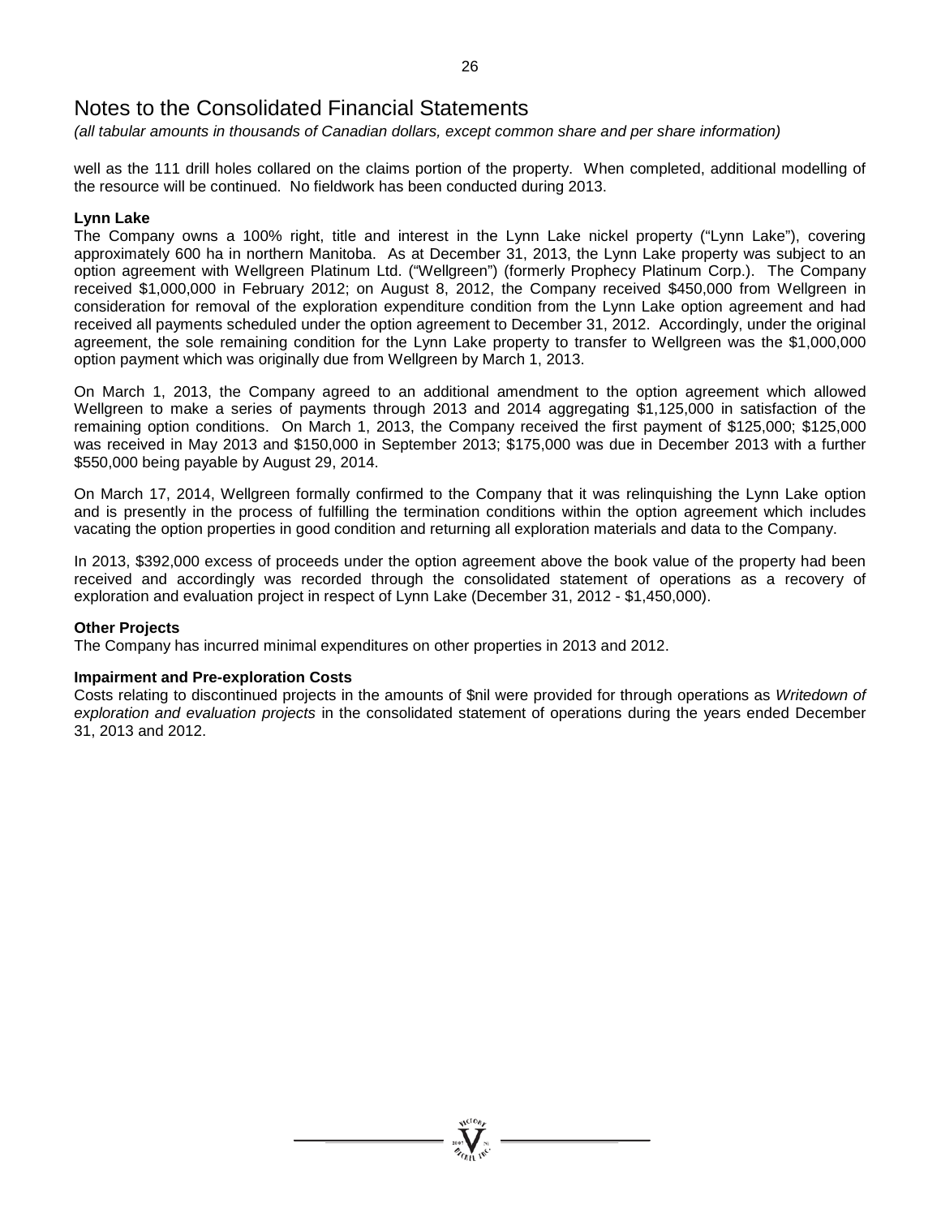# Notes to the Consolidated Financial Statements

*(all tabular amounts in thousands of Canadian dollars, except common share and per share information)*

well as the 111 drill holes collared on the claims portion of the property. When completed, additional modelling of the resource will be continued. No fieldwork has been conducted during 2013.

**Lynn Lake**

The Company owns a 100% right, title and interest in the Lynn Lake nickel property ("Lynn Lake"), covering approximately 600 ha in northern Manitoba. As at December 31, 2013, the Lynn Lake property was subject to an option agreement with Wellgreen Platinum Ltd. ("Wellgreen") (formerly Prophecy Platinum Corp.). The Company received $1,000,000 in February 2012; on August 8, 2012, the Company received $450,000 from Wellgreen in consideration for removal of the exploration expenditure condition from the Lynn Lake option agreement and had received all payments scheduled under the option agreement to December 31, 2012. Accordingly, under the original agreement, the sole remaining condition for the Lynn Lake property to transfer to Wellgreen was the $1,000,000 option payment which was originally due from Wellgreen by March 1, 2013.

On March 1, 2013, the Company agreed to an additional amendment to the option agreement which allowed Wellgreen to make a series of payments through 2013 and 2014 aggregating $1,125,000 in satisfaction of the remaining option conditions. On March 1, 2013, the Company received the first payment of $125,000; $125,000 was received in May 2013 and $150,000 in September 2013; $175,000 was due in December 2013 with a further $550,000 being payable by August 29, 2014.

On March 17, 2014, Wellgreen formally confirmed to the Company that it was relinquishing the Lynn Lake option and is presently in the process of fulfilling the termination conditions within the option agreement which includes vacating the option properties in good condition and returning all exploration materials and data to the Company.

In 2013, $392,000 excess of proceeds under the option agreement above the book value of the property had been received and accordingly was recorded through the consolidated statement of operations as a recovery of exploration and evaluation project in respect of Lynn Lake (December 31, 2012 - $1,450,000).

**Other Projects**

The Company has incurred minimal expenditures on other properties in 2013 and 2012.

**Impairment and Pre-exploration Costs**

Costs relating to discontinued projects in the amounts of $nil were provided for through operations as *Writedown of exploration and evaluation projects* in the consolidated statement of operations during the years ended December 31, 2013 and 2012.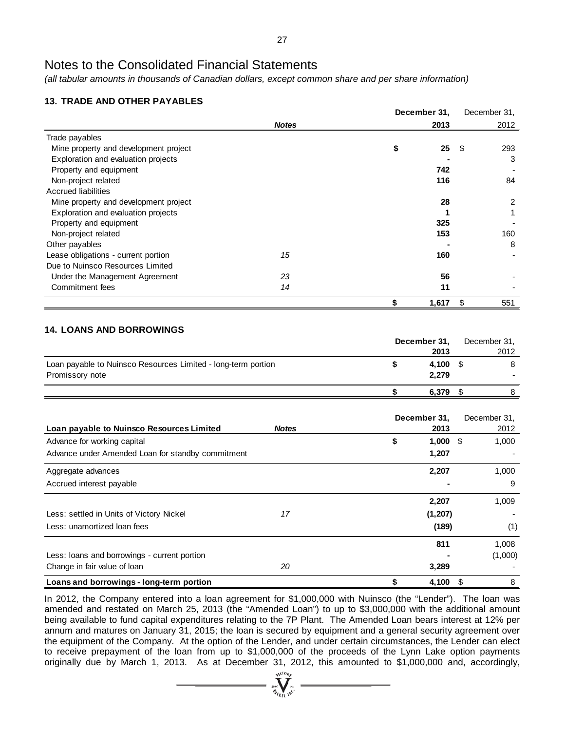# Notes to the Consolidated Financial Statements

*(all tabular amounts in thousands of Canadian dollars, except common share and per share information)*

## 13. TRADE AND OTHER PAYABLES

| | *Notes* | **December 31, 2013** | December 31, 2012 |
|---|---|---|---|
| Trade payables | | | |
| Mine property and development project | | **$ 25** | $ 293 |
| Exploration and evaluation projects | | **-** | 3 |
| Property and equipment | | **742** | - |
| Non-project related | | **116** | 84 |
| Accrued liabilities | | | |
| Mine property and development project | | **28** | 2 |
| Exploration and evaluation projects | | **1** | 1 |
| Property and equipment | | **325** | - |
| Non-project related | | **153** | 160 |
| Other payables | | **-** | 8 |
| Lease obligations - current portion | 15 | **160** | - |
| Due to Nuinsco Resources Limited | | | |
| Under the Management Agreement | 23 | **56** | - |
| Commitment fees | 14 | **11** | - |
| | | **$ 1,617** | $ 551 |

## 14. LOANS AND BORROWINGS

| | **December 31, 2013** | December 31, 2012 |
|---|---|---|
| Loan payable to Nuinsco Resources Limited - long-term portion | **$ 4,100** | $ 8 |
| Promissory note | **2,279** | - |
| | **$ 6,379** | $ 8 |

| **Loan payable to Nuinsco Resources Limited** | *Notes* | **December 31, 2013** | December 31, 2012 |
|---|---|---|---|
| Advance for working capital | | **$ 1,000** | $ 1,000 |
| Advance under Amended Loan for standby commitment | | **1,207** | - |
| Aggregate advances | | **2,207** | 1,000 |
| Accrued interest payable | | **-** | 9 |
| | | **2,207** | 1,009 |
| Less: settled in Units of Victory Nickel | 17 | **(1,207)** | - |
| Less: unamortized loan fees | | **(189)** | (1) |
| | | **811** | 1,008 |
| Less: loans and borrowings - current portion | | **-** | (1,000) |
| Change in fair value of loan | 20 | **3,289** | - |
| **Loans and borrowings - long-term portion** | | **$ 4,100** | $ 8 |

In 2012, the Company entered into a loan agreement for $1,000,000 with Nuinsco (the "Lender"). The loan was amended and restated on March 25, 2013 (the "Amended Loan") to up to $3,000,000 with the additional amount being available to fund capital expenditures relating to the 7P Plant. The Amended Loan bears interest at 12% per annum and matures on January 31, 2015; the loan is secured by equipment and a general security agreement over the equipment of the Company. At the option of the Lender, and under certain circumstances, the Lender can elect to receive prepayment of the loan from up to $1,000,000 of the proceeds of the Lynn Lake option payments originally due by March 1, 2013. As at December 31, 2012, this amounted to $1,000,000 and, accordingly,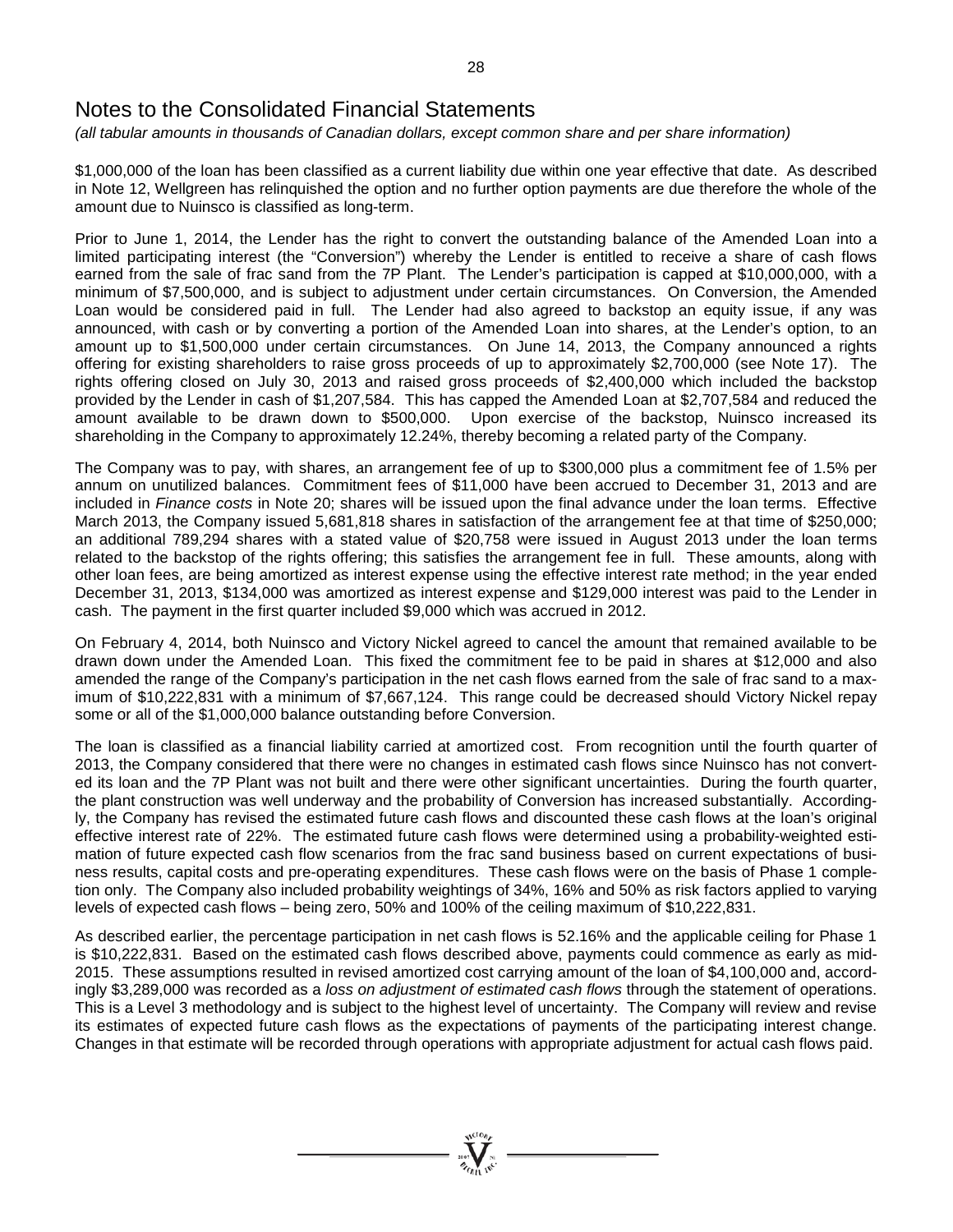# Notes to the Consolidated Financial Statements

*(all tabular amounts in thousands of Canadian dollars, except common share and per share information)*

$1,000,000 of the loan has been classified as a current liability due within one year effective that date. As described in Note 12, Wellgreen has relinquished the option and no further option payments are due therefore the whole of the amount due to Nuinsco is classified as long-term.

Prior to June 1, 2014, the Lender has the right to convert the outstanding balance of the Amended Loan into a limited participating interest (the "Conversion") whereby the Lender is entitled to receive a share of cash flows earned from the sale of frac sand from the 7P Plant. The Lender's participation is capped at $10,000,000, with a minimum of $7,500,000, and is subject to adjustment under certain circumstances. On Conversion, the Amended Loan would be considered paid in full. The Lender had also agreed to backstop an equity issue, if any was announced, with cash or by converting a portion of the Amended Loan into shares, at the Lender's option, to an amount up to $1,500,000 under certain circumstances. On June 14, 2013, the Company announced a rights offering for existing shareholders to raise gross proceeds of up to approximately $2,700,000 (see Note 17). The rights offering closed on July 30, 2013 and raised gross proceeds of $2,400,000 which included the backstop provided by the Lender in cash of $1,207,584. This has capped the Amended Loan at $2,707,584 and reduced the amount available to be drawn down to $500,000. Upon exercise of the backstop, Nuinsco increased its shareholding in the Company to approximately 12.24%, thereby becoming a related party of the Company.

The Company was to pay, with shares, an arrangement fee of up to $300,000 plus a commitment fee of 1.5% per annum on unutilized balances. Commitment fees of $11,000 have been accrued to December 31, 2013 and are included in *Finance costs* in Note 20; shares will be issued upon the final advance under the loan terms. Effective March 2013, the Company issued 5,681,818 shares in satisfaction of the arrangement fee at that time of $250,000; an additional 789,294 shares with a stated value of $20,758 were issued in August 2013 under the loan terms related to the backstop of the rights offering; this satisfies the arrangement fee in full. These amounts, along with other loan fees, are being amortized as interest expense using the effective interest rate method; in the year ended December 31, 2013, $134,000 was amortized as interest expense and $129,000 interest was paid to the Lender in cash. The payment in the first quarter included $9,000 which was accrued in 2012.

On February 4, 2014, both Nuinsco and Victory Nickel agreed to cancel the amount that remained available to be drawn down under the Amended Loan. This fixed the commitment fee to be paid in shares at $12,000 and also amended the range of the Company's participation in the net cash flows earned from the sale of frac sand to a maximum of $10,222,831 with a minimum of $7,667,124. This range could be decreased should Victory Nickel repay some or all of the $1,000,000 balance outstanding before Conversion.

The loan is classified as a financial liability carried at amortized cost. From recognition until the fourth quarter of 2013, the Company considered that there were no changes in estimated cash flows since Nuinsco has not converted its loan and the 7P Plant was not built and there were other significant uncertainties. During the fourth quarter, the plant construction was well underway and the probability of Conversion has increased substantially. Accordingly, the Company has revised the estimated future cash flows and discounted these cash flows at the loan's original effective interest rate of 22%. The estimated future cash flows were determined using a probability-weighted estimation of future expected cash flow scenarios from the frac sand business based on current expectations of business results, capital costs and pre-operating expenditures. These cash flows were on the basis of Phase 1 completion only. The Company also included probability weightings of 34%, 16% and 50% as risk factors applied to varying levels of expected cash flows – being zero, 50% and 100% of the ceiling maximum of $10,222,831.

As described earlier, the percentage participation in net cash flows is 52.16% and the applicable ceiling for Phase 1 is $10,222,831. Based on the estimated cash flows described above, payments could commence as early as mid-2015. These assumptions resulted in revised amortized cost carrying amount of the loan of $4,100,000 and, accordingly $3,289,000 was recorded as a *loss on adjustment of estimated cash flows* through the statement of operations. This is a Level 3 methodology and is subject to the highest level of uncertainty. The Company will review and revise its estimates of expected future cash flows as the expectations of payments of the participating interest change. Changes in that estimate will be recorded through operations with appropriate adjustment for actual cash flows paid.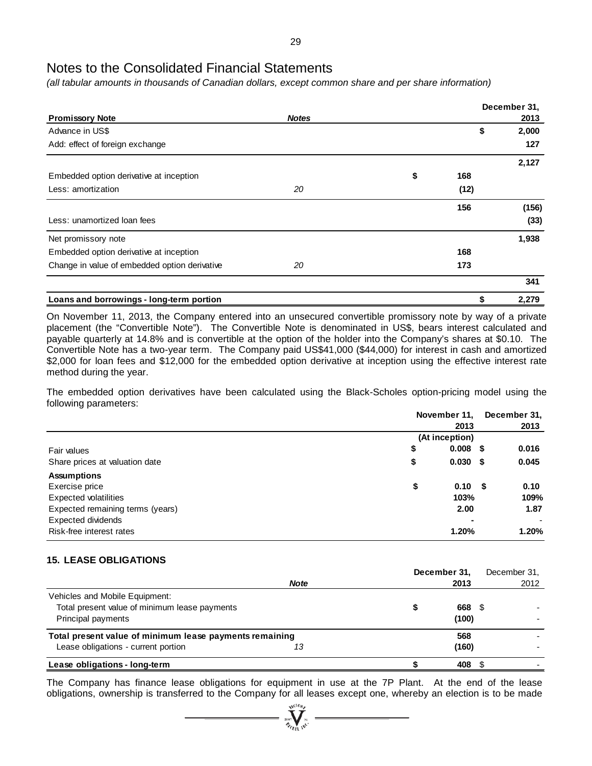# Notes to the Consolidated Financial Statements

*(all tabular amounts in thousands of Canadian dollars, except common share and per share information)*

| Promissory Note | *Notes* | | December 31, 2013 |
|---|---|---|---|
| Advance in US$ | | | $ 2,000 |
| Add: effect of foreign exchange | | | 127 |
| | | | 2,127 |
| Embedded option derivative at inception | | $ 168 | |
| Less: amortization | *20* | (12) | |
| | | 156 | (156) |
| Less: unamortized loan fees | | | (33) |
| Net promissory note | | | 1,938 |
| Embedded option derivative at inception | | 168 | |
| Change in value of embedded option derivative | *20* | 173 | |
| | | | 341 |
| **Loans and borrowings - long-term portion** | | | **$ 2,279** |

On November 11, 2013, the Company entered into an unsecured convertible promissory note by way of a private placement (the "Convertible Note"). The Convertible Note is denominated in US$, bears interest calculated and payable quarterly at 14.8% and is convertible at the option of the holder into the Company's shares at $0.10. The Convertible Note has a two-year term. The Company paid US$41,000 ($44,000) for interest in cash and amortized $2,000 for loan fees and $12,000 for the embedded option derivative at inception using the effective interest rate method during the year.

The embedded option derivatives have been calculated using the Black-Scholes option-pricing model using the following parameters:

| | November 11, 2013 (At inception) | December 31, 2013 |
|---|---|---|
| Fair values | $ 0.008 | $ 0.016 |
| Share prices at valuation date | $ 0.030 | $ 0.045 |
| **Assumptions** | | |
| Exercise price | $ 0.10 | $ 0.10 |
| Expected volatilities | 103% | 109% |
| Expected remaining terms (years) | 2.00 | 1.87 |
| Expected dividends | - | - |
| Risk-free interest rates | 1.20% | 1.20% |

### 15. LEASE OBLIGATIONS

| | *Note* | December 31, 2013 | December 31, 2012 |
|---|---|---|---|
| Vehicles and Mobile Equipment: | | | |
| Total present value of minimum lease payments | | $ 668 | $ - |
| Principal payments | | (100) | - |
| **Total present value of minimum lease payments remaining** | | 568 | - |
| Lease obligations - current portion | *13* | (160) | - |
| **Lease obligations - long-term** | | **$ 408** | $ - |

The Company has finance lease obligations for equipment in use at the 7P Plant. At the end of the lease obligations, ownership is transferred to the Company for all leases except one, whereby an election is to be made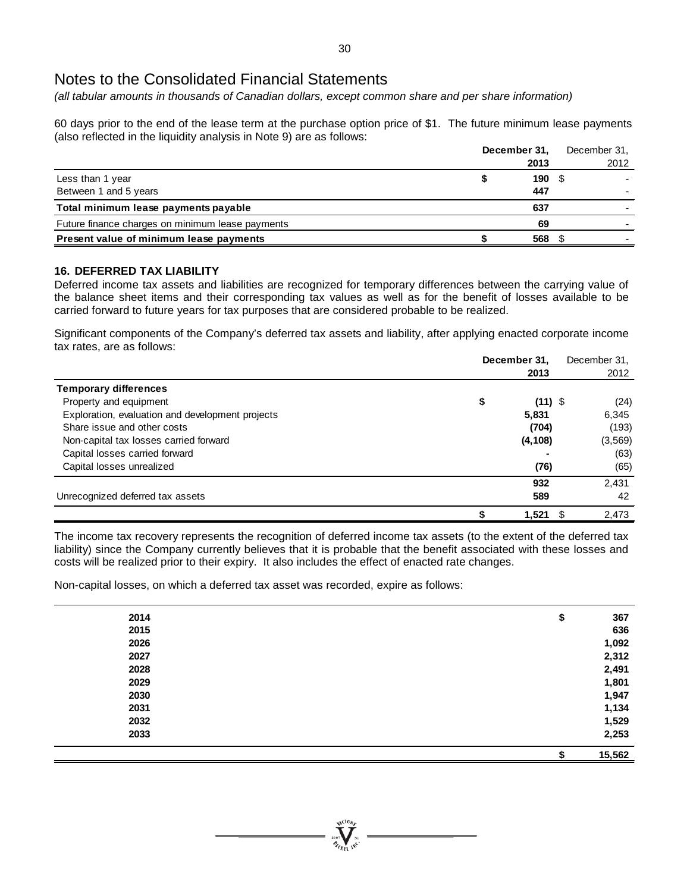# Notes to the Consolidated Financial Statements

*(all tabular amounts in thousands of Canadian dollars, except common share and per share information)*

60 days prior to the end of the lease term at the purchase option price of $1. The future minimum lease payments (also reflected in the liquidity analysis in Note 9) are as follows:

| | **December 31, 2013** | December 31, 2012 |
|---|---|---|
| Less than 1 year | **$ 190** | $ - |
| Between 1 and 5 years | **447** | - |
| **Total minimum lease payments payable** | **637** | - |
| Future finance charges on minimum lease payments | **69** | - |
| **Present value of minimum lease payments** | **$ 568** | $ - |

### 16. DEFERRED TAX LIABILITY

Deferred income tax assets and liabilities are recognized for temporary differences between the carrying value of the balance sheet items and their corresponding tax values as well as for the benefit of losses available to be carried forward to future years for tax purposes that are considered probable to be realized.

Significant components of the Company's deferred tax assets and liability, after applying enacted corporate income tax rates, are as follows:

| | **December 31, 2013** | December 31, 2012 |
|---|---|---|
| **Temporary differences** | | |
| Property and equipment | **$ (11)** | $ (24) |
| Exploration, evaluation and development projects | **5,831** | 6,345 |
| Share issue and other costs | **(704)** | (193) |
| Non-capital tax losses carried forward | **(4,108)** | (3,569) |
| Capital losses carried forward | **-** | (63) |
| Capital losses unrealized | **(76)** | (65) |
| | **932** | 2,431 |
| Unrecognized deferred tax assets | **589** | 42 |
| | **$ 1,521** | $ 2,473 |

The income tax recovery represents the recognition of deferred income tax assets (to the extent of the deferred tax liability) since the Company currently believes that it is probable that the benefit associated with these losses and costs will be realized prior to their expiry. It also includes the effect of enacted rate changes.

Non-capital losses, on which a deferred tax asset was recorded, expire as follows:

| | |
|---|---|
| **2014** | **$ 367** |
| **2015** | **636** |
| **2026** | **1,092** |
| **2027** | **2,312** |
| **2028** | **2,491** |
| **2029** | **1,801** |
| **2030** | **1,947** |
| **2031** | **1,134** |
| **2032** | **1,529** |
| **2033** | **2,253** |
| | **$ 15,562** |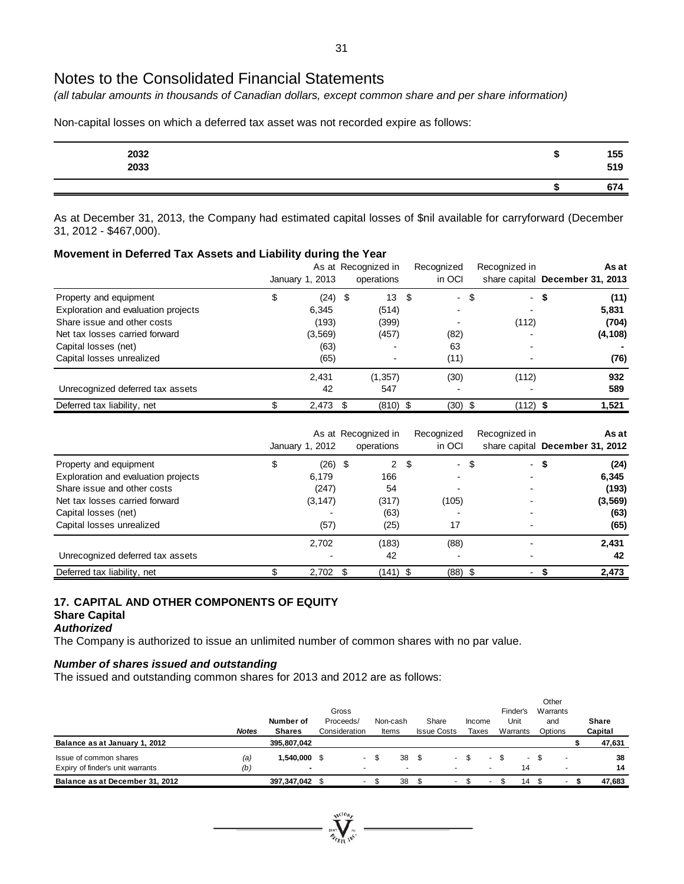# Notes to the Consolidated Financial Statements

*(all tabular amounts in thousands of Canadian dollars, except common share and per share information)*

Non-capital losses on which a deferred tax asset was not recorded expire as follows:

| | | |
|---|---|---|
| **2032** | **$** | **155** |
| **2033** | | **519** |
| | **$** | **674** |

As at December 31, 2013, the Company had estimated capital losses of $nil available for carryforward (December 31, 2012 - $467,000).

### Movement in Deferred Tax Assets and Liability during the Year

| | As at January 1, 2013 | Recognized in operations | Recognized in OCI | Recognized in share capital | As at December 31, 2013 |
|---|---|---|---|---|---|
| Property and equipment | $ (24) | $ 13 | $ - | $ - | **$ (11)** |
| Exploration and evaluation projects | 6,345 | (514) | - | - | **5,831** |
| Share issue and other costs | (193) | (399) | - | (112) | **(704)** |
| Net tax losses carried forward | (3,569) | (457) | (82) | - | **(4,108)** |
| Capital losses (net) | (63) | - | 63 | - | **-** |
| Capital losses unrealized | (65) | - | (11) | - | **(76)** |
| | 2,431 | (1,357) | (30) | (112) | **932** |
| Unrecognized deferred tax assets | 42 | 547 | - | - | **589** |
| Deferred tax liability, net | $ 2,473 | $ (810) | $ (30) | $ (112) | **$ 1,521** |

| | As at January 1, 2012 | Recognized in operations | Recognized in OCI | Recognized in share capital | As at December 31, 2012 |
|---|---|---|---|---|---|
| Property and equipment | $ (26) | $ 2 | $ - | $ - | **$ (24)** |
| Exploration and evaluation projects | 6,179 | 166 | - | - | **6,345** |
| Share issue and other costs | (247) | 54 | - | - | **(193)** |
| Net tax losses carried forward | (3,147) | (317) | (105) | - | **(3,569)** |
| Capital losses (net) | - | (63) | - | - | **(63)** |
| Capital losses unrealized | (57) | (25) | 17 | - | **(65)** |
| | 2,702 | (183) | (88) | - | **2,431** |
| Unrecognized deferred tax assets | - | 42 | - | - | **42** |
| Deferred tax liability, net | $ 2,702 | $ (141) | $ (88) | $ - | **$ 2,473** |

## 17. CAPITAL AND OTHER COMPONENTS OF EQUITY

### Share Capital

***Authorized***

The Company is authorized to issue an unlimited number of common shares with no par value.

***Number of shares issued and outstanding***

The issued and outstanding common shares for 2013 and 2012 are as follows:

| | *Notes* | Number of Shares | Gross Proceeds/ Consideration | Non-cash Items | Share Issue Costs | Income Taxes | Finder's Unit Warrants | Other Warrants and Options | Share Capital |
|---|---|---|---|---|---|---|---|---|---|
| **Balance as at January 1, 2012** | | **395,807,042** | | | | | | | **$ 47,631** |
| Issue of common shares | *(a)* | **1,540,000** | $ - | $ 38 | $ - | $ - | $ - | $ - | **38** |
| Expiry of finder's unit warrants | *(b)* | **-** | - | - | - | - | 14 | - | **14** |
| **Balance as at December 31, 2012** | | **397,347,042** | $ - | $ 38 | $ - | $ - | $ 14 | $ - | **$ 47,683** |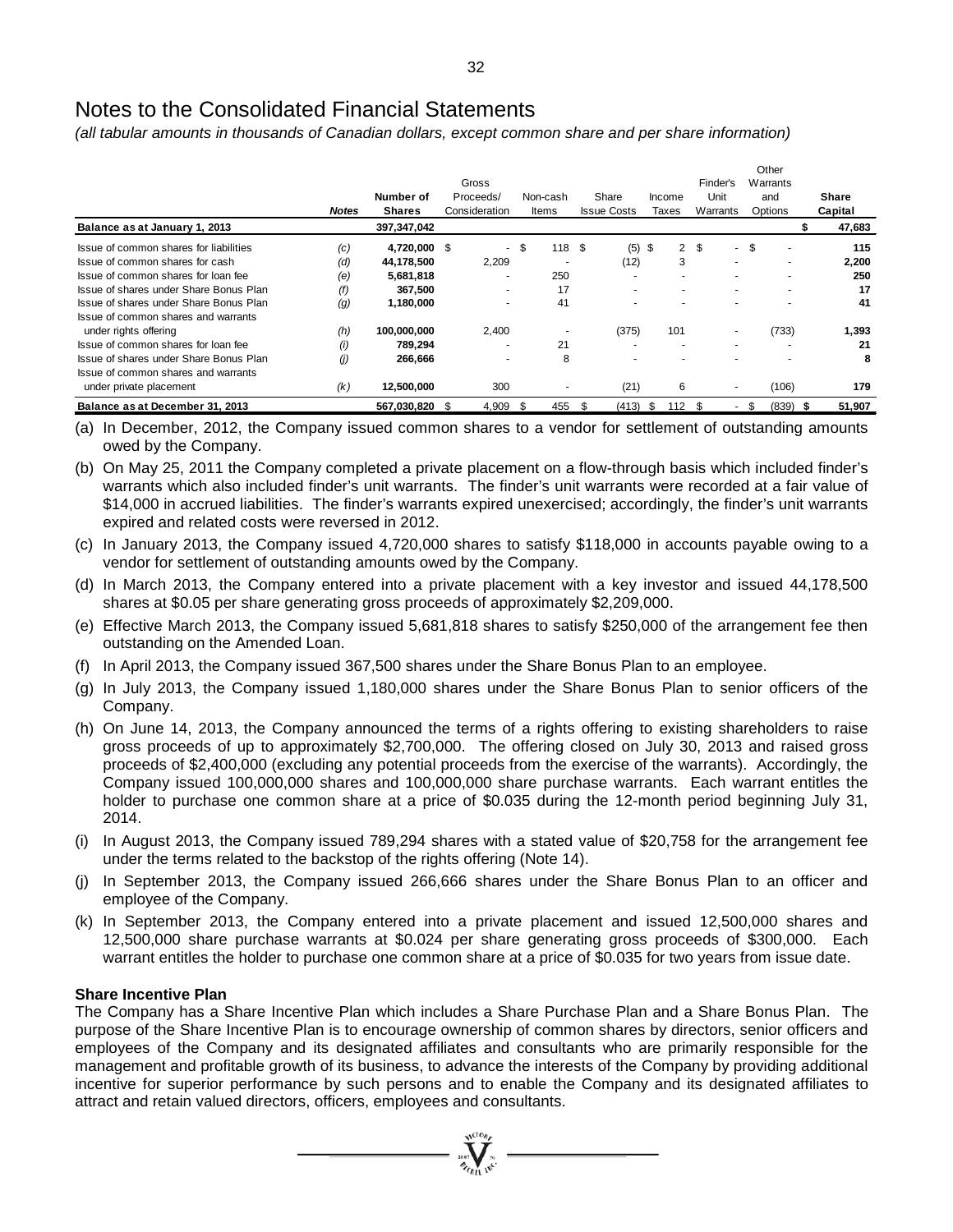# Notes to the Consolidated Financial Statements

*(all tabular amounts in thousands of Canadian dollars, except common share and per share information)*

| | Notes | Number of Shares | Gross Proceeds/ Consideration | Non-cash Items | Share Issue Costs | Income Taxes | Finder's Unit Warrants | Other Warrants and Options | Share Capital |
|---|---|---|---|---|---|---|---|---|---|
| **Balance as at January 1, 2013** | | **397,347,042** | | | | | | | **$ 47,683** |
| Issue of common shares for liabilities | *(c)* | **4,720,000** | $ - | $ 118 | $ (5) | $ 2 | $ - | $ - | **115** |
| Issue of common shares for cash | *(d)* | **44,178,500** | 2,209 | - | (12) | 3 | - | - | **2,200** |
| Issue of common shares for loan fee | *(e)* | **5,681,818** | - | 250 | - | - | - | - | **250** |
| Issue of shares under Share Bonus Plan | *(f)* | **367,500** | - | 17 | - | - | - | - | **17** |
| Issue of shares under Share Bonus Plan | *(g)* | **1,180,000** | - | 41 | - | - | - | - | **41** |
| Issue of common shares and warrants under rights offering | *(h)* | **100,000,000** | 2,400 | - | (375) | 101 | - | (733) | **1,393** |
| Issue of common shares for loan fee | *(i)* | **789,294** | - | 21 | - | - | - | - | **21** |
| Issue of shares under Share Bonus Plan | *(j)* | **266,666** | - | 8 | - | - | - | - | **8** |
| Issue of common shares and warrants under private placement | *(k)* | **12,500,000** | 300 | - | (21) | 6 | - | (106) | **179** |
| **Balance as at December 31, 2013** | | **567,030,820** | $ 4,909 | $ 455 | $ (413) | $ 112 | $ - | $ (839) | **$ 51,907** |

(a) In December, 2012, the Company issued common shares to a vendor for settlement of outstanding amounts owed by the Company.

(b) On May 25, 2011 the Company completed a private placement on a flow-through basis which included finder's warrants which also included finder's unit warrants. The finder's unit warrants were recorded at a fair value of $14,000 in accrued liabilities. The finder's warrants expired unexercised; accordingly, the finder's unit warrants expired and related costs were reversed in 2012.

(c) In January 2013, the Company issued 4,720,000 shares to satisfy $118,000 in accounts payable owing to a vendor for settlement of outstanding amounts owed by the Company.

(d) In March 2013, the Company entered into a private placement with a key investor and issued 44,178,500 shares at $0.05 per share generating gross proceeds of approximately $2,209,000.

(e) Effective March 2013, the Company issued 5,681,818 shares to satisfy $250,000 of the arrangement fee then outstanding on the Amended Loan.

(f) In April 2013, the Company issued 367,500 shares under the Share Bonus Plan to an employee.

(g) In July 2013, the Company issued 1,180,000 shares under the Share Bonus Plan to senior officers of the Company.

(h) On June 14, 2013, the Company announced the terms of a rights offering to existing shareholders to raise gross proceeds of up to approximately $2,700,000. The offering closed on July 30, 2013 and raised gross proceeds of $2,400,000 (excluding any potential proceeds from the exercise of the warrants). Accordingly, the Company issued 100,000,000 shares and 100,000,000 share purchase warrants. Each warrant entitles the holder to purchase one common share at a price of $0.035 during the 12-month period beginning July 31, 2014.

(i) In August 2013, the Company issued 789,294 shares with a stated value of $20,758 for the arrangement fee under the terms related to the backstop of the rights offering (Note 14).

(j) In September 2013, the Company issued 266,666 shares under the Share Bonus Plan to an officer and employee of the Company.

(k) In September 2013, the Company entered into a private placement and issued 12,500,000 shares and 12,500,000 share purchase warrants at $0.024 per share generating gross proceeds of $300,000. Each warrant entitles the holder to purchase one common share at a price of $0.035 for two years from issue date.

**Share Incentive Plan**

The Company has a Share Incentive Plan which includes a Share Purchase Plan and a Share Bonus Plan. The purpose of the Share Incentive Plan is to encourage ownership of common shares by directors, senior officers and employees of the Company and its designated affiliates and consultants who are primarily responsible for the management and profitable growth of its business, to advance the interests of the Company by providing additional incentive for superior performance by such persons and to enable the Company and its designated affiliates to attract and retain valued directors, officers, employees and consultants.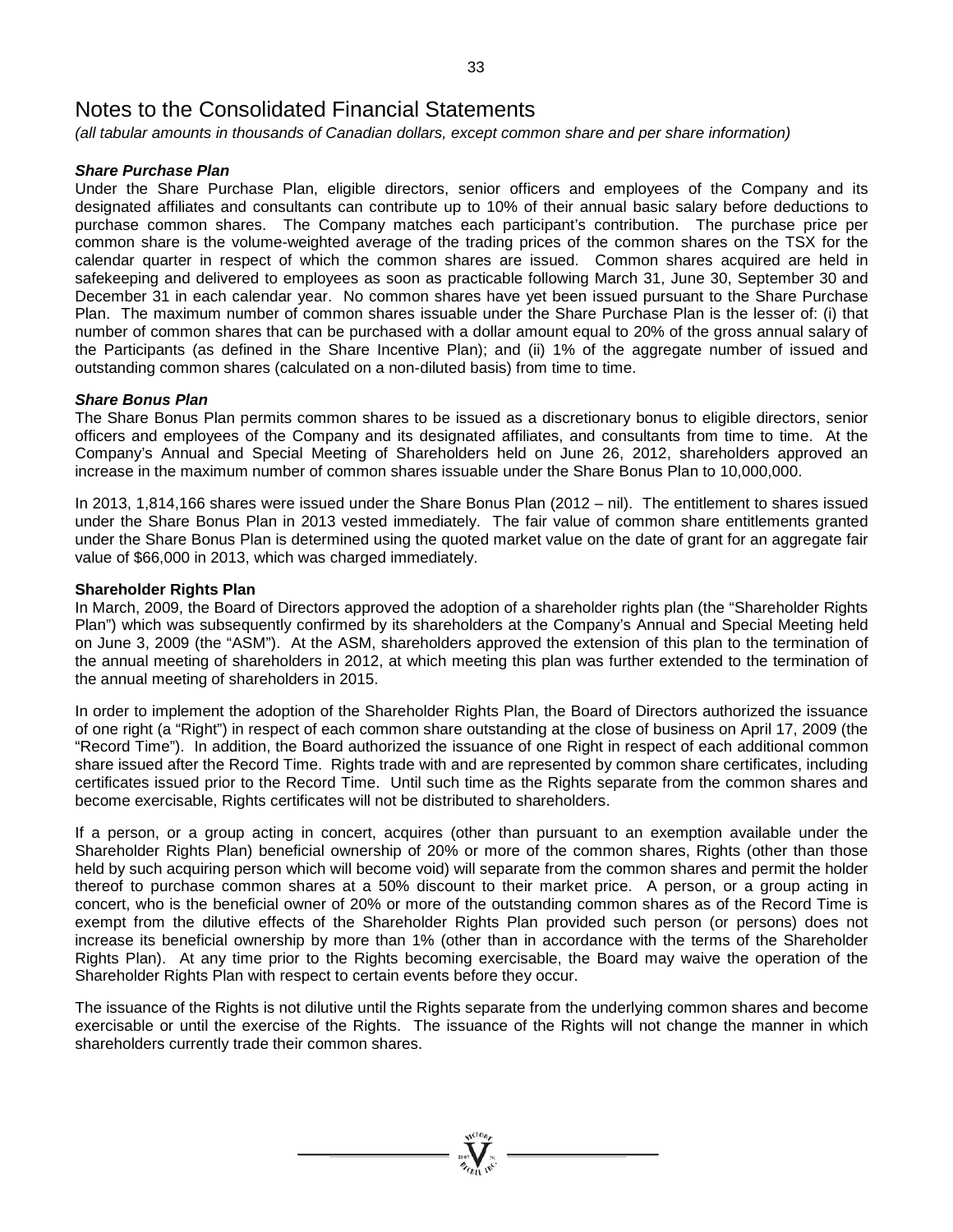# Notes to the Consolidated Financial Statements

*(all tabular amounts in thousands of Canadian dollars, except common share and per share information)*

***Share Purchase Plan***

Under the Share Purchase Plan, eligible directors, senior officers and employees of the Company and its designated affiliates and consultants can contribute up to 10% of their annual basic salary before deductions to purchase common shares. The Company matches each participant's contribution. The purchase price per common share is the volume-weighted average of the trading prices of the common shares on the TSX for the calendar quarter in respect of which the common shares are issued. Common shares acquired are held in safekeeping and delivered to employees as soon as practicable following March 31, June 30, September 30 and December 31 in each calendar year. No common shares have yet been issued pursuant to the Share Purchase Plan. The maximum number of common shares issuable under the Share Purchase Plan is the lesser of: (i) that number of common shares that can be purchased with a dollar amount equal to 20% of the gross annual salary of the Participants (as defined in the Share Incentive Plan); and (ii) 1% of the aggregate number of issued and outstanding common shares (calculated on a non-diluted basis) from time to time.

***Share Bonus Plan***

The Share Bonus Plan permits common shares to be issued as a discretionary bonus to eligible directors, senior officers and employees of the Company and its designated affiliates, and consultants from time to time. At the Company's Annual and Special Meeting of Shareholders held on June 26, 2012, shareholders approved an increase in the maximum number of common shares issuable under the Share Bonus Plan to 10,000,000.

In 2013, 1,814,166 shares were issued under the Share Bonus Plan (2012 – nil). The entitlement to shares issued under the Share Bonus Plan in 2013 vested immediately. The fair value of common share entitlements granted under the Share Bonus Plan is determined using the quoted market value on the date of grant for an aggregate fair value of $66,000 in 2013, which was charged immediately.

**Shareholder Rights Plan**

In March, 2009, the Board of Directors approved the adoption of a shareholder rights plan (the "Shareholder Rights Plan") which was subsequently confirmed by its shareholders at the Company's Annual and Special Meeting held on June 3, 2009 (the "ASM"). At the ASM, shareholders approved the extension of this plan to the termination of the annual meeting of shareholders in 2012, at which meeting this plan was further extended to the termination of the annual meeting of shareholders in 2015.

In order to implement the adoption of the Shareholder Rights Plan, the Board of Directors authorized the issuance of one right (a "Right") in respect of each common share outstanding at the close of business on April 17, 2009 (the "Record Time"). In addition, the Board authorized the issuance of one Right in respect of each additional common share issued after the Record Time. Rights trade with and are represented by common share certificates, including certificates issued prior to the Record Time. Until such time as the Rights separate from the common shares and become exercisable, Rights certificates will not be distributed to shareholders.

If a person, or a group acting in concert, acquires (other than pursuant to an exemption available under the Shareholder Rights Plan) beneficial ownership of 20% or more of the common shares, Rights (other than those held by such acquiring person which will become void) will separate from the common shares and permit the holder thereof to purchase common shares at a 50% discount to their market price. A person, or a group acting in concert, who is the beneficial owner of 20% or more of the outstanding common shares as of the Record Time is exempt from the dilutive effects of the Shareholder Rights Plan provided such person (or persons) does not increase its beneficial ownership by more than 1% (other than in accordance with the terms of the Shareholder Rights Plan). At any time prior to the Rights becoming exercisable, the Board may waive the operation of the Shareholder Rights Plan with respect to certain events before they occur.

The issuance of the Rights is not dilutive until the Rights separate from the underlying common shares and become exercisable or until the exercise of the Rights. The issuance of the Rights will not change the manner in which shareholders currently trade their common shares.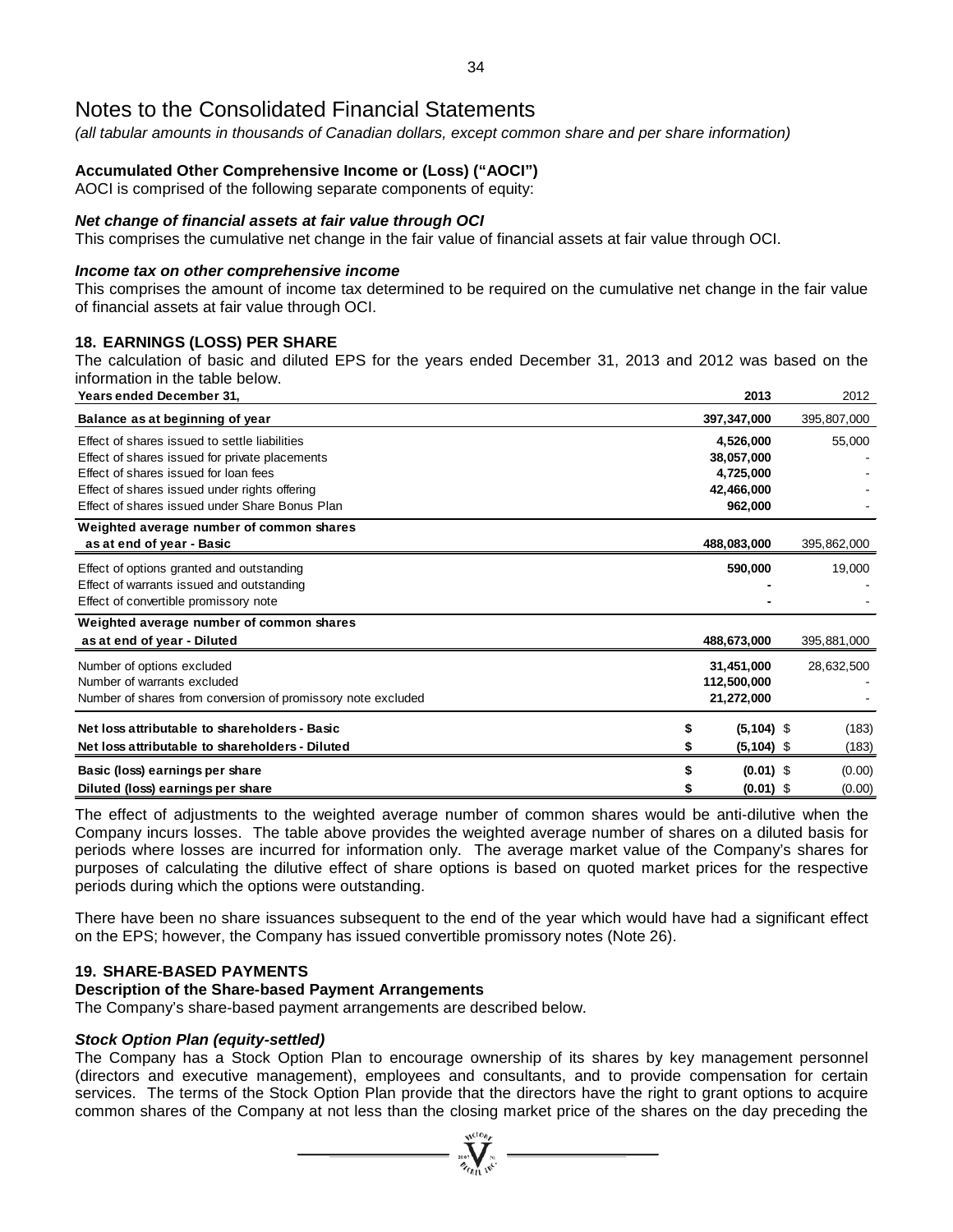# Notes to the Consolidated Financial Statements

*(all tabular amounts in thousands of Canadian dollars, except common share and per share information)*

**Accumulated Other Comprehensive Income or (Loss) ("AOCI")**

AOCI is comprised of the following separate components of equity:

***Net change of financial assets at fair value through OCI***

This comprises the cumulative net change in the fair value of financial assets at fair value through OCI.

***Income tax on other comprehensive income***

This comprises the amount of income tax determined to be required on the cumulative net change in the fair value of financial assets at fair value through OCI.

## 18. EARNINGS (LOSS) PER SHARE

The calculation of basic and diluted EPS for the years ended December 31, 2013 and 2012 was based on the information in the table below.

| Years ended December 31, | 2013 | 2012 |
|---|---|---|
| **Balance as at beginning of year** | **397,347,000** | 395,807,000 |
| Effect of shares issued to settle liabilities | **4,526,000** | 55,000 |
| Effect of shares issued for private placements | **38,057,000** | - |
| Effect of shares issued for loan fees | **4,725,000** | - |
| Effect of shares issued under rights offering | **42,466,000** | - |
| Effect of shares issued under Share Bonus Plan | **962,000** | - |
| **Weighted average number of common shares as at end of year - Basic** | **488,083,000** | 395,862,000 |
| Effect of options granted and outstanding | **590,000** | 19,000 |
| Effect of warrants issued and outstanding | **-** | - |
| Effect of convertible promissory note | **-** | - |
| **Weighted average number of common shares as at end of year - Diluted** | **488,673,000** | 395,881,000 |
| Number of options excluded | **31,451,000** | 28,632,500 |
| Number of warrants excluded | **112,500,000** | - |
| Number of shares from conversion of promissory note excluded | **21,272,000** | - |
| **Net loss attributable to shareholders - Basic** | **$ (5,104)** | $ (183) |
| **Net loss attributable to shareholders - Diluted** | **$ (5,104)** | $ (183) |
| **Basic (loss) earnings per share** | **$ (0.01)** | $ (0.00) |
| **Diluted (loss) earnings per share** | **$ (0.01)** | $ (0.00) |

The effect of adjustments to the weighted average number of common shares would be anti-dilutive when the Company incurs losses. The table above provides the weighted average number of shares on a diluted basis for periods where losses are incurred for information only. The average market value of the Company's shares for purposes of calculating the dilutive effect of share options is based on quoted market prices for the respective periods during which the options were outstanding.

There have been no share issuances subsequent to the end of the year which would have had a significant effect on the EPS; however, the Company has issued convertible promissory notes (Note 26).

## 19. SHARE-BASED PAYMENTS

**Description of the Share-based Payment Arrangements**

The Company's share-based payment arrangements are described below.

***Stock Option Plan (equity-settled)***

The Company has a Stock Option Plan to encourage ownership of its shares by key management personnel (directors and executive management), employees and consultants, and to provide compensation for certain services. The terms of the Stock Option Plan provide that the directors have the right to grant options to acquire common shares of the Company at not less than the closing market price of the shares on the day preceding the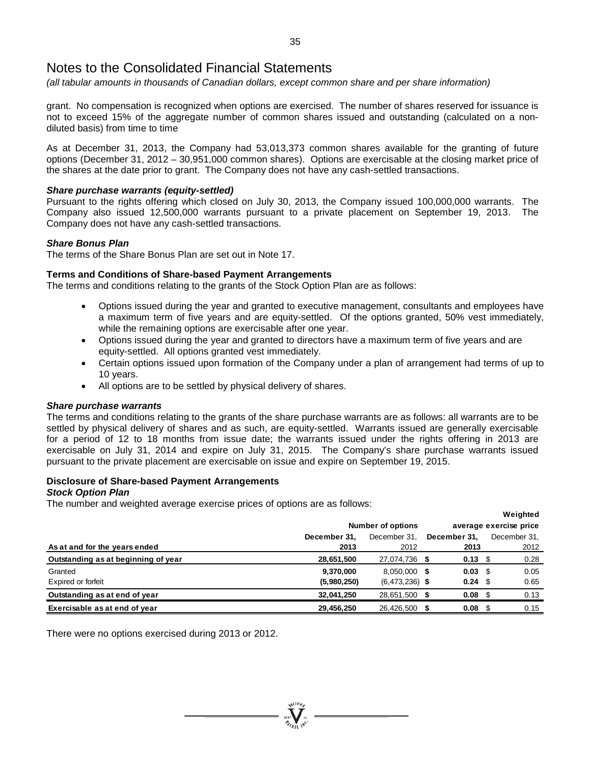# Notes to the Consolidated Financial Statements

*(all tabular amounts in thousands of Canadian dollars, except common share and per share information)*

grant. No compensation is recognized when options are exercised. The number of shares reserved for issuance is not to exceed 15% of the aggregate number of common shares issued and outstanding (calculated on a non-diluted basis) from time to time

As at December 31, 2013, the Company had 53,013,373 common shares available for the granting of future options (December 31, 2012 – 30,951,000 common shares). Options are exercisable at the closing market price of the shares at the date prior to grant. The Company does not have any cash-settled transactions.

***Share purchase warrants (equity-settled)***

Pursuant to the rights offering which closed on July 30, 2013, the Company issued 100,000,000 warrants. The Company also issued 12,500,000 warrants pursuant to a private placement on September 19, 2013. The Company does not have any cash-settled transactions.

***Share Bonus Plan***

The terms of the Share Bonus Plan are set out in Note 17.

**Terms and Conditions of Share-based Payment Arrangements**

The terms and conditions relating to the grants of the Stock Option Plan are as follows:

- Options issued during the year and granted to executive management, consultants and employees have a maximum term of five years and are equity-settled. Of the options granted, 50% vest immediately, while the remaining options are exercisable after one year.
- Options issued during the year and granted to directors have a maximum term of five years and are equity-settled. All options granted vest immediately.
- Certain options issued upon formation of the Company under a plan of arrangement had terms of up to 10 years.
- All options are to be settled by physical delivery of shares.

***Share purchase warrants***

The terms and conditions relating to the grants of the share purchase warrants are as follows: all warrants are to be settled by physical delivery of shares and as such, are equity-settled. Warrants issued are generally exercisable for a period of 12 to 18 months from issue date; the warrants issued under the rights offering in 2013 are exercisable on July 31, 2014 and expire on July 31, 2015. The Company's share purchase warrants issued pursuant to the private placement are exercisable on issue and expire on September 19, 2015.

**Disclosure of Share-based Payment Arrangements**

***Stock Option Plan***

The number and weighted average exercise prices of options are as follows:

| | Number of options | | Weighted average exercise price | |
|---|---|---|---|---|
| **As at and for the years ended** | **December 31, 2013** | December 31, 2012 | **December 31, 2013** | December 31, 2012 |
| **Outstanding as at beginning of year** | **28,651,500** | 27,074,736 | **$ 0.13** | $ 0.28 |
| Granted | **9,370,000** | 8,050,000 | **$ 0.03** | $ 0.05 |
| Expired or forfeit | **(5,980,250)** | (6,473,236) | **$ 0.24** | $ 0.65 |
| **Outstanding as at end of year** | **32,041,250** | 28,651,500 | **$ 0.08** | $ 0.13 |
| **Exercisable as at end of year** | **29,456,250** | 26,426,500 | **$ 0.08** | $ 0.15 |

There were no options exercised during 2013 or 2012.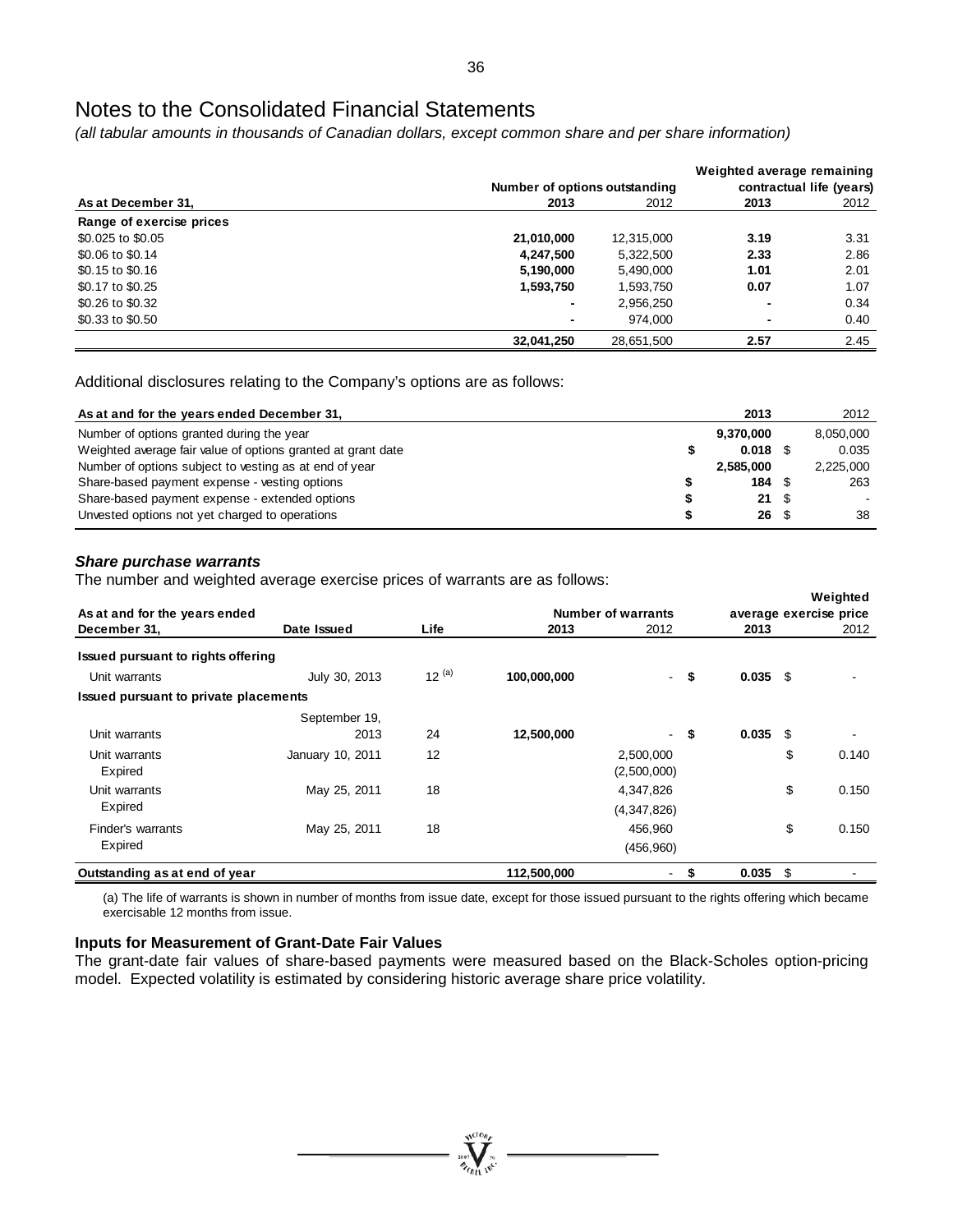# Notes to the Consolidated Financial Statements

*(all tabular amounts in thousands of Canadian dollars, except common share and per share information)*

| | Number of options outstanding | | Weighted average remaining contractual life (years) | |
|---|---|---|---|---|
| **As at December 31,** | **2013** | 2012 | **2013** | 2012 |
| **Range of exercise prices** | | | | |
| \$0.025 to \$0.05 | **21,010,000** | 12,315,000 | **3.19** | 3.31 |
| \$0.06 to \$0.14 | **4,247,500** | 5,322,500 | **2.33** | 2.86 |
| \$0.15 to \$0.16 | **5,190,000** | 5,490,000 | **1.01** | 2.01 |
| \$0.17 to \$0.25 | **1,593,750** | 1,593,750 | **0.07** | 1.07 |
| \$0.26 to \$0.32 | **-** | 2,956,250 | **-** | 0.34 |
| \$0.33 to \$0.50 | **-** | 974,000 | **-** | 0.40 |
| | **32,041,250** | 28,651,500 | **2.57** | 2.45 |

Additional disclosures relating to the Company's options are as follows:

| **As at and for the years ended December 31,** | **2013** | 2012 |
|---|---|---|
| Number of options granted during the year | **9,370,000** | 8,050,000 |
| Weighted average fair value of options granted at grant date | **\$ 0.018** | \$ 0.035 |
| Number of options subject to vesting as at end of year | **2,585,000** | 2,225,000 |
| Share-based payment expense - vesting options | **\$ 184** | \$ 263 |
| Share-based payment expense - extended options | **\$ 21** | \$ - |
| Unvested options not yet charged to operations | **\$ 26** | \$ 38 |

### *Share purchase warrants*

The number and weighted average exercise prices of warrants are as follows:

| As at and for the years ended | | | Number of warrants | | Weighted average exercise price | |
|---|---|---|---|---|---|---|
| **December 31,** | **Date Issued** | **Life** | **2013** | 2012 | **2013** | 2012 |
| **Issued pursuant to rights offering** | | | | | | |
| Unit warrants | July 30, 2013 | 12 [(a)] | **100,000,000** | - | **\$ 0.035** | \$ - |
| **Issued pursuant to private placements** | | | | | | |
| Unit warrants | September 19, 2013 | 24 | **12,500,000** | - | **\$ 0.035** | \$ - |
| Unit warrants | January 10, 2011 | 12 | | 2,500,000 | | \$ 0.140 |
| Expired | | | | (2,500,000) | | |
| Unit warrants | May 25, 2011 | 18 | | 4,347,826 | | \$ 0.150 |
| Expired | | | | (4,347,826) | | |
| Finder's warrants | May 25, 2011 | 18 | | 456,960 | | \$ 0.150 |
| Expired | | | | (456,960) | | |
| **Outstanding as at end of year** | | | **112,500,000** | - | **\$ 0.035** | \$ - |

(a) The life of warrants is shown in number of months from issue date, except for those issued pursuant to the rights offering which became exercisable 12 months from issue.

**Inputs for Measurement of Grant-Date Fair Values**

The grant-date fair values of share-based payments were measured based on the Black-Scholes option-pricing model. Expected volatility is estimated by considering historic average share price volatility.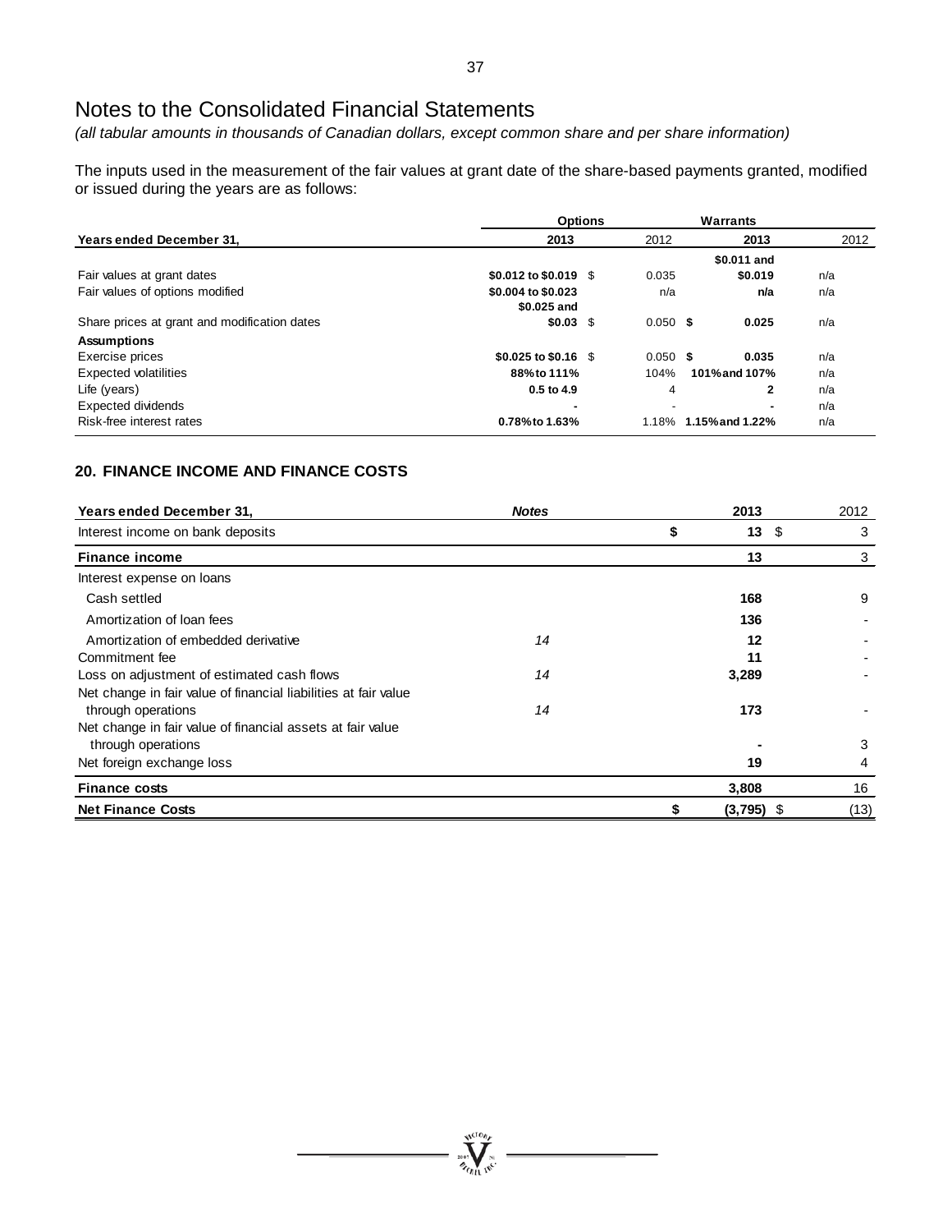# Notes to the Consolidated Financial Statements

*(all tabular amounts in thousands of Canadian dollars, except common share and per share information)*

The inputs used in the measurement of the fair values at grant date of the share-based payments granted, modified or issued during the years are as follows:

| | Options | | Warrants | |
|---|---|---|---|---|
| **Years ended December 31,** | **2013** | 2012 | **2013** | 2012 |
| Fair values at grant dates | **$0.012 to $0.019** | $ 0.035 | **$0.011 and $0.019** | n/a |
| Fair values of options modified | **$0.004 to $0.023** | n/a | **n/a** | n/a |
| Share prices at grant and modification dates | **$0.025 and $0.03** | $ 0.050 | **$ 0.025** | n/a |
| **Assumptions** | | | | |
| Exercise prices | **$0.025 to $0.16** | $ 0.050 | **$ 0.035** | n/a |
| Expected volatilities | **88% to 111%** | 104% | **101% and 107%** | n/a |
| Life (years) | **0.5 to 4.9** | 4 | **2** | n/a |
| Expected dividends | **-** | - | **-** | n/a |
| Risk-free interest rates | **0.78% to 1.63%** | 1.18% | **1.15% and 1.22%** | n/a |

## 20. FINANCE INCOME AND FINANCE COSTS

| **Years ended December 31,** | ***Notes*** | **2013** | 2012 |
|---|---|---|---|
| Interest income on bank deposits | | **$ 13** | $ 3 |
| **Finance income** | | **13** | 3 |
| Interest expense on loans | | | |
| Cash settled | | **168** | 9 |
| Amortization of loan fees | | **136** | - |
| Amortization of embedded derivative | *14* | **12** | - |
| Commitment fee | | **11** | - |
| Loss on adjustment of estimated cash flows | *14* | **3,289** | - |
| Net change in fair value of financial liabilities at fair value through operations | *14* | **173** | - |
| Net change in fair value of financial assets at fair value through operations | | **-** | 3 |
| Net foreign exchange loss | | **19** | 4 |
| **Finance costs** | | **3,808** | 16 |
| **Net Finance Costs** | | **$ (3,795)** | $ (13) |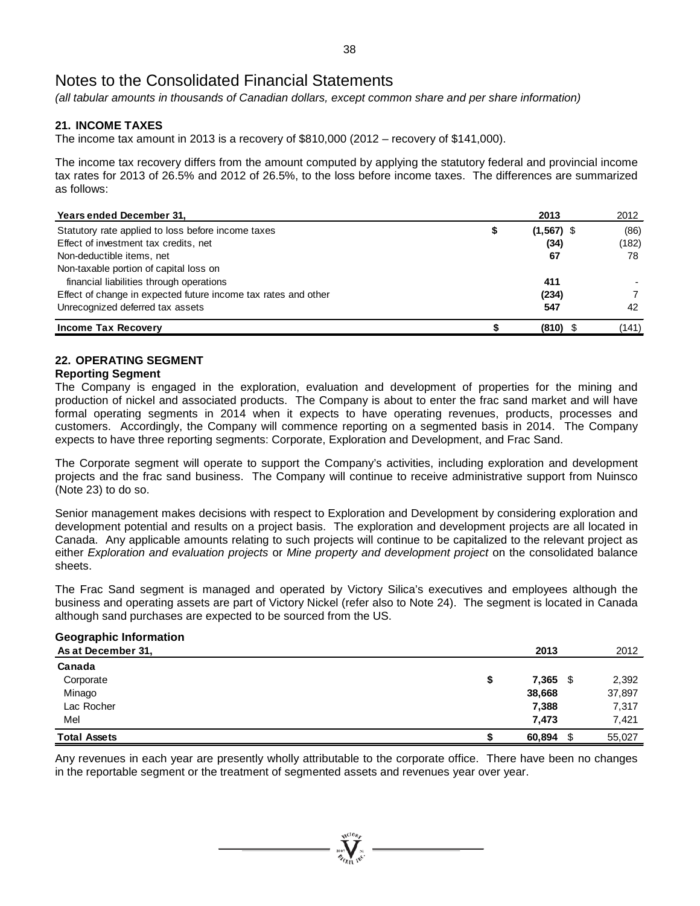# Notes to the Consolidated Financial Statements

*(all tabular amounts in thousands of Canadian dollars, except common share and per share information)*

## 21. INCOME TAXES

The income tax amount in 2013 is a recovery of $810,000 (2012 – recovery of $141,000).

The income tax recovery differs from the amount computed by applying the statutory federal and provincial income tax rates for 2013 of 26.5% and 2012 of 26.5%, to the loss before income taxes. The differences are summarized as follows:

| Years ended December 31, | 2013 | 2012 |
|---|---|---|
| Statutory rate applied to loss before income taxes | $ **(1,567)** | $ (86) |
| Effect of investment tax credits, net | **(34)** | (182) |
| Non-deductible items, net | **67** | 78 |
| Non-taxable portion of capital loss on financial liabilities through operations | **411** | - |
| Effect of change in expected future income tax rates and other | **(234)** | 7 |
| Unrecognized deferred tax assets | **547** | 42 |
| **Income Tax Recovery** | $ **(810)** | $ (141) |

## 22. OPERATING SEGMENT

### Reporting Segment

The Company is engaged in the exploration, evaluation and development of properties for the mining and production of nickel and associated products. The Company is about to enter the frac sand market and will have formal operating segments in 2014 when it expects to have operating revenues, products, processes and customers. Accordingly, the Company will commence reporting on a segmented basis in 2014. The Company expects to have three reporting segments: Corporate, Exploration and Development, and Frac Sand.

The Corporate segment will operate to support the Company's activities, including exploration and development projects and the frac sand business. The Company will continue to receive administrative support from Nuinsco (Note 23) to do so.

Senior management makes decisions with respect to Exploration and Development by considering exploration and development potential and results on a project basis. The exploration and development projects are all located in Canada. Any applicable amounts relating to such projects will continue to be capitalized to the relevant project as either *Exploration and evaluation projects* or *Mine property and development project* on the consolidated balance sheets.

The Frac Sand segment is managed and operated by Victory Silica's executives and employees although the business and operating assets are part of Victory Nickel (refer also to Note 24). The segment is located in Canada although sand purchases are expected to be sourced from the US.

### Geographic Information

| As at December 31, | 2013 | 2012 |
|---|---|---|
| **Canada** | | |
| Corporate | $ **7,365** | $ 2,392 |
| Minago | **38,668** | 37,897 |
| Lac Rocher | **7,388** | 7,317 |
| Mel | **7,473** | 7,421 |
| **Total Assets** | $ **60,894** | $ 55,027 |

Any revenues in each year are presently wholly attributable to the corporate office. There have been no changes in the reportable segment or the treatment of segmented assets and revenues year over year.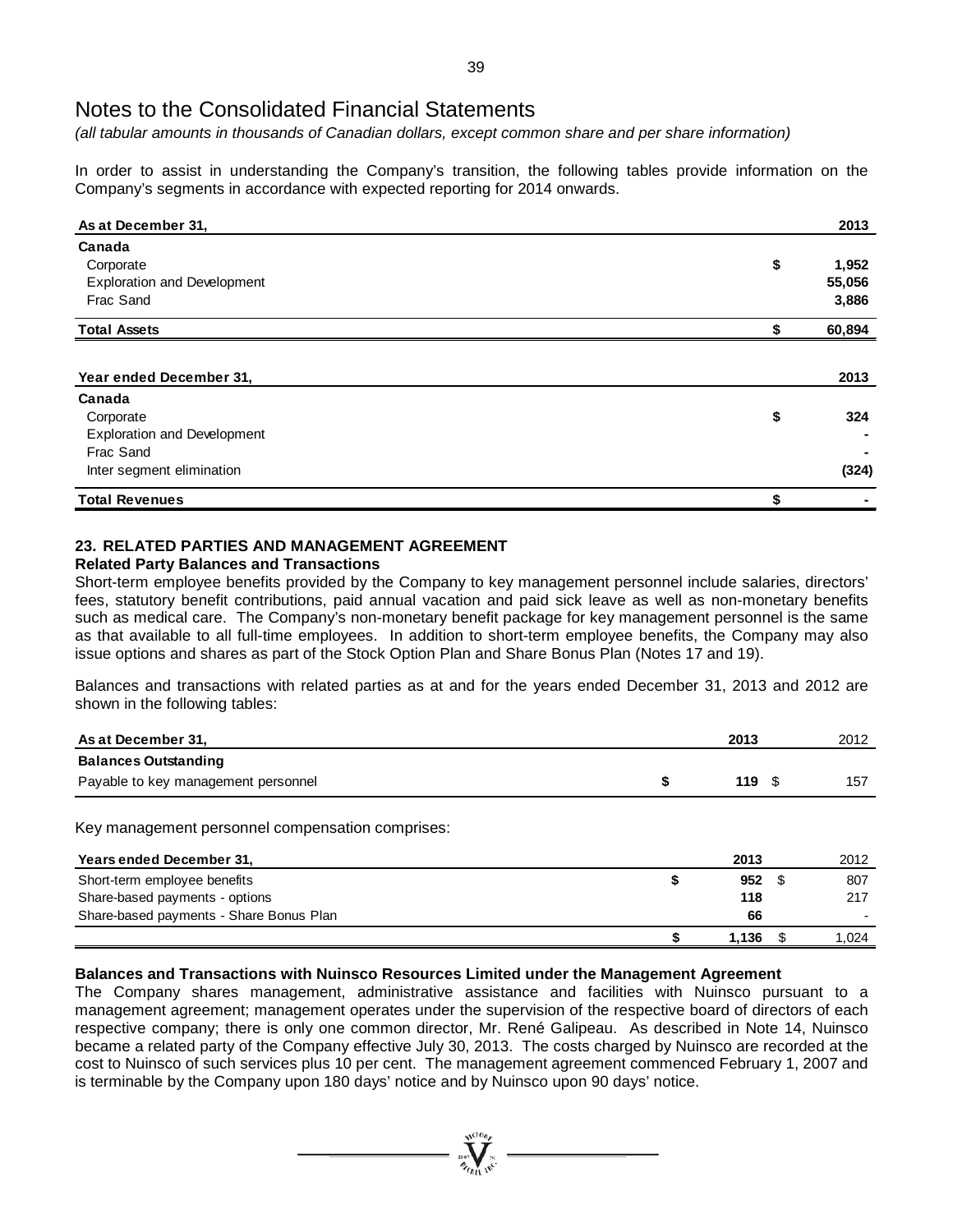# Notes to the Consolidated Financial Statements

*(all tabular amounts in thousands of Canadian dollars, except common share and per share information)*

In order to assist in understanding the Company's transition, the following tables provide information on the Company's segments in accordance with expected reporting for 2014 onwards.

| **As at December 31,** | **2013** |
|---|---|
| **Canada** | |
| Corporate | **$ 1,952** |
| Exploration and Development | **55,056** |
| Frac Sand | **3,886** |
| **Total Assets** | **$ 60,894** |

| **Year ended December 31,** | **2013** |
|---|---|
| **Canada** | |
| Corporate | **$ 324** |
| Exploration and Development | **-** |
| Frac Sand | **-** |
| Inter segment elimination | **(324)** |
| **Total Revenues** | **$ -** |

## 23. RELATED PARTIES AND MANAGEMENT AGREEMENT

### Related Party Balances and Transactions

Short-term employee benefits provided by the Company to key management personnel include salaries, directors' fees, statutory benefit contributions, paid annual vacation and paid sick leave as well as non-monetary benefits such as medical care. The Company's non-monetary benefit package for key management personnel is the same as that available to all full-time employees. In addition to short-term employee benefits, the Company may also issue options and shares as part of the Stock Option Plan and Share Bonus Plan (Notes 17 and 19).

Balances and transactions with related parties as at and for the years ended December 31, 2013 and 2012 are shown in the following tables:

| **As at December 31,** | **2013** | 2012 |
|---|---|---|
| **Balances Outstanding** | | |
| Payable to key management personnel | **$ 119** | $ 157 |

Key management personnel compensation comprises:

| **Years ended December 31,** | **2013** | 2012 |
|---|---|---|
| Short-term employee benefits | **$ 952** | $ 807 |
| Share-based payments - options | **118** | 217 |
| Share-based payments - Share Bonus Plan | **66** | - |
| | **$ 1,136** | $ 1,024 |

### Balances and Transactions with Nuinsco Resources Limited under the Management Agreement

The Company shares management, administrative assistance and facilities with Nuinsco pursuant to a management agreement; management operates under the supervision of the respective board of directors of each respective company; there is only one common director, Mr. René Galipeau. As described in Note 14, Nuinsco became a related party of the Company effective July 30, 2013. The costs charged by Nuinsco are recorded at the cost to Nuinsco of such services plus 10 per cent. The management agreement commenced February 1, 2007 and is terminable by the Company upon 180 days' notice and by Nuinsco upon 90 days' notice.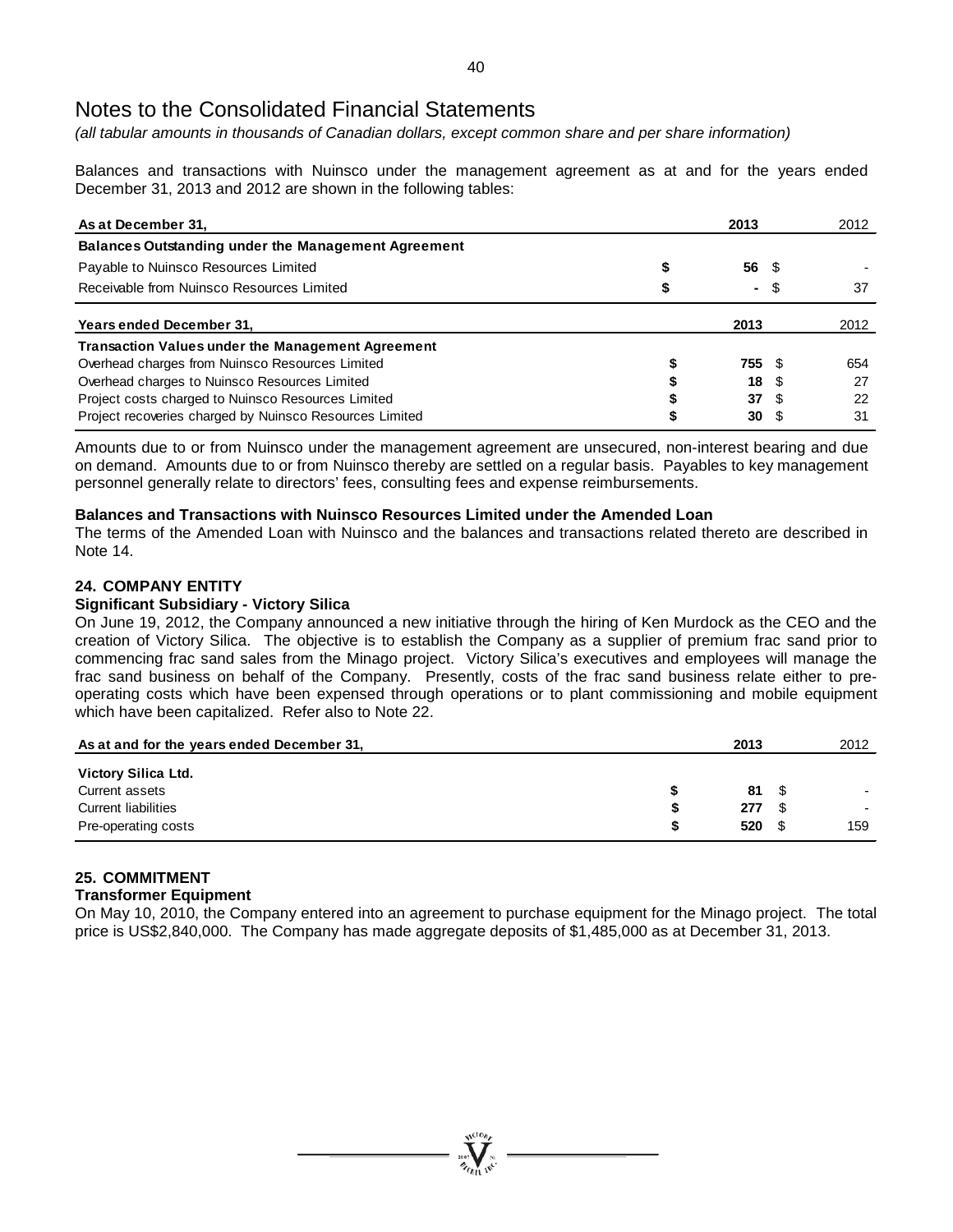# Notes to the Consolidated Financial Statements

*(all tabular amounts in thousands of Canadian dollars, except common share and per share information)*

Balances and transactions with Nuinsco under the management agreement as at and for the years ended December 31, 2013 and 2012 are shown in the following tables:

| As at December 31, | 2013 | 2012 |
|---|---|---|
| **Balances Outstanding under the Management Agreement** | | |
| Payable to Nuinsco Resources Limited | $ 56 | $ - |
| Receivable from Nuinsco Resources Limited | $ - | $ 37 |

| Years ended December 31, | 2013 | 2012 |
|---|---|---|
| **Transaction Values under the Management Agreement** | | |
| Overhead charges from Nuinsco Resources Limited | $ 755 | $ 654 |
| Overhead charges to Nuinsco Resources Limited | $ 18 | $ 27 |
| Project costs charged to Nuinsco Resources Limited | $ 37 | $ 22 |
| Project recoveries charged by Nuinsco Resources Limited | $ 30 | $ 31 |

Amounts due to or from Nuinsco under the management agreement are unsecured, non-interest bearing and due on demand. Amounts due to or from Nuinsco thereby are settled on a regular basis. Payables to key management personnel generally relate to directors' fees, consulting fees and expense reimbursements.

**Balances and Transactions with Nuinsco Resources Limited under the Amended Loan**

The terms of the Amended Loan with Nuinsco and the balances and transactions related thereto are described in Note 14.

## 24. COMPANY ENTITY

**Significant Subsidiary - Victory Silica**

On June 19, 2012, the Company announced a new initiative through the hiring of Ken Murdock as the CEO and the creation of Victory Silica. The objective is to establish the Company as a supplier of premium frac sand prior to commencing frac sand sales from the Minago project. Victory Silica's executives and employees will manage the frac sand business on behalf of the Company. Presently, costs of the frac sand business relate either to pre-operating costs which have been expensed through operations or to plant commissioning and mobile equipment which have been capitalized. Refer also to Note 22.

| As at and for the years ended December 31, | 2013 | 2012 |
|---|---|---|
| **Victory Silica Ltd.** | | |
| Current assets | $ 81 | $ - |
| Current liabilities | $ 277 | $ - |
| Pre-operating costs | $ 520 | $ 159 |

## 25. COMMITMENT

**Transformer Equipment**

On May 10, 2010, the Company entered into an agreement to purchase equipment for the Minago project. The total price is US$2,840,000. The Company has made aggregate deposits of $1,485,000 as at December 31, 2013.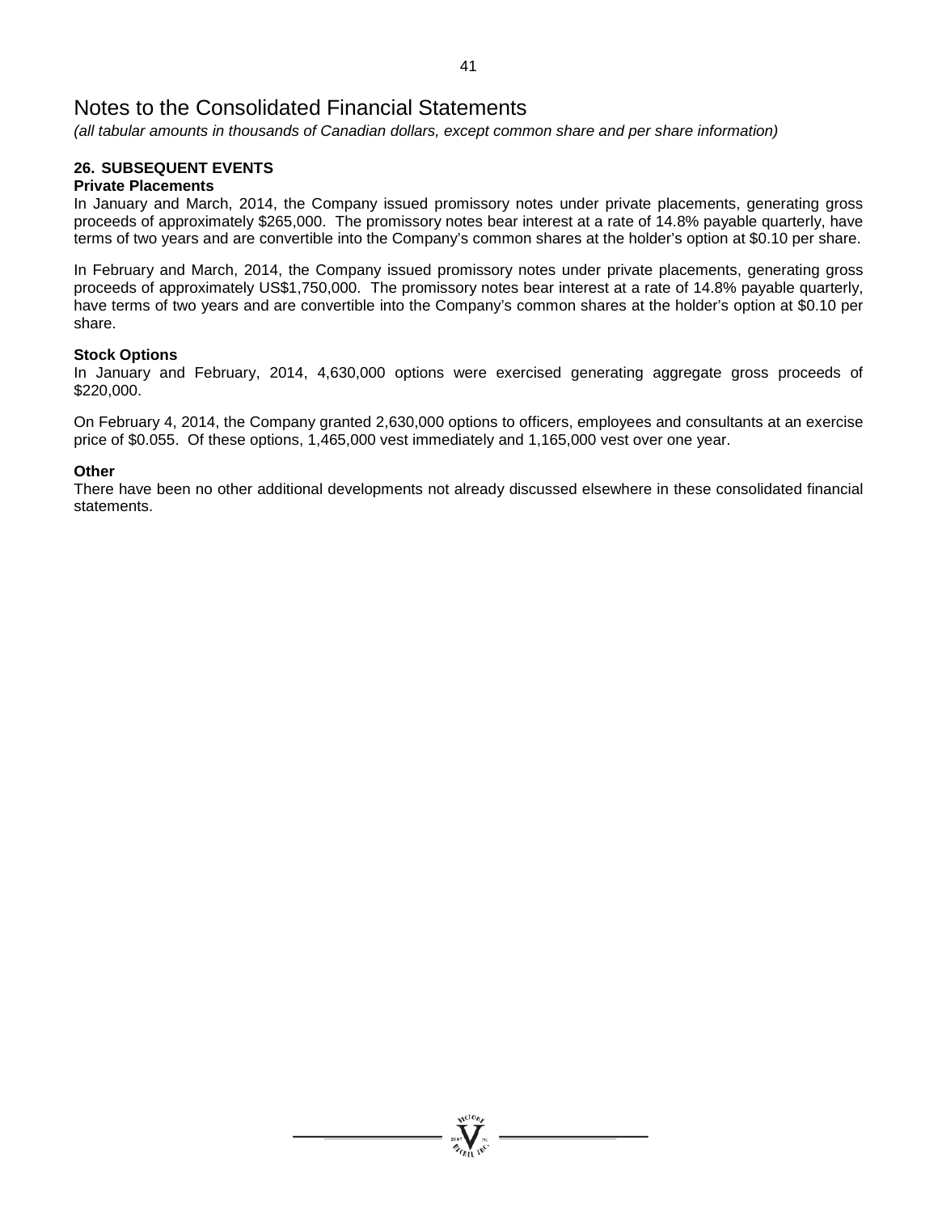# Notes to the Consolidated Financial Statements

*(all tabular amounts in thousands of Canadian dollars, except common share and per share information)*

## 26. SUBSEQUENT EVENTS

### Private Placements

In January and March, 2014, the Company issued promissory notes under private placements, generating gross proceeds of approximately $265,000. The promissory notes bear interest at a rate of 14.8% payable quarterly, have terms of two years and are convertible into the Company's common shares at the holder's option at $0.10 per share.

In February and March, 2014, the Company issued promissory notes under private placements, generating gross proceeds of approximately US$1,750,000. The promissory notes bear interest at a rate of 14.8% payable quarterly, have terms of two years and are convertible into the Company's common shares at the holder's option at $0.10 per share.

### Stock Options

In January and February, 2014, 4,630,000 options were exercised generating aggregate gross proceeds of $220,000.

On February 4, 2014, the Company granted 2,630,000 options to officers, employees and consultants at an exercise price of $0.055. Of these options, 1,465,000 vest immediately and 1,165,000 vest over one year.

### Other

There have been no other additional developments not already discussed elsewhere in these consolidated financial statements.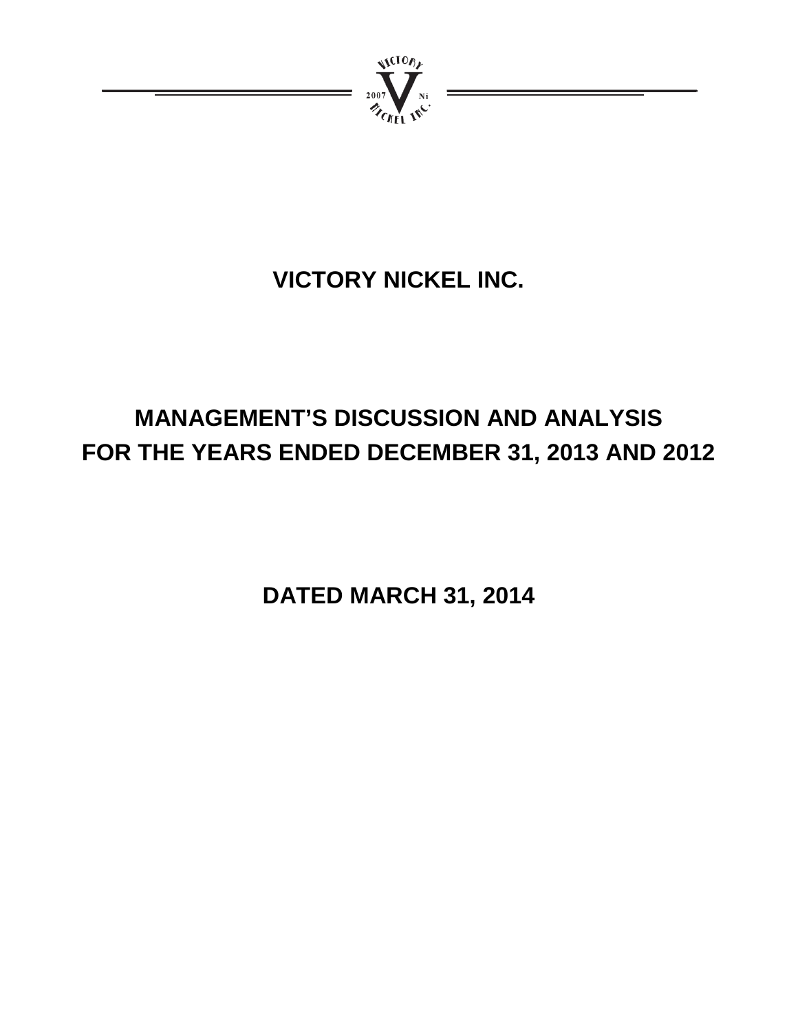# VICTORY NICKEL INC.

# MANAGEMENT'S DISCUSSION AND ANALYSIS FOR THE YEARS ENDED DECEMBER 31, 2013 AND 2012

# DATED MARCH 31, 2014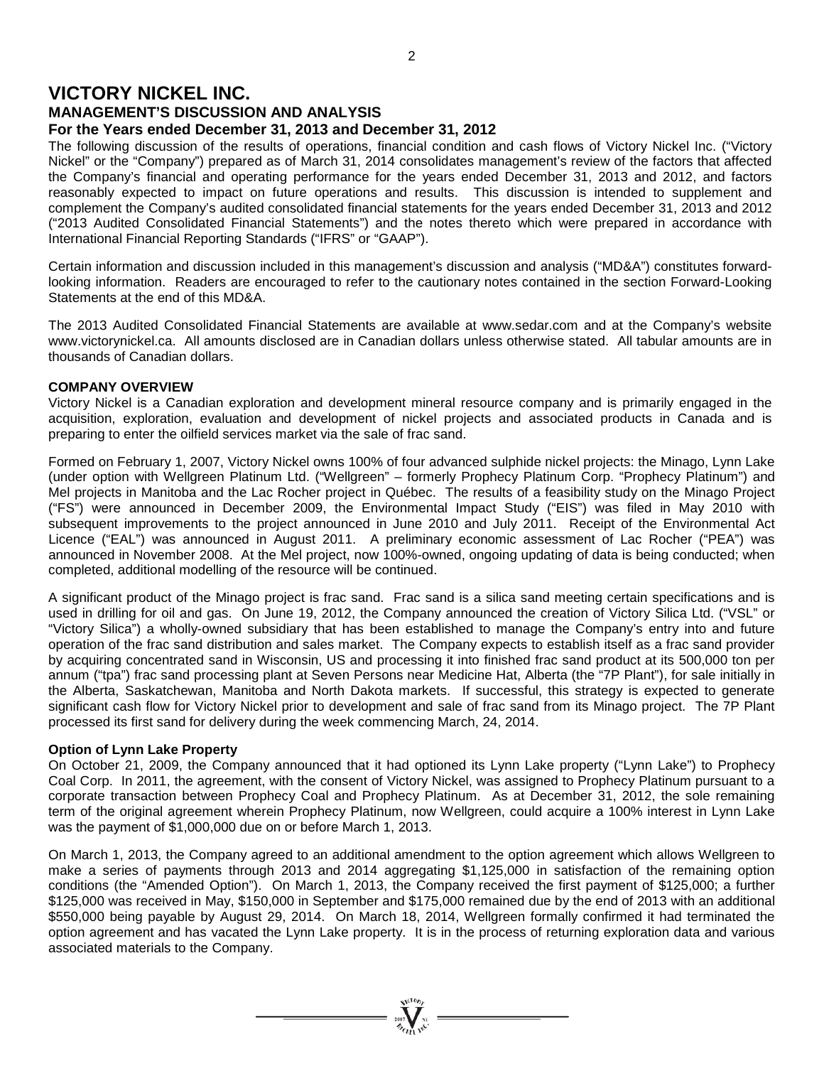# VICTORY NICKEL INC.

## MANAGEMENT'S DISCUSSION AND ANALYSIS

### For the Years ended December 31, 2013 and December 31, 2012

The following discussion of the results of operations, financial condition and cash flows of Victory Nickel Inc. ("Victory Nickel" or the "Company") prepared as of March 31, 2014 consolidates management's review of the factors that affected the Company's financial and operating performance for the years ended December 31, 2013 and 2012, and factors reasonably expected to impact on future operations and results. This discussion is intended to supplement and complement the Company's audited consolidated financial statements for the years ended December 31, 2013 and 2012 ("2013 Audited Consolidated Financial Statements") and the notes thereto which were prepared in accordance with International Financial Reporting Standards ("IFRS" or "GAAP").

Certain information and discussion included in this management's discussion and analysis ("MD&A") constitutes forward-looking information. Readers are encouraged to refer to the cautionary notes contained in the section Forward-Looking Statements at the end of this MD&A.

The 2013 Audited Consolidated Financial Statements are available at www.sedar.com and at the Company's website www.victorynickel.ca. All amounts disclosed are in Canadian dollars unless otherwise stated. All tabular amounts are in thousands of Canadian dollars.

**COMPANY OVERVIEW**

Victory Nickel is a Canadian exploration and development mineral resource company and is primarily engaged in the acquisition, exploration, evaluation and development of nickel projects and associated products in Canada and is preparing to enter the oilfield services market via the sale of frac sand.

Formed on February 1, 2007, Victory Nickel owns 100% of four advanced sulphide nickel projects: the Minago, Lynn Lake (under option with Wellgreen Platinum Ltd. ("Wellgreen" – formerly Prophecy Platinum Corp. "Prophecy Platinum") and Mel projects in Manitoba and the Lac Rocher project in Québec. The results of a feasibility study on the Minago Project ("FS") were announced in December 2009, the Environmental Impact Study ("EIS") was filed in May 2010 with subsequent improvements to the project announced in June 2010 and July 2011. Receipt of the Environmental Act Licence ("EAL") was announced in August 2011. A preliminary economic assessment of Lac Rocher ("PEA") was announced in November 2008. At the Mel project, now 100%-owned, ongoing updating of data is being conducted; when completed, additional modelling of the resource will be continued.

A significant product of the Minago project is frac sand. Frac sand is a silica sand meeting certain specifications and is used in drilling for oil and gas. On June 19, 2012, the Company announced the creation of Victory Silica Ltd. ("VSL" or "Victory Silica") a wholly-owned subsidiary that has been established to manage the Company's entry into and future operation of the frac sand distribution and sales market. The Company expects to establish itself as a frac sand provider by acquiring concentrated sand in Wisconsin, US and processing it into finished frac sand product at its 500,000 ton per annum ("tpa") frac sand processing plant at Seven Persons near Medicine Hat, Alberta (the "7P Plant"), for sale initially in the Alberta, Saskatchewan, Manitoba and North Dakota markets. If successful, this strategy is expected to generate significant cash flow for Victory Nickel prior to development and sale of frac sand from its Minago project. The 7P Plant processed its first sand for delivery during the week commencing March, 24, 2014.

**Option of Lynn Lake Property**

On October 21, 2009, the Company announced that it had optioned its Lynn Lake property ("Lynn Lake") to Prophecy Coal Corp. In 2011, the agreement, with the consent of Victory Nickel, was assigned to Prophecy Platinum pursuant to a corporate transaction between Prophecy Coal and Prophecy Platinum. As at December 31, 2012, the sole remaining term of the original agreement wherein Prophecy Platinum, now Wellgreen, could acquire a 100% interest in Lynn Lake was the payment of $1,000,000 due on or before March 1, 2013.

On March 1, 2013, the Company agreed to an additional amendment to the option agreement which allows Wellgreen to make a series of payments through 2013 and 2014 aggregating $1,125,000 in satisfaction of the remaining option conditions (the "Amended Option"). On March 1, 2013, the Company received the first payment of $125,000; a further $125,000 was received in May, $150,000 in September and $175,000 remained due by the end of 2013 with an additional $550,000 being payable by August 29, 2014. On March 18, 2014, Wellgreen formally confirmed it had terminated the option agreement and has vacated the Lynn Lake property. It is in the process of returning exploration data and various associated materials to the Company.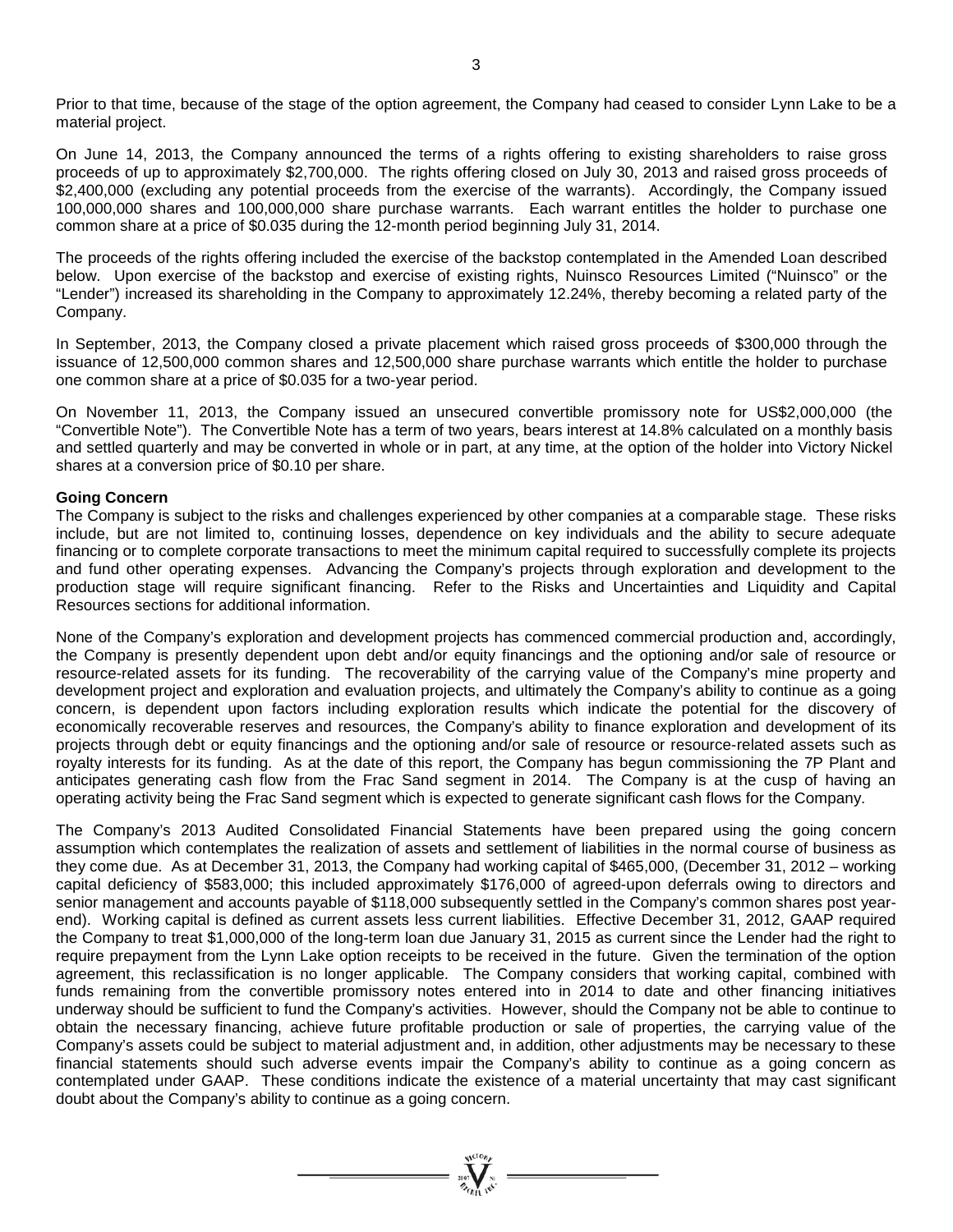Prior to that time, because of the stage of the option agreement, the Company had ceased to consider Lynn Lake to be a material project.

On June 14, 2013, the Company announced the terms of a rights offering to existing shareholders to raise gross proceeds of up to approximately $2,700,000. The rights offering closed on July 30, 2013 and raised gross proceeds of $2,400,000 (excluding any potential proceeds from the exercise of the warrants). Accordingly, the Company issued 100,000,000 shares and 100,000,000 share purchase warrants. Each warrant entitles the holder to purchase one common share at a price of $0.035 during the 12-month period beginning July 31, 2014.

The proceeds of the rights offering included the exercise of the backstop contemplated in the Amended Loan described below. Upon exercise of the backstop and exercise of existing rights, Nuinsco Resources Limited ("Nuinsco" or the "Lender") increased its shareholding in the Company to approximately 12.24%, thereby becoming a related party of the Company.

In September, 2013, the Company closed a private placement which raised gross proceeds of $300,000 through the issuance of 12,500,000 common shares and 12,500,000 share purchase warrants which entitle the holder to purchase one common share at a price of $0.035 for a two-year period.

On November 11, 2013, the Company issued an unsecured convertible promissory note for US$2,000,000 (the "Convertible Note"). The Convertible Note has a term of two years, bears interest at 14.8% calculated on a monthly basis and settled quarterly and may be converted in whole or in part, at any time, at the option of the holder into Victory Nickel shares at a conversion price of $0.10 per share.

**Going Concern**

The Company is subject to the risks and challenges experienced by other companies at a comparable stage. These risks include, but are not limited to, continuing losses, dependence on key individuals and the ability to secure adequate financing or to complete corporate transactions to meet the minimum capital required to successfully complete its projects and fund other operating expenses. Advancing the Company's projects through exploration and development to the production stage will require significant financing. Refer to the Risks and Uncertainties and Liquidity and Capital Resources sections for additional information.

None of the Company's exploration and development projects has commenced commercial production and, accordingly, the Company is presently dependent upon debt and/or equity financings and the optioning and/or sale of resource or resource-related assets for its funding. The recoverability of the carrying value of the Company's mine property and development project and exploration and evaluation projects, and ultimately the Company's ability to continue as a going concern, is dependent upon factors including exploration results which indicate the potential for the discovery of economically recoverable reserves and resources, the Company's ability to finance exploration and development of its projects through debt or equity financings and the optioning and/or sale of resource or resource-related assets such as royalty interests for its funding. As at the date of this report, the Company has begun commissioning the 7P Plant and anticipates generating cash flow from the Frac Sand segment in 2014. The Company is at the cusp of having an operating activity being the Frac Sand segment which is expected to generate significant cash flows for the Company.

The Company's 2013 Audited Consolidated Financial Statements have been prepared using the going concern assumption which contemplates the realization of assets and settlement of liabilities in the normal course of business as they come due. As at December 31, 2013, the Company had working capital of $465,000, (December 31, 2012 – working capital deficiency of $583,000; this included approximately $176,000 of agreed-upon deferrals owing to directors and senior management and accounts payable of $118,000 subsequently settled in the Company's common shares post year-end). Working capital is defined as current assets less current liabilities. Effective December 31, 2012, GAAP required the Company to treat $1,000,000 of the long-term loan due January 31, 2015 as current since the Lender had the right to require prepayment from the Lynn Lake option receipts to be received in the future. Given the termination of the option agreement, this reclassification is no longer applicable. The Company considers that working capital, combined with funds remaining from the convertible promissory notes entered into in 2014 to date and other financing initiatives underway should be sufficient to fund the Company's activities. However, should the Company not be able to continue to obtain the necessary financing, achieve future profitable production or sale of properties, the carrying value of the Company's assets could be subject to material adjustment and, in addition, other adjustments may be necessary to these financial statements should such adverse events impair the Company's ability to continue as a going concern as contemplated under GAAP. These conditions indicate the existence of a material uncertainty that may cast significant doubt about the Company's ability to continue as a going concern.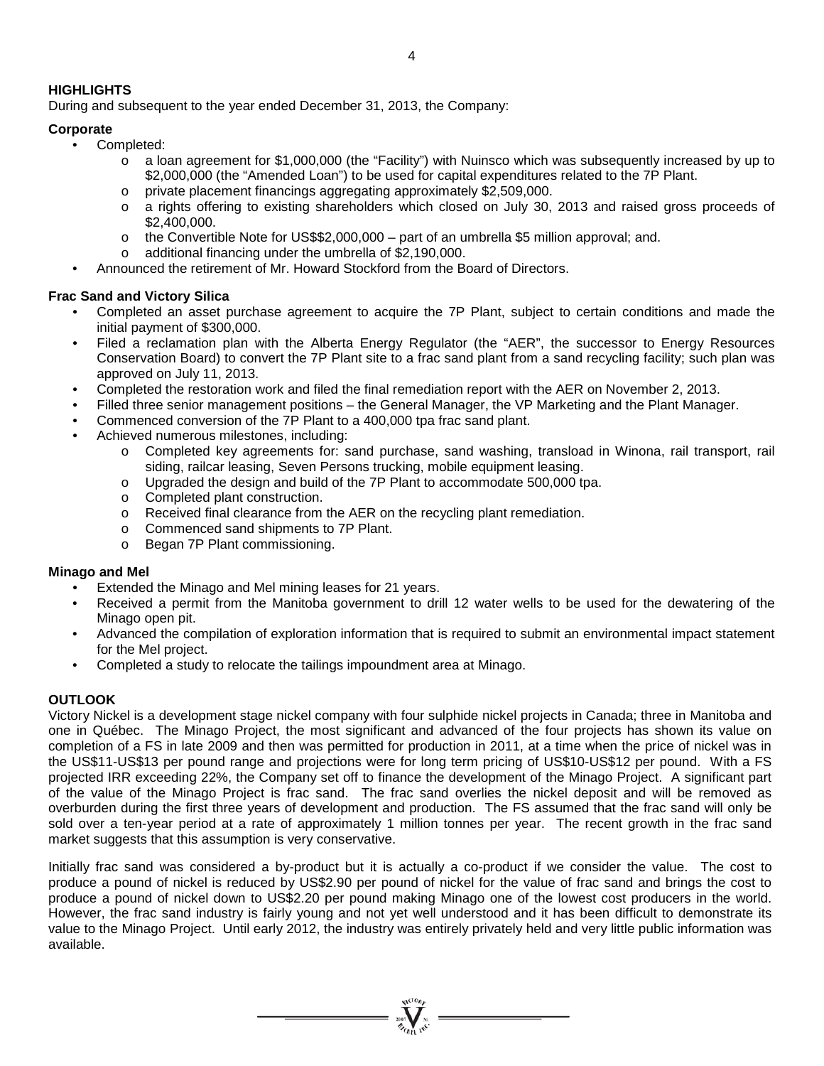## HIGHLIGHTS

During and subsequent to the year ended December 31, 2013, the Company:

### Corporate

- Completed:
  - a loan agreement for $1,000,000 (the "Facility") with Nuinsco which was subsequently increased by up to $2,000,000 (the "Amended Loan") to be used for capital expenditures related to the 7P Plant.
  - private placement financings aggregating approximately $2,509,000.
  - a rights offering to existing shareholders which closed on July 30, 2013 and raised gross proceeds of $2,400,000.
  - the Convertible Note for US$$2,000,000 – part of an umbrella $5 million approval; and.
  - additional financing under the umbrella of $2,190,000.
- Announced the retirement of Mr. Howard Stockford from the Board of Directors.

### Frac Sand and Victory Silica

- Completed an asset purchase agreement to acquire the 7P Plant, subject to certain conditions and made the initial payment of $300,000.
- Filed a reclamation plan with the Alberta Energy Regulator (the "AER", the successor to Energy Resources Conservation Board) to convert the 7P Plant site to a frac sand plant from a sand recycling facility; such plan was approved on July 11, 2013.
- Completed the restoration work and filed the final remediation report with the AER on November 2, 2013.
- Filled three senior management positions – the General Manager, the VP Marketing and the Plant Manager.
- Commenced conversion of the 7P Plant to a 400,000 tpa frac sand plant.
- Achieved numerous milestones, including:
  - Completed key agreements for: sand purchase, sand washing, transload in Winona, rail transport, rail siding, railcar leasing, Seven Persons trucking, mobile equipment leasing.
  - Upgraded the design and build of the 7P Plant to accommodate 500,000 tpa.
  - Completed plant construction.
  - Received final clearance from the AER on the recycling plant remediation.
  - Commenced sand shipments to 7P Plant.
  - Began 7P Plant commissioning.

### Minago and Mel

- Extended the Minago and Mel mining leases for 21 years.
- Received a permit from the Manitoba government to drill 12 water wells to be used for the dewatering of the Minago open pit.
- Advanced the compilation of exploration information that is required to submit an environmental impact statement for the Mel project.
- Completed a study to relocate the tailings impoundment area at Minago.

## OUTLOOK

Victory Nickel is a development stage nickel company with four sulphide nickel projects in Canada; three in Manitoba and one in Québec. The Minago Project, the most significant and advanced of the four projects has shown its value on completion of a FS in late 2009 and then was permitted for production in 2011, at a time when the price of nickel was in the US$11-US$13 per pound range and projections were for long term pricing of US$10-US$12 per pound. With a FS projected IRR exceeding 22%, the Company set off to finance the development of the Minago Project. A significant part of the value of the Minago Project is frac sand. The frac sand overlies the nickel deposit and will be removed as overburden during the first three years of development and production. The FS assumed that the frac sand will only be sold over a ten-year period at a rate of approximately 1 million tonnes per year. The recent growth in the frac sand market suggests that this assumption is very conservative.

Initially frac sand was considered a by-product but it is actually a co-product if we consider the value. The cost to produce a pound of nickel is reduced by US$2.90 per pound of nickel for the value of frac sand and brings the cost to produce a pound of nickel down to US$2.20 per pound making Minago one of the lowest cost producers in the world. However, the frac sand industry is fairly young and not yet well understood and it has been difficult to demonstrate its value to the Minago Project. Until early 2012, the industry was entirely privately held and very little public information was available.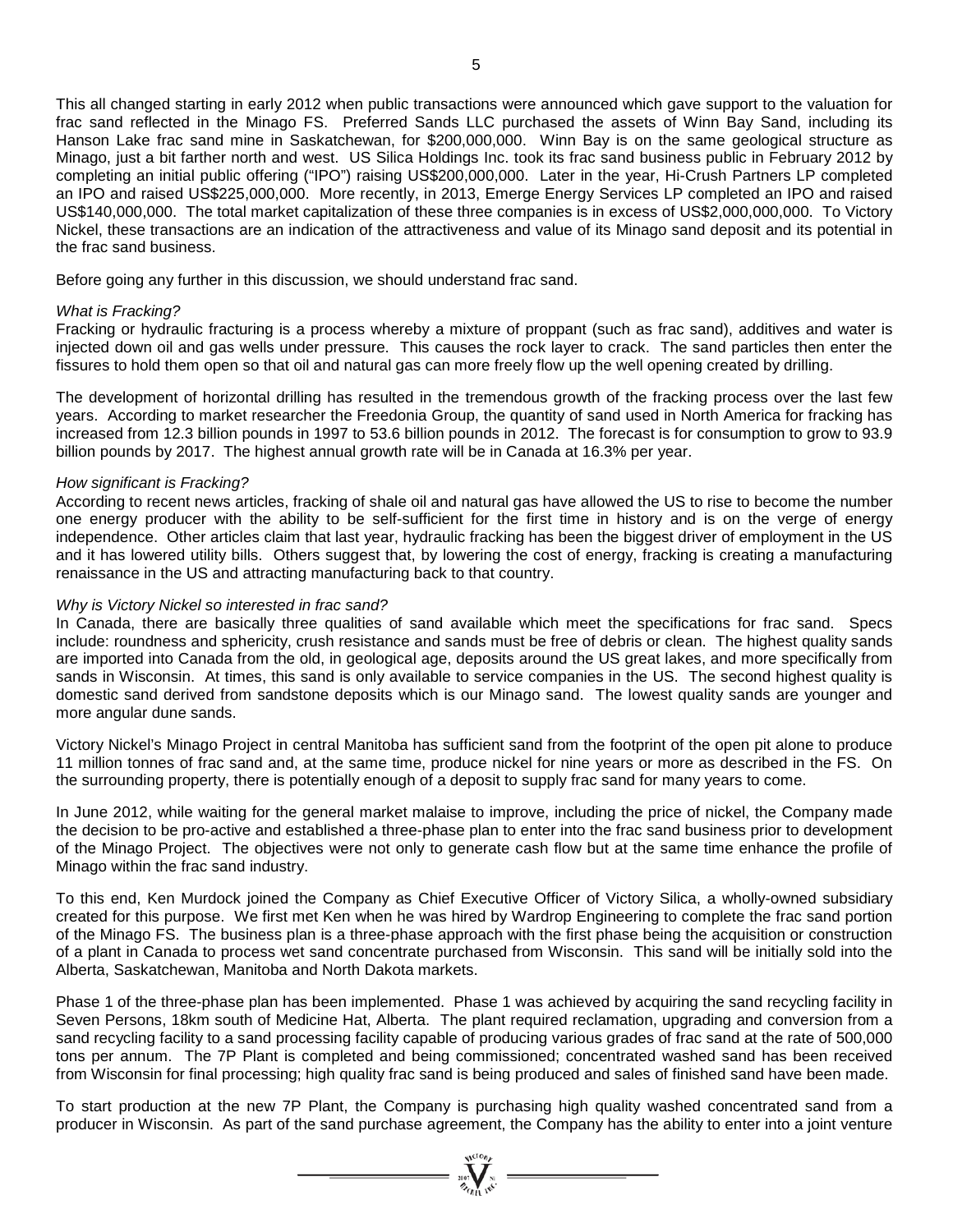This all changed starting in early 2012 when public transactions were announced which gave support to the valuation for frac sand reflected in the Minago FS. Preferred Sands LLC purchased the assets of Winn Bay Sand, including its Hanson Lake frac sand mine in Saskatchewan, for $200,000,000. Winn Bay is on the same geological structure as Minago, just a bit farther north and west. US Silica Holdings Inc. took its frac sand business public in February 2012 by completing an initial public offering ("IPO") raising US$200,000,000. Later in the year, Hi-Crush Partners LP completed an IPO and raised US$225,000,000. More recently, in 2013, Emerge Energy Services LP completed an IPO and raised US$140,000,000. The total market capitalization of these three companies is in excess of US$2,000,000,000. To Victory Nickel, these transactions are an indication of the attractiveness and value of its Minago sand deposit and its potential in the frac sand business.

Before going any further in this discussion, we should understand frac sand.

*What is Fracking?*
Fracking or hydraulic fracturing is a process whereby a mixture of proppant (such as frac sand), additives and water is injected down oil and gas wells under pressure. This causes the rock layer to crack. The sand particles then enter the fissures to hold them open so that oil and natural gas can more freely flow up the well opening created by drilling.

The development of horizontal drilling has resulted in the tremendous growth of the fracking process over the last few years. According to market researcher the Freedonia Group, the quantity of sand used in North America for fracking has increased from 12.3 billion pounds in 1997 to 53.6 billion pounds in 2012. The forecast is for consumption to grow to 93.9 billion pounds by 2017. The highest annual growth rate will be in Canada at 16.3% per year.

*How significant is Fracking?*
According to recent news articles, fracking of shale oil and natural gas have allowed the US to rise to become the number one energy producer with the ability to be self-sufficient for the first time in history and is on the verge of energy independence. Other articles claim that last year, hydraulic fracking has been the biggest driver of employment in the US and it has lowered utility bills. Others suggest that, by lowering the cost of energy, fracking is creating a manufacturing renaissance in the US and attracting manufacturing back to that country.

*Why is Victory Nickel so interested in frac sand?*
In Canada, there are basically three qualities of sand available which meet the specifications for frac sand. Specs include: roundness and sphericity, crush resistance and sands must be free of debris or clean. The highest quality sands are imported into Canada from the old, in geological age, deposits around the US great lakes, and more specifically from sands in Wisconsin. At times, this sand is only available to service companies in the US. The second highest quality is domestic sand derived from sandstone deposits which is our Minago sand. The lowest quality sands are younger and more angular dune sands.

Victory Nickel's Minago Project in central Manitoba has sufficient sand from the footprint of the open pit alone to produce 11 million tonnes of frac sand and, at the same time, produce nickel for nine years or more as described in the FS. On the surrounding property, there is potentially enough of a deposit to supply frac sand for many years to come.

In June 2012, while waiting for the general market malaise to improve, including the price of nickel, the Company made the decision to be pro-active and established a three-phase plan to enter into the frac sand business prior to development of the Minago Project. The objectives were not only to generate cash flow but at the same time enhance the profile of Minago within the frac sand industry.

To this end, Ken Murdock joined the Company as Chief Executive Officer of Victory Silica, a wholly-owned subsidiary created for this purpose. We first met Ken when he was hired by Wardrop Engineering to complete the frac sand portion of the Minago FS. The business plan is a three-phase approach with the first phase being the acquisition or construction of a plant in Canada to process wet sand concentrate purchased from Wisconsin. This sand will be initially sold into the Alberta, Saskatchewan, Manitoba and North Dakota markets.

Phase 1 of the three-phase plan has been implemented. Phase 1 was achieved by acquiring the sand recycling facility in Seven Persons, 18km south of Medicine Hat, Alberta. The plant required reclamation, upgrading and conversion from a sand recycling facility to a sand processing facility capable of producing various grades of frac sand at the rate of 500,000 tons per annum. The 7P Plant is completed and being commissioned; concentrated washed sand has been received from Wisconsin for final processing; high quality frac sand is being produced and sales of finished sand have been made.

To start production at the new 7P Plant, the Company is purchasing high quality washed concentrated sand from a producer in Wisconsin. As part of the sand purchase agreement, the Company has the ability to enter into a joint venture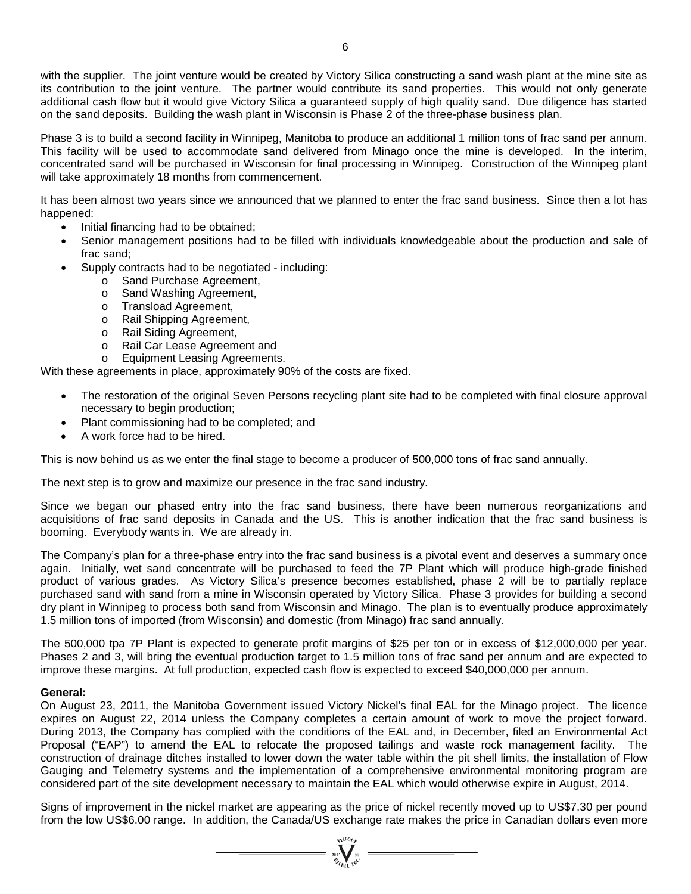with the supplier. The joint venture would be created by Victory Silica constructing a sand wash plant at the mine site as its contribution to the joint venture. The partner would contribute its sand properties. This would not only generate additional cash flow but it would give Victory Silica a guaranteed supply of high quality sand. Due diligence has started on the sand deposits. Building the wash plant in Wisconsin is Phase 2 of the three-phase business plan.

Phase 3 is to build a second facility in Winnipeg, Manitoba to produce an additional 1 million tons of frac sand per annum. This facility will be used to accommodate sand delivered from Minago once the mine is developed. In the interim, concentrated sand will be purchased in Wisconsin for final processing in Winnipeg. Construction of the Winnipeg plant will take approximately 18 months from commencement.

It has been almost two years since we announced that we planned to enter the frac sand business. Since then a lot has happened:

- Initial financing had to be obtained;
- Senior management positions had to be filled with individuals knowledgeable about the production and sale of frac sand;
- Supply contracts had to be negotiated - including:
  - Sand Purchase Agreement,
  - Sand Washing Agreement,
  - Transload Agreement,
  - Rail Shipping Agreement,
  - Rail Siding Agreement,
  - Rail Car Lease Agreement and
  - Equipment Leasing Agreements.

With these agreements in place, approximately 90% of the costs are fixed.

- The restoration of the original Seven Persons recycling plant site had to be completed with final closure approval necessary to begin production;
- Plant commissioning had to be completed; and
- A work force had to be hired.

This is now behind us as we enter the final stage to become a producer of 500,000 tons of frac sand annually.

The next step is to grow and maximize our presence in the frac sand industry.

Since we began our phased entry into the frac sand business, there have been numerous reorganizations and acquisitions of frac sand deposits in Canada and the US. This is another indication that the frac sand business is booming. Everybody wants in. We are already in.

The Company's plan for a three-phase entry into the frac sand business is a pivotal event and deserves a summary once again. Initially, wet sand concentrate will be purchased to feed the 7P Plant which will produce high-grade finished product of various grades. As Victory Silica's presence becomes established, phase 2 will be to partially replace purchased sand with sand from a mine in Wisconsin operated by Victory Silica. Phase 3 provides for building a second dry plant in Winnipeg to process both sand from Wisconsin and Minago. The plan is to eventually produce approximately 1.5 million tons of imported (from Wisconsin) and domestic (from Minago) frac sand annually.

The 500,000 tpa 7P Plant is expected to generate profit margins of $25 per ton or in excess of $12,000,000 per year. Phases 2 and 3, will bring the eventual production target to 1.5 million tons of frac sand per annum and are expected to improve these margins. At full production, expected cash flow is expected to exceed $40,000,000 per annum.

**General:**

On August 23, 2011, the Manitoba Government issued Victory Nickel's final EAL for the Minago project. The licence expires on August 22, 2014 unless the Company completes a certain amount of work to move the project forward. During 2013, the Company has complied with the conditions of the EAL and, in December, filed an Environmental Act Proposal ("EAP") to amend the EAL to relocate the proposed tailings and waste rock management facility. The construction of drainage ditches installed to lower down the water table within the pit shell limits, the installation of Flow Gauging and Telemetry systems and the implementation of a comprehensive environmental monitoring program are considered part of the site development necessary to maintain the EAL which would otherwise expire in August, 2014.

Signs of improvement in the nickel market are appearing as the price of nickel recently moved up to US$7.30 per pound from the low US$6.00 range. In addition, the Canada/US exchange rate makes the price in Canadian dollars even more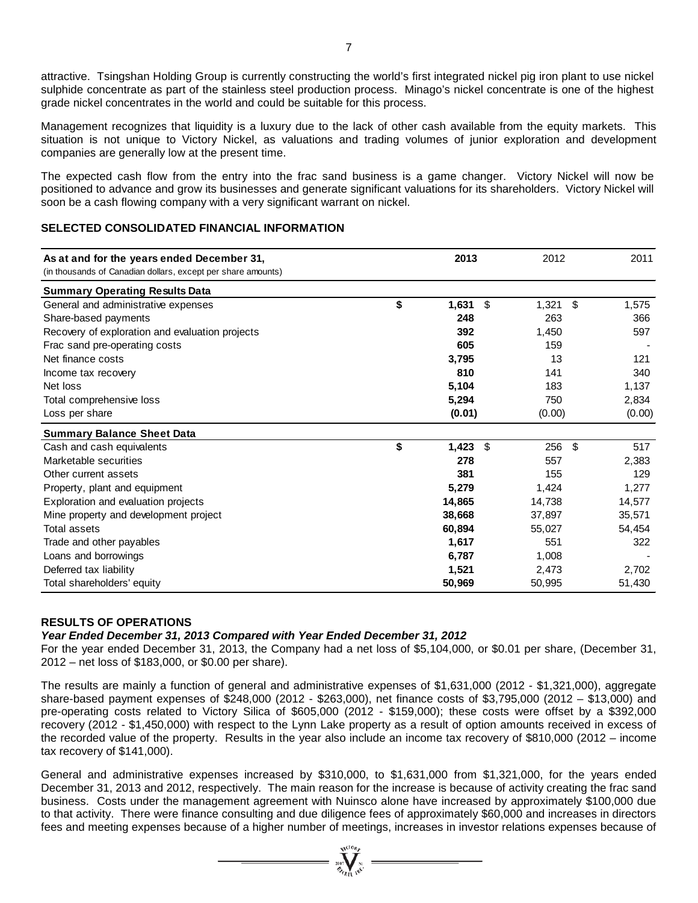attractive. Tsingshan Holding Group is currently constructing the world's first integrated nickel pig iron plant to use nickel sulphide concentrate as part of the stainless steel production process. Minago's nickel concentrate is one of the highest grade nickel concentrates in the world and could be suitable for this process.

Management recognizes that liquidity is a luxury due to the lack of other cash available from the equity markets. This situation is not unique to Victory Nickel, as valuations and trading volumes of junior exploration and development companies are generally low at the present time.

The expected cash flow from the entry into the frac sand business is a game changer. Victory Nickel will now be positioned to advance and grow its businesses and generate significant valuations for its shareholders. Victory Nickel will soon be a cash flowing company with a very significant warrant on nickel.

## SELECTED CONSOLIDATED FINANCIAL INFORMATION

| **As at and for the years ended December 31,** (in thousands of Canadian dollars, except per share amounts) | **2013** | 2012 | 2011 |
|---|---|---|---|
| **Summary Operating Results Data** | | | |
| General and administrative expenses | **$ 1,631** | $ 1,321 | $ 1,575 |
| Share-based payments | **248** | 263 | 366 |
| Recovery of exploration and evaluation projects | **392** | 1,450 | 597 |
| Frac sand pre-operating costs | **605** | 159 | - |
| Net finance costs | **3,795** | 13 | 121 |
| Income tax recovery | **810** | 141 | 340 |
| Net loss | **5,104** | 183 | 1,137 |
| Total comprehensive loss | **5,294** | 750 | 2,834 |
| Loss per share | **(0.01)** | (0.00) | (0.00) |
| **Summary Balance Sheet Data** | | | |
| Cash and cash equivalents | **$ 1,423** | $ 256 | $ 517 |
| Marketable securities | **278** | 557 | 2,383 |
| Other current assets | **381** | 155 | 129 |
| Property, plant and equipment | **5,279** | 1,424 | 1,277 |
| Exploration and evaluation projects | **14,865** | 14,738 | 14,577 |
| Mine property and development project | **38,668** | 37,897 | 35,571 |
| Total assets | **60,894** | 55,027 | 54,454 |
| Trade and other payables | **1,617** | 551 | 322 |
| Loans and borrowings | **6,787** | 1,008 | - |
| Deferred tax liability | **1,521** | 2,473 | 2,702 |
| Total shareholders' equity | **50,969** | 50,995 | 51,430 |

## RESULTS OF OPERATIONS

***Year Ended December 31, 2013 Compared with Year Ended December 31, 2012***

For the year ended December 31, 2013, the Company had a net loss of $5,104,000, or $0.01 per share, (December 31, 2012 – net loss of $183,000, or $0.00 per share).

The results are mainly a function of general and administrative expenses of $1,631,000 (2012 - $1,321,000), aggregate share-based payment expenses of $248,000 (2012 - $263,000), net finance costs of $3,795,000 (2012 – $13,000) and pre-operating costs related to Victory Silica of $605,000 (2012 - $159,000); these costs were offset by a $392,000 recovery (2012 - $1,450,000) with respect to the Lynn Lake property as a result of option amounts received in excess of the recorded value of the property. Results in the year also include an income tax recovery of $810,000 (2012 – income tax recovery of $141,000).

General and administrative expenses increased by $310,000, to $1,631,000 from $1,321,000, for the years ended December 31, 2013 and 2012, respectively. The main reason for the increase is because of activity creating the frac sand business. Costs under the management agreement with Nuinsco alone have increased by approximately $100,000 due to that activity. There were finance consulting and due diligence fees of approximately $60,000 and increases in directors fees and meeting expenses because of a higher number of meetings, increases in investor relations expenses because of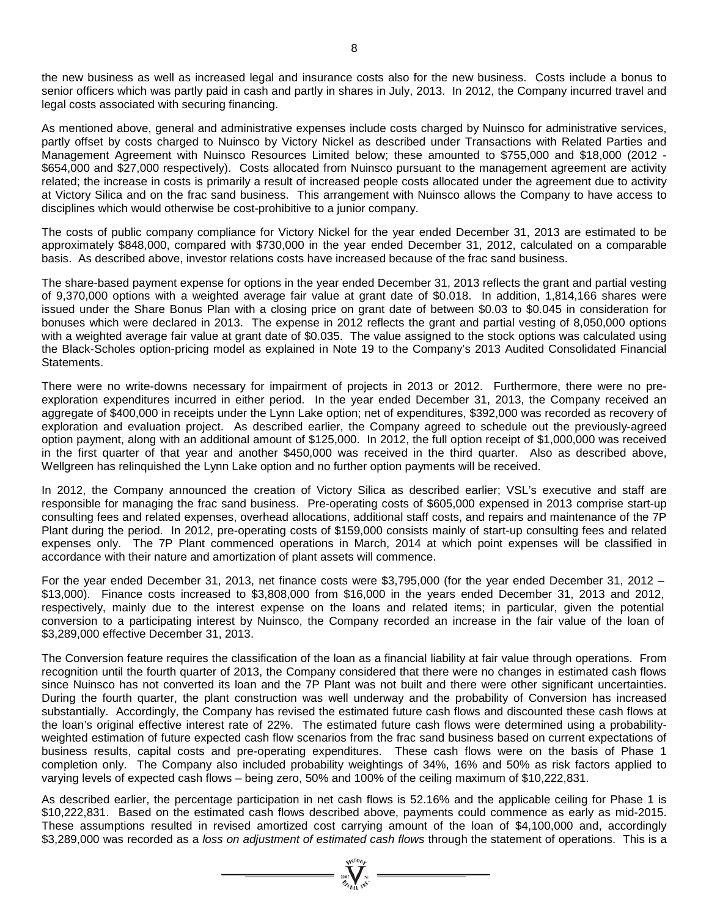the new business as well as increased legal and insurance costs also for the new business. Costs include a bonus to senior officers which was partly paid in cash and partly in shares in July, 2013. In 2012, the Company incurred travel and legal costs associated with securing financing.

As mentioned above, general and administrative expenses include costs charged by Nuinsco for administrative services, partly offset by costs charged to Nuinsco by Victory Nickel as described under Transactions with Related Parties and Management Agreement with Nuinsco Resources Limited below; these amounted to $755,000 and $18,000 (2012 - $654,000 and $27,000 respectively). Costs allocated from Nuinsco pursuant to the management agreement are activity related; the increase in costs is primarily a result of increased people costs allocated under the agreement due to activity at Victory Silica and on the frac sand business. This arrangement with Nuinsco allows the Company to have access to disciplines which would otherwise be cost-prohibitive to a junior company.

The costs of public company compliance for Victory Nickel for the year ended December 31, 2013 are estimated to be approximately $848,000, compared with $730,000 in the year ended December 31, 2012, calculated on a comparable basis. As described above, investor relations costs have increased because of the frac sand business.

The share-based payment expense for options in the year ended December 31, 2013 reflects the grant and partial vesting of 9,370,000 options with a weighted average fair value at grant date of $0.018. In addition, 1,814,166 shares were issued under the Share Bonus Plan with a closing price on grant date of between $0.03 to $0.045 in consideration for bonuses which were declared in 2013. The expense in 2012 reflects the grant and partial vesting of 8,050,000 options with a weighted average fair value at grant date of $0.035. The value assigned to the stock options was calculated using the Black-Scholes option-pricing model as explained in Note 19 to the Company's 2013 Audited Consolidated Financial Statements.

There were no write-downs necessary for impairment of projects in 2013 or 2012. Furthermore, there were no pre-exploration expenditures incurred in either period. In the year ended December 31, 2013, the Company received an aggregate of $400,000 in receipts under the Lynn Lake option; net of expenditures, $392,000 was recorded as recovery of exploration and evaluation project. As described earlier, the Company agreed to schedule out the previously-agreed option payment, along with an additional amount of $125,000. In 2012, the full option receipt of $1,000,000 was received in the first quarter of that year and another $450,000 was received in the third quarter. Also as described above, Wellgreen has relinquished the Lynn Lake option and no further option payments will be received.

In 2012, the Company announced the creation of Victory Silica as described earlier; VSL's executive and staff are responsible for managing the frac sand business. Pre-operating costs of $605,000 expensed in 2013 comprise start-up consulting fees and related expenses, overhead allocations, additional staff costs, and repairs and maintenance of the 7P Plant during the period. In 2012, pre-operating costs of $159,000 consists mainly of start-up consulting fees and related expenses only. The 7P Plant commenced operations in March, 2014 at which point expenses will be classified in accordance with their nature and amortization of plant assets will commence.

For the year ended December 31, 2013, net finance costs were $3,795,000 (for the year ended December 31, 2012 – $13,000). Finance costs increased to $3,808,000 from $16,000 in the years ended December 31, 2013 and 2012, respectively, mainly due to the interest expense on the loans and related items; in particular, given the potential conversion to a participating interest by Nuinsco, the Company recorded an increase in the fair value of the loan of $3,289,000 effective December 31, 2013.

The Conversion feature requires the classification of the loan as a financial liability at fair value through operations. From recognition until the fourth quarter of 2013, the Company considered that there were no changes in estimated cash flows since Nuinsco has not converted its loan and the 7P Plant was not built and there were other significant uncertainties. During the fourth quarter, the plant construction was well underway and the probability of Conversion has increased substantially. Accordingly, the Company has revised the estimated future cash flows and discounted these cash flows at the loan's original effective interest rate of 22%. The estimated future cash flows were determined using a probability-weighted estimation of future expected cash flow scenarios from the frac sand business based on current expectations of business results, capital costs and pre-operating expenditures. These cash flows were on the basis of Phase 1 completion only. The Company also included probability weightings of 34%, 16% and 50% as risk factors applied to varying levels of expected cash flows – being zero, 50% and 100% of the ceiling maximum of $10,222,831.

As described earlier, the percentage participation in net cash flows is 52.16% and the applicable ceiling for Phase 1 is $10,222,831. Based on the estimated cash flows described above, payments could commence as early as mid-2015. These assumptions resulted in revised amortized cost carrying amount of the loan of $4,100,000 and, accordingly $3,289,000 was recorded as a *loss on adjustment of estimated cash flows* through the statement of operations. This is a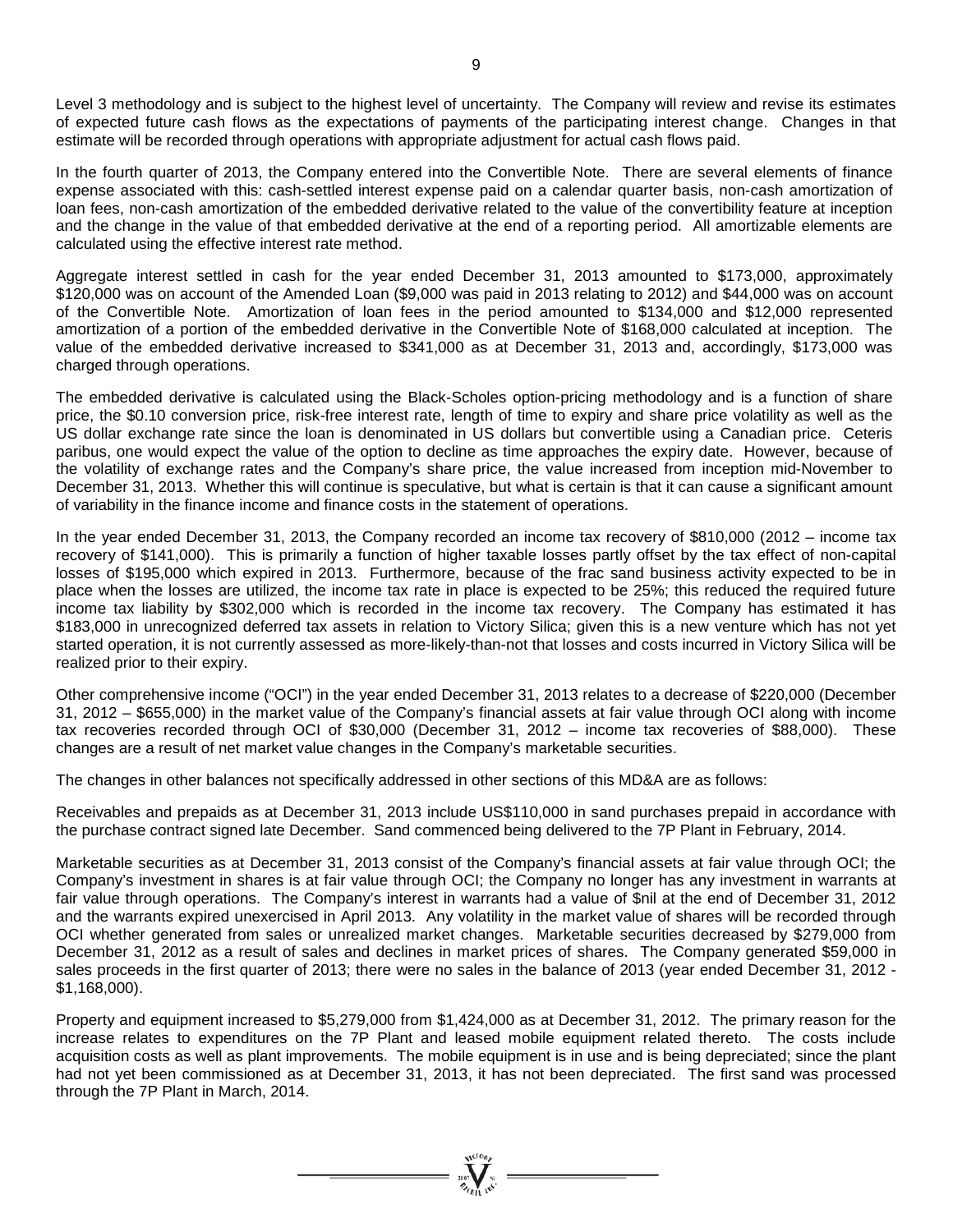Level 3 methodology and is subject to the highest level of uncertainty. The Company will review and revise its estimates of expected future cash flows as the expectations of payments of the participating interest change. Changes in that estimate will be recorded through operations with appropriate adjustment for actual cash flows paid.

In the fourth quarter of 2013, the Company entered into the Convertible Note. There are several elements of finance expense associated with this: cash-settled interest expense paid on a calendar quarter basis, non-cash amortization of loan fees, non-cash amortization of the embedded derivative related to the value of the convertibility feature at inception and the change in the value of that embedded derivative at the end of a reporting period. All amortizable elements are calculated using the effective interest rate method.

Aggregate interest settled in cash for the year ended December 31, 2013 amounted to $173,000, approximately $120,000 was on account of the Amended Loan ($9,000 was paid in 2013 relating to 2012) and $44,000 was on account of the Convertible Note. Amortization of loan fees in the period amounted to $134,000 and $12,000 represented amortization of a portion of the embedded derivative in the Convertible Note of $168,000 calculated at inception. The value of the embedded derivative increased to $341,000 as at December 31, 2013 and, accordingly, $173,000 was charged through operations.

The embedded derivative is calculated using the Black-Scholes option-pricing methodology and is a function of share price, the $0.10 conversion price, risk-free interest rate, length of time to expiry and share price volatility as well as the US dollar exchange rate since the loan is denominated in US dollars but convertible using a Canadian price. Ceteris paribus, one would expect the value of the option to decline as time approaches the expiry date. However, because of the volatility of exchange rates and the Company's share price, the value increased from inception mid-November to December 31, 2013. Whether this will continue is speculative, but what is certain is that it can cause a significant amount of variability in the finance income and finance costs in the statement of operations.

In the year ended December 31, 2013, the Company recorded an income tax recovery of $810,000 (2012 – income tax recovery of $141,000). This is primarily a function of higher taxable losses partly offset by the tax effect of non-capital losses of $195,000 which expired in 2013. Furthermore, because of the frac sand business activity expected to be in place when the losses are utilized, the income tax rate in place is expected to be 25%; this reduced the required future income tax liability by $302,000 which is recorded in the income tax recovery. The Company has estimated it has $183,000 in unrecognized deferred tax assets in relation to Victory Silica; given this is a new venture which has not yet started operation, it is not currently assessed as more-likely-than-not that losses and costs incurred in Victory Silica will be realized prior to their expiry.

Other comprehensive income ("OCI") in the year ended December 31, 2013 relates to a decrease of $220,000 (December 31, 2012 – $655,000) in the market value of the Company's financial assets at fair value through OCI along with income tax recoveries recorded through OCI of $30,000 (December 31, 2012 – income tax recoveries of $88,000). These changes are a result of net market value changes in the Company's marketable securities.

The changes in other balances not specifically addressed in other sections of this MD&A are as follows:

Receivables and prepaids as at December 31, 2013 include US$110,000 in sand purchases prepaid in accordance with the purchase contract signed late December. Sand commenced being delivered to the 7P Plant in February, 2014.

Marketable securities as at December 31, 2013 consist of the Company's financial assets at fair value through OCI; the Company's investment in shares is at fair value through OCI; the Company no longer has any investment in warrants at fair value through operations. The Company's interest in warrants had a value of $nil at the end of December 31, 2012 and the warrants expired unexercised in April 2013. Any volatility in the market value of shares will be recorded through OCI whether generated from sales or unrealized market changes. Marketable securities decreased by $279,000 from December 31, 2012 as a result of sales and declines in market prices of shares. The Company generated $59,000 in sales proceeds in the first quarter of 2013; there were no sales in the balance of 2013 (year ended December 31, 2012 - $1,168,000).

Property and equipment increased to $5,279,000 from $1,424,000 as at December 31, 2012. The primary reason for the increase relates to expenditures on the 7P Plant and leased mobile equipment related thereto. The costs include acquisition costs as well as plant improvements. The mobile equipment is in use and is being depreciated; since the plant had not yet been commissioned as at December 31, 2013, it has not been depreciated. The first sand was processed through the 7P Plant in March, 2014.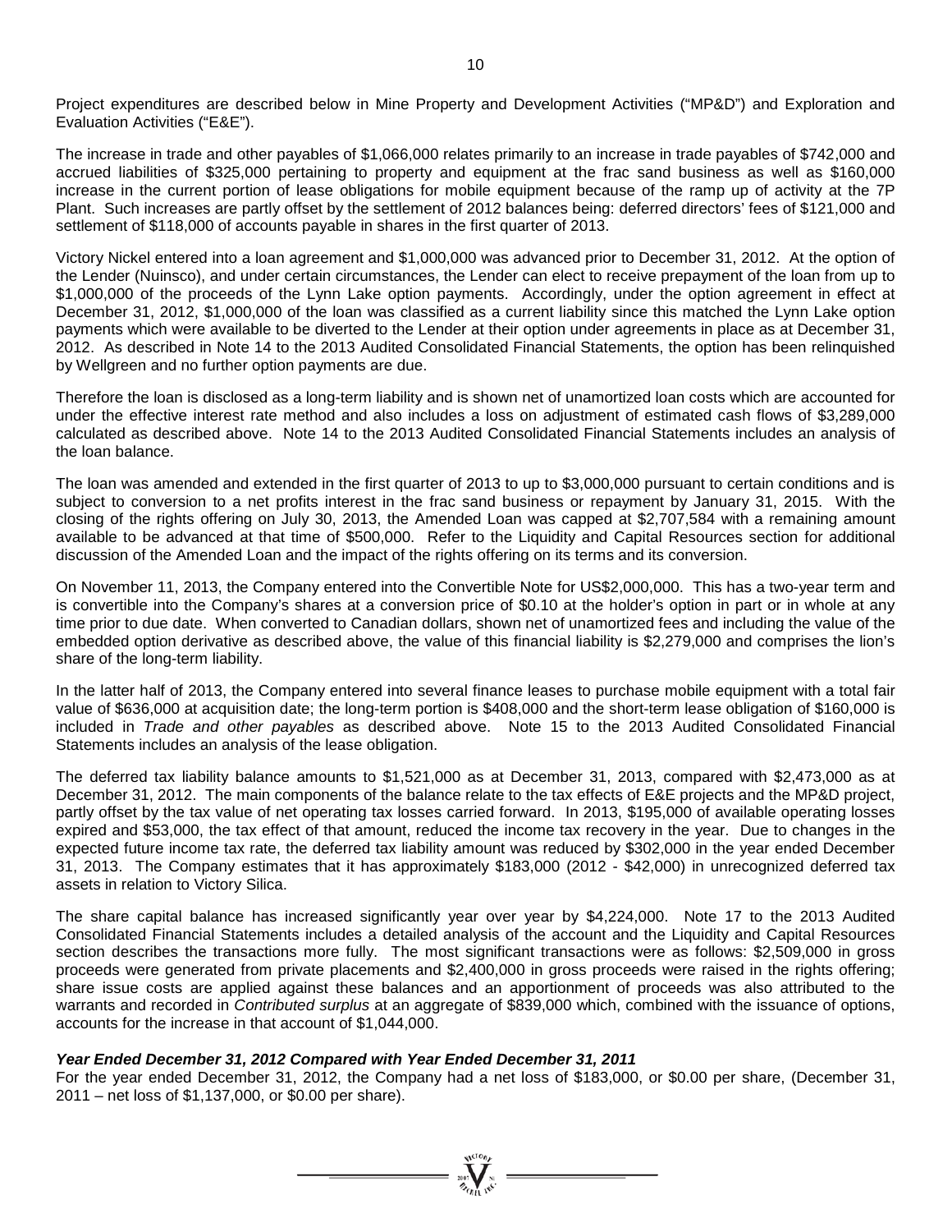Project expenditures are described below in Mine Property and Development Activities ("MP&D") and Exploration and Evaluation Activities ("E&E").

The increase in trade and other payables of $1,066,000 relates primarily to an increase in trade payables of $742,000 and accrued liabilities of $325,000 pertaining to property and equipment at the frac sand business as well as $160,000 increase in the current portion of lease obligations for mobile equipment because of the ramp up of activity at the 7P Plant. Such increases are partly offset by the settlement of 2012 balances being: deferred directors' fees of $121,000 and settlement of $118,000 of accounts payable in shares in the first quarter of 2013.

Victory Nickel entered into a loan agreement and $1,000,000 was advanced prior to December 31, 2012. At the option of the Lender (Nuinsco), and under certain circumstances, the Lender can elect to receive prepayment of the loan from up to $1,000,000 of the proceeds of the Lynn Lake option payments. Accordingly, under the option agreement in effect at December 31, 2012, $1,000,000 of the loan was classified as a current liability since this matched the Lynn Lake option payments which were available to be diverted to the Lender at their option under agreements in place as at December 31, 2012. As described in Note 14 to the 2013 Audited Consolidated Financial Statements, the option has been relinquished by Wellgreen and no further option payments are due.

Therefore the loan is disclosed as a long-term liability and is shown net of unamortized loan costs which are accounted for under the effective interest rate method and also includes a loss on adjustment of estimated cash flows of $3,289,000 calculated as described above. Note 14 to the 2013 Audited Consolidated Financial Statements includes an analysis of the loan balance.

The loan was amended and extended in the first quarter of 2013 to up to $3,000,000 pursuant to certain conditions and is subject to conversion to a net profits interest in the frac sand business or repayment by January 31, 2015. With the closing of the rights offering on July 30, 2013, the Amended Loan was capped at $2,707,584 with a remaining amount available to be advanced at that time of $500,000. Refer to the Liquidity and Capital Resources section for additional discussion of the Amended Loan and the impact of the rights offering on its terms and its conversion.

On November 11, 2013, the Company entered into the Convertible Note for US$2,000,000. This has a two-year term and is convertible into the Company's shares at a conversion price of $0.10 at the holder's option in part or in whole at any time prior to due date. When converted to Canadian dollars, shown net of unamortized fees and including the value of the embedded option derivative as described above, the value of this financial liability is $2,279,000 and comprises the lion's share of the long-term liability.

In the latter half of 2013, the Company entered into several finance leases to purchase mobile equipment with a total fair value of $636,000 at acquisition date; the long-term portion is $408,000 and the short-term lease obligation of $160,000 is included in *Trade and other payables* as described above. Note 15 to the 2013 Audited Consolidated Financial Statements includes an analysis of the lease obligation.

The deferred tax liability balance amounts to $1,521,000 as at December 31, 2013, compared with $2,473,000 as at December 31, 2012. The main components of the balance relate to the tax effects of E&E projects and the MP&D project, partly offset by the tax value of net operating tax losses carried forward. In 2013, $195,000 of available operating losses expired and $53,000, the tax effect of that amount, reduced the income tax recovery in the year. Due to changes in the expected future income tax rate, the deferred tax liability amount was reduced by $302,000 in the year ended December 31, 2013. The Company estimates that it has approximately $183,000 (2012 - $42,000) in unrecognized deferred tax assets in relation to Victory Silica.

The share capital balance has increased significantly year over year by $4,224,000. Note 17 to the 2013 Audited Consolidated Financial Statements includes a detailed analysis of the account and the Liquidity and Capital Resources section describes the transactions more fully. The most significant transactions were as follows: $2,509,000 in gross proceeds were generated from private placements and $2,400,000 in gross proceeds were raised in the rights offering; share issue costs are applied against these balances and an apportionment of proceeds was also attributed to the warrants and recorded in *Contributed surplus* at an aggregate of $839,000 which, combined with the issuance of options, accounts for the increase in that account of $1,044,000.

***Year Ended December 31, 2012 Compared with Year Ended December 31, 2011***

For the year ended December 31, 2012, the Company had a net loss of $183,000, or $0.00 per share, (December 31, 2011 – net loss of $1,137,000, or $0.00 per share).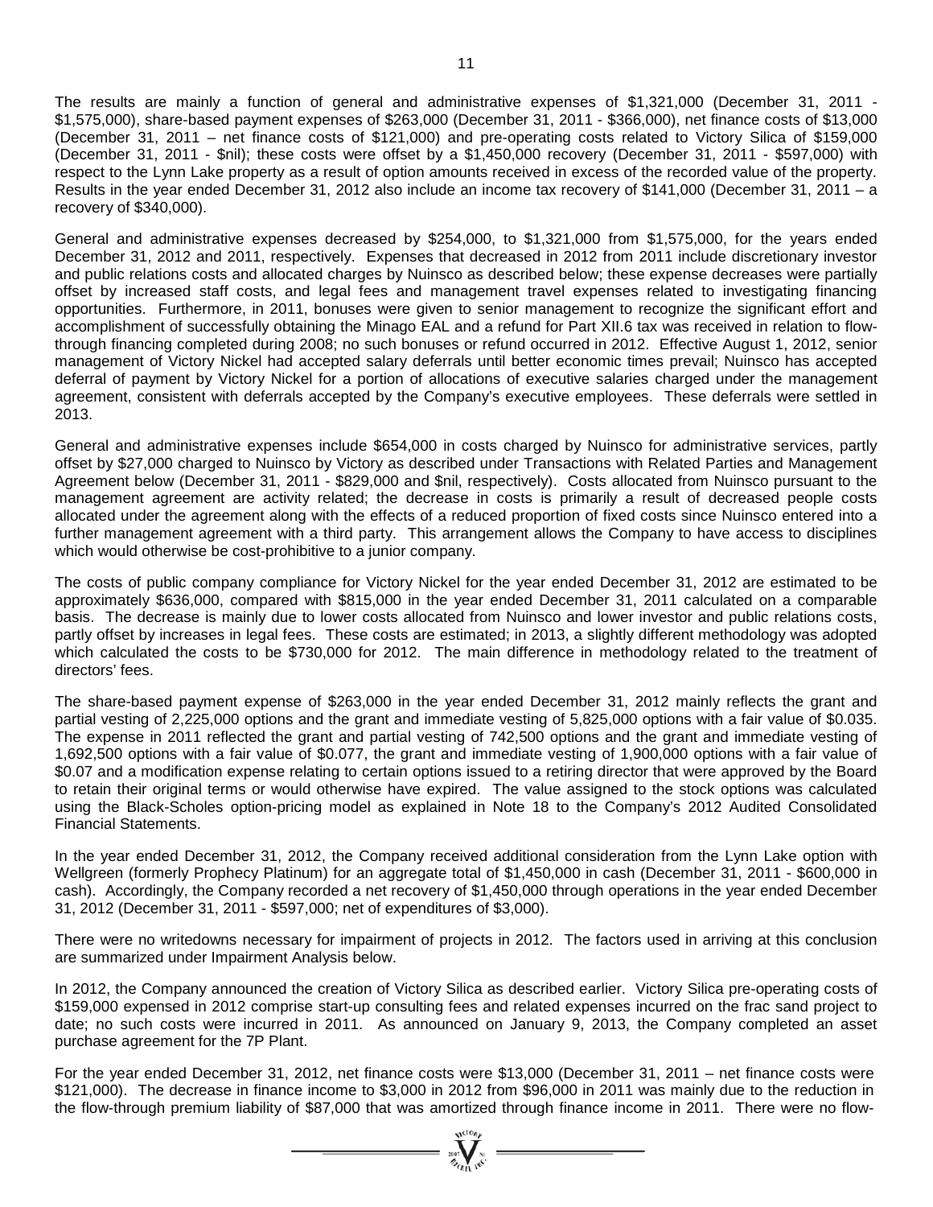The results are mainly a function of general and administrative expenses of $1,321,000 (December 31, 2011 - $1,575,000), share-based payment expenses of $263,000 (December 31, 2011 - $366,000), net finance costs of $13,000 (December 31, 2011 – net finance costs of $121,000) and pre-operating costs related to Victory Silica of $159,000 (December 31, 2011 - $nil); these costs were offset by a $1,450,000 recovery (December 31, 2011 - $597,000) with respect to the Lynn Lake property as a result of option amounts received in excess of the recorded value of the property. Results in the year ended December 31, 2012 also include an income tax recovery of $141,000 (December 31, 2011 – a recovery of $340,000).

General and administrative expenses decreased by $254,000, to $1,321,000 from $1,575,000, for the years ended December 31, 2012 and 2011, respectively. Expenses that decreased in 2012 from 2011 include discretionary investor and public relations costs and allocated charges by Nuinsco as described below; these expense decreases were partially offset by increased staff costs, and legal fees and management travel expenses related to investigating financing opportunities. Furthermore, in 2011, bonuses were given to senior management to recognize the significant effort and accomplishment of successfully obtaining the Minago EAL and a refund for Part XII.6 tax was received in relation to flow-through financing completed during 2008; no such bonuses or refund occurred in 2012. Effective August 1, 2012, senior management of Victory Nickel had accepted salary deferrals until better economic times prevail; Nuinsco has accepted deferral of payment by Victory Nickel for a portion of allocations of executive salaries charged under the management agreement, consistent with deferrals accepted by the Company's executive employees. These deferrals were settled in 2013.

General and administrative expenses include $654,000 in costs charged by Nuinsco for administrative services, partly offset by $27,000 charged to Nuinsco by Victory as described under Transactions with Related Parties and Management Agreement below (December 31, 2011 - $829,000 and $nil, respectively). Costs allocated from Nuinsco pursuant to the management agreement are activity related; the decrease in costs is primarily a result of decreased people costs allocated under the agreement along with the effects of a reduced proportion of fixed costs since Nuinsco entered into a further management agreement with a third party. This arrangement allows the Company to have access to disciplines which would otherwise be cost-prohibitive to a junior company.

The costs of public company compliance for Victory Nickel for the year ended December 31, 2012 are estimated to be approximately $636,000, compared with $815,000 in the year ended December 31, 2011 calculated on a comparable basis. The decrease is mainly due to lower costs allocated from Nuinsco and lower investor and public relations costs, partly offset by increases in legal fees. These costs are estimated; in 2013, a slightly different methodology was adopted which calculated the costs to be $730,000 for 2012. The main difference in methodology related to the treatment of directors' fees.

The share-based payment expense of $263,000 in the year ended December 31, 2012 mainly reflects the grant and partial vesting of 2,225,000 options and the grant and immediate vesting of 5,825,000 options with a fair value of $0.035. The expense in 2011 reflected the grant and partial vesting of 742,500 options and the grant and immediate vesting of 1,692,500 options with a fair value of $0.077, the grant and immediate vesting of 1,900,000 options with a fair value of $0.07 and a modification expense relating to certain options issued to a retiring director that were approved by the Board to retain their original terms or would otherwise have expired. The value assigned to the stock options was calculated using the Black-Scholes option-pricing model as explained in Note 18 to the Company's 2012 Audited Consolidated Financial Statements.

In the year ended December 31, 2012, the Company received additional consideration from the Lynn Lake option with Wellgreen (formerly Prophecy Platinum) for an aggregate total of $1,450,000 in cash (December 31, 2011 - $600,000 in cash). Accordingly, the Company recorded a net recovery of $1,450,000 through operations in the year ended December 31, 2012 (December 31, 2011 - $597,000; net of expenditures of $3,000).

There were no writedowns necessary for impairment of projects in 2012. The factors used in arriving at this conclusion are summarized under Impairment Analysis below.

In 2012, the Company announced the creation of Victory Silica as described earlier. Victory Silica pre-operating costs of $159,000 expensed in 2012 comprise start-up consulting fees and related expenses incurred on the frac sand project to date; no such costs were incurred in 2011. As announced on January 9, 2013, the Company completed an asset purchase agreement for the 7P Plant.

For the year ended December 31, 2012, net finance costs were $13,000 (December 31, 2011 – net finance costs were $121,000). The decrease in finance income to $3,000 in 2012 from $96,000 in 2011 was mainly due to the reduction in the flow-through premium liability of $87,000 that was amortized through finance income in 2011. There were no flow-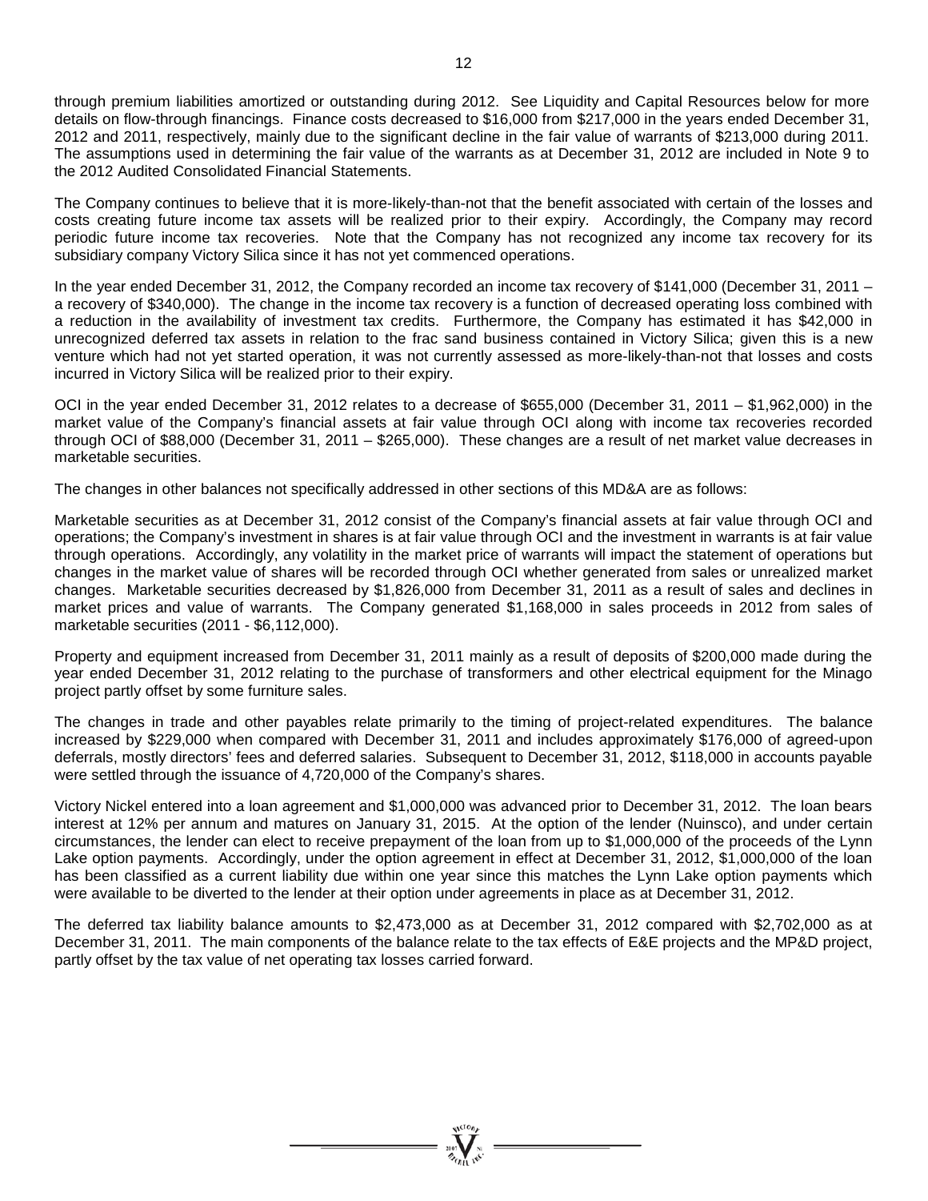through premium liabilities amortized or outstanding during 2012. See Liquidity and Capital Resources below for more details on flow-through financings. Finance costs decreased to $16,000 from $217,000 in the years ended December 31, 2012 and 2011, respectively, mainly due to the significant decline in the fair value of warrants of $213,000 during 2011. The assumptions used in determining the fair value of the warrants as at December 31, 2012 are included in Note 9 to the 2012 Audited Consolidated Financial Statements.

The Company continues to believe that it is more-likely-than-not that the benefit associated with certain of the losses and costs creating future income tax assets will be realized prior to their expiry. Accordingly, the Company may record periodic future income tax recoveries. Note that the Company has not recognized any income tax recovery for its subsidiary company Victory Silica since it has not yet commenced operations.

In the year ended December 31, 2012, the Company recorded an income tax recovery of $141,000 (December 31, 2011 – a recovery of $340,000). The change in the income tax recovery is a function of decreased operating loss combined with a reduction in the availability of investment tax credits. Furthermore, the Company has estimated it has $42,000 in unrecognized deferred tax assets in relation to the frac sand business contained in Victory Silica; given this is a new venture which had not yet started operation, it was not currently assessed as more-likely-than-not that losses and costs incurred in Victory Silica will be realized prior to their expiry.

OCI in the year ended December 31, 2012 relates to a decrease of $655,000 (December 31, 2011 – $1,962,000) in the market value of the Company's financial assets at fair value through OCI along with income tax recoveries recorded through OCI of $88,000 (December 31, 2011 – $265,000). These changes are a result of net market value decreases in marketable securities.

The changes in other balances not specifically addressed in other sections of this MD&A are as follows:

Marketable securities as at December 31, 2012 consist of the Company's financial assets at fair value through OCI and operations; the Company's investment in shares is at fair value through OCI and the investment in warrants is at fair value through operations. Accordingly, any volatility in the market price of warrants will impact the statement of operations but changes in the market value of shares will be recorded through OCI whether generated from sales or unrealized market changes. Marketable securities decreased by $1,826,000 from December 31, 2011 as a result of sales and declines in market prices and value of warrants. The Company generated $1,168,000 in sales proceeds in 2012 from sales of marketable securities (2011 - $6,112,000).

Property and equipment increased from December 31, 2011 mainly as a result of deposits of $200,000 made during the year ended December 31, 2012 relating to the purchase of transformers and other electrical equipment for the Minago project partly offset by some furniture sales.

The changes in trade and other payables relate primarily to the timing of project-related expenditures. The balance increased by $229,000 when compared with December 31, 2011 and includes approximately $176,000 of agreed-upon deferrals, mostly directors' fees and deferred salaries. Subsequent to December 31, 2012, $118,000 in accounts payable were settled through the issuance of 4,720,000 of the Company's shares.

Victory Nickel entered into a loan agreement and $1,000,000 was advanced prior to December 31, 2012. The loan bears interest at 12% per annum and matures on January 31, 2015. At the option of the lender (Nuinsco), and under certain circumstances, the lender can elect to receive prepayment of the loan from up to $1,000,000 of the proceeds of the Lynn Lake option payments. Accordingly, under the option agreement in effect at December 31, 2012, $1,000,000 of the loan has been classified as a current liability due within one year since this matches the Lynn Lake option payments which were available to be diverted to the lender at their option under agreements in place as at December 31, 2012.

The deferred tax liability balance amounts to $2,473,000 as at December 31, 2012 compared with $2,702,000 as at December 31, 2011. The main components of the balance relate to the tax effects of E&E projects and the MP&D project, partly offset by the tax value of net operating tax losses carried forward.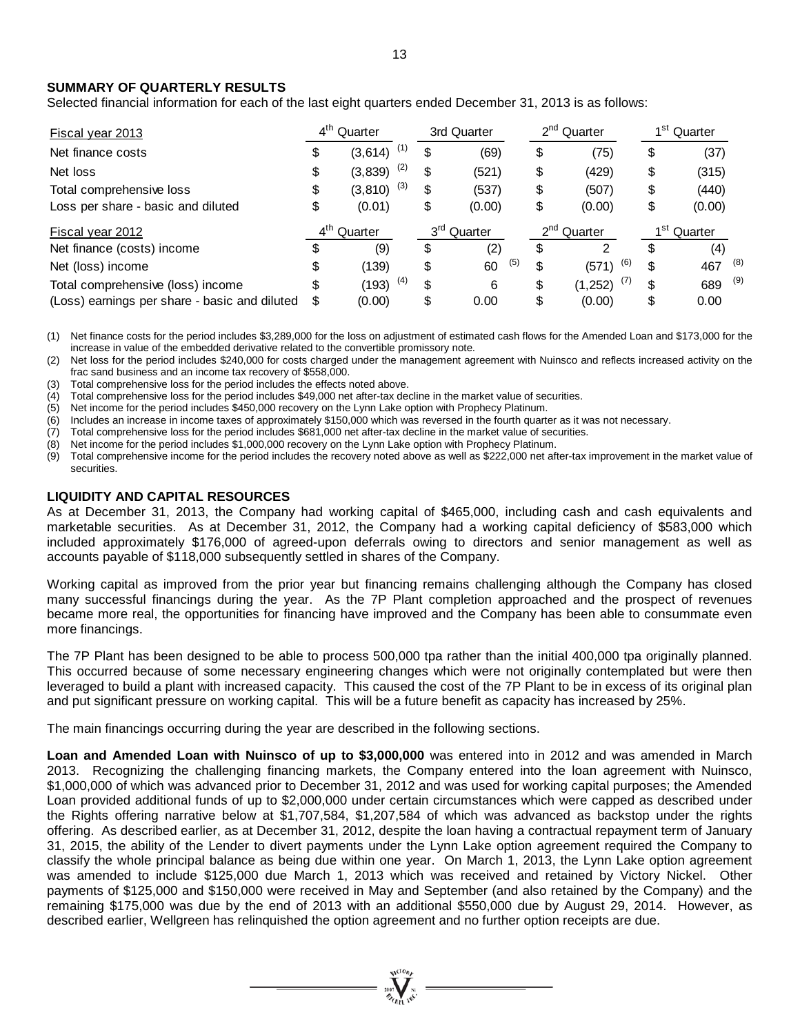## SUMMARY OF QUARTERLY RESULTS

Selected financial information for each of the last eight quarters ended December 31, 2013 is as follows:

| Fiscal year 2013 | 4th Quarter | 3rd Quarter | 2nd Quarter | 1st Quarter |
|---|---|---|---|---|
| Net finance costs | $ (3,614) (1) | $ (69) | $ (75) | $ (37) |
| Net loss | $ (3,839) (2) | $ (521) | $ (429) | $ (315) |
| Total comprehensive loss | $ (3,810) (3) | $ (537) | $ (507) | $ (440) |
| Loss per share - basic and diluted | $ (0.01) | $ (0.00) | $ (0.00) | $ (0.00) |
| **Fiscal year 2012** | **4th Quarter** | **3rd Quarter** | **2nd Quarter** | **1st Quarter** |
| Net finance (costs) income | $ (9) | $ (2) | $ 2 | $ (4) |
| Net (loss) income | $ (139) | $ 60 (5) | $ (571) (6) | $ 467 (8) |
| Total comprehensive (loss) income | $ (193) (4) | $ 6 | $ (1,252) (7) | $ 689 (9) |
| (Loss) earnings per share - basic and diluted | $ (0.00) | $ 0.00 | $ (0.00) | $ 0.00 |

(1) Net finance costs for the period includes $3,289,000 for the loss on adjustment of estimated cash flows for the Amended Loan and $173,000 for the increase in value of the embedded derivative related to the convertible promissory note.
(2) Net loss for the period includes $240,000 for costs charged under the management agreement with Nuinsco and reflects increased activity on the frac sand business and an income tax recovery of $558,000.
(3) Total comprehensive loss for the period includes the effects noted above.
(4) Total comprehensive loss for the period includes $49,000 net after-tax decline in the market value of securities.
(5) Net income for the period includes $450,000 recovery on the Lynn Lake option with Prophecy Platinum.
(6) Includes an increase in income taxes of approximately $150,000 which was reversed in the fourth quarter as it was not necessary.
(7) Total comprehensive loss for the period includes $681,000 net after-tax decline in the market value of securities.
(8) Net income for the period includes $1,000,000 recovery on the Lynn Lake option with Prophecy Platinum.
(9) Total comprehensive income for the period includes the recovery noted above as well as $222,000 net after-tax improvement in the market value of securities.

## LIQUIDITY AND CAPITAL RESOURCES

As at December 31, 2013, the Company had working capital of $465,000, including cash and cash equivalents and marketable securities. As at December 31, 2012, the Company had a working capital deficiency of $583,000 which included approximately $176,000 of agreed-upon deferrals owing to directors and senior management as well as accounts payable of $118,000 subsequently settled in shares of the Company.

Working capital as improved from the prior year but financing remains challenging although the Company has closed many successful financings during the year. As the 7P Plant completion approached and the prospect of revenues became more real, the opportunities for financing have improved and the Company has been able to consummate even more financings.

The 7P Plant has been designed to be able to process 500,000 tpa rather than the initial 400,000 tpa originally planned. This occurred because of some necessary engineering changes which were not originally contemplated but were then leveraged to build a plant with increased capacity. This caused the cost of the 7P Plant to be in excess of its original plan and put significant pressure on working capital. This will be a future benefit as capacity has increased by 25%.

The main financings occurring during the year are described in the following sections.

**Loan and Amended Loan with Nuinsco of up to $3,000,000** was entered into in 2012 and was amended in March 2013. Recognizing the challenging financing markets, the Company entered into the loan agreement with Nuinsco, $1,000,000 of which was advanced prior to December 31, 2012 and was used for working capital purposes; the Amended Loan provided additional funds of up to $2,000,000 under certain circumstances which were capped as described under the Rights offering narrative below at $1,707,584, $1,207,584 of which was advanced as backstop under the rights offering. As described earlier, as at December 31, 2012, despite the loan having a contractual repayment term of January 31, 2015, the ability of the Lender to divert payments under the Lynn Lake option agreement required the Company to classify the whole principal balance as being due within one year. On March 1, 2013, the Lynn Lake option agreement was amended to include $125,000 due March 1, 2013 which was received and retained by Victory Nickel. Other payments of $125,000 and $150,000 were received in May and September (and also retained by the Company) and the remaining $175,000 was due by the end of 2013 with an additional $550,000 due by August 29, 2014. However, as described earlier, Wellgreen has relinquished the option agreement and no further option receipts are due.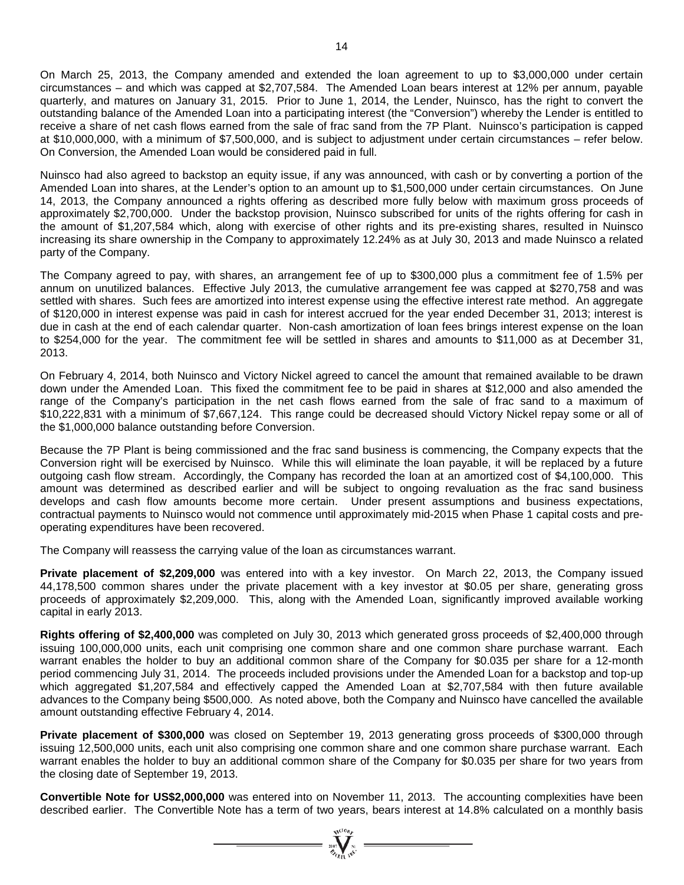On March 25, 2013, the Company amended and extended the loan agreement to up to $3,000,000 under certain circumstances – and which was capped at $2,707,584. The Amended Loan bears interest at 12% per annum, payable quarterly, and matures on January 31, 2015. Prior to June 1, 2014, the Lender, Nuinsco, has the right to convert the outstanding balance of the Amended Loan into a participating interest (the "Conversion") whereby the Lender is entitled to receive a share of net cash flows earned from the sale of frac sand from the 7P Plant. Nuinsco's participation is capped at $10,000,000, with a minimum of $7,500,000, and is subject to adjustment under certain circumstances – refer below. On Conversion, the Amended Loan would be considered paid in full.

Nuinsco had also agreed to backstop an equity issue, if any was announced, with cash or by converting a portion of the Amended Loan into shares, at the Lender's option to an amount up to $1,500,000 under certain circumstances. On June 14, 2013, the Company announced a rights offering as described more fully below with maximum gross proceeds of approximately $2,700,000. Under the backstop provision, Nuinsco subscribed for units of the rights offering for cash in the amount of $1,207,584 which, along with exercise of other rights and its pre-existing shares, resulted in Nuinsco increasing its share ownership in the Company to approximately 12.24% as at July 30, 2013 and made Nuinsco a related party of the Company.

The Company agreed to pay, with shares, an arrangement fee of up to $300,000 plus a commitment fee of 1.5% per annum on unutilized balances. Effective July 2013, the cumulative arrangement fee was capped at $270,758 and was settled with shares. Such fees are amortized into interest expense using the effective interest rate method. An aggregate of $120,000 in interest expense was paid in cash for interest accrued for the year ended December 31, 2013; interest is due in cash at the end of each calendar quarter. Non-cash amortization of loan fees brings interest expense on the loan to $254,000 for the year. The commitment fee will be settled in shares and amounts to $11,000 as at December 31, 2013.

On February 4, 2014, both Nuinsco and Victory Nickel agreed to cancel the amount that remained available to be drawn down under the Amended Loan. This fixed the commitment fee to be paid in shares at $12,000 and also amended the range of the Company's participation in the net cash flows earned from the sale of frac sand to a maximum of $10,222,831 with a minimum of $7,667,124. This range could be decreased should Victory Nickel repay some or all of the $1,000,000 balance outstanding before Conversion.

Because the 7P Plant is being commissioned and the frac sand business is commencing, the Company expects that the Conversion right will be exercised by Nuinsco. While this will eliminate the loan payable, it will be replaced by a future outgoing cash flow stream. Accordingly, the Company has recorded the loan at an amortized cost of $4,100,000. This amount was determined as described earlier and will be subject to ongoing revaluation as the frac sand business develops and cash flow amounts become more certain. Under present assumptions and business expectations, contractual payments to Nuinsco would not commence until approximately mid-2015 when Phase 1 capital costs and pre-operating expenditures have been recovered.

The Company will reassess the carrying value of the loan as circumstances warrant.

**Private placement of $2,209,000** was entered into with a key investor. On March 22, 2013, the Company issued 44,178,500 common shares under the private placement with a key investor at $0.05 per share, generating gross proceeds of approximately $2,209,000. This, along with the Amended Loan, significantly improved available working capital in early 2013.

**Rights offering of $2,400,000** was completed on July 30, 2013 which generated gross proceeds of $2,400,000 through issuing 100,000,000 units, each unit comprising one common share and one common share purchase warrant. Each warrant enables the holder to buy an additional common share of the Company for $0.035 per share for a 12-month period commencing July 31, 2014. The proceeds included provisions under the Amended Loan for a backstop and top-up which aggregated $1,207,584 and effectively capped the Amended Loan at $2,707,584 with then future available advances to the Company being $500,000. As noted above, both the Company and Nuinsco have cancelled the available amount outstanding effective February 4, 2014.

**Private placement of $300,000** was closed on September 19, 2013 generating gross proceeds of $300,000 through issuing 12,500,000 units, each unit also comprising one common share and one common share purchase warrant. Each warrant enables the holder to buy an additional common share of the Company for $0.035 per share for two years from the closing date of September 19, 2013.

**Convertible Note for US$2,000,000** was entered into on November 11, 2013. The accounting complexities have been described earlier. The Convertible Note has a term of two years, bears interest at 14.8% calculated on a monthly basis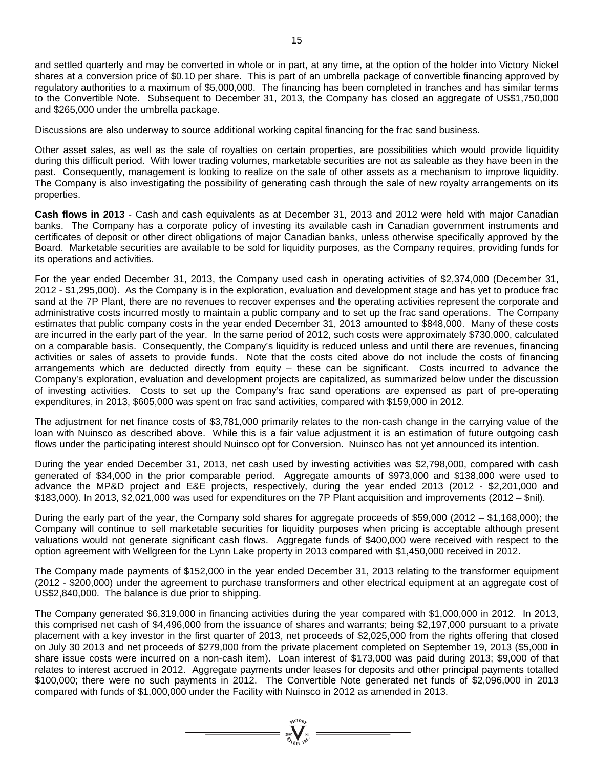and settled quarterly and may be converted in whole or in part, at any time, at the option of the holder into Victory Nickel shares at a conversion price of $0.10 per share. This is part of an umbrella package of convertible financing approved by regulatory authorities to a maximum of $5,000,000. The financing has been completed in tranches and has similar terms to the Convertible Note. Subsequent to December 31, 2013, the Company has closed an aggregate of US$1,750,000 and $265,000 under the umbrella package.

Discussions are also underway to source additional working capital financing for the frac sand business.

Other asset sales, as well as the sale of royalties on certain properties, are possibilities which would provide liquidity during this difficult period. With lower trading volumes, marketable securities are not as saleable as they have been in the past. Consequently, management is looking to realize on the sale of other assets as a mechanism to improve liquidity. The Company is also investigating the possibility of generating cash through the sale of new royalty arrangements on its properties.

**Cash flows in 2013** - Cash and cash equivalents as at December 31, 2013 and 2012 were held with major Canadian banks. The Company has a corporate policy of investing its available cash in Canadian government instruments and certificates of deposit or other direct obligations of major Canadian banks, unless otherwise specifically approved by the Board. Marketable securities are available to be sold for liquidity purposes, as the Company requires, providing funds for its operations and activities.

For the year ended December 31, 2013, the Company used cash in operating activities of $2,374,000 (December 31, 2012 - $1,295,000). As the Company is in the exploration, evaluation and development stage and has yet to produce frac sand at the 7P Plant, there are no revenues to recover expenses and the operating activities represent the corporate and administrative costs incurred mostly to maintain a public company and to set up the frac sand operations. The Company estimates that public company costs in the year ended December 31, 2013 amounted to $848,000. Many of these costs are incurred in the early part of the year. In the same period of 2012, such costs were approximately $730,000, calculated on a comparable basis. Consequently, the Company's liquidity is reduced unless and until there are revenues, financing activities or sales of assets to provide funds. Note that the costs cited above do not include the costs of financing arrangements which are deducted directly from equity – these can be significant. Costs incurred to advance the Company's exploration, evaluation and development projects are capitalized, as summarized below under the discussion of investing activities. Costs to set up the Company's frac sand operations are expensed as part of pre-operating expenditures, in 2013, $605,000 was spent on frac sand activities, compared with $159,000 in 2012.

The adjustment for net finance costs of $3,781,000 primarily relates to the non-cash change in the carrying value of the loan with Nuinsco as described above. While this is a fair value adjustment it is an estimation of future outgoing cash flows under the participating interest should Nuinsco opt for Conversion. Nuinsco has not yet announced its intention.

During the year ended December 31, 2013, net cash used by investing activities was $2,798,000, compared with cash generated of $34,000 in the prior comparable period. Aggregate amounts of $973,000 and $138,000 were used to advance the MP&D project and E&E projects, respectively, during the year ended 2013 (2012 - $2,201,000 and $183,000). In 2013, $2,021,000 was used for expenditures on the 7P Plant acquisition and improvements (2012 – $nil).

During the early part of the year, the Company sold shares for aggregate proceeds of $59,000 (2012 – $1,168,000); the Company will continue to sell marketable securities for liquidity purposes when pricing is acceptable although present valuations would not generate significant cash flows. Aggregate funds of $400,000 were received with respect to the option agreement with Wellgreen for the Lynn Lake property in 2013 compared with $1,450,000 received in 2012.

The Company made payments of $152,000 in the year ended December 31, 2013 relating to the transformer equipment (2012 - $200,000) under the agreement to purchase transformers and other electrical equipment at an aggregate cost of US$2,840,000. The balance is due prior to shipping.

The Company generated $6,319,000 in financing activities during the year compared with $1,000,000 in 2012. In 2013, this comprised net cash of $4,496,000 from the issuance of shares and warrants; being $2,197,000 pursuant to a private placement with a key investor in the first quarter of 2013, net proceeds of $2,025,000 from the rights offering that closed on July 30 2013 and net proceeds of $279,000 from the private placement completed on September 19, 2013 ($5,000 in share issue costs were incurred on a non-cash item). Loan interest of $173,000 was paid during 2013; $9,000 of that relates to interest accrued in 2012. Aggregate payments under leases for deposits and other principal payments totalled $100,000; there were no such payments in 2012. The Convertible Note generated net funds of $2,096,000 in 2013 compared with funds of $1,000,000 under the Facility with Nuinsco in 2012 as amended in 2013.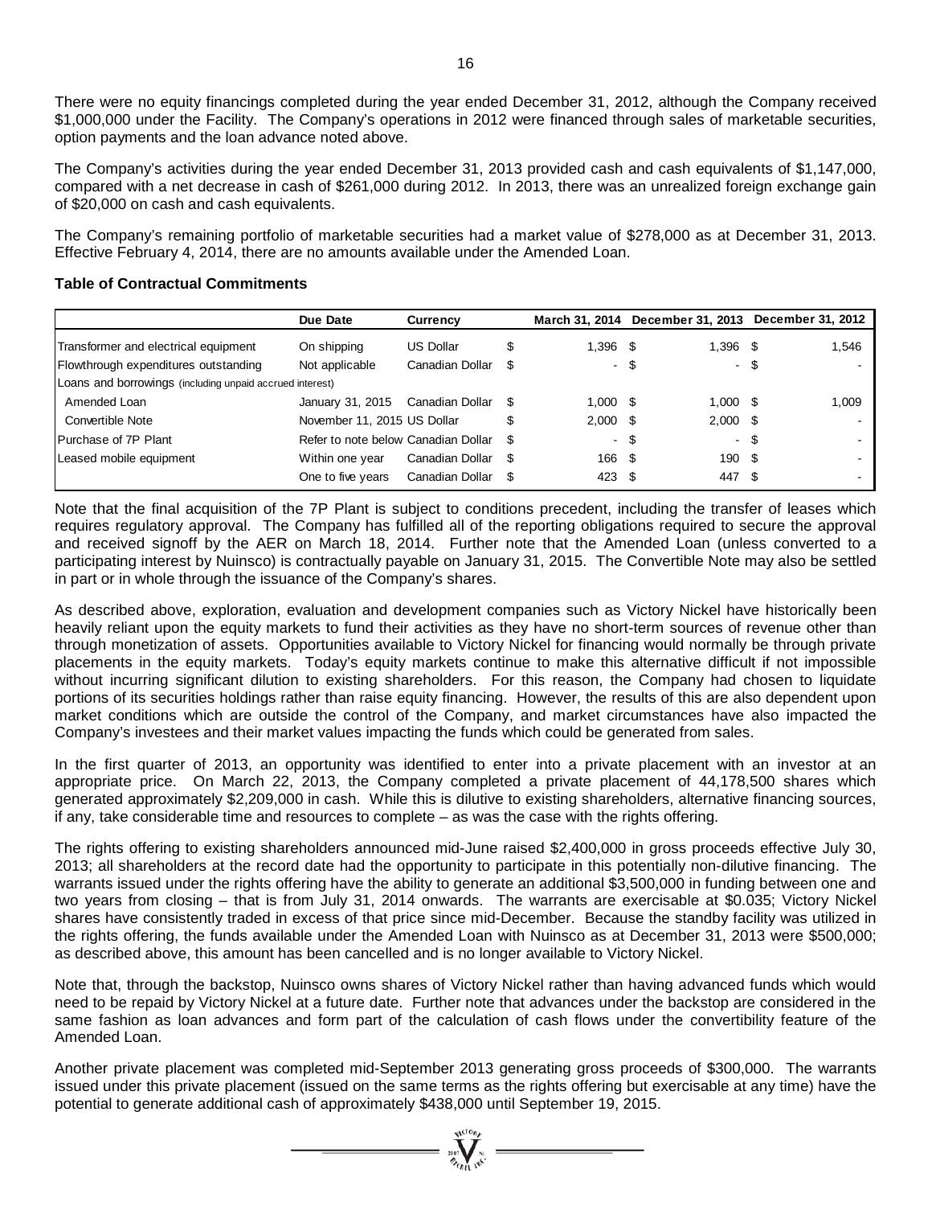There were no equity financings completed during the year ended December 31, 2012, although the Company received $1,000,000 under the Facility. The Company's operations in 2012 were financed through sales of marketable securities, option payments and the loan advance noted above.

The Company's activities during the year ended December 31, 2013 provided cash and cash equivalents of $1,147,000, compared with a net decrease in cash of $261,000 during 2012. In 2013, there was an unrealized foreign exchange gain of $20,000 on cash and cash equivalents.

The Company's remaining portfolio of marketable securities had a market value of $278,000 as at December 31, 2013. Effective February 4, 2014, there are no amounts available under the Amended Loan.

**Table of Contractual Commitments**

| | Due Date | Currency | March 31, 2014 | December 31, 2013 | December 31, 2012 |
|---|---|---|---|---|---|
| Transformer and electrical equipment | On shipping | US Dollar | $ 1,396 | $ 1,396 | $ 1,546 |
| Flowthrough expenditures outstanding | Not applicable | Canadian Dollar | $ - | $ - | $ - |
| Loans and borrowings (including unpaid accrued interest) | | | | | |
| Amended Loan | January 31, 2015 | Canadian Dollar | $ 1,000 | $ 1,000 | $ 1,009 |
| Convertible Note | November 11, 2015 | US Dollar | $ 2,000 | $ 2,000 | $ - |
| Purchase of 7P Plant | Refer to note below | Canadian Dollar | $ - | $ - | $ - |
| Leased mobile equipment | Within one year | Canadian Dollar | $ 166 | $ 190 | $ - |
| | One to five years | Canadian Dollar | $ 423 | $ 447 | $ - |

Note that the final acquisition of the 7P Plant is subject to conditions precedent, including the transfer of leases which requires regulatory approval. The Company has fulfilled all of the reporting obligations required to secure the approval and received signoff by the AER on March 18, 2014. Further note that the Amended Loan (unless converted to a participating interest by Nuinsco) is contractually payable on January 31, 2015. The Convertible Note may also be settled in part or in whole through the issuance of the Company's shares.

As described above, exploration, evaluation and development companies such as Victory Nickel have historically been heavily reliant upon the equity markets to fund their activities as they have no short-term sources of revenue other than through monetization of assets. Opportunities available to Victory Nickel for financing would normally be through private placements in the equity markets. Today's equity markets continue to make this alternative difficult if not impossible without incurring significant dilution to existing shareholders. For this reason, the Company had chosen to liquidate portions of its securities holdings rather than raise equity financing. However, the results of this are also dependent upon market conditions which are outside the control of the Company, and market circumstances have also impacted the Company's investees and their market values impacting the funds which could be generated from sales.

In the first quarter of 2013, an opportunity was identified to enter into a private placement with an investor at an appropriate price. On March 22, 2013, the Company completed a private placement of 44,178,500 shares which generated approximately $2,209,000 in cash. While this is dilutive to existing shareholders, alternative financing sources, if any, take considerable time and resources to complete – as was the case with the rights offering.

The rights offering to existing shareholders announced mid-June raised $2,400,000 in gross proceeds effective July 30, 2013; all shareholders at the record date had the opportunity to participate in this potentially non-dilutive financing. The warrants issued under the rights offering have the ability to generate an additional $3,500,000 in funding between one and two years from closing – that is from July 31, 2014 onwards. The warrants are exercisable at $0.035; Victory Nickel shares have consistently traded in excess of that price since mid-December. Because the standby facility was utilized in the rights offering, the funds available under the Amended Loan with Nuinsco as at December 31, 2013 were $500,000; as described above, this amount has been cancelled and is no longer available to Victory Nickel.

Note that, through the backstop, Nuinsco owns shares of Victory Nickel rather than having advanced funds which would need to be repaid by Victory Nickel at a future date. Further note that advances under the backstop are considered in the same fashion as loan advances and form part of the calculation of cash flows under the convertibility feature of the Amended Loan.

Another private placement was completed mid-September 2013 generating gross proceeds of $300,000. The warrants issued under this private placement (issued on the same terms as the rights offering but exercisable at any time) have the potential to generate additional cash of approximately $438,000 until September 19, 2015.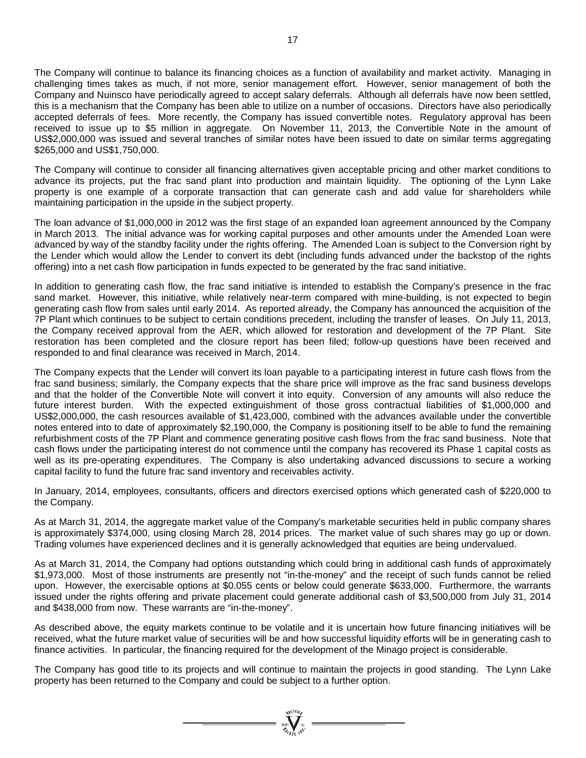The Company will continue to balance its financing choices as a function of availability and market activity. Managing in challenging times takes as much, if not more, senior management effort. However, senior management of both the Company and Nuinsco have periodically agreed to accept salary deferrals. Although all deferrals have now been settled, this is a mechanism that the Company has been able to utilize on a number of occasions. Directors have also periodically accepted deferrals of fees. More recently, the Company has issued convertible notes. Regulatory approval has been received to issue up to $5 million in aggregate. On November 11, 2013, the Convertible Note in the amount of US$2,000,000 was issued and several tranches of similar notes have been issued to date on similar terms aggregating $265,000 and US$1,750,000.

The Company will continue to consider all financing alternatives given acceptable pricing and other market conditions to advance its projects, put the frac sand plant into production and maintain liquidity. The optioning of the Lynn Lake property is one example of a corporate transaction that can generate cash and add value for shareholders while maintaining participation in the upside in the subject property.

The loan advance of $1,000,000 in 2012 was the first stage of an expanded loan agreement announced by the Company in March 2013. The initial advance was for working capital purposes and other amounts under the Amended Loan were advanced by way of the standby facility under the rights offering. The Amended Loan is subject to the Conversion right by the Lender which would allow the Lender to convert its debt (including funds advanced under the backstop of the rights offering) into a net cash flow participation in funds expected to be generated by the frac sand initiative.

In addition to generating cash flow, the frac sand initiative is intended to establish the Company's presence in the frac sand market. However, this initiative, while relatively near-term compared with mine-building, is not expected to begin generating cash flow from sales until early 2014. As reported already, the Company has announced the acquisition of the 7P Plant which continues to be subject to certain conditions precedent, including the transfer of leases. On July 11, 2013, the Company received approval from the AER, which allowed for restoration and development of the 7P Plant. Site restoration has been completed and the closure report has been filed; follow-up questions have been received and responded to and final clearance was received in March, 2014.

The Company expects that the Lender will convert its loan payable to a participating interest in future cash flows from the frac sand business; similarly, the Company expects that the share price will improve as the frac sand business develops and that the holder of the Convertible Note will convert it into equity. Conversion of any amounts will also reduce the future interest burden. With the expected extinguishment of those gross contractual liabilities of $1,000,000 and US$2,000,000, the cash resources available of $1,423,000, combined with the advances available under the convertible notes entered into to date of approximately $2,190,000, the Company is positioning itself to be able to fund the remaining refurbishment costs of the 7P Plant and commence generating positive cash flows from the frac sand business. Note that cash flows under the participating interest do not commence until the company has recovered its Phase 1 capital costs as well as its pre-operating expenditures. The Company is also undertaking advanced discussions to secure a working capital facility to fund the future frac sand inventory and receivables activity.

In January, 2014, employees, consultants, officers and directors exercised options which generated cash of $220,000 to the Company.

As at March 31, 2014, the aggregate market value of the Company's marketable securities held in public company shares is approximately $374,000, using closing March 28, 2014 prices. The market value of such shares may go up or down. Trading volumes have experienced declines and it is generally acknowledged that equities are being undervalued.

As at March 31, 2014, the Company had options outstanding which could bring in additional cash funds of approximately $1,973,000. Most of those instruments are presently not "in-the-money" and the receipt of such funds cannot be relied upon. However, the exercisable options at $0.055 cents or below could generate $633,000. Furthermore, the warrants issued under the rights offering and private placement could generate additional cash of $3,500,000 from July 31, 2014 and $438,000 from now. These warrants are "in-the-money".

As described above, the equity markets continue to be volatile and it is uncertain how future financing initiatives will be received, what the future market value of securities will be and how successful liquidity efforts will be in generating cash to finance activities. In particular, the financing required for the development of the Minago project is considerable.

The Company has good title to its projects and will continue to maintain the projects in good standing. The Lynn Lake property has been returned to the Company and could be subject to a further option.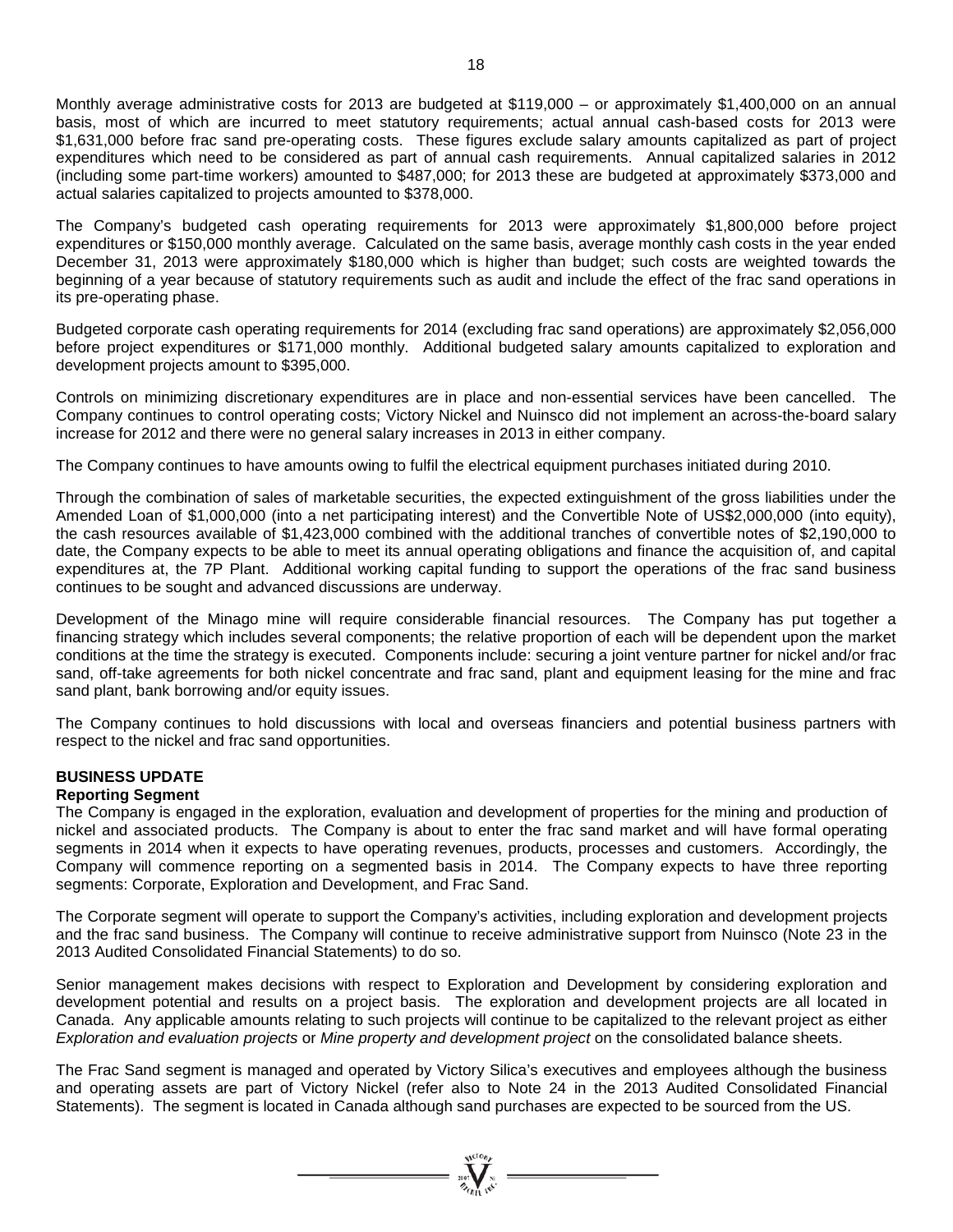Monthly average administrative costs for 2013 are budgeted at $119,000 – or approximately $1,400,000 on an annual basis, most of which are incurred to meet statutory requirements; actual annual cash-based costs for 2013 were $1,631,000 before frac sand pre-operating costs. These figures exclude salary amounts capitalized as part of project expenditures which need to be considered as part of annual cash requirements. Annual capitalized salaries in 2012 (including some part-time workers) amounted to $487,000; for 2013 these are budgeted at approximately $373,000 and actual salaries capitalized to projects amounted to $378,000.

The Company's budgeted cash operating requirements for 2013 were approximately $1,800,000 before project expenditures or $150,000 monthly average. Calculated on the same basis, average monthly cash costs in the year ended December 31, 2013 were approximately $180,000 which is higher than budget; such costs are weighted towards the beginning of a year because of statutory requirements such as audit and include the effect of the frac sand operations in its pre-operating phase.

Budgeted corporate cash operating requirements for 2014 (excluding frac sand operations) are approximately $2,056,000 before project expenditures or $171,000 monthly. Additional budgeted salary amounts capitalized to exploration and development projects amount to $395,000.

Controls on minimizing discretionary expenditures are in place and non-essential services have been cancelled. The Company continues to control operating costs; Victory Nickel and Nuinsco did not implement an across-the-board salary increase for 2012 and there were no general salary increases in 2013 in either company.

The Company continues to have amounts owing to fulfil the electrical equipment purchases initiated during 2010.

Through the combination of sales of marketable securities, the expected extinguishment of the gross liabilities under the Amended Loan of $1,000,000 (into a net participating interest) and the Convertible Note of US$2,000,000 (into equity), the cash resources available of $1,423,000 combined with the additional tranches of convertible notes of $2,190,000 to date, the Company expects to be able to meet its annual operating obligations and finance the acquisition of, and capital expenditures at, the 7P Plant. Additional working capital funding to support the operations of the frac sand business continues to be sought and advanced discussions are underway.

Development of the Minago mine will require considerable financial resources. The Company has put together a financing strategy which includes several components; the relative proportion of each will be dependent upon the market conditions at the time the strategy is executed. Components include: securing a joint venture partner for nickel and/or frac sand, off-take agreements for both nickel concentrate and frac sand, plant and equipment leasing for the mine and frac sand plant, bank borrowing and/or equity issues.

The Company continues to hold discussions with local and overseas financiers and potential business partners with respect to the nickel and frac sand opportunities.

## BUSINESS UPDATE

### Reporting Segment

The Company is engaged in the exploration, evaluation and development of properties for the mining and production of nickel and associated products. The Company is about to enter the frac sand market and will have formal operating segments in 2014 when it expects to have operating revenues, products, processes and customers. Accordingly, the Company will commence reporting on a segmented basis in 2014. The Company expects to have three reporting segments: Corporate, Exploration and Development, and Frac Sand.

The Corporate segment will operate to support the Company's activities, including exploration and development projects and the frac sand business. The Company will continue to receive administrative support from Nuinsco (Note 23 in the 2013 Audited Consolidated Financial Statements) to do so.

Senior management makes decisions with respect to Exploration and Development by considering exploration and development potential and results on a project basis. The exploration and development projects are all located in Canada. Any applicable amounts relating to such projects will continue to be capitalized to the relevant project as either *Exploration and evaluation projects* or *Mine property and development project* on the consolidated balance sheets.

The Frac Sand segment is managed and operated by Victory Silica's executives and employees although the business and operating assets are part of Victory Nickel (refer also to Note 24 in the 2013 Audited Consolidated Financial Statements). The segment is located in Canada although sand purchases are expected to be sourced from the US.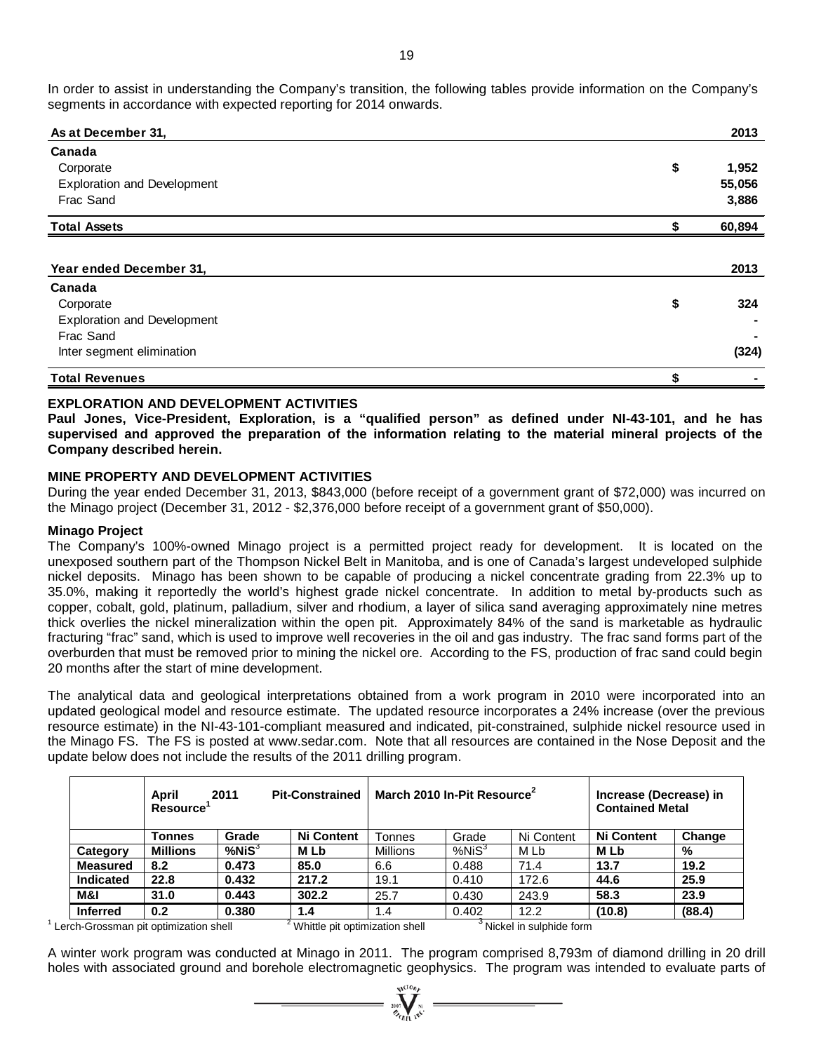In order to assist in understanding the Company's transition, the following tables provide information on the Company's segments in accordance with expected reporting for 2014 onwards.

| As at December 31, | | 2013 |
|---|---|---|
| **Canada** | | |
| Corporate | $ | 1,952 |
| Exploration and Development | | 55,056 |
| Frac Sand | | 3,886 |
| **Total Assets** | **$** | **60,894** |

| Year ended December 31, | | 2013 |
|---|---|---|
| **Canada** | | |
| Corporate | $ | 324 |
| Exploration and Development | | - |
| Frac Sand | | - |
| Inter segment elimination | | (324) |
| **Total Revenues** | **$** | **-** |

## EXPLORATION AND DEVELOPMENT ACTIVITIES

**Paul Jones, Vice-President, Exploration, is a "qualified person" as defined under NI-43-101, and he has supervised and approved the preparation of the information relating to the material mineral projects of the Company described herein.**

## MINE PROPERTY AND DEVELOPMENT ACTIVITIES

During the year ended December 31, 2013, $843,000 (before receipt of a government grant of $72,000) was incurred on the Minago project (December 31, 2012 - $2,376,000 before receipt of a government grant of $50,000).

### Minago Project

The Company's 100%-owned Minago project is a permitted project ready for development. It is located on the unexposed southern part of the Thompson Nickel Belt in Manitoba, and is one of Canada's largest undeveloped sulphide nickel deposits. Minago has been shown to be capable of producing a nickel concentrate grading from 22.3% up to 35.0%, making it reportedly the world's highest grade nickel concentrate. In addition to metal by-products such as copper, cobalt, gold, platinum, palladium, silver and rhodium, a layer of silica sand averaging approximately nine metres thick overlies the nickel mineralization within the open pit. Approximately 84% of the sand is marketable as hydraulic fracturing "frac" sand, which is used to improve well recoveries in the oil and gas industry. The frac sand forms part of the overburden that must be removed prior to mining the nickel ore. According to the FS, production of frac sand could begin 20 months after the start of mine development.

The analytical data and geological interpretations obtained from a work program in 2010 were incorporated into an updated geological model and resource estimate. The updated resource incorporates a 24% increase (over the previous resource estimate) in the NI-43-101-compliant measured and indicated, pit-constrained, sulphide nickel resource used in the Minago FS. The FS is posted at www.sedar.com. Note that all resources are contained in the Nose Deposit and the update below does not include the results of the 2011 drilling program.

| | April 2011 Pit-Constrained Resource[1] | | | March 2010 In-Pit Resource[2] | | | Increase (Decrease) in Contained Metal | |
|---|---|---|---|---|---|---|---|---|
| | **Tonnes** | **Grade** | **Ni Content** | Tonnes | Grade | Ni Content | **Ni Content** | **Change** |
| **Category** | **Millions** | **%NiS[3]** | **M Lb** | Millions | %NiS[3] | M Lb | **M Lb** | **%** |
| **Measured** | **8.2** | **0.473** | **85.0** | 6.6 | 0.488 | 71.4 | **13.7** | **19.2** |
| **Indicated** | **22.8** | **0.432** | **217.2** | 19.1 | 0.410 | 172.6 | **44.6** | **25.9** |
| **M&I** | **31.0** | **0.443** | **302.2** | 25.7 | 0.430 | 243.9 | **58.3** | **23.9** |
| **Inferred** | **0.2** | **0.380** | **1.4** | 1.4 | 0.402 | 12.2 | **(10.8)** | **(88.4)** |

[1] Lerch-Grossman pit optimization shell [2] Whittle pit optimization shell [3] Nickel in sulphide form

A winter work program was conducted at Minago in 2011. The program comprised 8,793m of diamond drilling in 20 drill holes with associated ground and borehole electromagnetic geophysics. The program was intended to evaluate parts of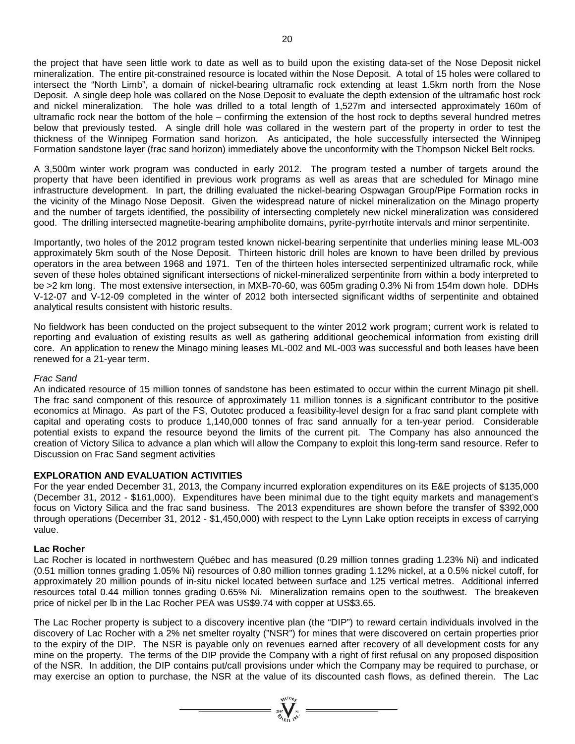the project that have seen little work to date as well as to build upon the existing data-set of the Nose Deposit nickel mineralization. The entire pit-constrained resource is located within the Nose Deposit. A total of 15 holes were collared to intersect the "North Limb", a domain of nickel-bearing ultramafic rock extending at least 1.5km north from the Nose Deposit. A single deep hole was collared on the Nose Deposit to evaluate the depth extension of the ultramafic host rock and nickel mineralization. The hole was drilled to a total length of 1,527m and intersected approximately 160m of ultramafic rock near the bottom of the hole – confirming the extension of the host rock to depths several hundred metres below that previously tested. A single drill hole was collared in the western part of the property in order to test the thickness of the Winnipeg Formation sand horizon. As anticipated, the hole successfully intersected the Winnipeg Formation sandstone layer (frac sand horizon) immediately above the unconformity with the Thompson Nickel Belt rocks.

A 3,500m winter work program was conducted in early 2012. The program tested a number of targets around the property that have been identified in previous work programs as well as areas that are scheduled for Minago mine infrastructure development. In part, the drilling evaluated the nickel-bearing Ospwagan Group/Pipe Formation rocks in the vicinity of the Minago Nose Deposit. Given the widespread nature of nickel mineralization on the Minago property and the number of targets identified, the possibility of intersecting completely new nickel mineralization was considered good. The drilling intersected magnetite-bearing amphibolite domains, pyrite-pyrrhotite intervals and minor serpentinite.

Importantly, two holes of the 2012 program tested known nickel-bearing serpentinite that underlies mining lease ML-003 approximately 5km south of the Nose Deposit. Thirteen historic drill holes are known to have been drilled by previous operators in the area between 1968 and 1971. Ten of the thirteen holes intersected serpentinized ultramafic rock, while seven of these holes obtained significant intersections of nickel-mineralized serpentinite from within a body interpreted to be >2 km long. The most extensive intersection, in MXB-70-60, was 605m grading 0.3% Ni from 154m down hole. DDHs V-12-07 and V-12-09 completed in the winter of 2012 both intersected significant widths of serpentinite and obtained analytical results consistent with historic results.

No fieldwork has been conducted on the project subsequent to the winter 2012 work program; current work is related to reporting and evaluation of existing results as well as gathering additional geochemical information from existing drill core. An application to renew the Minago mining leases ML-002 and ML-003 was successful and both leases have been renewed for a 21-year term.

*Frac Sand*

An indicated resource of 15 million tonnes of sandstone has been estimated to occur within the current Minago pit shell. The frac sand component of this resource of approximately 11 million tonnes is a significant contributor to the positive economics at Minago. As part of the FS, Outotec produced a feasibility-level design for a frac sand plant complete with capital and operating costs to produce 1,140,000 tonnes of frac sand annually for a ten-year period. Considerable potential exists to expand the resource beyond the limits of the current pit. The Company has also announced the creation of Victory Silica to advance a plan which will allow the Company to exploit this long-term sand resource. Refer to Discussion on Frac Sand segment activities

**EXPLORATION AND EVALUATION ACTIVITIES**

For the year ended December 31, 2013, the Company incurred exploration expenditures on its E&E projects of $135,000 (December 31, 2012 - $161,000). Expenditures have been minimal due to the tight equity markets and management's focus on Victory Silica and the frac sand business. The 2013 expenditures are shown before the transfer of $392,000 through operations (December 31, 2012 - $1,450,000) with respect to the Lynn Lake option receipts in excess of carrying value.

**Lac Rocher**

Lac Rocher is located in northwestern Québec and has measured (0.29 million tonnes grading 1.23% Ni) and indicated (0.51 million tonnes grading 1.05% Ni) resources of 0.80 million tonnes grading 1.12% nickel, at a 0.5% nickel cutoff, for approximately 20 million pounds of in-situ nickel located between surface and 125 vertical metres. Additional inferred resources total 0.44 million tonnes grading 0.65% Ni. Mineralization remains open to the southwest. The breakeven price of nickel per lb in the Lac Rocher PEA was US$9.74 with copper at US$3.65.

The Lac Rocher property is subject to a discovery incentive plan (the "DIP") to reward certain individuals involved in the discovery of Lac Rocher with a 2% net smelter royalty ("NSR") for mines that were discovered on certain properties prior to the expiry of the DIP. The NSR is payable only on revenues earned after recovery of all development costs for any mine on the property. The terms of the DIP provide the Company with a right of first refusal on any proposed disposition of the NSR. In addition, the DIP contains put/call provisions under which the Company may be required to purchase, or may exercise an option to purchase, the NSR at the value of its discounted cash flows, as defined therein. The Lac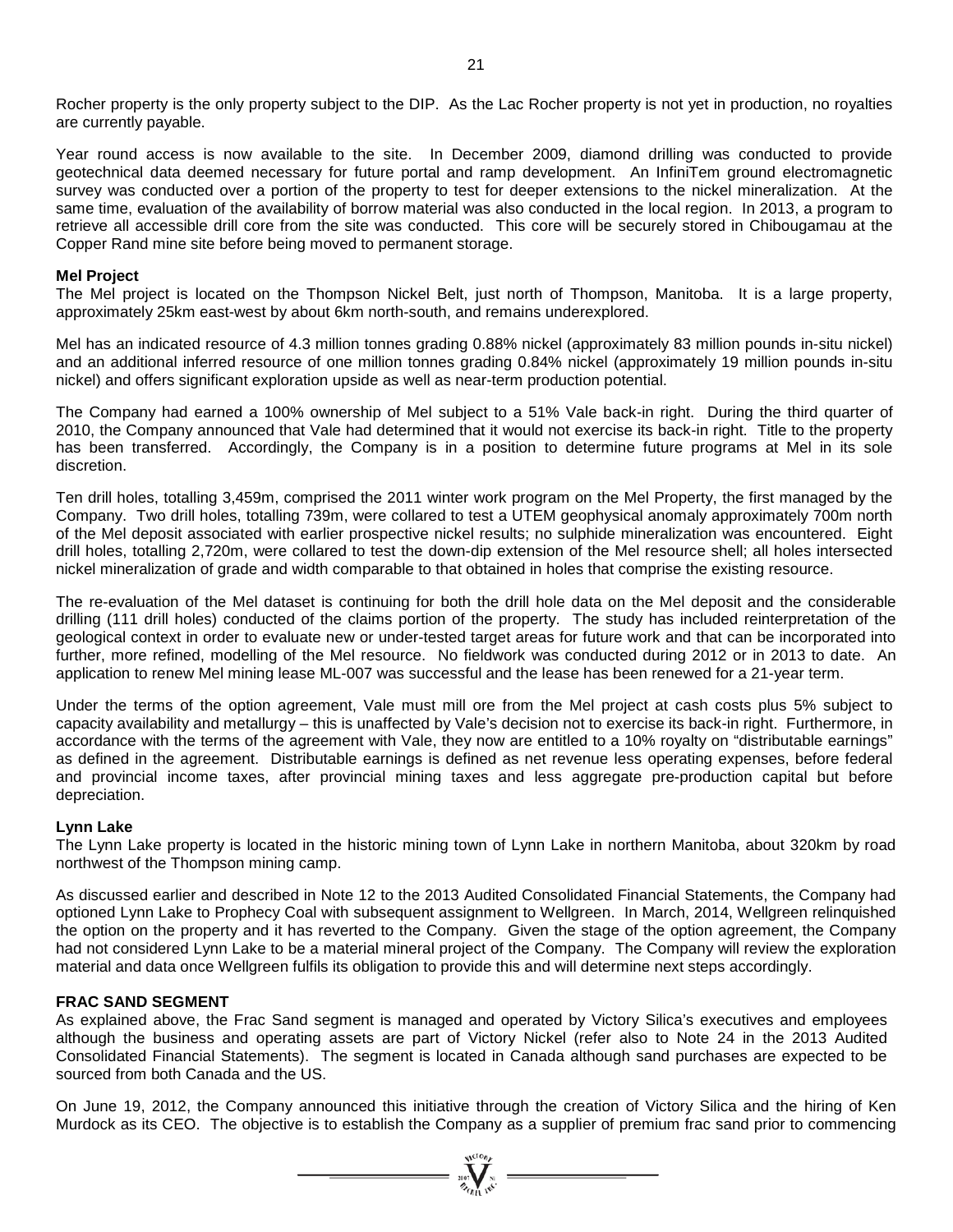Rocher property is the only property subject to the DIP. As the Lac Rocher property is not yet in production, no royalties are currently payable.

Year round access is now available to the site. In December 2009, diamond drilling was conducted to provide geotechnical data deemed necessary for future portal and ramp development. An InfiniTem ground electromagnetic survey was conducted over a portion of the property to test for deeper extensions to the nickel mineralization. At the same time, evaluation of the availability of borrow material was also conducted in the local region. In 2013, a program to retrieve all accessible drill core from the site was conducted. This core will be securely stored in Chibougamau at the Copper Rand mine site before being moved to permanent storage.

**Mel Project**

The Mel project is located on the Thompson Nickel Belt, just north of Thompson, Manitoba. It is a large property, approximately 25km east-west by about 6km north-south, and remains underexplored.

Mel has an indicated resource of 4.3 million tonnes grading 0.88% nickel (approximately 83 million pounds in-situ nickel) and an additional inferred resource of one million tonnes grading 0.84% nickel (approximately 19 million pounds in-situ nickel) and offers significant exploration upside as well as near-term production potential.

The Company had earned a 100% ownership of Mel subject to a 51% Vale back-in right. During the third quarter of 2010, the Company announced that Vale had determined that it would not exercise its back-in right. Title to the property has been transferred. Accordingly, the Company is in a position to determine future programs at Mel in its sole discretion.

Ten drill holes, totalling 3,459m, comprised the 2011 winter work program on the Mel Property, the first managed by the Company. Two drill holes, totalling 739m, were collared to test a UTEM geophysical anomaly approximately 700m north of the Mel deposit associated with earlier prospective nickel results; no sulphide mineralization was encountered. Eight drill holes, totalling 2,720m, were collared to test the down-dip extension of the Mel resource shell; all holes intersected nickel mineralization of grade and width comparable to that obtained in holes that comprise the existing resource.

The re-evaluation of the Mel dataset is continuing for both the drill hole data on the Mel deposit and the considerable drilling (111 drill holes) conducted of the claims portion of the property. The study has included reinterpretation of the geological context in order to evaluate new or under-tested target areas for future work and that can be incorporated into further, more refined, modelling of the Mel resource. No fieldwork was conducted during 2012 or in 2013 to date. An application to renew Mel mining lease ML-007 was successful and the lease has been renewed for a 21-year term.

Under the terms of the option agreement, Vale must mill ore from the Mel project at cash costs plus 5% subject to capacity availability and metallurgy – this is unaffected by Vale's decision not to exercise its back-in right. Furthermore, in accordance with the terms of the agreement with Vale, they now are entitled to a 10% royalty on "distributable earnings" as defined in the agreement. Distributable earnings is defined as net revenue less operating expenses, before federal and provincial income taxes, after provincial mining taxes and less aggregate pre-production capital but before depreciation.

**Lynn Lake**

The Lynn Lake property is located in the historic mining town of Lynn Lake in northern Manitoba, about 320km by road northwest of the Thompson mining camp.

As discussed earlier and described in Note 12 to the 2013 Audited Consolidated Financial Statements, the Company had optioned Lynn Lake to Prophecy Coal with subsequent assignment to Wellgreen. In March, 2014, Wellgreen relinquished the option on the property and it has reverted to the Company. Given the stage of the option agreement, the Company had not considered Lynn Lake to be a material mineral project of the Company. The Company will review the exploration material and data once Wellgreen fulfils its obligation to provide this and will determine next steps accordingly.

**FRAC SAND SEGMENT**

As explained above, the Frac Sand segment is managed and operated by Victory Silica's executives and employees although the business and operating assets are part of Victory Nickel (refer also to Note 24 in the 2013 Audited Consolidated Financial Statements). The segment is located in Canada although sand purchases are expected to be sourced from both Canada and the US.

On June 19, 2012, the Company announced this initiative through the creation of Victory Silica and the hiring of Ken Murdock as its CEO. The objective is to establish the Company as a supplier of premium frac sand prior to commencing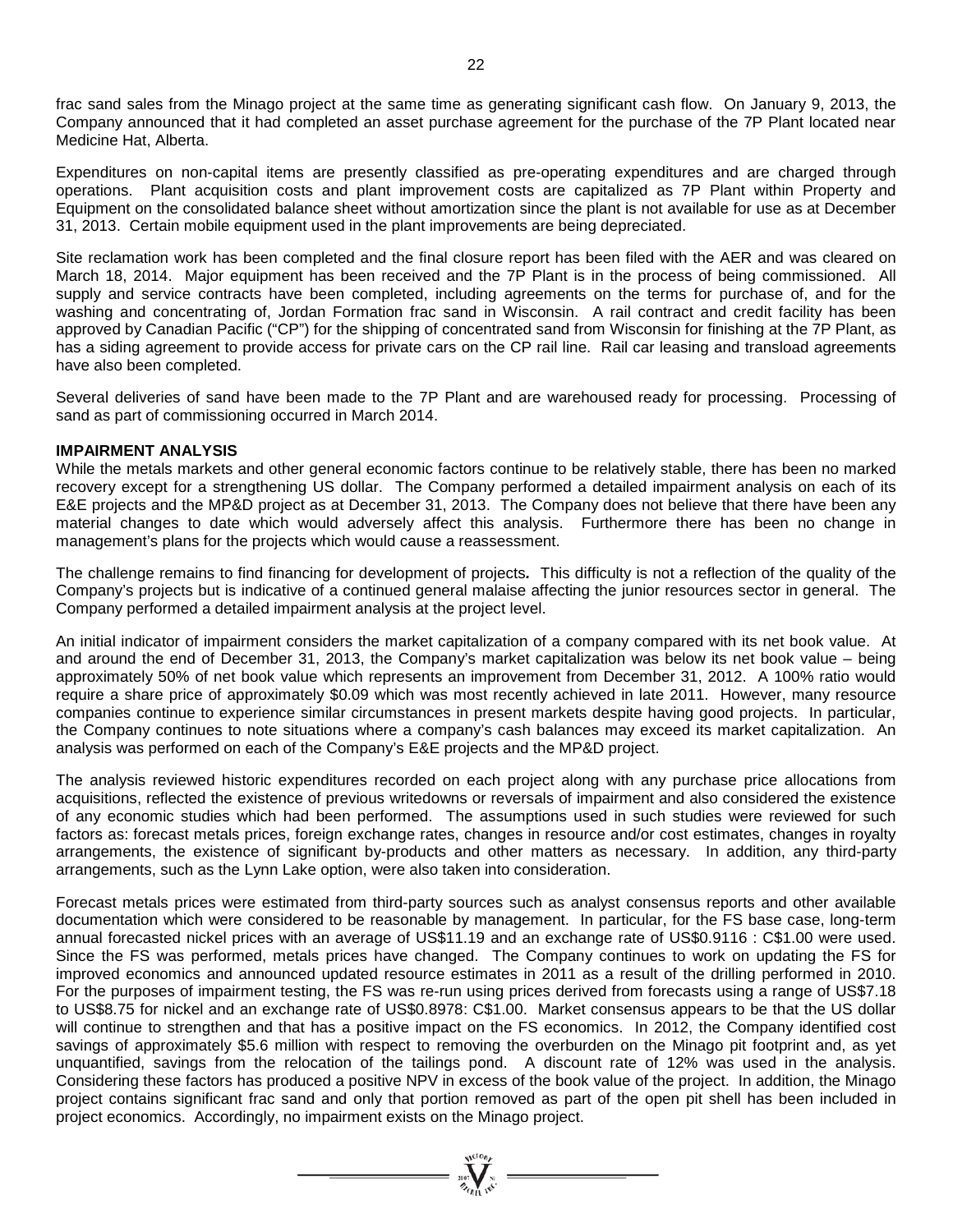frac sand sales from the Minago project at the same time as generating significant cash flow. On January 9, 2013, the Company announced that it had completed an asset purchase agreement for the purchase of the 7P Plant located near Medicine Hat, Alberta.

Expenditures on non-capital items are presently classified as pre-operating expenditures and are charged through operations. Plant acquisition costs and plant improvement costs are capitalized as 7P Plant within Property and Equipment on the consolidated balance sheet without amortization since the plant is not available for use as at December 31, 2013. Certain mobile equipment used in the plant improvements are being depreciated.

Site reclamation work has been completed and the final closure report has been filed with the AER and was cleared on March 18, 2014. Major equipment has been received and the 7P Plant is in the process of being commissioned. All supply and service contracts have been completed, including agreements on the terms for purchase of, and for the washing and concentrating of, Jordan Formation frac sand in Wisconsin. A rail contract and credit facility has been approved by Canadian Pacific ("CP") for the shipping of concentrated sand from Wisconsin for finishing at the 7P Plant, as has a siding agreement to provide access for private cars on the CP rail line. Rail car leasing and transload agreements have also been completed.

Several deliveries of sand have been made to the 7P Plant and are warehoused ready for processing. Processing of sand as part of commissioning occurred in March 2014.

**IMPAIRMENT ANALYSIS**

While the metals markets and other general economic factors continue to be relatively stable, there has been no marked recovery except for a strengthening US dollar. The Company performed a detailed impairment analysis on each of its E&E projects and the MP&D project as at December 31, 2013. The Company does not believe that there have been any material changes to date which would adversely affect this analysis. Furthermore there has been no change in management's plans for the projects which would cause a reassessment.

The challenge remains to find financing for development of projects*.* This difficulty is not a reflection of the quality of the Company's projects but is indicative of a continued general malaise affecting the junior resources sector in general. The Company performed a detailed impairment analysis at the project level.

An initial indicator of impairment considers the market capitalization of a company compared with its net book value. At and around the end of December 31, 2013, the Company's market capitalization was below its net book value – being approximately 50% of net book value which represents an improvement from December 31, 2012. A 100% ratio would require a share price of approximately $0.09 which was most recently achieved in late 2011. However, many resource companies continue to experience similar circumstances in present markets despite having good projects. In particular, the Company continues to note situations where a company's cash balances may exceed its market capitalization. An analysis was performed on each of the Company's E&E projects and the MP&D project.

The analysis reviewed historic expenditures recorded on each project along with any purchase price allocations from acquisitions, reflected the existence of previous writedowns or reversals of impairment and also considered the existence of any economic studies which had been performed. The assumptions used in such studies were reviewed for such factors as: forecast metals prices, foreign exchange rates, changes in resource and/or cost estimates, changes in royalty arrangements, the existence of significant by-products and other matters as necessary. In addition, any third-party arrangements, such as the Lynn Lake option, were also taken into consideration.

Forecast metals prices were estimated from third-party sources such as analyst consensus reports and other available documentation which were considered to be reasonable by management. In particular, for the FS base case, long-term annual forecasted nickel prices with an average of US$11.19 and an exchange rate of US$0.9116 : C$1.00 were used. Since the FS was performed, metals prices have changed. The Company continues to work on updating the FS for improved economics and announced updated resource estimates in 2011 as a result of the drilling performed in 2010. For the purposes of impairment testing, the FS was re-run using prices derived from forecasts using a range of US$7.18 to US$8.75 for nickel and an exchange rate of US$0.8978: C$1.00. Market consensus appears to be that the US dollar will continue to strengthen and that has a positive impact on the FS economics. In 2012, the Company identified cost savings of approximately $5.6 million with respect to removing the overburden on the Minago pit footprint and, as yet unquantified, savings from the relocation of the tailings pond. A discount rate of 12% was used in the analysis. Considering these factors has produced a positive NPV in excess of the book value of the project. In addition, the Minago project contains significant frac sand and only that portion removed as part of the open pit shell has been included in project economics. Accordingly, no impairment exists on the Minago project.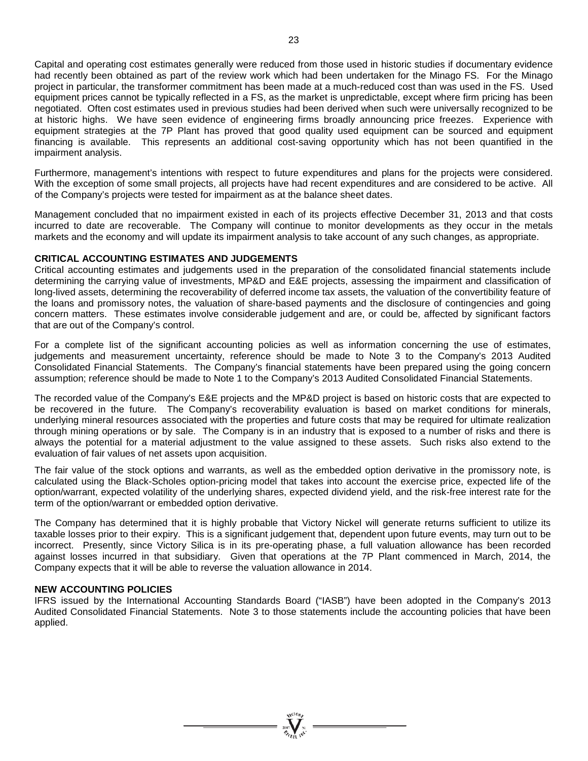Capital and operating cost estimates generally were reduced from those used in historic studies if documentary evidence had recently been obtained as part of the review work which had been undertaken for the Minago FS. For the Minago project in particular, the transformer commitment has been made at a much-reduced cost than was used in the FS. Used equipment prices cannot be typically reflected in a FS, as the market is unpredictable, except where firm pricing has been negotiated. Often cost estimates used in previous studies had been derived when such were universally recognized to be at historic highs. We have seen evidence of engineering firms broadly announcing price freezes. Experience with equipment strategies at the 7P Plant has proved that good quality used equipment can be sourced and equipment financing is available. This represents an additional cost-saving opportunity which has not been quantified in the impairment analysis.

Furthermore, management's intentions with respect to future expenditures and plans for the projects were considered. With the exception of some small projects, all projects have had recent expenditures and are considered to be active. All of the Company's projects were tested for impairment as at the balance sheet dates.

Management concluded that no impairment existed in each of its projects effective December 31, 2013 and that costs incurred to date are recoverable. The Company will continue to monitor developments as they occur in the metals markets and the economy and will update its impairment analysis to take account of any such changes, as appropriate.

## CRITICAL ACCOUNTING ESTIMATES AND JUDGEMENTS

Critical accounting estimates and judgements used in the preparation of the consolidated financial statements include determining the carrying value of investments, MP&D and E&E projects, assessing the impairment and classification of long-lived assets, determining the recoverability of deferred income tax assets, the valuation of the convertibility feature of the loans and promissory notes, the valuation of share-based payments and the disclosure of contingencies and going concern matters. These estimates involve considerable judgement and are, or could be, affected by significant factors that are out of the Company's control.

For a complete list of the significant accounting policies as well as information concerning the use of estimates, judgements and measurement uncertainty, reference should be made to Note 3 to the Company's 2013 Audited Consolidated Financial Statements. The Company's financial statements have been prepared using the going concern assumption; reference should be made to Note 1 to the Company's 2013 Audited Consolidated Financial Statements.

The recorded value of the Company's E&E projects and the MP&D project is based on historic costs that are expected to be recovered in the future. The Company's recoverability evaluation is based on market conditions for minerals, underlying mineral resources associated with the properties and future costs that may be required for ultimate realization through mining operations or by sale. The Company is in an industry that is exposed to a number of risks and there is always the potential for a material adjustment to the value assigned to these assets. Such risks also extend to the evaluation of fair values of net assets upon acquisition.

The fair value of the stock options and warrants, as well as the embedded option derivative in the promissory note, is calculated using the Black-Scholes option-pricing model that takes into account the exercise price, expected life of the option/warrant, expected volatility of the underlying shares, expected dividend yield, and the risk-free interest rate for the term of the option/warrant or embedded option derivative.

The Company has determined that it is highly probable that Victory Nickel will generate returns sufficient to utilize its taxable losses prior to their expiry. This is a significant judgement that, dependent upon future events, may turn out to be incorrect. Presently, since Victory Silica is in its pre-operating phase, a full valuation allowance has been recorded against losses incurred in that subsidiary. Given that operations at the 7P Plant commenced in March, 2014, the Company expects that it will be able to reverse the valuation allowance in 2014.

## NEW ACCOUNTING POLICIES

IFRS issued by the International Accounting Standards Board ("IASB") have been adopted in the Company's 2013 Audited Consolidated Financial Statements. Note 3 to those statements include the accounting policies that have been applied.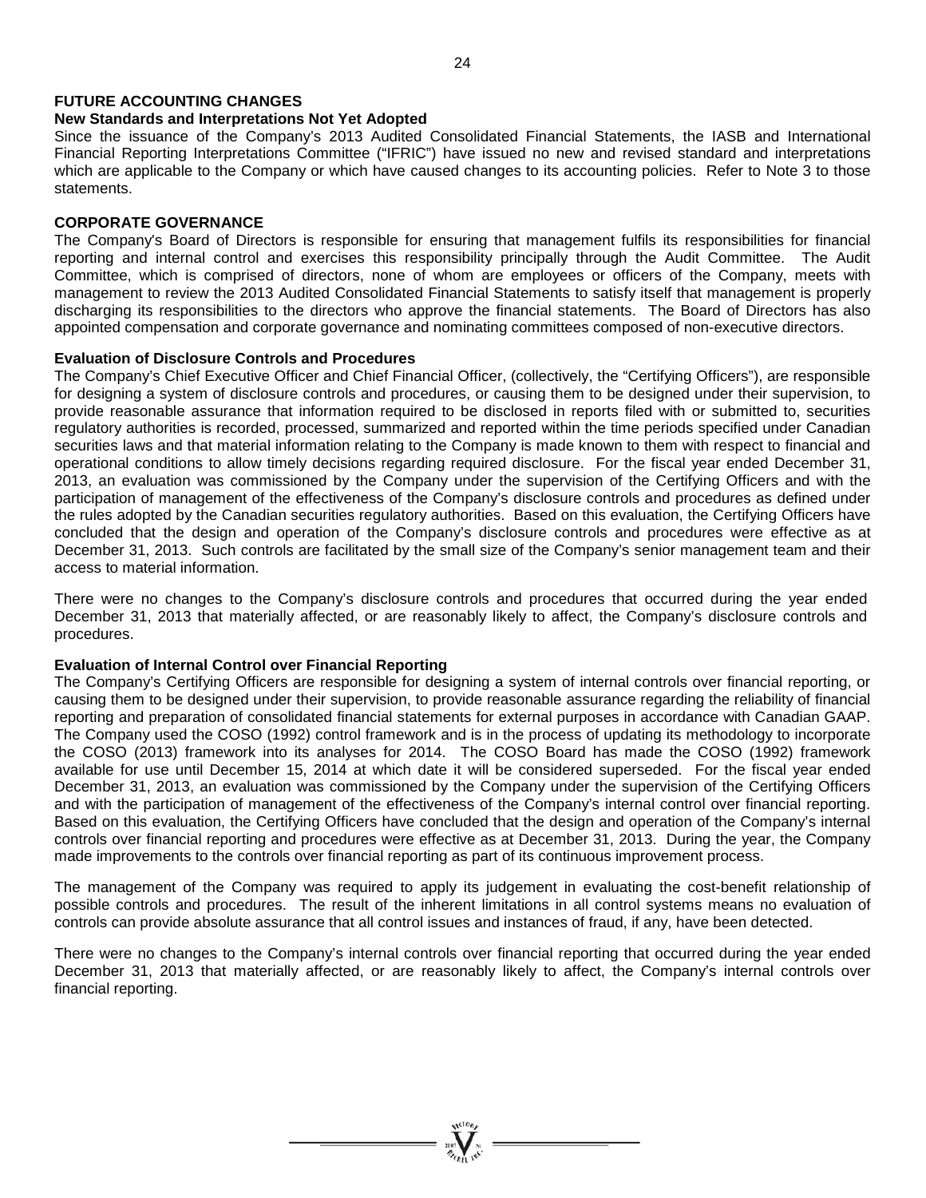## FUTURE ACCOUNTING CHANGES

### New Standards and Interpretations Not Yet Adopted

Since the issuance of the Company's 2013 Audited Consolidated Financial Statements, the IASB and International Financial Reporting Interpretations Committee ("IFRIC") have issued no new and revised standard and interpretations which are applicable to the Company or which have caused changes to its accounting policies. Refer to Note 3 to those statements.

## CORPORATE GOVERNANCE

The Company's Board of Directors is responsible for ensuring that management fulfils its responsibilities for financial reporting and internal control and exercises this responsibility principally through the Audit Committee. The Audit Committee, which is comprised of directors, none of whom are employees or officers of the Company, meets with management to review the 2013 Audited Consolidated Financial Statements to satisfy itself that management is properly discharging its responsibilities to the directors who approve the financial statements. The Board of Directors has also appointed compensation and corporate governance and nominating committees composed of non-executive directors.

### Evaluation of Disclosure Controls and Procedures

The Company's Chief Executive Officer and Chief Financial Officer, (collectively, the "Certifying Officers"), are responsible for designing a system of disclosure controls and procedures, or causing them to be designed under their supervision, to provide reasonable assurance that information required to be disclosed in reports filed with or submitted to, securities regulatory authorities is recorded, processed, summarized and reported within the time periods specified under Canadian securities laws and that material information relating to the Company is made known to them with respect to financial and operational conditions to allow timely decisions regarding required disclosure. For the fiscal year ended December 31, 2013, an evaluation was commissioned by the Company under the supervision of the Certifying Officers and with the participation of management of the effectiveness of the Company's disclosure controls and procedures as defined under the rules adopted by the Canadian securities regulatory authorities. Based on this evaluation, the Certifying Officers have concluded that the design and operation of the Company's disclosure controls and procedures were effective as at December 31, 2013. Such controls are facilitated by the small size of the Company's senior management team and their access to material information.

There were no changes to the Company's disclosure controls and procedures that occurred during the year ended December 31, 2013 that materially affected, or are reasonably likely to affect, the Company's disclosure controls and procedures.

### Evaluation of Internal Control over Financial Reporting

The Company's Certifying Officers are responsible for designing a system of internal controls over financial reporting, or causing them to be designed under their supervision, to provide reasonable assurance regarding the reliability of financial reporting and preparation of consolidated financial statements for external purposes in accordance with Canadian GAAP. The Company used the COSO (1992) control framework and is in the process of updating its methodology to incorporate the COSO (2013) framework into its analyses for 2014. The COSO Board has made the COSO (1992) framework available for use until December 15, 2014 at which date it will be considered superseded. For the fiscal year ended December 31, 2013, an evaluation was commissioned by the Company under the supervision of the Certifying Officers and with the participation of management of the effectiveness of the Company's internal control over financial reporting. Based on this evaluation, the Certifying Officers have concluded that the design and operation of the Company's internal controls over financial reporting and procedures were effective as at December 31, 2013. During the year, the Company made improvements to the controls over financial reporting as part of its continuous improvement process.

The management of the Company was required to apply its judgement in evaluating the cost-benefit relationship of possible controls and procedures. The result of the inherent limitations in all control systems means no evaluation of controls can provide absolute assurance that all control issues and instances of fraud, if any, have been detected.

There were no changes to the Company's internal controls over financial reporting that occurred during the year ended December 31, 2013 that materially affected, or are reasonably likely to affect, the Company's internal controls over financial reporting.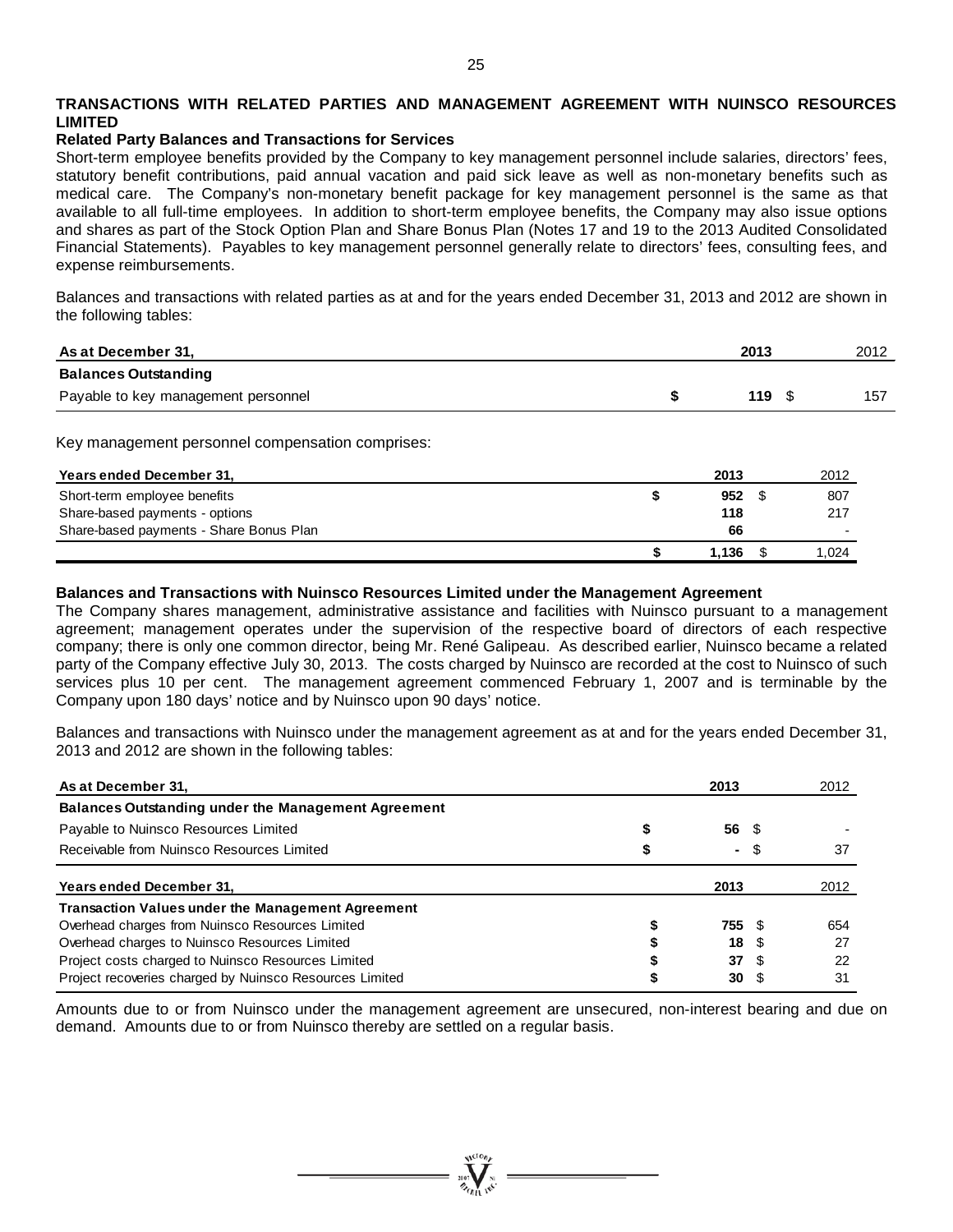## TRANSACTIONS WITH RELATED PARTIES AND MANAGEMENT AGREEMENT WITH NUINSCO RESOURCES LIMITED

### Related Party Balances and Transactions for Services

Short-term employee benefits provided by the Company to key management personnel include salaries, directors' fees, statutory benefit contributions, paid annual vacation and paid sick leave as well as non-monetary benefits such as medical care. The Company's non-monetary benefit package for key management personnel is the same as that available to all full-time employees. In addition to short-term employee benefits, the Company may also issue options and shares as part of the Stock Option Plan and Share Bonus Plan (Notes 17 and 19 to the 2013 Audited Consolidated Financial Statements). Payables to key management personnel generally relate to directors' fees, consulting fees, and expense reimbursements.

Balances and transactions with related parties as at and for the years ended December 31, 2013 and 2012 are shown in the following tables:

| As at December 31, | | 2013 | | 2012 |
|---|---|---|---|---|
| **Balances Outstanding** | | | | |
| Payable to key management personnel | **$** | **119** | $ | 157 |

Key management personnel compensation comprises:

| Years ended December 31, | | 2013 | | 2012 |
|---|---|---|---|---|
| Short-term employee benefits | **$** | **952** | $ | 807 |
| Share-based payments - options | | **118** | | 217 |
| Share-based payments - Share Bonus Plan | | **66** | | - |
| | **$** | **1,136** | $ | 1,024 |

### Balances and Transactions with Nuinsco Resources Limited under the Management Agreement

The Company shares management, administrative assistance and facilities with Nuinsco pursuant to a management agreement; management operates under the supervision of the respective board of directors of each respective company; there is only one common director, being Mr. René Galipeau. As described earlier, Nuinsco became a related party of the Company effective July 30, 2013. The costs charged by Nuinsco are recorded at the cost to Nuinsco of such services plus 10 per cent. The management agreement commenced February 1, 2007 and is terminable by the Company upon 180 days' notice and by Nuinsco upon 90 days' notice.

Balances and transactions with Nuinsco under the management agreement as at and for the years ended December 31, 2013 and 2012 are shown in the following tables:

| As at December 31, | | 2013 | | 2012 |
|---|---|---|---|---|
| **Balances Outstanding under the Management Agreement** | | | | |
| Payable to Nuinsco Resources Limited | **$** | **56** | $ | - |
| Receivable from Nuinsco Resources Limited | **$** | **-** | $ | 37 |

| Years ended December 31, | | 2013 | | 2012 |
|---|---|---|---|---|
| **Transaction Values under the Management Agreement** | | | | |
| Overhead charges from Nuinsco Resources Limited | **$** | **755** | $ | 654 |
| Overhead charges to Nuinsco Resources Limited | **$** | **18** | $ | 27 |
| Project costs charged to Nuinsco Resources Limited | **$** | **37** | $ | 22 |
| Project recoveries charged by Nuinsco Resources Limited | **$** | **30** | $ | 31 |

Amounts due to or from Nuinsco under the management agreement are unsecured, non-interest bearing and due on demand. Amounts due to or from Nuinsco thereby are settled on a regular basis.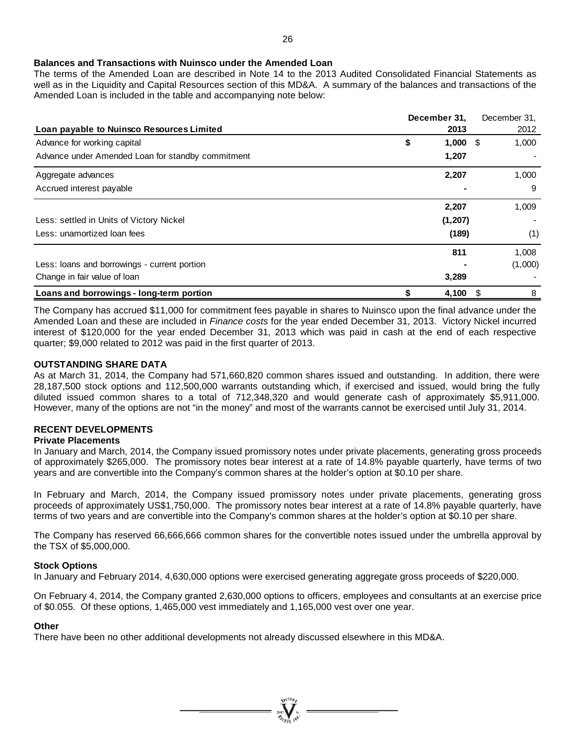**Balances and Transactions with Nuinsco under the Amended Loan**

The terms of the Amended Loan are described in Note 14 to the 2013 Audited Consolidated Financial Statements as well as in the Liquidity and Capital Resources section of this MD&A. A summary of the balances and transactions of the Amended Loan is included in the table and accompanying note below:

| Loan payable to Nuinsco Resources Limited | December 31, 2013 | December 31, 2012 |
|---|---|---|
| Advance for working capital | $ 1,000 | $ 1,000 |
| Advance under Amended Loan for standby commitment | 1,207 | - |
| Aggregate advances | 2,207 | 1,000 |
| Accrued interest payable | - | 9 |
| | 2,207 | 1,009 |
| Less: settled in Units of Victory Nickel | (1,207) | - |
| Less: unamortized loan fees | (189) | (1) |
| | 811 | 1,008 |
| Less: loans and borrowings - current portion | - | (1,000) |
| Change in fair value of loan | 3,289 | - |
| **Loans and borrowings - long-term portion** | $ 4,100 | $ 8 |

The Company has accrued $11,000 for commitment fees payable in shares to Nuinsco upon the final advance under the Amended Loan and these are included in *Finance costs* for the year ended December 31, 2013. Victory Nickel incurred interest of $120,000 for the year ended December 31, 2013 which was paid in cash at the end of each respective quarter; $9,000 related to 2012 was paid in the first quarter of 2013.

## OUTSTANDING SHARE DATA

As at March 31, 2014, the Company had 571,660,820 common shares issued and outstanding. In addition, there were 28,187,500 stock options and 112,500,000 warrants outstanding which, if exercised and issued, would bring the fully diluted issued common shares to a total of 712,348,320 and would generate cash of approximately $5,911,000. However, many of the options are not "in the money" and most of the warrants cannot be exercised until July 31, 2014.

## RECENT DEVELOPMENTS

### Private Placements

In January and March, 2014, the Company issued promissory notes under private placements, generating gross proceeds of approximately $265,000. The promissory notes bear interest at a rate of 14.8% payable quarterly, have terms of two years and are convertible into the Company's common shares at the holder's option at $0.10 per share.

In February and March, 2014, the Company issued promissory notes under private placements, generating gross proceeds of approximately US$1,750,000. The promissory notes bear interest at a rate of 14.8% payable quarterly, have terms of two years and are convertible into the Company's common shares at the holder's option at $0.10 per share.

The Company has reserved 66,666,666 common shares for the convertible notes issued under the umbrella approval by the TSX of $5,000,000.

### Stock Options

In January and February 2014, 4,630,000 options were exercised generating aggregate gross proceeds of $220,000.

On February 4, 2014, the Company granted 2,630,000 options to officers, employees and consultants at an exercise price of $0.055. Of these options, 1,465,000 vest immediately and 1,165,000 vest over one year.

### Other

There have been no other additional developments not already discussed elsewhere in this MD&A.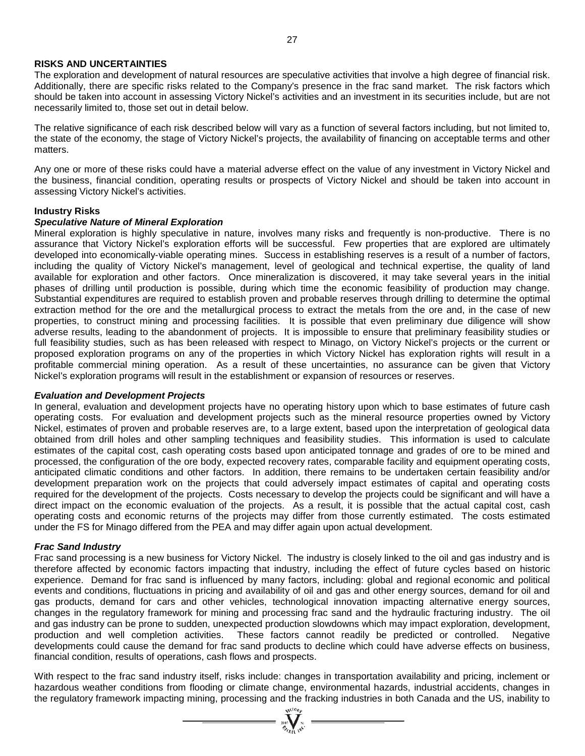## RISKS AND UNCERTAINTIES

The exploration and development of natural resources are speculative activities that involve a high degree of financial risk. Additionally, there are specific risks related to the Company's presence in the frac sand market. The risk factors which should be taken into account in assessing Victory Nickel's activities and an investment in its securities include, but are not necessarily limited to, those set out in detail below.

The relative significance of each risk described below will vary as a function of several factors including, but not limited to, the state of the economy, the stage of Victory Nickel's projects, the availability of financing on acceptable terms and other matters.

Any one or more of these risks could have a material adverse effect on the value of any investment in Victory Nickel and the business, financial condition, operating results or prospects of Victory Nickel and should be taken into account in assessing Victory Nickel's activities.

### Industry Risks

#### *Speculative Nature of Mineral Exploration*

Mineral exploration is highly speculative in nature, involves many risks and frequently is non-productive. There is no assurance that Victory Nickel's exploration efforts will be successful. Few properties that are explored are ultimately developed into economically-viable operating mines. Success in establishing reserves is a result of a number of factors, including the quality of Victory Nickel's management, level of geological and technical expertise, the quality of land available for exploration and other factors. Once mineralization is discovered, it may take several years in the initial phases of drilling until production is possible, during which time the economic feasibility of production may change. Substantial expenditures are required to establish proven and probable reserves through drilling to determine the optimal extraction method for the ore and the metallurgical process to extract the metals from the ore and, in the case of new properties, to construct mining and processing facilities. It is possible that even preliminary due diligence will show adverse results, leading to the abandonment of projects. It is impossible to ensure that preliminary feasibility studies or full feasibility studies, such as has been released with respect to Minago, on Victory Nickel's projects or the current or proposed exploration programs on any of the properties in which Victory Nickel has exploration rights will result in a profitable commercial mining operation. As a result of these uncertainties, no assurance can be given that Victory Nickel's exploration programs will result in the establishment or expansion of resources or reserves.

#### *Evaluation and Development Projects*

In general, evaluation and development projects have no operating history upon which to base estimates of future cash operating costs. For evaluation and development projects such as the mineral resource properties owned by Victory Nickel, estimates of proven and probable reserves are, to a large extent, based upon the interpretation of geological data obtained from drill holes and other sampling techniques and feasibility studies. This information is used to calculate estimates of the capital cost, cash operating costs based upon anticipated tonnage and grades of ore to be mined and processed, the configuration of the ore body, expected recovery rates, comparable facility and equipment operating costs, anticipated climatic conditions and other factors. In addition, there remains to be undertaken certain feasibility and/or development preparation work on the projects that could adversely impact estimates of capital and operating costs required for the development of the projects. Costs necessary to develop the projects could be significant and will have a direct impact on the economic evaluation of the projects. As a result, it is possible that the actual capital cost, cash operating costs and economic returns of the projects may differ from those currently estimated. The costs estimated under the FS for Minago differed from the PEA and may differ again upon actual development.

#### *Frac Sand Industry*

Frac sand processing is a new business for Victory Nickel. The industry is closely linked to the oil and gas industry and is therefore affected by economic factors impacting that industry, including the effect of future cycles based on historic experience. Demand for frac sand is influenced by many factors, including: global and regional economic and political events and conditions, fluctuations in pricing and availability of oil and gas and other energy sources, demand for oil and gas products, demand for cars and other vehicles, technological innovation impacting alternative energy sources, changes in the regulatory framework for mining and processing frac sand and the hydraulic fracturing industry. The oil and gas industry can be prone to sudden, unexpected production slowdowns which may impact exploration, development, production and well completion activities. These factors cannot readily be predicted or controlled. Negative developments could cause the demand for frac sand products to decline which could have adverse effects on business, financial condition, results of operations, cash flows and prospects.

With respect to the frac sand industry itself, risks include: changes in transportation availability and pricing, inclement or hazardous weather conditions from flooding or climate change, environmental hazards, industrial accidents, changes in the regulatory framework impacting mining, processing and the fracking industries in both Canada and the US, inability to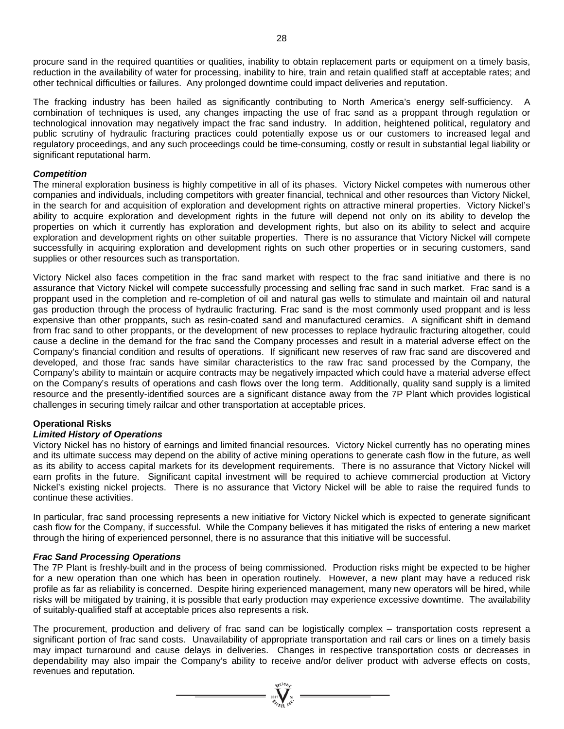procure sand in the required quantities or qualities, inability to obtain replacement parts or equipment on a timely basis, reduction in the availability of water for processing, inability to hire, train and retain qualified staff at acceptable rates; and other technical difficulties or failures. Any prolonged downtime could impact deliveries and reputation.

The fracking industry has been hailed as significantly contributing to North America's energy self-sufficiency. A combination of techniques is used, any changes impacting the use of frac sand as a proppant through regulation or technological innovation may negatively impact the frac sand industry. In addition, heightened political, regulatory and public scrutiny of hydraulic fracturing practices could potentially expose us or our customers to increased legal and regulatory proceedings, and any such proceedings could be time-consuming, costly or result in substantial legal liability or significant reputational harm.

***Competition***

The mineral exploration business is highly competitive in all of its phases. Victory Nickel competes with numerous other companies and individuals, including competitors with greater financial, technical and other resources than Victory Nickel, in the search for and acquisition of exploration and development rights on attractive mineral properties. Victory Nickel's ability to acquire exploration and development rights in the future will depend not only on its ability to develop the properties on which it currently has exploration and development rights, but also on its ability to select and acquire exploration and development rights on other suitable properties. There is no assurance that Victory Nickel will compete successfully in acquiring exploration and development rights on such other properties or in securing customers, sand supplies or other resources such as transportation.

Victory Nickel also faces competition in the frac sand market with respect to the frac sand initiative and there is no assurance that Victory Nickel will compete successfully processing and selling frac sand in such market. Frac sand is a proppant used in the completion and re-completion of oil and natural gas wells to stimulate and maintain oil and natural gas production through the process of hydraulic fracturing. Frac sand is the most commonly used proppant and is less expensive than other proppants, such as resin-coated sand and manufactured ceramics. A significant shift in demand from frac sand to other proppants, or the development of new processes to replace hydraulic fracturing altogether, could cause a decline in the demand for the frac sand the Company processes and result in a material adverse effect on the Company's financial condition and results of operations. If significant new reserves of raw frac sand are discovered and developed, and those frac sands have similar characteristics to the raw frac sand processed by the Company, the Company's ability to maintain or acquire contracts may be negatively impacted which could have a material adverse effect on the Company's results of operations and cash flows over the long term. Additionally, quality sand supply is a limited resource and the presently-identified sources are a significant distance away from the 7P Plant which provides logistical challenges in securing timely railcar and other transportation at acceptable prices.

**Operational Risks**

***Limited History of Operations***

Victory Nickel has no history of earnings and limited financial resources. Victory Nickel currently has no operating mines and its ultimate success may depend on the ability of active mining operations to generate cash flow in the future, as well as its ability to access capital markets for its development requirements. There is no assurance that Victory Nickel will earn profits in the future. Significant capital investment will be required to achieve commercial production at Victory Nickel's existing nickel projects. There is no assurance that Victory Nickel will be able to raise the required funds to continue these activities.

In particular, frac sand processing represents a new initiative for Victory Nickel which is expected to generate significant cash flow for the Company, if successful. While the Company believes it has mitigated the risks of entering a new market through the hiring of experienced personnel, there is no assurance that this initiative will be successful.

***Frac Sand Processing Operations***

The 7P Plant is freshly-built and in the process of being commissioned. Production risks might be expected to be higher for a new operation than one which has been in operation routinely. However, a new plant may have a reduced risk profile as far as reliability is concerned. Despite hiring experienced management, many new operators will be hired, while risks will be mitigated by training, it is possible that early production may experience excessive downtime. The availability of suitably-qualified staff at acceptable prices also represents a risk.

The procurement, production and delivery of frac sand can be logistically complex – transportation costs represent a significant portion of frac sand costs. Unavailability of appropriate transportation and rail cars or lines on a timely basis may impact turnaround and cause delays in deliveries. Changes in respective transportation costs or decreases in dependability may also impair the Company's ability to receive and/or deliver product with adverse effects on costs, revenues and reputation.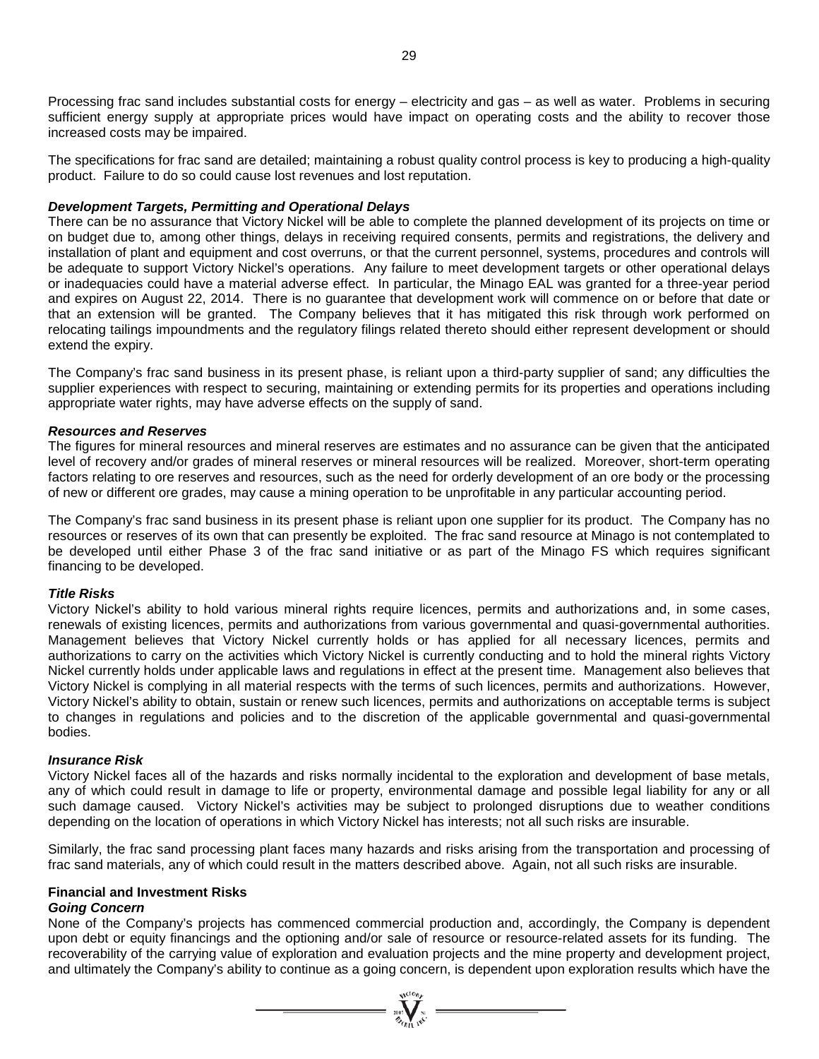Processing frac sand includes substantial costs for energy – electricity and gas – as well as water. Problems in securing sufficient energy supply at appropriate prices would have impact on operating costs and the ability to recover those increased costs may be impaired.

The specifications for frac sand are detailed; maintaining a robust quality control process is key to producing a high-quality product. Failure to do so could cause lost revenues and lost reputation.

***Development Targets, Permitting and Operational Delays***

There can be no assurance that Victory Nickel will be able to complete the planned development of its projects on time or on budget due to, among other things, delays in receiving required consents, permits and registrations, the delivery and installation of plant and equipment and cost overruns, or that the current personnel, systems, procedures and controls will be adequate to support Victory Nickel's operations. Any failure to meet development targets or other operational delays or inadequacies could have a material adverse effect. In particular, the Minago EAL was granted for a three-year period and expires on August 22, 2014. There is no guarantee that development work will commence on or before that date or that an extension will be granted. The Company believes that it has mitigated this risk through work performed on relocating tailings impoundments and the regulatory filings related thereto should either represent development or should extend the expiry.

The Company's frac sand business in its present phase, is reliant upon a third-party supplier of sand; any difficulties the supplier experiences with respect to securing, maintaining or extending permits for its properties and operations including appropriate water rights, may have adverse effects on the supply of sand.

***Resources and Reserves***

The figures for mineral resources and mineral reserves are estimates and no assurance can be given that the anticipated level of recovery and/or grades of mineral reserves or mineral resources will be realized. Moreover, short-term operating factors relating to ore reserves and resources, such as the need for orderly development of an ore body or the processing of new or different ore grades, may cause a mining operation to be unprofitable in any particular accounting period.

The Company's frac sand business in its present phase is reliant upon one supplier for its product. The Company has no resources or reserves of its own that can presently be exploited. The frac sand resource at Minago is not contemplated to be developed until either Phase 3 of the frac sand initiative or as part of the Minago FS which requires significant financing to be developed.

***Title Risks***

Victory Nickel's ability to hold various mineral rights require licences, permits and authorizations and, in some cases, renewals of existing licences, permits and authorizations from various governmental and quasi-governmental authorities. Management believes that Victory Nickel currently holds or has applied for all necessary licences, permits and authorizations to carry on the activities which Victory Nickel is currently conducting and to hold the mineral rights Victory Nickel currently holds under applicable laws and regulations in effect at the present time. Management also believes that Victory Nickel is complying in all material respects with the terms of such licences, permits and authorizations. However, Victory Nickel's ability to obtain, sustain or renew such licences, permits and authorizations on acceptable terms is subject to changes in regulations and policies and to the discretion of the applicable governmental and quasi-governmental bodies.

***Insurance Risk***

Victory Nickel faces all of the hazards and risks normally incidental to the exploration and development of base metals, any of which could result in damage to life or property, environmental damage and possible legal liability for any or all such damage caused. Victory Nickel's activities may be subject to prolonged disruptions due to weather conditions depending on the location of operations in which Victory Nickel has interests; not all such risks are insurable.

Similarly, the frac sand processing plant faces many hazards and risks arising from the transportation and processing of frac sand materials, any of which could result in the matters described above. Again, not all such risks are insurable.

**Financial and Investment Risks**

***Going Concern***

None of the Company's projects has commenced commercial production and, accordingly, the Company is dependent upon debt or equity financings and the optioning and/or sale of resource or resource-related assets for its funding. The recoverability of the carrying value of exploration and evaluation projects and the mine property and development project, and ultimately the Company's ability to continue as a going concern, is dependent upon exploration results which have the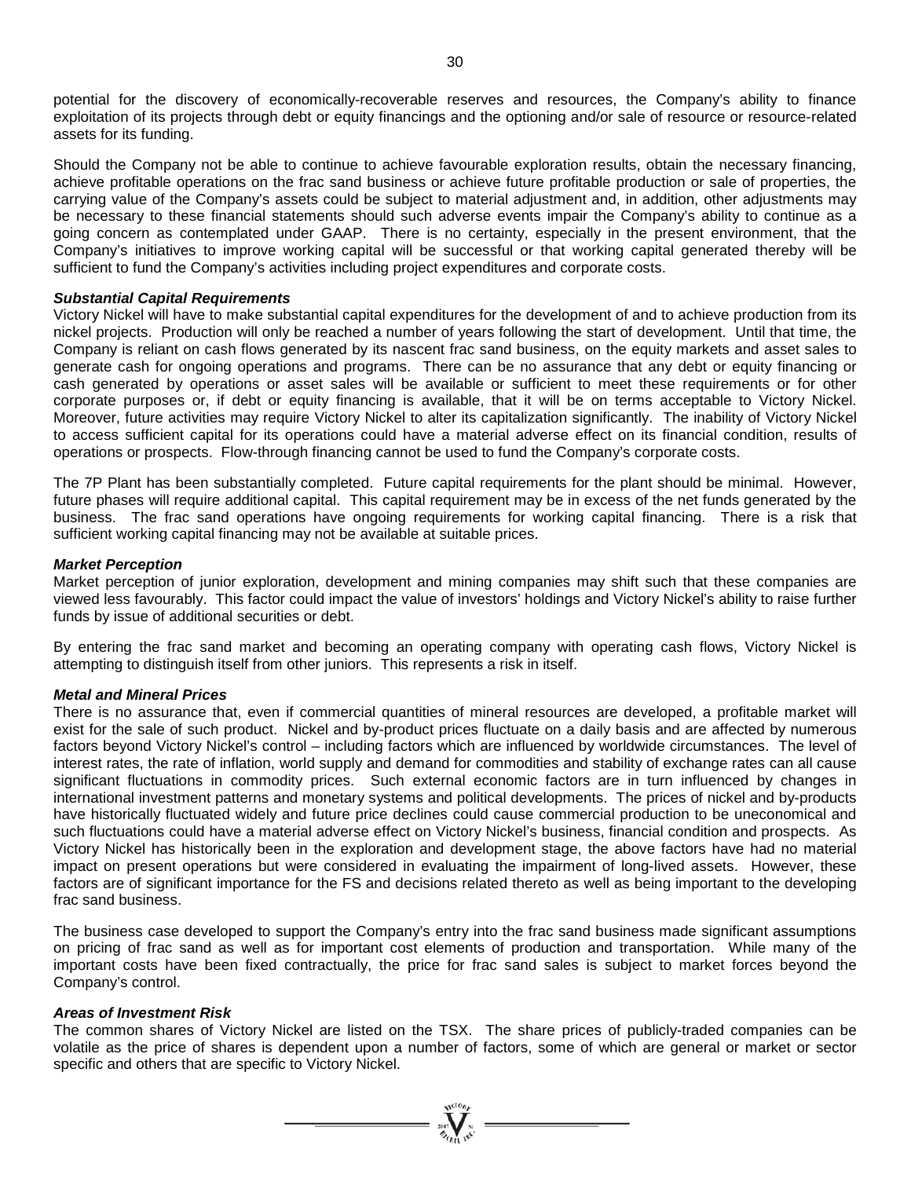potential for the discovery of economically-recoverable reserves and resources, the Company's ability to finance exploitation of its projects through debt or equity financings and the optioning and/or sale of resource or resource-related assets for its funding.

Should the Company not be able to continue to achieve favourable exploration results, obtain the necessary financing, achieve profitable operations on the frac sand business or achieve future profitable production or sale of properties, the carrying value of the Company's assets could be subject to material adjustment and, in addition, other adjustments may be necessary to these financial statements should such adverse events impair the Company's ability to continue as a going concern as contemplated under GAAP. There is no certainty, especially in the present environment, that the Company's initiatives to improve working capital will be successful or that working capital generated thereby will be sufficient to fund the Company's activities including project expenditures and corporate costs.

***Substantial Capital Requirements***

Victory Nickel will have to make substantial capital expenditures for the development of and to achieve production from its nickel projects. Production will only be reached a number of years following the start of development. Until that time, the Company is reliant on cash flows generated by its nascent frac sand business, on the equity markets and asset sales to generate cash for ongoing operations and programs. There can be no assurance that any debt or equity financing or cash generated by operations or asset sales will be available or sufficient to meet these requirements or for other corporate purposes or, if debt or equity financing is available, that it will be on terms acceptable to Victory Nickel. Moreover, future activities may require Victory Nickel to alter its capitalization significantly. The inability of Victory Nickel to access sufficient capital for its operations could have a material adverse effect on its financial condition, results of operations or prospects. Flow-through financing cannot be used to fund the Company's corporate costs.

The 7P Plant has been substantially completed. Future capital requirements for the plant should be minimal. However, future phases will require additional capital. This capital requirement may be in excess of the net funds generated by the business. The frac sand operations have ongoing requirements for working capital financing. There is a risk that sufficient working capital financing may not be available at suitable prices.

***Market Perception***

Market perception of junior exploration, development and mining companies may shift such that these companies are viewed less favourably. This factor could impact the value of investors' holdings and Victory Nickel's ability to raise further funds by issue of additional securities or debt.

By entering the frac sand market and becoming an operating company with operating cash flows, Victory Nickel is attempting to distinguish itself from other juniors. This represents a risk in itself.

***Metal and Mineral Prices***

There is no assurance that, even if commercial quantities of mineral resources are developed, a profitable market will exist for the sale of such product. Nickel and by-product prices fluctuate on a daily basis and are affected by numerous factors beyond Victory Nickel's control – including factors which are influenced by worldwide circumstances. The level of interest rates, the rate of inflation, world supply and demand for commodities and stability of exchange rates can all cause significant fluctuations in commodity prices. Such external economic factors are in turn influenced by changes in international investment patterns and monetary systems and political developments. The prices of nickel and by-products have historically fluctuated widely and future price declines could cause commercial production to be uneconomical and such fluctuations could have a material adverse effect on Victory Nickel's business, financial condition and prospects. As Victory Nickel has historically been in the exploration and development stage, the above factors have had no material impact on present operations but were considered in evaluating the impairment of long-lived assets. However, these factors are of significant importance for the FS and decisions related thereto as well as being important to the developing frac sand business.

The business case developed to support the Company's entry into the frac sand business made significant assumptions on pricing of frac sand as well as for important cost elements of production and transportation. While many of the important costs have been fixed contractually, the price for frac sand sales is subject to market forces beyond the Company's control.

***Areas of Investment Risk***

The common shares of Victory Nickel are listed on the TSX. The share prices of publicly-traded companies can be volatile as the price of shares is dependent upon a number of factors, some of which are general or market or sector specific and others that are specific to Victory Nickel.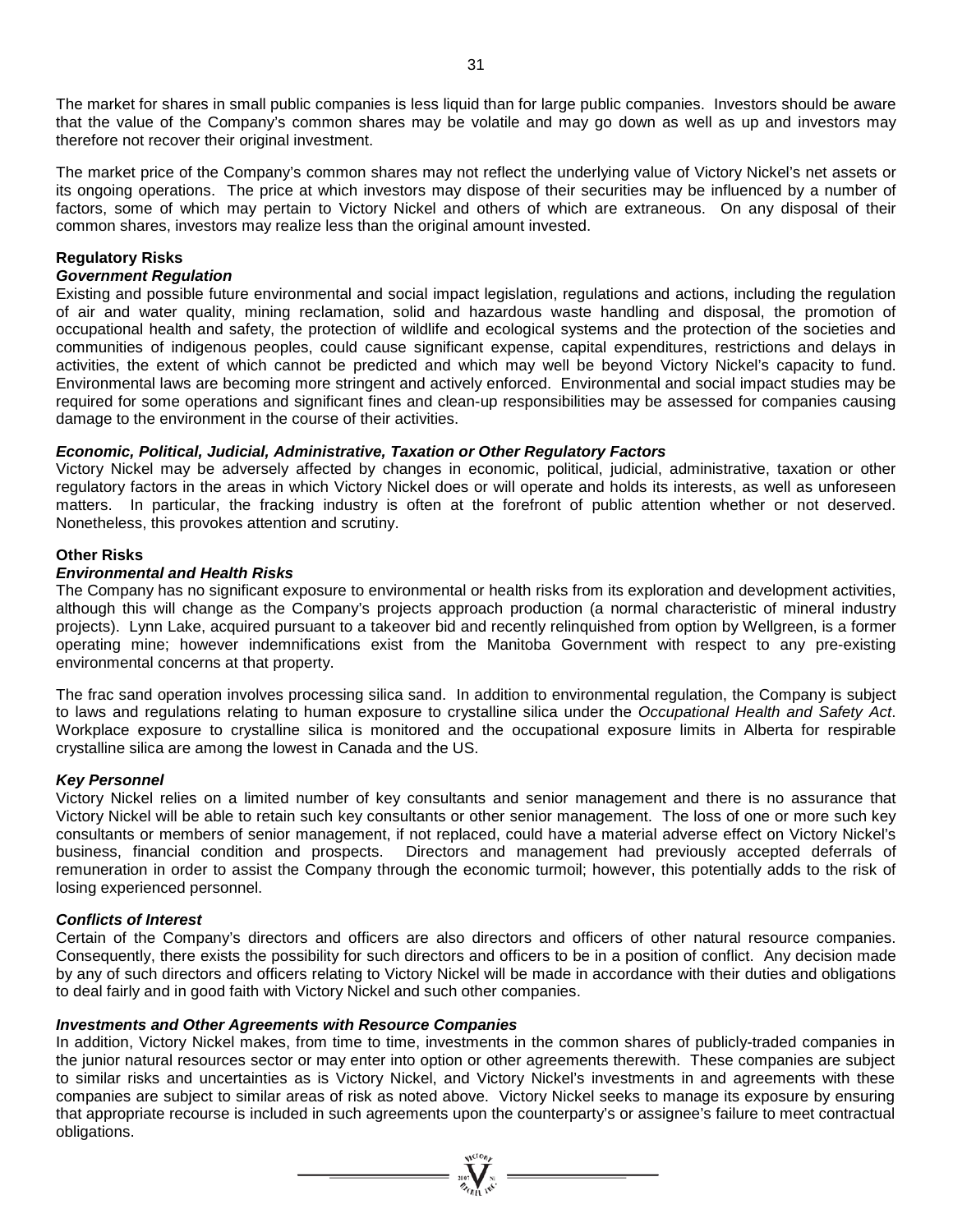The market for shares in small public companies is less liquid than for large public companies. Investors should be aware that the value of the Company's common shares may be volatile and may go down as well as up and investors may therefore not recover their original investment.

The market price of the Company's common shares may not reflect the underlying value of Victory Nickel's net assets or its ongoing operations. The price at which investors may dispose of their securities may be influenced by a number of factors, some of which may pertain to Victory Nickel and others of which are extraneous. On any disposal of their common shares, investors may realize less than the original amount invested.

**Regulatory Risks**

***Government Regulation***

Existing and possible future environmental and social impact legislation, regulations and actions, including the regulation of air and water quality, mining reclamation, solid and hazardous waste handling and disposal, the promotion of occupational health and safety, the protection of wildlife and ecological systems and the protection of the societies and communities of indigenous peoples, could cause significant expense, capital expenditures, restrictions and delays in activities, the extent of which cannot be predicted and which may well be beyond Victory Nickel's capacity to fund. Environmental laws are becoming more stringent and actively enforced. Environmental and social impact studies may be required for some operations and significant fines and clean-up responsibilities may be assessed for companies causing damage to the environment in the course of their activities.

***Economic, Political, Judicial, Administrative, Taxation or Other Regulatory Factors***

Victory Nickel may be adversely affected by changes in economic, political, judicial, administrative, taxation or other regulatory factors in the areas in which Victory Nickel does or will operate and holds its interests, as well as unforeseen matters. In particular, the fracking industry is often at the forefront of public attention whether or not deserved. Nonetheless, this provokes attention and scrutiny.

**Other Risks**

***Environmental and Health Risks***

The Company has no significant exposure to environmental or health risks from its exploration and development activities, although this will change as the Company's projects approach production (a normal characteristic of mineral industry projects). Lynn Lake, acquired pursuant to a takeover bid and recently relinquished from option by Wellgreen, is a former operating mine; however indemnifications exist from the Manitoba Government with respect to any pre-existing environmental concerns at that property.

The frac sand operation involves processing silica sand. In addition to environmental regulation, the Company is subject to laws and regulations relating to human exposure to crystalline silica under the *Occupational Health and Safety Act*. Workplace exposure to crystalline silica is monitored and the occupational exposure limits in Alberta for respirable crystalline silica are among the lowest in Canada and the US.

***Key Personnel***

Victory Nickel relies on a limited number of key consultants and senior management and there is no assurance that Victory Nickel will be able to retain such key consultants or other senior management. The loss of one or more such key consultants or members of senior management, if not replaced, could have a material adverse effect on Victory Nickel's business, financial condition and prospects. Directors and management had previously accepted deferrals of remuneration in order to assist the Company through the economic turmoil; however, this potentially adds to the risk of losing experienced personnel.

***Conflicts of Interest***

Certain of the Company's directors and officers are also directors and officers of other natural resource companies. Consequently, there exists the possibility for such directors and officers to be in a position of conflict. Any decision made by any of such directors and officers relating to Victory Nickel will be made in accordance with their duties and obligations to deal fairly and in good faith with Victory Nickel and such other companies.

***Investments and Other Agreements with Resource Companies***

In addition, Victory Nickel makes, from time to time, investments in the common shares of publicly-traded companies in the junior natural resources sector or may enter into option or other agreements therewith. These companies are subject to similar risks and uncertainties as is Victory Nickel, and Victory Nickel's investments in and agreements with these companies are subject to similar areas of risk as noted above. Victory Nickel seeks to manage its exposure by ensuring that appropriate recourse is included in such agreements upon the counterparty's or assignee's failure to meet contractual obligations.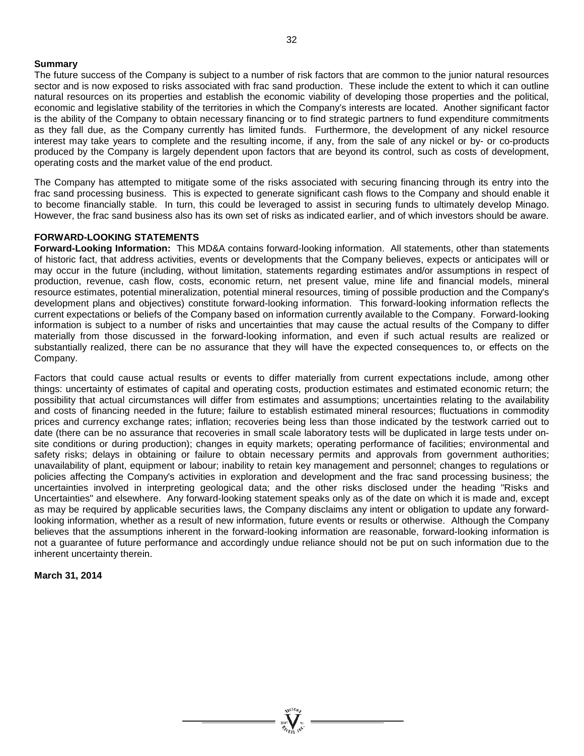**Summary**

The future success of the Company is subject to a number of risk factors that are common to the junior natural resources sector and is now exposed to risks associated with frac sand production. These include the extent to which it can outline natural resources on its properties and establish the economic viability of developing those properties and the political, economic and legislative stability of the territories in which the Company's interests are located. Another significant factor is the ability of the Company to obtain necessary financing or to find strategic partners to fund expenditure commitments as they fall due, as the Company currently has limited funds. Furthermore, the development of any nickel resource interest may take years to complete and the resulting income, if any, from the sale of any nickel or by- or co-products produced by the Company is largely dependent upon factors that are beyond its control, such as costs of development, operating costs and the market value of the end product.

The Company has attempted to mitigate some of the risks associated with securing financing through its entry into the frac sand processing business. This is expected to generate significant cash flows to the Company and should enable it to become financially stable. In turn, this could be leveraged to assist in securing funds to ultimately develop Minago. However, the frac sand business also has its own set of risks as indicated earlier, and of which investors should be aware.

## FORWARD-LOOKING STATEMENTS

**Forward-Looking Information:** This MD&A contains forward-looking information. All statements, other than statements of historic fact, that address activities, events or developments that the Company believes, expects or anticipates will or may occur in the future (including, without limitation, statements regarding estimates and/or assumptions in respect of production, revenue, cash flow, costs, economic return, net present value, mine life and financial models, mineral resource estimates, potential mineralization, potential mineral resources, timing of possible production and the Company's development plans and objectives) constitute forward-looking information. This forward-looking information reflects the current expectations or beliefs of the Company based on information currently available to the Company. Forward-looking information is subject to a number of risks and uncertainties that may cause the actual results of the Company to differ materially from those discussed in the forward-looking information, and even if such actual results are realized or substantially realized, there can be no assurance that they will have the expected consequences to, or effects on the Company.

Factors that could cause actual results or events to differ materially from current expectations include, among other things: uncertainty of estimates of capital and operating costs, production estimates and estimated economic return; the possibility that actual circumstances will differ from estimates and assumptions; uncertainties relating to the availability and costs of financing needed in the future; failure to establish estimated mineral resources; fluctuations in commodity prices and currency exchange rates; inflation; recoveries being less than those indicated by the testwork carried out to date (there can be no assurance that recoveries in small scale laboratory tests will be duplicated in large tests under on-site conditions or during production); changes in equity markets; operating performance of facilities; environmental and safety risks; delays in obtaining or failure to obtain necessary permits and approvals from government authorities; unavailability of plant, equipment or labour; inability to retain key management and personnel; changes to regulations or policies affecting the Company's activities in exploration and development and the frac sand processing business; the uncertainties involved in interpreting geological data; and the other risks disclosed under the heading "Risks and Uncertainties" and elsewhere. Any forward-looking statement speaks only as of the date on which it is made and, except as may be required by applicable securities laws, the Company disclaims any intent or obligation to update any forward-looking information, whether as a result of new information, future events or results or otherwise. Although the Company believes that the assumptions inherent in the forward-looking information are reasonable, forward-looking information is not a guarantee of future performance and accordingly undue reliance should not be put on such information due to the inherent uncertainty therein.

**March 31, 2014**